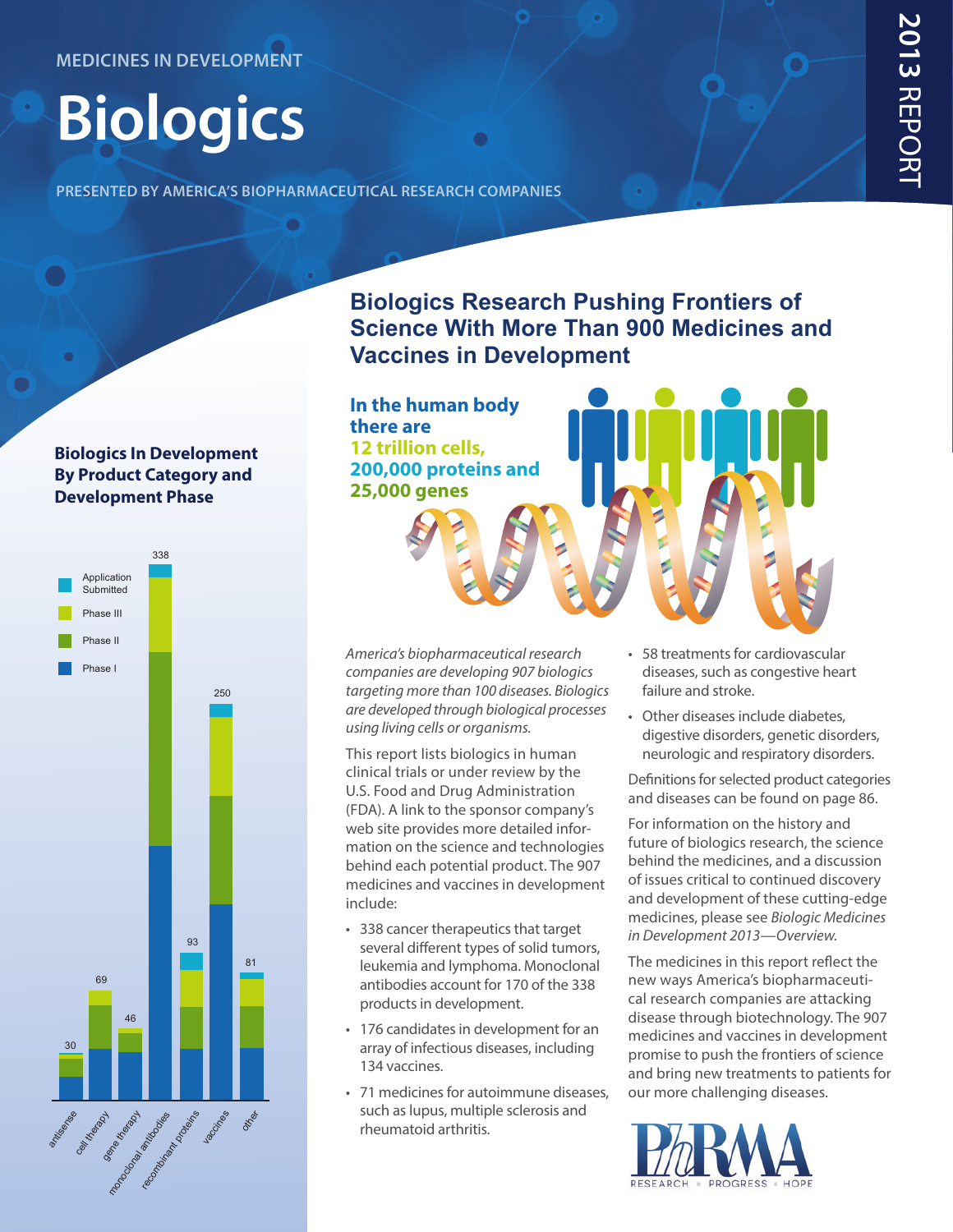MEDICINES IN DEVELOPMENT

# Biologics

PRESENTED BY AMERICA'S BIOPHARMACEUTICAL RESEARCH COMPANIES

2013 REPORT

## Biologics Research Pushing Frontiers of Science With More Than 900 Medicines and Vaccines in Development

**In the human body there are 12 trillion cells, 200,000 proteins and 25,000 genes**

### Biologics In Development By Product Category and Development Phase

| Product Category | Total |
|---|---|
| antisense | 30 |
| cell therapy | 69 |
| gene therapy | 46 |
| monoclonal antibodies | 338 |
| recombinant proteins | 93 |
| vaccines | 250 |
| other | 81 |

Legend: Application Submitted; Phase III; Phase II; Phase I

*America's biopharmaceutical research companies are developing 907 biologics targeting more than 100 diseases. Biologics are developed through biological processes using living cells or organisms.*

This report lists biologics in human clinical trials or under review by the U.S. Food and Drug Administration (FDA). A link to the sponsor company's web site provides more detailed information on the science and technologies behind each potential product. The 907 medicines and vaccines in development include:

- 338 cancer therapeutics that target several different types of solid tumors, leukemia and lymphoma. Monoclonal antibodies account for 170 of the 338 products in development.
- 176 candidates in development for an array of infectious diseases, including 134 vaccines.
- 71 medicines for autoimmune diseases, such as lupus, multiple sclerosis and rheumatoid arthritis.
- 58 treatments for cardiovascular diseases, such as congestive heart failure and stroke.
- Other diseases include diabetes, digestive disorders, genetic disorders, neurologic and respiratory disorders.

Definitions for selected product categories and diseases can be found on page 86.

For information on the history and future of biologics research, the science behind the medicines, and a discussion of issues critical to continued discovery and development of these cutting-edge medicines, please see *Biologic Medicines in Development 2013—Overview.*

The medicines in this report reflect the new ways America's biopharmaceutical research companies are attacking disease through biotechnology. The 907 medicines and vaccines in development promise to push the frontiers of science and bring new treatments to patients for our more challenging diseases.

PhRMA
RESEARCH • PROGRESS • HOPE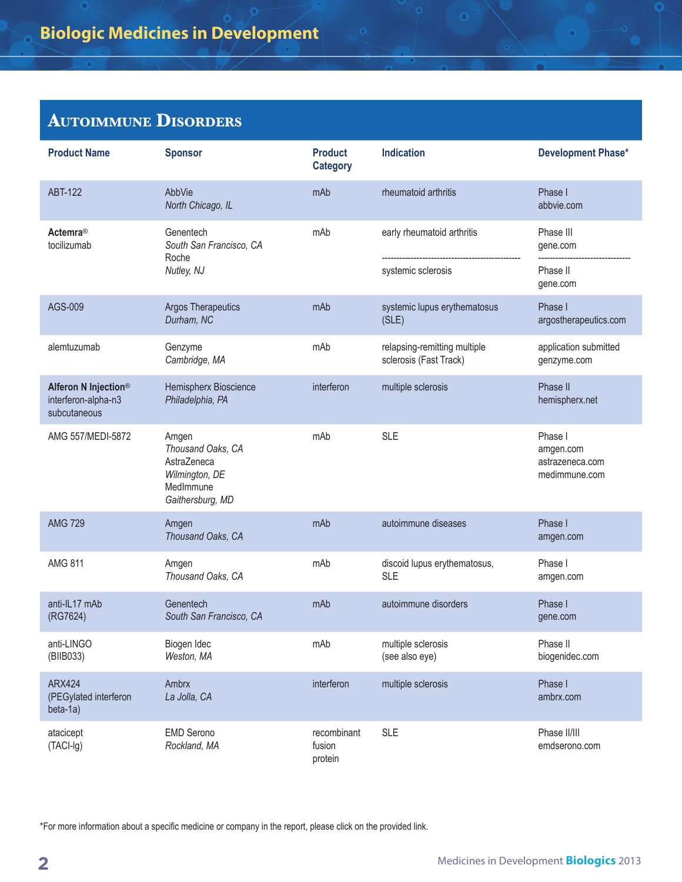## Autoimmune Disorders

| Product Name | Sponsor | Product Category | Indication | Development Phase* |
|---|---|---|---|---|
| ABT-122 | AbbVie *North Chicago, IL* | mAb | rheumatoid arthritis | Phase I abbvie.com |
| **Actemra®** tocilizumab | Genentech *South San Francisco, CA* Roche *Nutley, NJ* | mAb | early rheumatoid arthritis | Phase III gene.com |
| | | | systemic sclerosis | Phase II gene.com |
| AGS-009 | Argos Therapeutics *Durham, NC* | mAb | systemic lupus erythematosus (SLE) | Phase I argostherapeutics.com |
| alemtuzumab | Genzyme *Cambridge, MA* | mAb | relapsing-remitting multiple sclerosis (Fast Track) | application submitted genzyme.com |
| **Alferon N Injection®** interferon-alpha-n3 subcutaneous | Hemispherx Bioscience *Philadelphia, PA* | interferon | multiple sclerosis | Phase II hemispherx.net |
| AMG 557/MEDI-5872 | Amgen *Thousand Oaks, CA* AstraZeneca *Wilmington, DE* MedImmune *Gaithersburg, MD* | mAb | SLE | Phase I amgen.com astrazeneca.com medimmune.com |
| AMG 729 | Amgen *Thousand Oaks, CA* | mAb | autoimmune diseases | Phase I amgen.com |
| AMG 811 | Amgen *Thousand Oaks, CA* | mAb | discoid lupus erythematosus, SLE | Phase I amgen.com |
| anti-IL17 mAb (RG7624) | Genentech *South San Francisco, CA* | mAb | autoimmune disorders | Phase I gene.com |
| anti-LINGO (BIIB033) | Biogen Idec *Weston, MA* | mAb | multiple sclerosis (see also eye) | Phase II biogenidec.com |
| ARX424 (PEGylated interferon beta-1a) | Ambrx *La Jolla, CA* | interferon | multiple sclerosis | Phase I ambrx.com |
| atacicept (TACI-lg) | EMD Serono *Rockland, MA* | recombinant fusion protein | SLE | Phase II/III emdserono.com |

*For more information about a specific medicine or company in the report, please click on the provided link.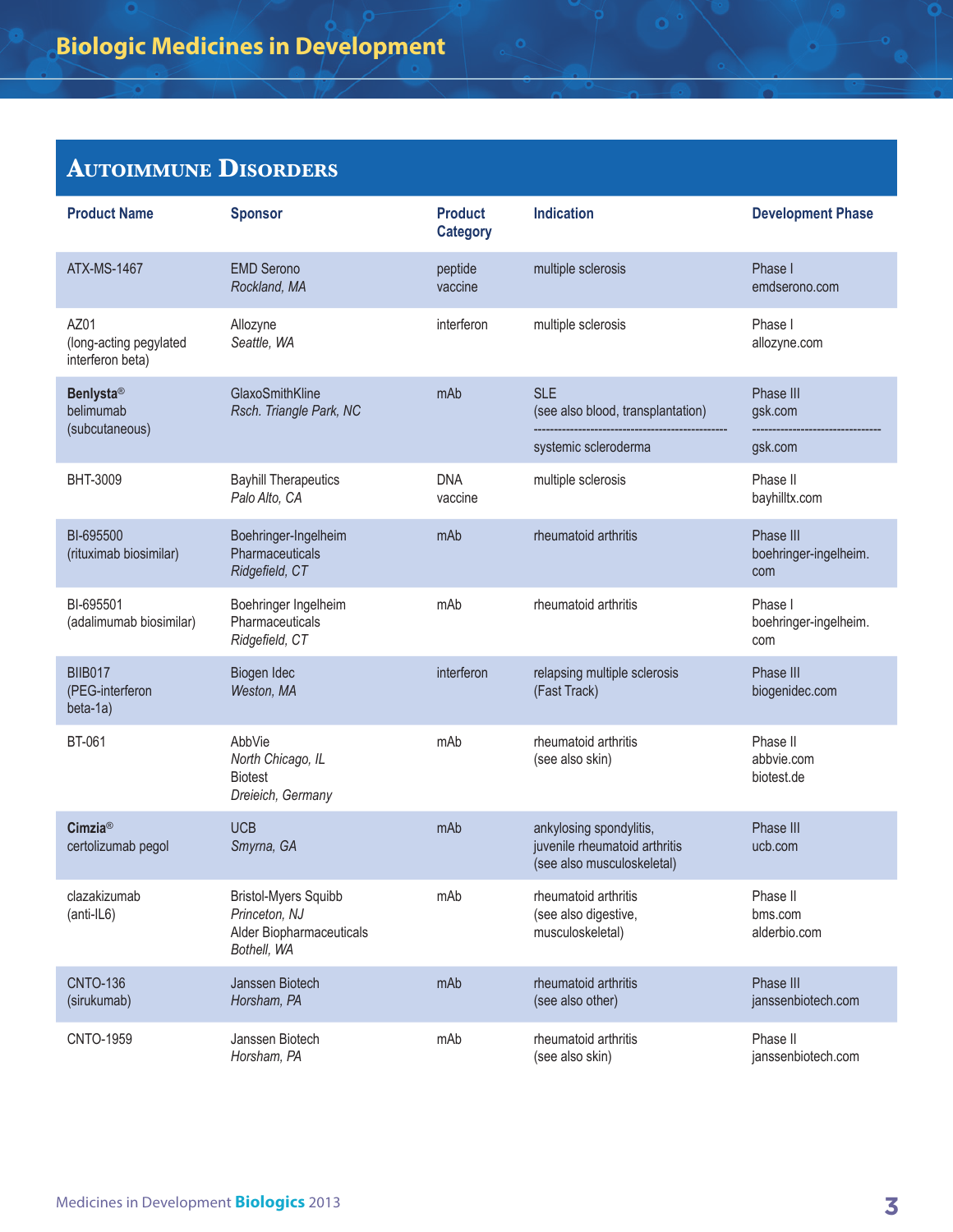## Autoimmune Disorders

| Product Name | Sponsor | Product Category | Indication | Development Phase |
|---|---|---|---|---|
| ATX-MS-1467 | EMD Serono *Rockland, MA* | peptide vaccine | multiple sclerosis | Phase I emdserono.com |
| AZ01 (long-acting pegylated interferon beta) | Allozyne *Seattle, WA* | interferon | multiple sclerosis | Phase I allozyne.com |
| **Benlysta®** belimumab (subcutaneous) | GlaxoSmithKline *Rsch. Triangle Park, NC* | mAb | SLE (see also blood, transplantation) | Phase III gsk.com |
| | | | systemic scleroderma | gsk.com |
| BHT-3009 | Bayhill Therapeutics *Palo Alto, CA* | DNA vaccine | multiple sclerosis | Phase II bayhilltx.com |
| BI-695500 (rituximab biosimilar) | Boehringer-Ingelheim Pharmaceuticals *Ridgefield, CT* | mAb | rheumatoid arthritis | Phase III boehringer-ingelheim.com |
| BI-695501 (adalimumab biosimilar) | Boehringer Ingelheim Pharmaceuticals *Ridgefield, CT* | mAb | rheumatoid arthritis | Phase I boehringer-ingelheim.com |
| BIIB017 (PEG-interferon beta-1a) | Biogen Idec *Weston, MA* | interferon | relapsing multiple sclerosis (Fast Track) | Phase III biogenidec.com |
| BT-061 | AbbVie *North Chicago, IL* Biotest *Dreieich, Germany* | mAb | rheumatoid arthritis (see also skin) | Phase II abbvie.com biotest.de |
| **Cimzia®** certolizumab pegol | UCB *Smyrna, GA* | mAb | ankylosing spondylitis, juvenile rheumatoid arthritis (see also musculoskeletal) | Phase III ucb.com |
| clazakizumab (anti-IL6) | Bristol-Myers Squibb *Princeton, NJ* Alder Biopharmaceuticals *Bothell, WA* | mAb | rheumatoid arthritis (see also digestive, musculoskeletal) | Phase II bms.com alderbio.com |
| CNTO-136 (sirukumab) | Janssen Biotech *Horsham, PA* | mAb | rheumatoid arthritis (see also other) | Phase III janssenbiotech.com |
| CNTO-1959 | Janssen Biotech *Horsham, PA* | mAb | rheumatoid arthritis (see also skin) | Phase II janssenbiotech.com |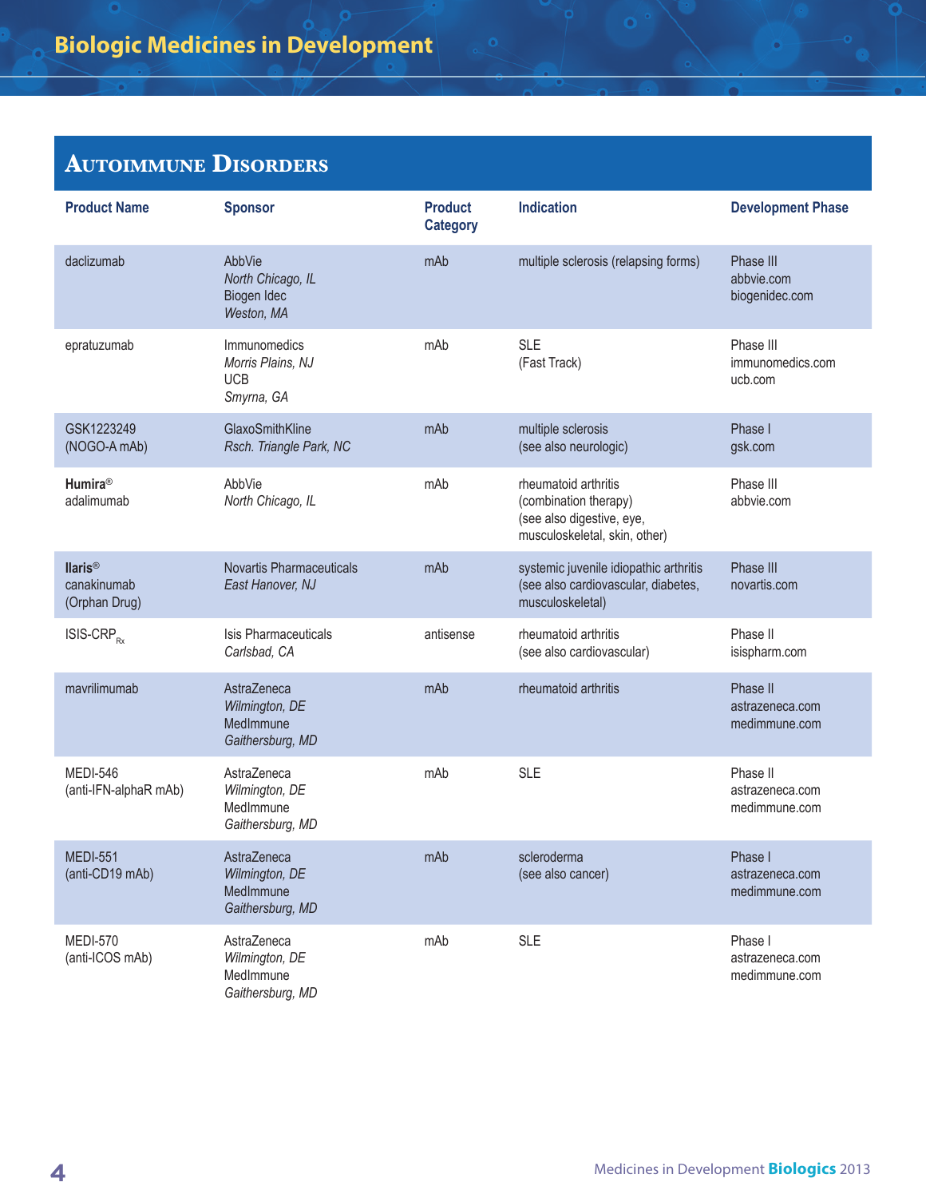# Biologic Medicines in Development

## Autoimmune Disorders

| Product Name | Sponsor | Product Category | Indication | Development Phase |
|---|---|---|---|---|
| daclizumab | AbbVie<br>*North Chicago, IL*<br>Biogen Idec<br>*Weston, MA* | mAb | multiple sclerosis (relapsing forms) | Phase III<br>abbvie.com<br>biogenidec.com |
| epratuzumab | Immunomedics<br>*Morris Plains, NJ*<br>UCB<br>*Smyrna, GA* | mAb | SLE<br>(Fast Track) | Phase III<br>immunomedics.com<br>ucb.com |
| GSK1223249<br>(NOGO-A mAb) | GlaxoSmithKline<br>*Rsch. Triangle Park, NC* | mAb | multiple sclerosis<br>(see also neurologic) | Phase I<br>gsk.com |
| **Humira**®<br>adalimumab | AbbVie<br>*North Chicago, IL* | mAb | rheumatoid arthritis<br>(combination therapy)<br>(see also digestive, eye, musculoskeletal, skin, other) | Phase III<br>abbvie.com |
| **Ilaris**®<br>canakinumab<br>(Orphan Drug) | Novartis Pharmaceuticals<br>*East Hanover, NJ* | mAb | systemic juvenile idiopathic arthritis<br>(see also cardiovascular, diabetes, musculoskeletal) | Phase III<br>novartis.com |
| ISIS-CRP$_{Rx}$ | Isis Pharmaceuticals<br>*Carlsbad, CA* | antisense | rheumatoid arthritis<br>(see also cardiovascular) | Phase II<br>isispharm.com |
| mavrilimumab | AstraZeneca<br>*Wilmington, DE*<br>MedImmune<br>*Gaithersburg, MD* | mAb | rheumatoid arthritis | Phase II<br>astrazeneca.com<br>medimmune.com |
| MEDI-546<br>(anti-IFN-alphaR mAb) | AstraZeneca<br>*Wilmington, DE*<br>MedImmune<br>*Gaithersburg, MD* | mAb | SLE | Phase II<br>astrazeneca.com<br>medimmune.com |
| MEDI-551<br>(anti-CD19 mAb) | AstraZeneca<br>*Wilmington, DE*<br>MedImmune<br>*Gaithersburg, MD* | mAb | scleroderma<br>(see also cancer) | Phase I<br>astrazeneca.com<br>medimmune.com |
| MEDI-570<br>(anti-ICOS mAb) | AstraZeneca<br>*Wilmington, DE*<br>MedImmune<br>*Gaithersburg, MD* | mAb | SLE | Phase I<br>astrazeneca.com<br>medimmune.com |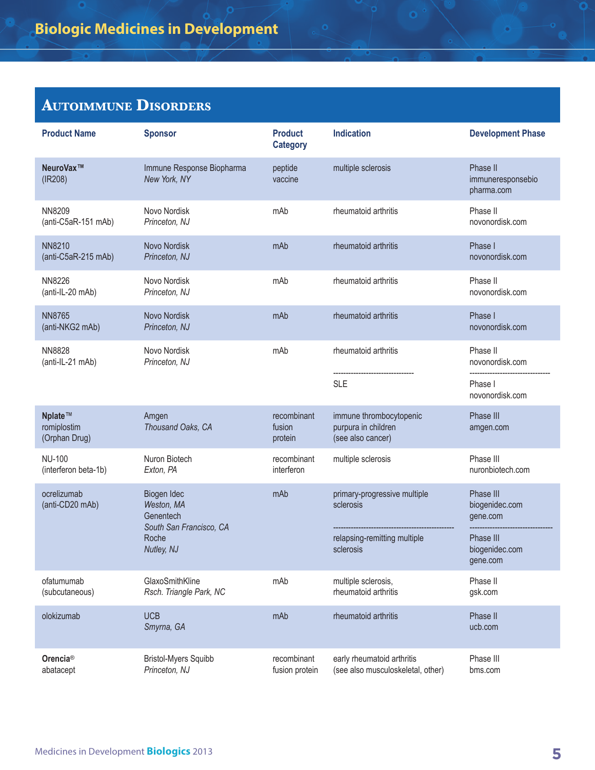## Autoimmune Disorders

| Product Name | Sponsor | Product Category | Indication | Development Phase |
|---|---|---|---|---|
| **NeuroVax™** (IR208) | Immune Response Biopharma *New York, NY* | peptide vaccine | multiple sclerosis | Phase II immuneresponsebiopharma.com |
| NN8209 (anti-C5aR-151 mAb) | Novo Nordisk *Princeton, NJ* | mAb | rheumatoid arthritis | Phase II novonordisk.com |
| NN8210 (anti-C5aR-215 mAb) | Novo Nordisk *Princeton, NJ* | mAb | rheumatoid arthritis | Phase I novonordisk.com |
| NN8226 (anti-IL-20 mAb) | Novo Nordisk *Princeton, NJ* | mAb | rheumatoid arthritis | Phase II novonordisk.com |
| NN8765 (anti-NKG2 mAb) | Novo Nordisk *Princeton, NJ* | mAb | rheumatoid arthritis | Phase I novonordisk.com |
| NN8828 (anti-IL-21 mAb) | Novo Nordisk *Princeton, NJ* | mAb | rheumatoid arthritis | Phase II novonordisk.com |
| | | | SLE | Phase I novonordisk.com |
| **Nplate™** romiplostim (Orphan Drug) | Amgen *Thousand Oaks, CA* | recombinant fusion protein | immune thrombocytopenic purpura in children (see also cancer) | Phase III amgen.com |
| NU-100 (interferon beta-1b) | Nuron Biotech *Exton, PA* | recombinant interferon | multiple sclerosis | Phase III nuronbiotech.com |
| ocrelizumab (anti-CD20 mAb) | Biogen Idec *Weston, MA* Genentech *South San Francisco, CA* Roche *Nutley, NJ* | mAb | primary-progressive multiple sclerosis | Phase III biogenidec.com gene.com |
| | | | relapsing-remitting multiple sclerosis | Phase III biogenidec.com gene.com |
| ofatumumab (subcutaneous) | GlaxoSmithKline *Rsch. Triangle Park, NC* | mAb | multiple sclerosis, rheumatoid arthritis | Phase II gsk.com |
| olokizumab | UCB *Smyrna, GA* | mAb | rheumatoid arthritis | Phase II ucb.com |
| **Orencia®** abatacept | Bristol-Myers Squibb *Princeton, NJ* | recombinant fusion protein | early rheumatoid arthritis (see also musculoskeletal, other) | Phase III bms.com |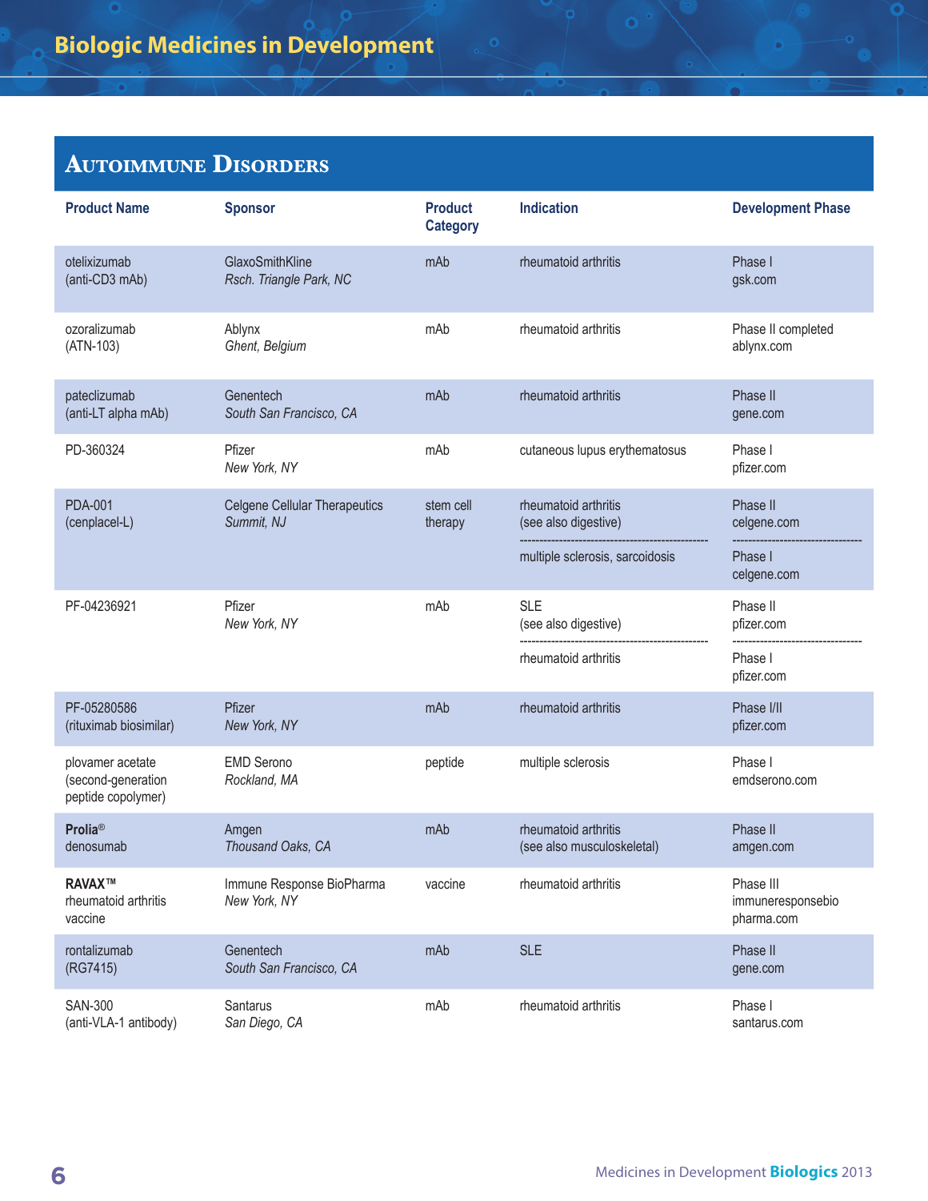# Biologic Medicines in Development

## Autoimmune Disorders

| Product Name | Sponsor | Product Category | Indication | Development Phase |
|---|---|---|---|---|
| otelixizumab (anti-CD3 mAb) | GlaxoSmithKline *Rsch. Triangle Park, NC* | mAb | rheumatoid arthritis | Phase I gsk.com |
| ozoralizumab (ATN-103) | Ablynx *Ghent, Belgium* | mAb | rheumatoid arthritis | Phase II completed ablynx.com |
| pateclizumab (anti-LT alpha mAb) | Genentech *South San Francisco, CA* | mAb | rheumatoid arthritis | Phase II gene.com |
| PD-360324 | Pfizer *New York, NY* | mAb | cutaneous lupus erythematosus | Phase I pfizer.com |
| PDA-001 (cenplacel-L) | Celgene Cellular Therapeutics *Summit, NJ* | stem cell therapy | rheumatoid arthritis (see also digestive) | Phase II celgene.com |
| | | | multiple sclerosis, sarcoidosis | Phase I celgene.com |
| PF-04236921 | Pfizer *New York, NY* | mAb | SLE (see also digestive) | Phase II pfizer.com |
| | | | rheumatoid arthritis | Phase I pfizer.com |
| PF-05280586 (rituximab biosimilar) | Pfizer *New York, NY* | mAb | rheumatoid arthritis | Phase I/II pfizer.com |
| plovamer acetate (second-generation peptide copolymer) | EMD Serono *Rockland, MA* | peptide | multiple sclerosis | Phase I emdserono.com |
| **Prolia®** denosumab | Amgen *Thousand Oaks, CA* | mAb | rheumatoid arthritis (see also musculoskeletal) | Phase II amgen.com |
| **RAVAX™** rheumatoid arthritis vaccine | Immune Response BioPharma *New York, NY* | vaccine | rheumatoid arthritis | Phase III immuneresponsebiopharma.com |
| rontalizumab (RG7415) | Genentech *South San Francisco, CA* | mAb | SLE | Phase II gene.com |
| SAN-300 (anti-VLA-1 antibody) | Santarus *San Diego, CA* | mAb | rheumatoid arthritis | Phase I santarus.com |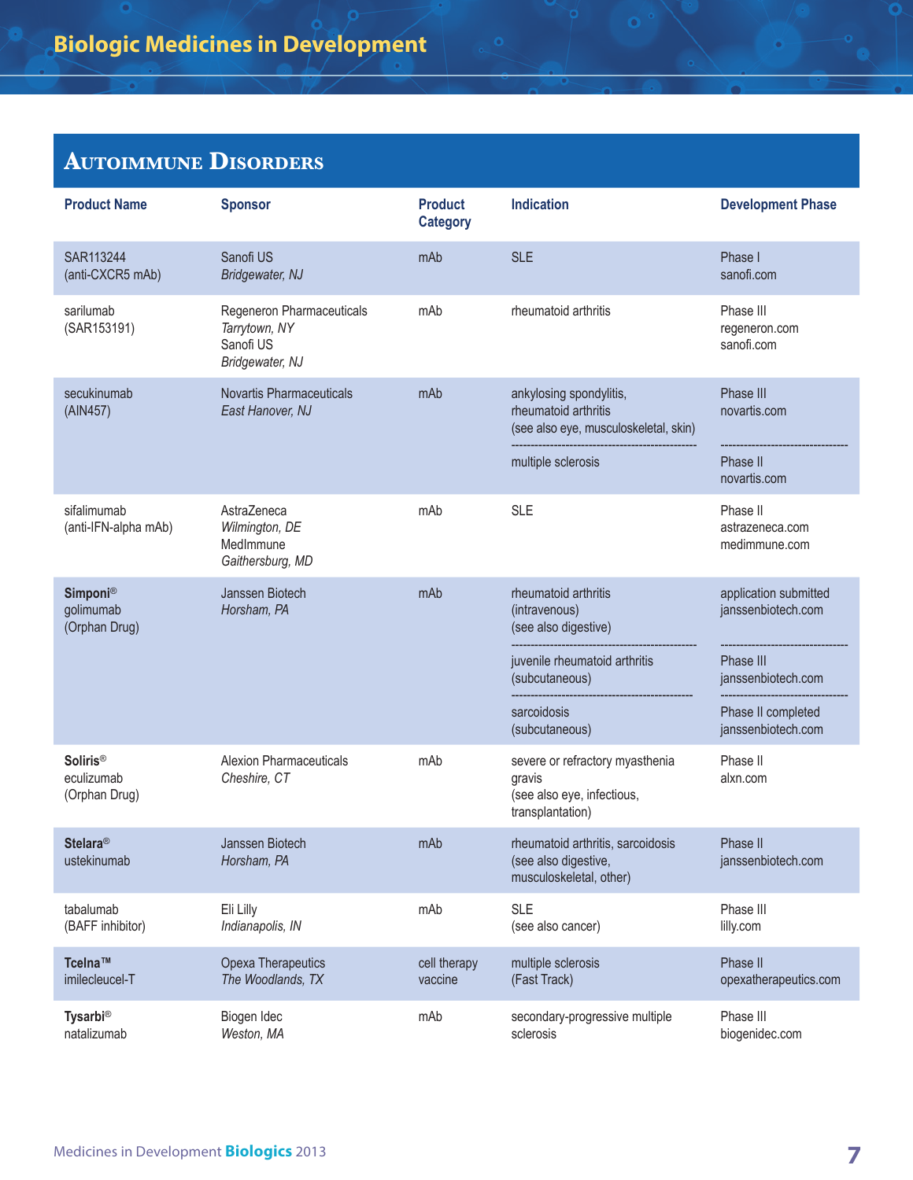## Autoimmune Disorders

| Product Name | Sponsor | Product Category | Indication | Development Phase |
|---|---|---|---|---|
| SAR113244 (anti-CXCR5 mAb) | Sanofi US *Bridgewater, NJ* | mAb | SLE | Phase I sanofi.com |
| sarilumab (SAR153191) | Regeneron Pharmaceuticals *Tarrytown, NY* Sanofi US *Bridgewater, NJ* | mAb | rheumatoid arthritis | Phase III regeneron.com sanofi.com |
| secukinumab (AIN457) | Novartis Pharmaceuticals *East Hanover, NJ* | mAb | ankylosing spondylitis, rheumatoid arthritis (see also eye, musculoskeletal, skin) | Phase III novartis.com |
| | | | multiple sclerosis | Phase II novartis.com |
| sifalimumab (anti-IFN-alpha mAb) | AstraZeneca *Wilmington, DE* MedImmune *Gaithersburg, MD* | mAb | SLE | Phase II astrazeneca.com medimmune.com |
| **Simponi®** golimumab (Orphan Drug) | Janssen Biotech *Horsham, PA* | mAb | rheumatoid arthritis (intravenous) (see also digestive) | application submitted janssenbiotech.com |
| | | | juvenile rheumatoid arthritis (subcutaneous) | Phase III janssenbiotech.com |
| | | | sarcoidosis (subcutaneous) | Phase II completed janssenbiotech.com |
| **Soliris®** eculizumab (Orphan Drug) | Alexion Pharmaceuticals *Cheshire, CT* | mAb | severe or refractory myasthenia gravis (see also eye, infectious, transplantation) | Phase II alxn.com |
| **Stelara®** ustekinumab | Janssen Biotech *Horsham, PA* | mAb | rheumatoid arthritis, sarcoidosis (see also digestive, musculoskeletal, other) | Phase II janssenbiotech.com |
| tabalumab (BAFF inhibitor) | Eli Lilly *Indianapolis, IN* | mAb | SLE (see also cancer) | Phase III lilly.com |
| **Tcelna™** imilecleucel-T | Opexa Therapeutics *The Woodlands, TX* | cell therapy vaccine | multiple sclerosis (Fast Track) | Phase II opexatherapeutics.com |
| **Tysarbi®** natalizumab | Biogen Idec *Weston, MA* | mAb | secondary-progressive multiple sclerosis | Phase III biogenidec.com |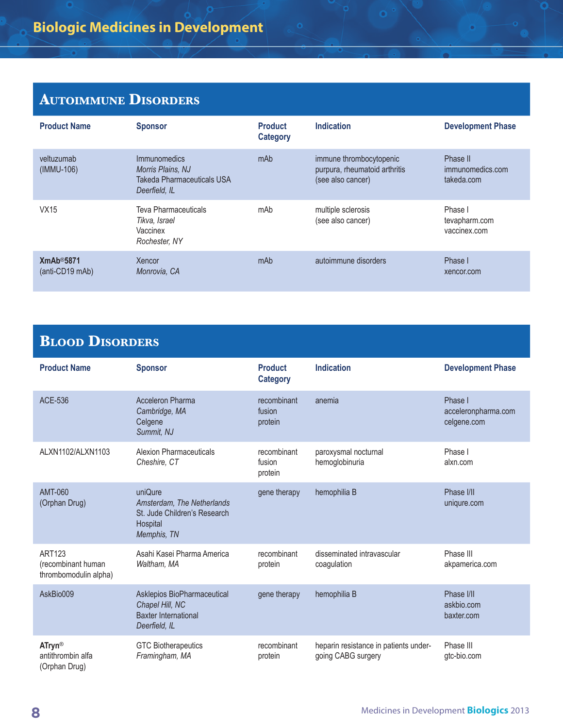# Biologic Medicines in Development

## Autoimmune Disorders

| Product Name | Sponsor | Product Category | Indication | Development Phase |
|---|---|---|---|---|
| veltuzumab (IMMU-106) | Immunomedics *Morris Plains, NJ* Takeda Pharmaceuticals USA *Deerfield, IL* | mAb | immune thrombocytopenic purpura, rheumatoid arthritis (see also cancer) | Phase II immunomedics.com takeda.com |
| VX15 | Teva Pharmaceuticals *Tikva, Israel* Vaccinex *Rochester, NY* | mAb | multiple sclerosis (see also cancer) | Phase I tevapharm.com vaccinex.com |
| **XmAb®5871** (anti-CD19 mAb) | Xencor *Monrovia, CA* | mAb | autoimmune disorders | Phase I xencor.com |

## Blood Disorders

| Product Name | Sponsor | Product Category | Indication | Development Phase |
|---|---|---|---|---|
| ACE-536 | Acceleron Pharma *Cambridge, MA* Celgene *Summit, NJ* | recombinant fusion protein | anemia | Phase I acceleronpharma.com celgene.com |
| ALXN1102/ALXN1103 | Alexion Pharmaceuticals *Cheshire, CT* | recombinant fusion protein | paroxysmal nocturnal hemoglobinuria | Phase I alxn.com |
| AMT-060 (Orphan Drug) | uniQure *Amsterdam, The Netherlands* St. Jude Children's Research Hospital *Memphis, TN* | gene therapy | hemophilia B | Phase I/II uniqure.com |
| ART123 (recombinant human thrombomodulin alpha) | Asahi Kasei Pharma America *Waltham, MA* | recombinant protein | disseminated intravascular coagulation | Phase III akpamerica.com |
| AskBio009 | Asklepios BioPharmaceutical *Chapel Hill, NC* Baxter International *Deerfield, IL* | gene therapy | hemophilia B | Phase I/II askbio.com baxter.com |
| **ATryn®** antithrombin alfa (Orphan Drug) | GTC Biotherapeutics *Framingham, MA* | recombinant protein | heparin resistance in patients undergoing CABG surgery | Phase III gtc-bio.com |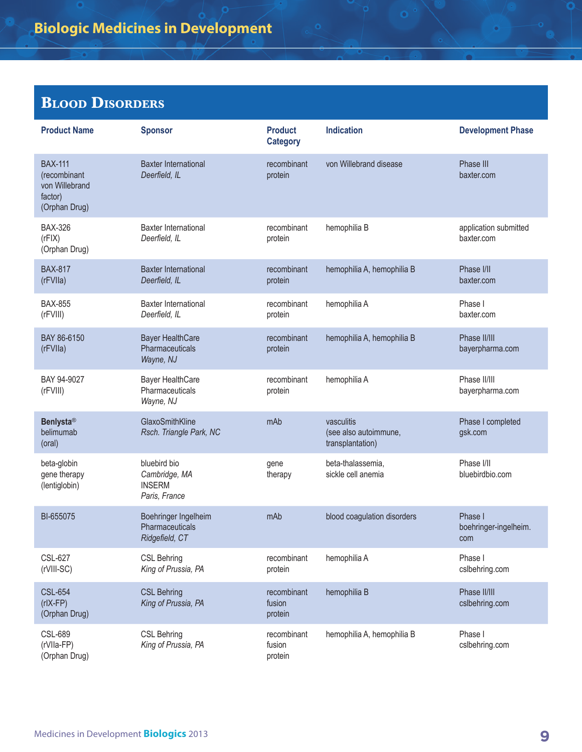# Biologic Medicines in Development

## Blood Disorders

| Product Name | Sponsor | Product Category | Indication | Development Phase |
|---|---|---|---|---|
| BAX-111 (recombinant von Willebrand factor) (Orphan Drug) | Baxter International *Deerfield, IL* | recombinant protein | von Willebrand disease | Phase III baxter.com |
| BAX-326 (rFIX) (Orphan Drug) | Baxter International *Deerfield, IL* | recombinant protein | hemophilia B | application submitted baxter.com |
| BAX-817 (rFVIIa) | Baxter International *Deerfield, IL* | recombinant protein | hemophilia A, hemophilia B | Phase I/II baxter.com |
| BAX-855 (rFVIII) | Baxter International *Deerfield, IL* | recombinant protein | hemophilia A | Phase I baxter.com |
| BAY 86-6150 (rFVIIa) | Bayer HealthCare Pharmaceuticals *Wayne, NJ* | recombinant protein | hemophilia A, hemophilia B | Phase II/III bayerpharma.com |
| BAY 94-9027 (rFVIII) | Bayer HealthCare Pharmaceuticals *Wayne, NJ* | recombinant protein | hemophilia A | Phase II/III bayerpharma.com |
| **Benlysta®** belimumab (oral) | GlaxoSmithKline *Rsch. Triangle Park, NC* | mAb | vasculitis (see also autoimmune, transplantation) | Phase I completed gsk.com |
| beta-globin gene therapy (lentiglobin) | bluebird bio *Cambridge, MA* INSERM *Paris, France* | gene therapy | beta-thalassemia, sickle cell anemia | Phase I/II bluebirdbio.com |
| BI-655075 | Boehringer Ingelheim Pharmaceuticals *Ridgefield, CT* | mAb | blood coagulation disorders | Phase I boehringer-ingelheim.com |
| CSL-627 (rVIII-SC) | CSL Behring *King of Prussia, PA* | recombinant protein | hemophilia A | Phase I cslbehring.com |
| CSL-654 (rIX-FP) (Orphan Drug) | CSL Behring *King of Prussia, PA* | recombinant fusion protein | hemophilia B | Phase II/III cslbehring.com |
| CSL-689 (rVIIa-FP) (Orphan Drug) | CSL Behring *King of Prussia, PA* | recombinant fusion protein | hemophilia A, hemophilia B | Phase I cslbehring.com |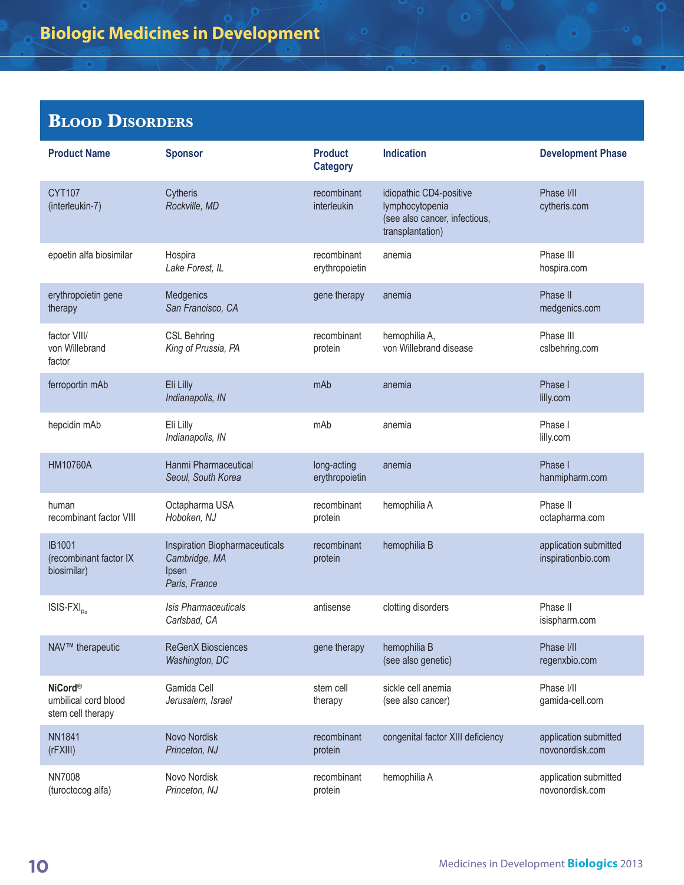# Biologic Medicines in Development

## Blood Disorders

| Product Name | Sponsor | Product Category | Indication | Development Phase |
|---|---|---|---|---|
| CYT107 (interleukin-7) | Cytheris *Rockville, MD* | recombinant interleukin | idiopathic CD4-positive lymphocytopenia (see also cancer, infectious, transplantation) | Phase I/II cytheris.com |
| epoetin alfa biosimilar | Hospira *Lake Forest, IL* | recombinant erythropoietin | anemia | Phase III hospira.com |
| erythropoietin gene therapy | Medgenics *San Francisco, CA* | gene therapy | anemia | Phase II medgenics.com |
| factor VIII/ von Willebrand factor | CSL Behring *King of Prussia, PA* | recombinant protein | hemophilia A, von Willebrand disease | Phase III cslbehring.com |
| ferroportin mAb | Eli Lilly *Indianapolis, IN* | mAb | anemia | Phase I lilly.com |
| hepcidin mAb | Eli Lilly *Indianapolis, IN* | mAb | anemia | Phase I lilly.com |
| HM10760A | Hanmi Pharmaceutical *Seoul, South Korea* | long-acting erythropoietin | anemia | Phase I hanmipharm.com |
| human recombinant factor VIII | Octapharma USA *Hoboken, NJ* | recombinant protein | hemophilia A | Phase II octapharma.com |
| IB1001 (recombinant factor IX biosimilar) | Inspiration Biopharmaceuticals *Cambridge, MA* Ipsen *Paris, France* | recombinant protein | hemophilia B | application submitted inspirationbio.com |
| ISIS-FXI$_{Rx}$ | *Isis Pharmaceuticals Carlsbad, CA* | antisense | clotting disorders | Phase II isispharm.com |
| NAV™ therapeutic | ReGenX Biosciences *Washington, DC* | gene therapy | hemophilia B (see also genetic) | Phase I/II regenxbio.com |
| **NiCord®** umbilical cord blood stem cell therapy | Gamida Cell *Jerusalem, Israel* | stem cell therapy | sickle cell anemia (see also cancer) | Phase I/II gamida-cell.com |
| NN1841 (rFXIII) | Novo Nordisk *Princeton, NJ* | recombinant protein | congenital factor XIII deficiency | application submitted novonordisk.com |
| NN7008 (turoctocog alfa) | Novo Nordisk *Princeton, NJ* | recombinant protein | hemophilia A | application submitted novonordisk.com |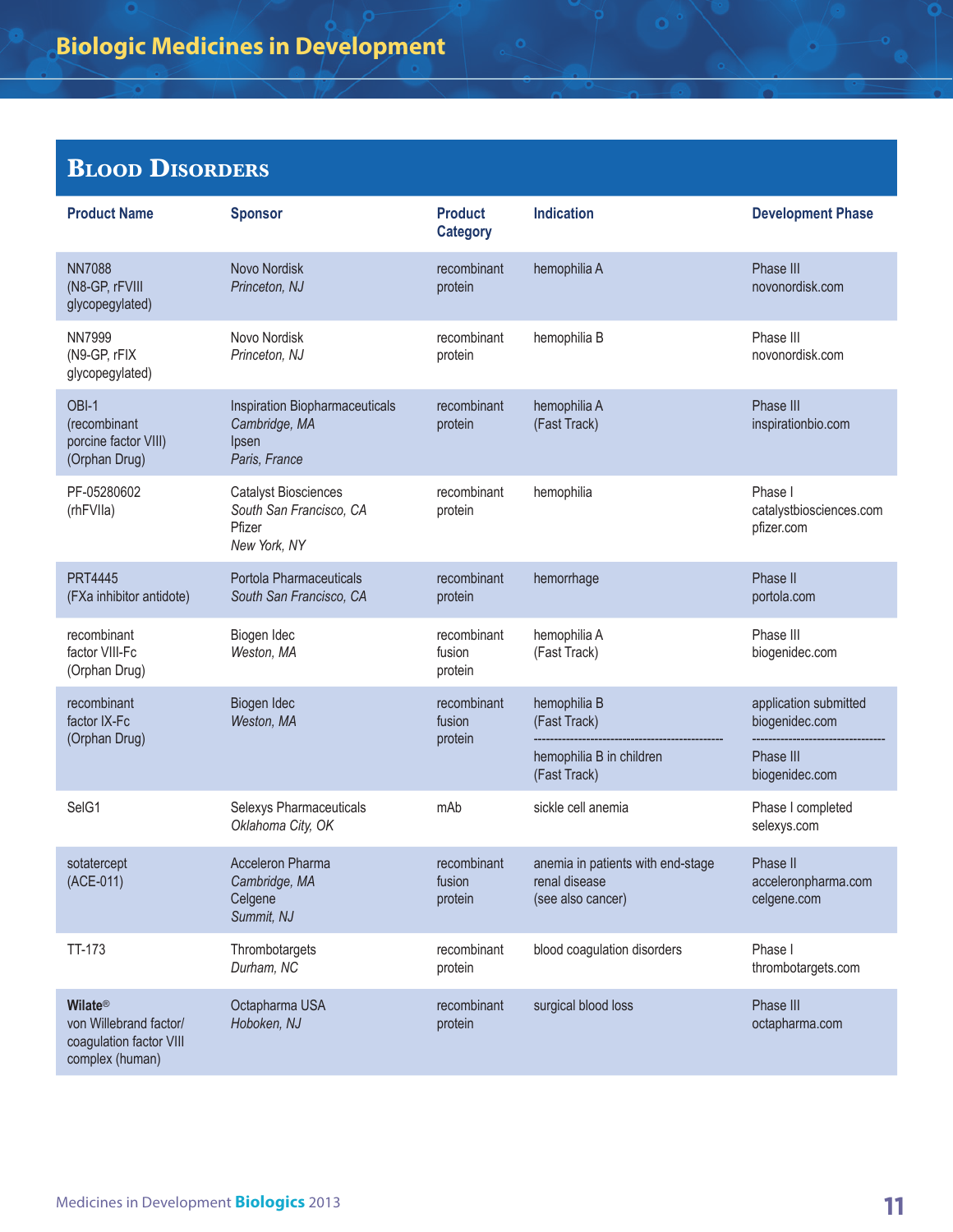## Blood Disorders

| Product Name | Sponsor | Product Category | Indication | Development Phase |
|---|---|---|---|---|
| NN7088 (N8-GP, rFVIII glycopegylated) | Novo Nordisk *Princeton, NJ* | recombinant protein | hemophilia A | Phase III novonordisk.com |
| NN7999 (N9-GP, rFIX glycopegylated) | Novo Nordisk *Princeton, NJ* | recombinant protein | hemophilia B | Phase III novonordisk.com |
| OBI-1 (recombinant porcine factor VIII) (Orphan Drug) | Inspiration Biopharmaceuticals *Cambridge, MA* Ipsen *Paris, France* | recombinant protein | hemophilia A (Fast Track) | Phase III inspirationbio.com |
| PF-05280602 (rhFVIIa) | Catalyst Biosciences *South San Francisco, CA* Pfizer *New York, NY* | recombinant protein | hemophilia | Phase I catalystbiosciences.com pfizer.com |
| PRT4445 (FXa inhibitor antidote) | Portola Pharmaceuticals *South San Francisco, CA* | recombinant protein | hemorrhage | Phase II portola.com |
| recombinant factor VIII-Fc (Orphan Drug) | Biogen Idec *Weston, MA* | recombinant fusion protein | hemophilia A (Fast Track) | Phase III biogenidec.com |
| recombinant factor IX-Fc (Orphan Drug) | Biogen Idec *Weston, MA* | recombinant fusion protein | hemophilia B (Fast Track) | application submitted biogenidec.com |
| | | | hemophilia B in children (Fast Track) | Phase III biogenidec.com |
| SelG1 | Selexys Pharmaceuticals *Oklahoma City, OK* | mAb | sickle cell anemia | Phase I completed selexys.com |
| sotatercept (ACE-011) | Acceleron Pharma *Cambridge, MA* Celgene *Summit, NJ* | recombinant fusion protein | anemia in patients with end-stage renal disease (see also cancer) | Phase II acceleronpharma.com celgene.com |
| TT-173 | Thrombotargets *Durham, NC* | recombinant protein | blood coagulation disorders | Phase I thrombotargets.com |
| **Wilate®** von Willebrand factor/ coagulation factor VIII complex (human) | Octapharma USA *Hoboken, NJ* | recombinant protein | surgical blood loss | Phase III octapharma.com |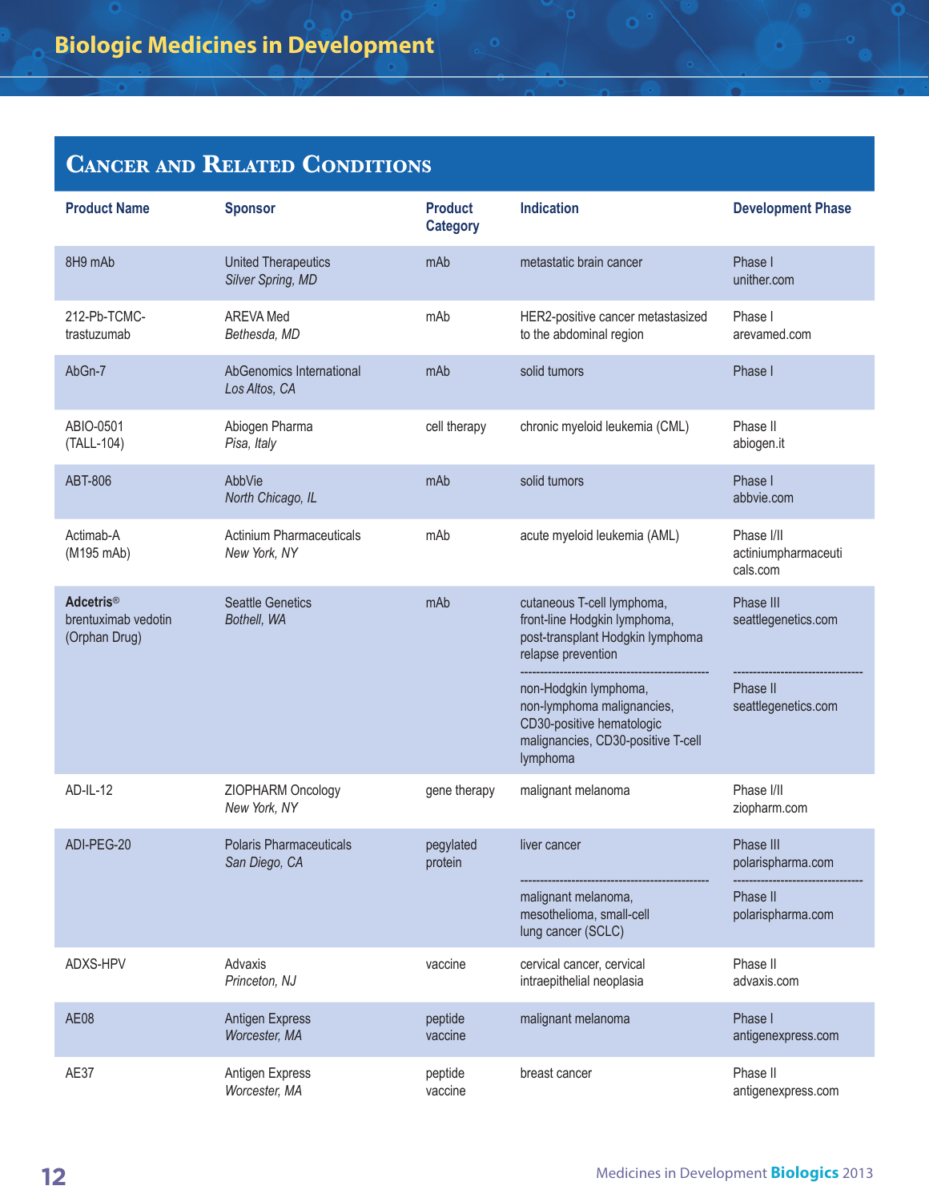# Biologic Medicines in Development

## Cancer and Related Conditions

| Product Name | Sponsor | Product Category | Indication | Development Phase |
|---|---|---|---|---|
| 8H9 mAb | United Therapeutics *Silver Spring, MD* | mAb | metastatic brain cancer | Phase I unither.com |
| 212-Pb-TCMC-trastuzumab | AREVA Med *Bethesda, MD* | mAb | HER2-positive cancer metastasized to the abdominal region | Phase I arevamed.com |
| AbGn-7 | AbGenomics International *Los Altos, CA* | mAb | solid tumors | Phase I |
| ABIO-0501 (TALL-104) | Abiogen Pharma *Pisa, Italy* | cell therapy | chronic myeloid leukemia (CML) | Phase II abiogen.it |
| ABT-806 | AbbVie *North Chicago, IL* | mAb | solid tumors | Phase I abbvie.com |
| Actimab-A (M195 mAb) | Actinium Pharmaceuticals *New York, NY* | mAb | acute myeloid leukemia (AML) | Phase I/II actiniumpharmaceuticals.com |
| **Adcetris®** brentuximab vedotin (Orphan Drug) | Seattle Genetics *Bothell, WA* | mAb | cutaneous T-cell lymphoma, front-line Hodgkin lymphoma, post-transplant Hodgkin lymphoma relapse prevention | Phase III seattlegenetics.com |
| | | | non-Hodgkin lymphoma, non-lymphoma malignancies, CD30-positive hematologic malignancies, CD30-positive T-cell lymphoma | Phase II seattlegenetics.com |
| AD-IL-12 | ZIOPHARM Oncology *New York, NY* | gene therapy | malignant melanoma | Phase I/II ziopharm.com |
| ADI-PEG-20 | Polaris Pharmaceuticals *San Diego, CA* | pegylated protein | liver cancer | Phase III polarispharma.com |
| | | | malignant melanoma, mesothelioma, small-cell lung cancer (SCLC) | Phase II polarispharma.com |
| ADXS-HPV | Advaxis *Princeton, NJ* | vaccine | cervical cancer, cervical intraepithelial neoplasia | Phase II advaxis.com |
| AE08 | Antigen Express *Worcester, MA* | peptide vaccine | malignant melanoma | Phase I antigenexpress.com |
| AE37 | Antigen Express *Worcester, MA* | peptide vaccine | breast cancer | Phase II antigenexpress.com |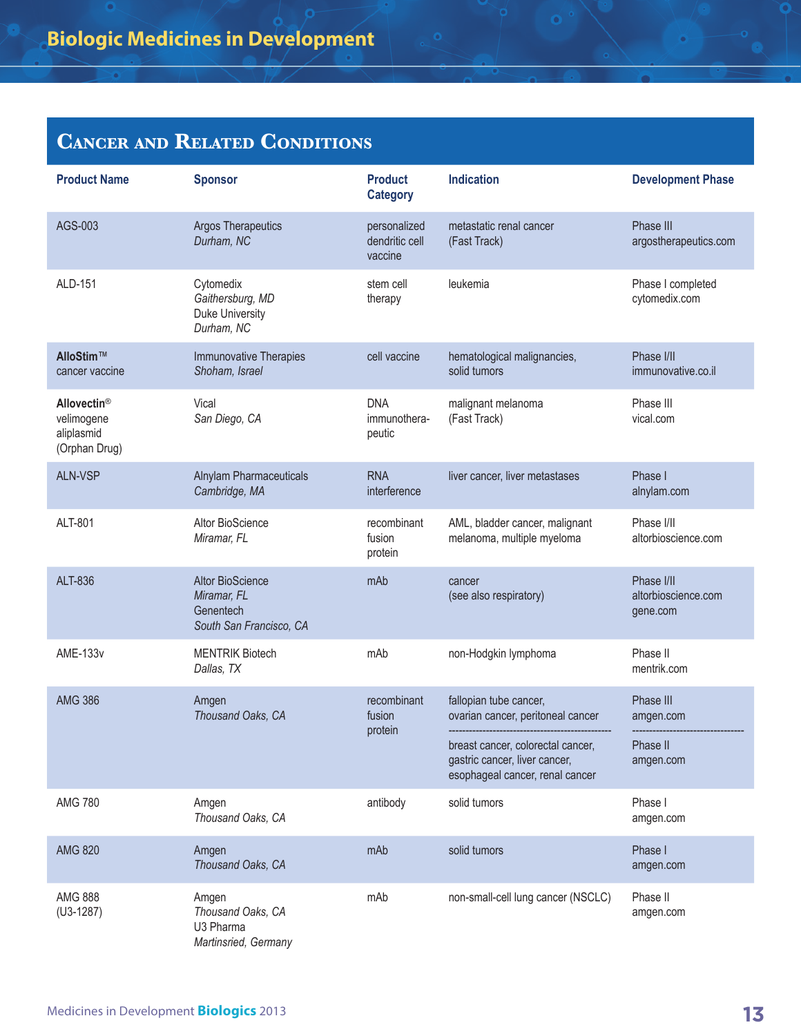## Cancer and Related Conditions

| Product Name | Sponsor | Product Category | Indication | Development Phase |
|---|---|---|---|---|
| AGS-003 | Argos Therapeutics *Durham, NC* | personalized dendritic cell vaccine | metastatic renal cancer (Fast Track) | Phase III argostherapeutics.com |
| ALD-151 | Cytomedix *Gaithersburg, MD* Duke University *Durham, NC* | stem cell therapy | leukemia | Phase I completed cytomedix.com |
| **AlloStim™** cancer vaccine | Immunovative Therapies *Shoham, Israel* | cell vaccine | hematological malignancies, solid tumors | Phase I/II immunovative.co.il |
| **Allovectin®** velimogene aliplasmid (Orphan Drug) | Vical *San Diego, CA* | DNA immunotherapeutic | malignant melanoma (Fast Track) | Phase III vical.com |
| ALN-VSP | Alnylam Pharmaceuticals *Cambridge, MA* | RNA interference | liver cancer, liver metastases | Phase I alnylam.com |
| ALT-801 | Altor BioScience *Miramar, FL* | recombinant fusion protein | AML, bladder cancer, malignant melanoma, multiple myeloma | Phase I/II altorbioscience.com |
| ALT-836 | Altor BioScience *Miramar, FL* Genentech *South San Francisco, CA* | mAb | cancer (see also respiratory) | Phase I/II altorbioscience.com gene.com |
| AME-133v | MENTRIK Biotech *Dallas, TX* | mAb | non-Hodgkin lymphoma | Phase II mentrik.com |
| AMG 386 | Amgen *Thousand Oaks, CA* | recombinant fusion protein | fallopian tube cancer, ovarian cancer, peritoneal cancer | Phase III amgen.com |
| | | | breast cancer, colorectal cancer, gastric cancer, liver cancer, esophageal cancer, renal cancer | Phase II amgen.com |
| AMG 780 | Amgen *Thousand Oaks, CA* | antibody | solid tumors | Phase I amgen.com |
| AMG 820 | Amgen *Thousand Oaks, CA* | mAb | solid tumors | Phase I amgen.com |
| AMG 888 (U3-1287) | Amgen *Thousand Oaks, CA* U3 Pharma *Martinsried, Germany* | mAb | non-small-cell lung cancer (NSCLC) | Phase II amgen.com |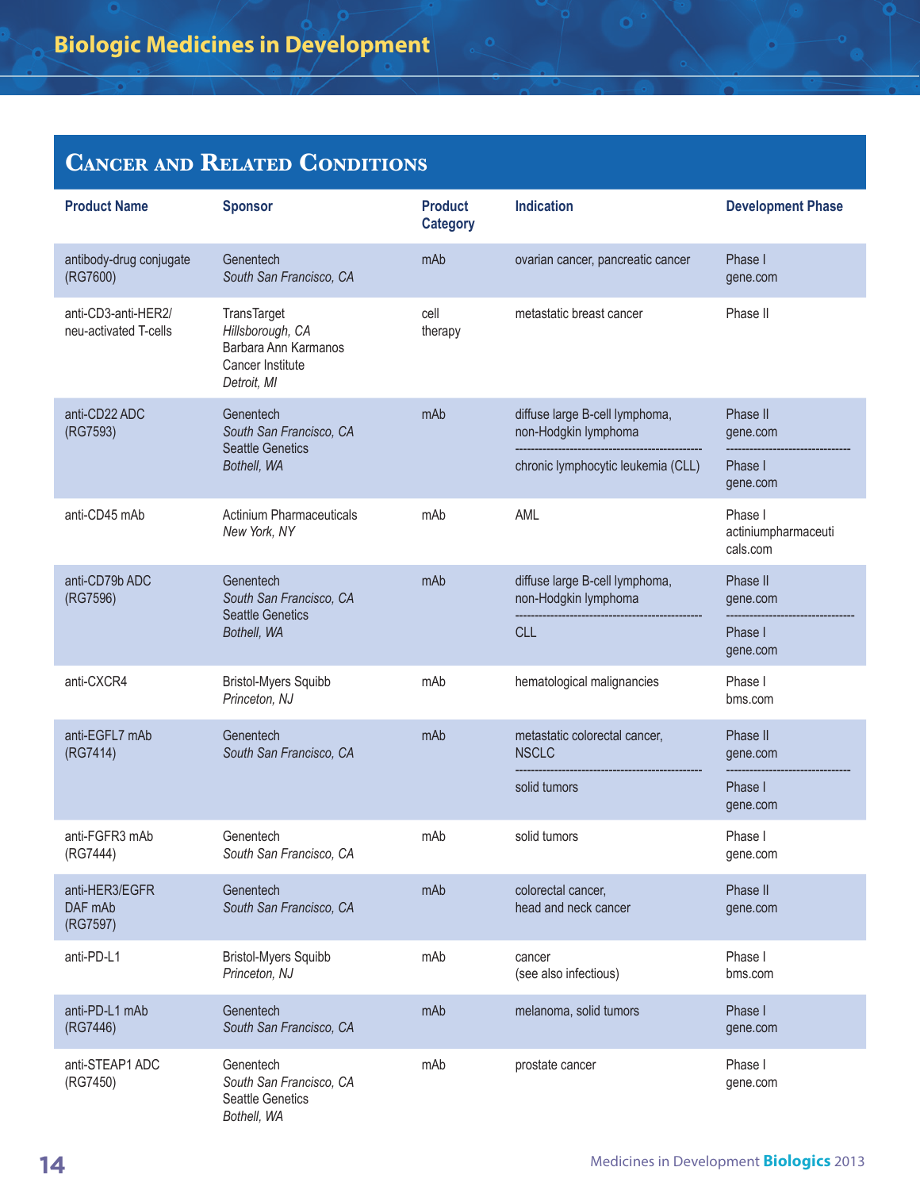## Cancer and Related Conditions

| Product Name | Sponsor | Product Category | Indication | Development Phase |
|---|---|---|---|---|
| antibody-drug conjugate (RG7600) | Genentech *South San Francisco, CA* | mAb | ovarian cancer, pancreatic cancer | Phase I gene.com |
| anti-CD3-anti-HER2/ neu-activated T-cells | TransTarget *Hillsborough, CA* Barbara Ann Karmanos Cancer Institute *Detroit, MI* | cell therapy | metastatic breast cancer | Phase II |
| anti-CD22 ADC (RG7593) | Genentech *South San Francisco, CA* Seattle Genetics *Bothell, WA* | mAb | diffuse large B-cell lymphoma, non-Hodgkin lymphoma | Phase II gene.com |
| | | | chronic lymphocytic leukemia (CLL) | Phase I gene.com |
| anti-CD45 mAb | Actinium Pharmaceuticals *New York, NY* | mAb | AML | Phase I actiniumpharmaceuticals.com |
| anti-CD79b ADC (RG7596) | Genentech *South San Francisco, CA* Seattle Genetics *Bothell, WA* | mAb | diffuse large B-cell lymphoma, non-Hodgkin lymphoma | Phase II gene.com |
| | | | CLL | Phase I gene.com |
| anti-CXCR4 | Bristol-Myers Squibb *Princeton, NJ* | mAb | hematological malignancies | Phase I bms.com |
| anti-EGFL7 mAb (RG7414) | Genentech *South San Francisco, CA* | mAb | metastatic colorectal cancer, NSCLC | Phase II gene.com |
| | | | solid tumors | Phase I gene.com |
| anti-FGFR3 mAb (RG7444) | Genentech *South San Francisco, CA* | mAb | solid tumors | Phase I gene.com |
| anti-HER3/EGFR DAF mAb (RG7597) | Genentech *South San Francisco, CA* | mAb | colorectal cancer, head and neck cancer | Phase II gene.com |
| anti-PD-L1 | Bristol-Myers Squibb *Princeton, NJ* | mAb | cancer (see also infectious) | Phase I bms.com |
| anti-PD-L1 mAb (RG7446) | Genentech *South San Francisco, CA* | mAb | melanoma, solid tumors | Phase I gene.com |
| anti-STEAP1 ADC (RG7450) | Genentech *South San Francisco, CA* Seattle Genetics *Bothell, WA* | mAb | prostate cancer | Phase I gene.com |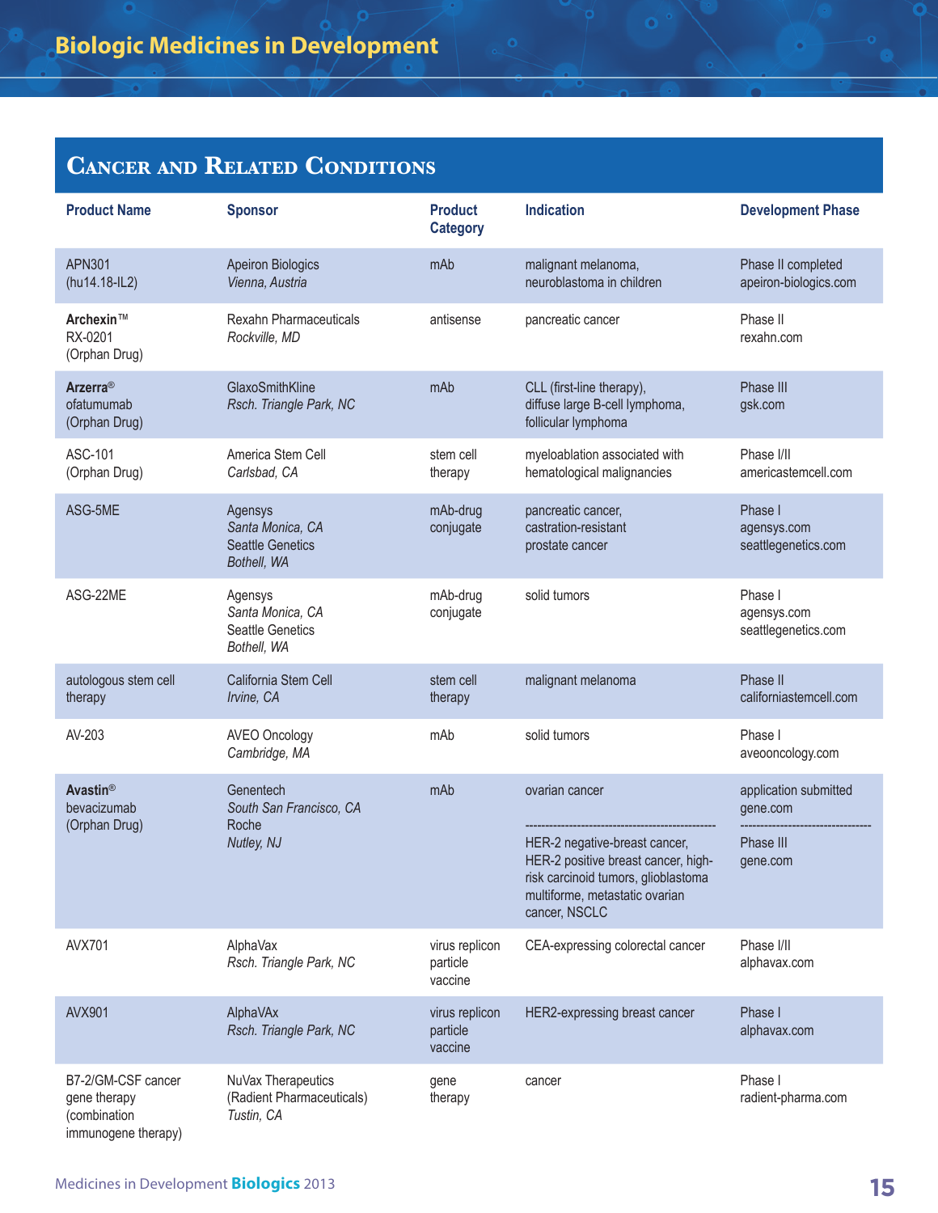## Cancer and Related Conditions

| Product Name | Sponsor | Product Category | Indication | Development Phase |
|---|---|---|---|---|
| APN301 (hu14.18-IL2) | Apeiron Biologics *Vienna, Austria* | mAb | malignant melanoma, neuroblastoma in children | Phase II completed apeiron-biologics.com |
| **Archexin™** RX-0201 (Orphan Drug) | Rexahn Pharmaceuticals *Rockville, MD* | antisense | pancreatic cancer | Phase II rexahn.com |
| **Arzerra®** ofatumumab (Orphan Drug) | GlaxoSmithKline *Rsch. Triangle Park, NC* | mAb | CLL (first-line therapy), diffuse large B-cell lymphoma, follicular lymphoma | Phase III gsk.com |
| ASC-101 (Orphan Drug) | America Stem Cell *Carlsbad, CA* | stem cell therapy | myeloablation associated with hematological malignancies | Phase I/II americastemcell.com |
| ASG-5ME | Agensys *Santa Monica, CA* Seattle Genetics *Bothell, WA* | mAb-drug conjugate | pancreatic cancer, castration-resistant prostate cancer | Phase I agensys.com seattlegenetics.com |
| ASG-22ME | Agensys *Santa Monica, CA* Seattle Genetics *Bothell, WA* | mAb-drug conjugate | solid tumors | Phase I agensys.com seattlegenetics.com |
| autologous stem cell therapy | California Stem Cell *Irvine, CA* | stem cell therapy | malignant melanoma | Phase II californiastemcell.com |
| AV-203 | AVEO Oncology *Cambridge, MA* | mAb | solid tumors | Phase I aveooncology.com |
| **Avastin®** bevacizumab (Orphan Drug) | Genentech *South San Francisco, CA* Roche *Nutley, NJ* | mAb | ovarian cancer | application submitted gene.com |
| | | | HER-2 negative-breast cancer, HER-2 positive breast cancer, high-risk carcinoid tumors, glioblastoma multiforme, metastatic ovarian cancer, NSCLC | Phase III gene.com |
| AVX701 | AlphaVax *Rsch. Triangle Park, NC* | virus replicon particle vaccine | CEA-expressing colorectal cancer | Phase I/II alphavax.com |
| AVX901 | AlphaVAx *Rsch. Triangle Park, NC* | virus replicon particle vaccine | HER2-expressing breast cancer | Phase I alphavax.com |
| B7-2/GM-CSF cancer gene therapy (combination immunogene therapy) | NuVax Therapeutics (Radient Pharmaceuticals) *Tustin, CA* | gene therapy | cancer | Phase I radient-pharma.com |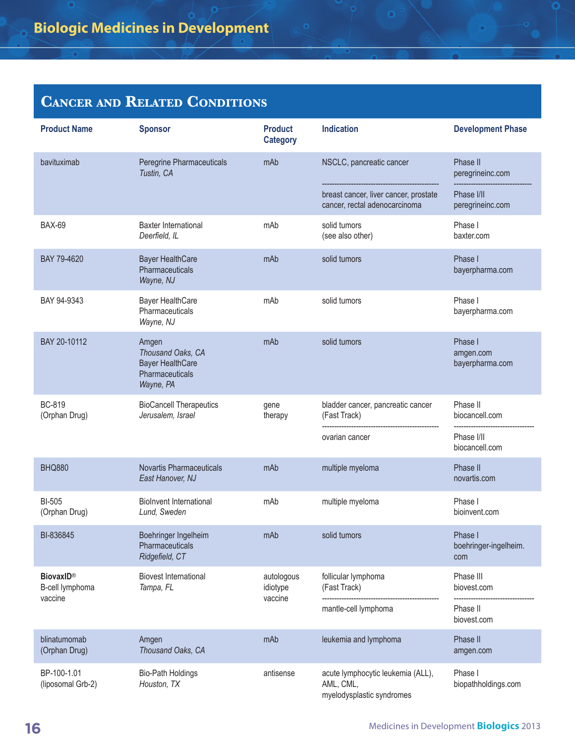## Cancer and Related Conditions

| Product Name | Sponsor | Product Category | Indication | Development Phase |
|---|---|---|---|---|
| bavituximab | Peregrine Pharmaceuticals *Tustin, CA* | mAb | NSCLC, pancreatic cancer | Phase II peregrineinc.com |
| | | | breast cancer, liver cancer, prostate cancer, rectal adenocarcinoma | Phase I/II peregrineinc.com |
| BAX-69 | Baxter International *Deerfield, IL* | mAb | solid tumors (see also other) | Phase I baxter.com |
| BAY 79-4620 | Bayer HealthCare Pharmaceuticals *Wayne, NJ* | mAb | solid tumors | Phase I bayerpharma.com |
| BAY 94-9343 | Bayer HealthCare Pharmaceuticals *Wayne, NJ* | mAb | solid tumors | Phase I bayerpharma.com |
| BAY 20-10112 | Amgen *Thousand Oaks, CA* Bayer HealthCare Pharmaceuticals *Wayne, PA* | mAb | solid tumors | Phase I amgen.com bayerpharma.com |
| BC-819 (Orphan Drug) | BioCancell Therapeutics *Jerusalem, Israel* | gene therapy | bladder cancer, pancreatic cancer (Fast Track) | Phase II biocancell.com |
| | | | ovarian cancer | Phase I/II biocancell.com |
| BHQ880 | Novartis Pharmaceuticals *East Hanover, NJ* | mAb | multiple myeloma | Phase II novartis.com |
| BI-505 (Orphan Drug) | BioInvent International *Lund, Sweden* | mAb | multiple myeloma | Phase I bioinvent.com |
| BI-836845 | Boehringer Ingelheim Pharmaceuticals *Ridgefield, CT* | mAb | solid tumors | Phase I boehringer-ingelheim.com |
| **BiovaxID®** B-cell lymphoma vaccine | Biovest International *Tampa, FL* | autologous idiotype vaccine | follicular lymphoma (Fast Track) | Phase III biovest.com |
| | | | mantle-cell lymphoma | Phase II biovest.com |
| blinatumomab (Orphan Drug) | Amgen *Thousand Oaks, CA* | mAb | leukemia and lymphoma | Phase II amgen.com |
| BP-100-1.01 (liposomal Grb-2) | Bio-Path Holdings *Houston, TX* | antisense | acute lymphocytic leukemia (ALL), AML, CML, myelodysplastic syndromes | Phase I biopathholdings.com |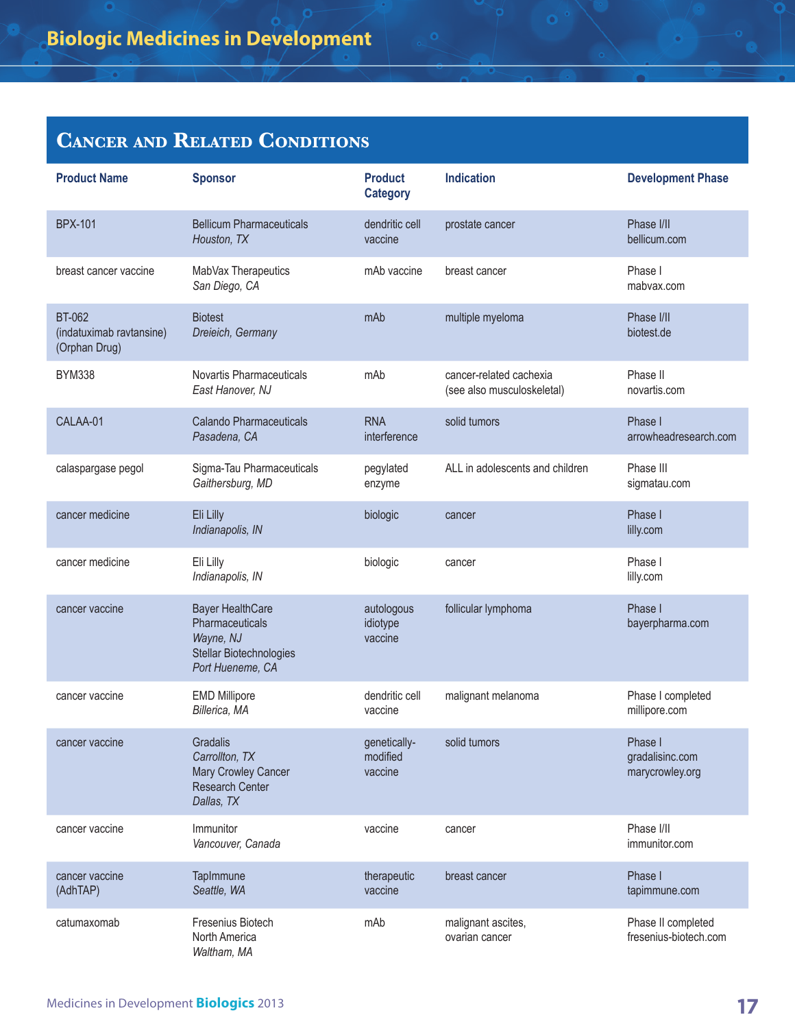# Biologic Medicines in Development

## Cancer and Related Conditions

| Product Name | Sponsor | Product Category | Indication | Development Phase |
|---|---|---|---|---|
| BPX-101 | Bellicum Pharmaceuticals *Houston, TX* | dendritic cell vaccine | prostate cancer | Phase I/II bellicum.com |
| breast cancer vaccine | MabVax Therapeutics *San Diego, CA* | mAb vaccine | breast cancer | Phase I mabvax.com |
| BT-062 (indatuximab ravtansine) (Orphan Drug) | Biotest *Dreieich, Germany* | mAb | multiple myeloma | Phase I/II biotest.de |
| BYM338 | Novartis Pharmaceuticals *East Hanover, NJ* | mAb | cancer-related cachexia (see also musculoskeletal) | Phase II novartis.com |
| CALAA-01 | Calando Pharmaceuticals *Pasadena, CA* | RNA interference | solid tumors | Phase I arrowheadresearch.com |
| calaspargase pegol | Sigma-Tau Pharmaceuticals *Gaithersburg, MD* | pegylated enzyme | ALL in adolescents and children | Phase III sigmatau.com |
| cancer medicine | Eli Lilly *Indianapolis, IN* | biologic | cancer | Phase I lilly.com |
| cancer medicine | Eli Lilly *Indianapolis, IN* | biologic | cancer | Phase I lilly.com |
| cancer vaccine | Bayer HealthCare Pharmaceuticals *Wayne, NJ* Stellar Biotechnologies *Port Hueneme, CA* | autologous idiotype vaccine | follicular lymphoma | Phase I bayerpharma.com |
| cancer vaccine | EMD Millipore *Billerica, MA* | dendritic cell vaccine | malignant melanoma | Phase I completed millipore.com |
| cancer vaccine | Gradalis *Carrollton, TX* Mary Crowley Cancer Research Center *Dallas, TX* | genetically-modified vaccine | solid tumors | Phase I gradalisinc.com marycrowley.org |
| cancer vaccine | Immunitor *Vancouver, Canada* | vaccine | cancer | Phase I/II immunitor.com |
| cancer vaccine (AdhTAP) | TapImmune *Seattle, WA* | therapeutic vaccine | breast cancer | Phase I tapimmune.com |
| catumaxomab | Fresenius Biotech North America *Waltham, MA* | mAb | malignant ascites, ovarian cancer | Phase II completed fresenius-biotech.com |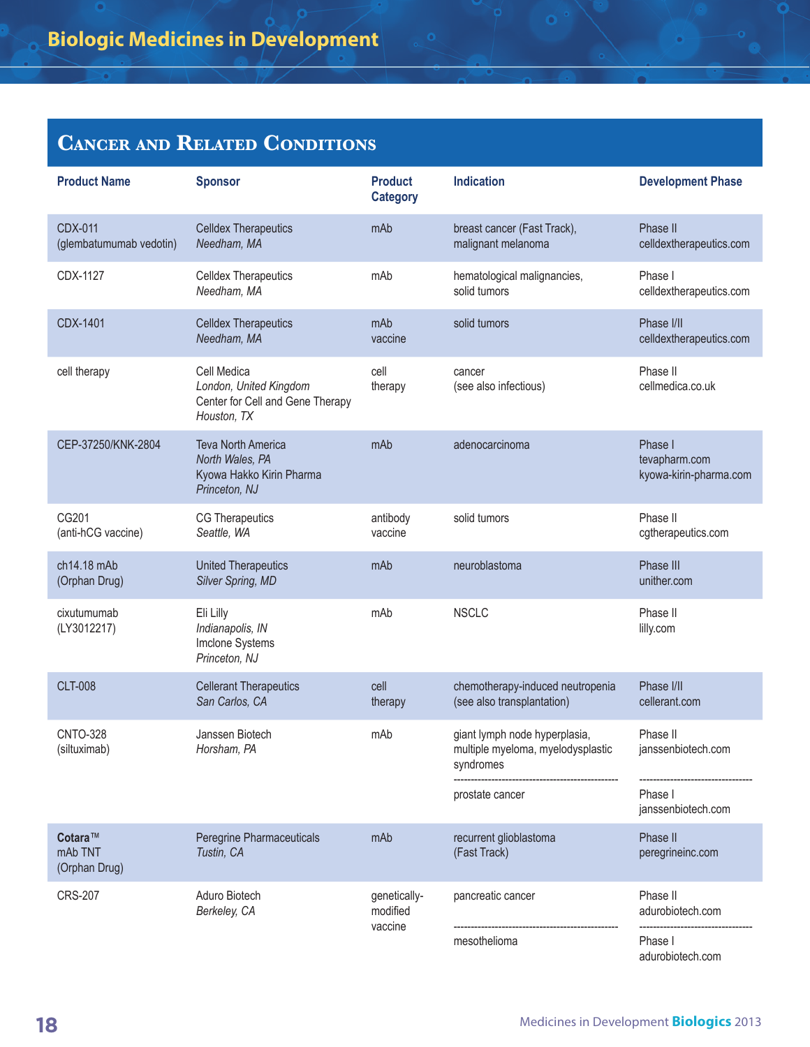## Cancer and Related Conditions

| Product Name | Sponsor | Product Category | Indication | Development Phase |
|---|---|---|---|---|
| CDX-011 (glembatumumab vedotin) | Celldex Therapeutics *Needham, MA* | mAb | breast cancer (Fast Track), malignant melanoma | Phase II celldextherapeutics.com |
| CDX-1127 | Celldex Therapeutics *Needham, MA* | mAb | hematological malignancies, solid tumors | Phase I celldextherapeutics.com |
| CDX-1401 | Celldex Therapeutics *Needham, MA* | mAb vaccine | solid tumors | Phase I/II celldextherapeutics.com |
| cell therapy | Cell Medica *London, United Kingdom* Center for Cell and Gene Therapy *Houston, TX* | cell therapy | cancer (see also infectious) | Phase II cellmedica.co.uk |
| CEP-37250/KNK-2804 | Teva North America *North Wales, PA* Kyowa Hakko Kirin Pharma *Princeton, NJ* | mAb | adenocarcinoma | Phase I tevapharm.com kyowa-kirin-pharma.com |
| CG201 (anti-hCG vaccine) | CG Therapeutics *Seattle, WA* | antibody vaccine | solid tumors | Phase II cgtherapeutics.com |
| ch14.18 mAb (Orphan Drug) | United Therapeutics *Silver Spring, MD* | mAb | neuroblastoma | Phase III unither.com |
| cixutumumab (LY3012217) | Eli Lilly *Indianapolis, IN* Imclone Systems *Princeton, NJ* | mAb | NSCLC | Phase II lilly.com |
| CLT-008 | Cellerant Therapeutics *San Carlos, CA* | cell therapy | chemotherapy-induced neutropenia (see also transplantation) | Phase I/II cellerant.com |
| CNTO-328 (siltuximab) | Janssen Biotech *Horsham, PA* | mAb | giant lymph node hyperplasia, multiple myeloma, myelodysplastic syndromes | Phase II janssenbiotech.com |
| | | | prostate cancer | Phase I janssenbiotech.com |
| **Cotara**™ mAb TNT (Orphan Drug) | Peregrine Pharmaceuticals *Tustin, CA* | mAb | recurrent glioblastoma (Fast Track) | Phase II peregrineinc.com |
| CRS-207 | Aduro Biotech *Berkeley, CA* | genetically-modified vaccine | pancreatic cancer | Phase II adurobiotech.com |
| | | | mesothelioma | Phase I adurobiotech.com |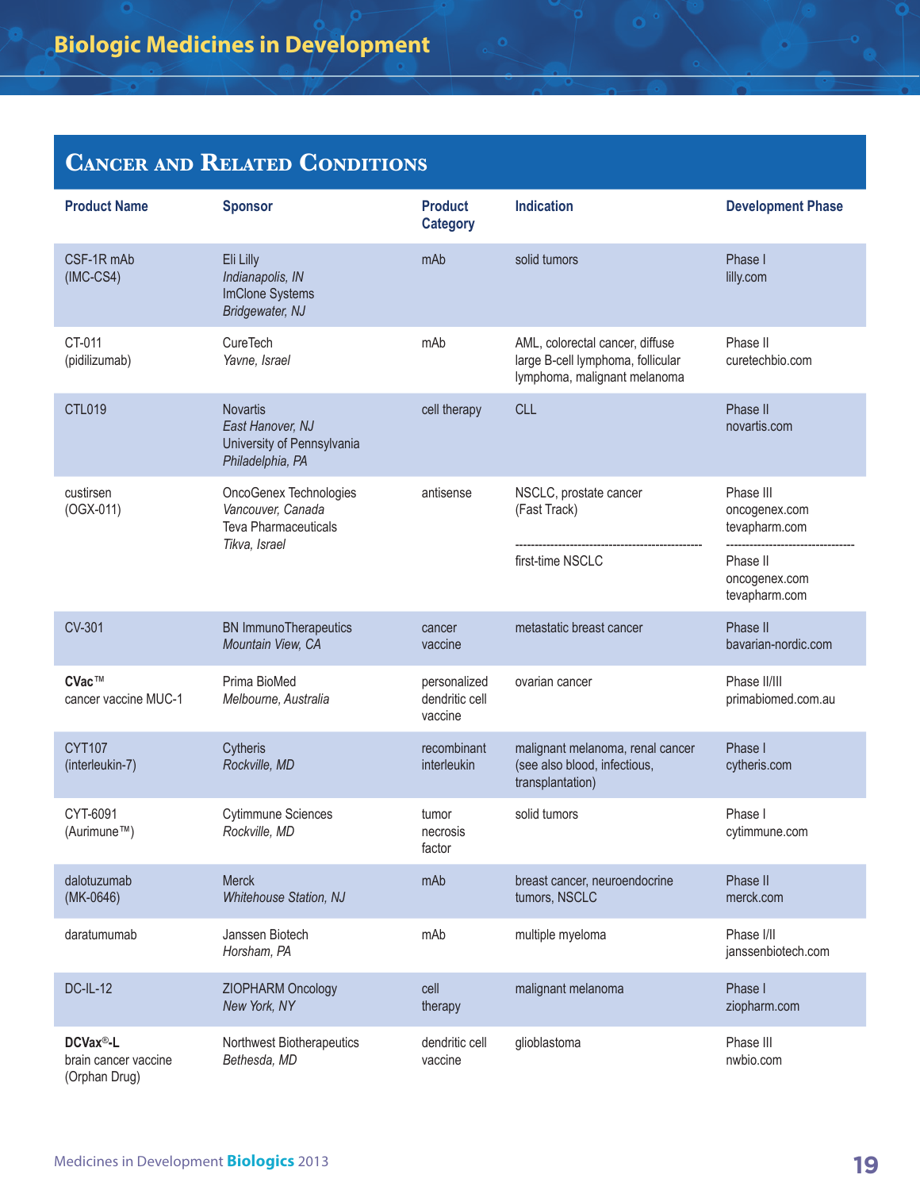## Cancer and Related Conditions

| Product Name | Sponsor | Product Category | Indication | Development Phase |
|---|---|---|---|---|
| CSF-1R mAb (IMC-CS4) | Eli Lilly *Indianapolis, IN* ImClone Systems *Bridgewater, NJ* | mAb | solid tumors | Phase I lilly.com |
| CT-011 (pidilizumab) | CureTech *Yavne, Israel* | mAb | AML, colorectal cancer, diffuse large B-cell lymphoma, follicular lymphoma, malignant melanoma | Phase II curetechbio.com |
| CTL019 | Novartis *East Hanover, NJ* University of Pennsylvania *Philadelphia, PA* | cell therapy | CLL | Phase II novartis.com |
| custirsen (OGX-011) | OncoGenex Technologies *Vancouver, Canada* Teva Pharmaceuticals *Tikva, Israel* | antisense | NSCLC, prostate cancer (Fast Track) | Phase III oncogenex.com tevapharm.com |
| | | | first-time NSCLC | Phase II oncogenex.com tevapharm.com |
| CV-301 | BN ImmunoTherapeutics *Mountain View, CA* | cancer vaccine | metastatic breast cancer | Phase II bavarian-nordic.com |
| **CVac™** cancer vaccine MUC-1 | Prima BioMed *Melbourne, Australia* | personalized dendritic cell vaccine | ovarian cancer | Phase II/III primabiomed.com.au |
| CYT107 (interleukin-7) | Cytheris *Rockville, MD* | recombinant interleukin | malignant melanoma, renal cancer (see also blood, infectious, transplantation) | Phase I cytheris.com |
| CYT-6091 (Aurimune™) | Cytimmune Sciences *Rockville, MD* | tumor necrosis factor | solid tumors | Phase I cytimmune.com |
| dalotuzumab (MK-0646) | Merck *Whitehouse Station, NJ* | mAb | breast cancer, neuroendocrine tumors, NSCLC | Phase II merck.com |
| daratumumab | Janssen Biotech *Horsham, PA* | mAb | multiple myeloma | Phase I/II janssenbiotech.com |
| DC-IL-12 | ZIOPHARM Oncology *New York, NY* | cell therapy | malignant melanoma | Phase I ziopharm.com |
| **DCVax®-L** brain cancer vaccine (Orphan Drug) | Northwest Biotherapeutics *Bethesda, MD* | dendritic cell vaccine | glioblastoma | Phase III nwbio.com |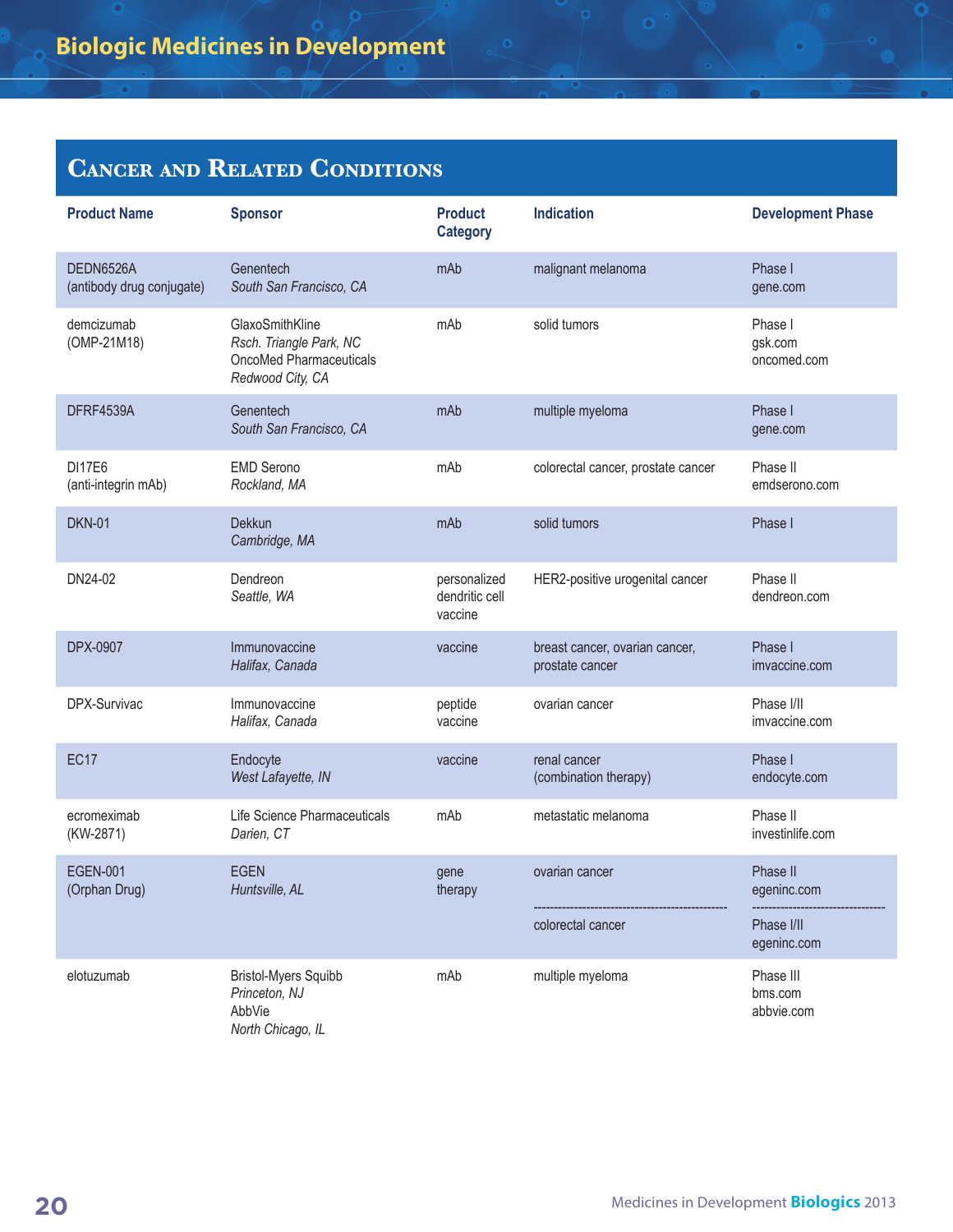## Cancer and Related Conditions

| Product Name | Sponsor | Product Category | Indication | Development Phase |
|---|---|---|---|---|
| DEDN6526A (antibody drug conjugate) | Genentech *South San Francisco, CA* | mAb | malignant melanoma | Phase I gene.com |
| demcizumab (OMP-21M18) | GlaxoSmithKline *Rsch. Triangle Park, NC* OncoMed Pharmaceuticals *Redwood City, CA* | mAb | solid tumors | Phase I gsk.com oncomed.com |
| DFRF4539A | Genentech *South San Francisco, CA* | mAb | multiple myeloma | Phase I gene.com |
| DI17E6 (anti-integrin mAb) | EMD Serono *Rockland, MA* | mAb | colorectal cancer, prostate cancer | Phase II emdserono.com |
| DKN-01 | Dekkun *Cambridge, MA* | mAb | solid tumors | Phase I |
| DN24-02 | Dendreon *Seattle, WA* | personalized dendritic cell vaccine | HER2-positive urogenital cancer | Phase II dendreon.com |
| DPX-0907 | Immunovaccine *Halifax, Canada* | vaccine | breast cancer, ovarian cancer, prostate cancer | Phase I imvaccine.com |
| DPX-Survivac | Immunovaccine *Halifax, Canada* | peptide vaccine | ovarian cancer | Phase I/II imvaccine.com |
| EC17 | Endocyte *West Lafayette, IN* | vaccine | renal cancer (combination therapy) | Phase I endocyte.com |
| ecromeximab (KW-2871) | Life Science Pharmaceuticals *Darien, CT* | mAb | metastatic melanoma | Phase II investinlife.com |
| EGEN-001 (Orphan Drug) | EGEN *Huntsville, AL* | gene therapy | ovarian cancer | Phase II egeninc.com |
| | | | colorectal cancer | Phase I/II egeninc.com |
| elotuzumab | Bristol-Myers Squibb *Princeton, NJ* AbbVie *North Chicago, IL* | mAb | multiple myeloma | Phase III bms.com abbvie.com |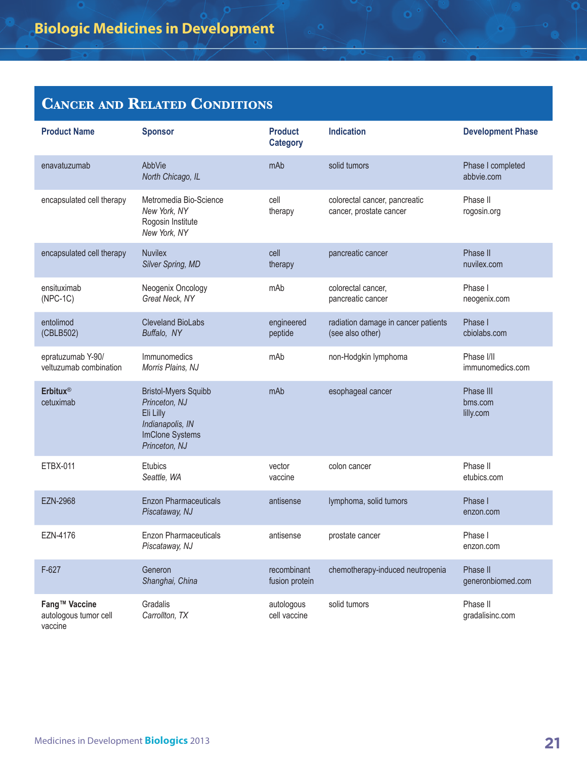## Cancer and Related Conditions

| Product Name | Sponsor | Product Category | Indication | Development Phase |
|---|---|---|---|---|
| enavatuzumab | AbbVie *North Chicago, IL* | mAb | solid tumors | Phase I completed abbvie.com |
| encapsulated cell therapy | Metromedia Bio-Science *New York, NY* Rogosin Institute *New York, NY* | cell therapy | colorectal cancer, pancreatic cancer, prostate cancer | Phase II rogosin.org |
| encapsulated cell therapy | Nuvilex *Silver Spring, MD* | cell therapy | pancreatic cancer | Phase II nuvilex.com |
| ensituximab (NPC-1C) | Neogenix Oncology *Great Neck, NY* | mAb | colorectal cancer, pancreatic cancer | Phase I neogenix.com |
| entolimod (CBLB502) | Cleveland BioLabs *Buffalo, NY* | engineered peptide | radiation damage in cancer patients (see also other) | Phase I cbiolabs.com |
| epratuzumab Y-90/ veltuzumab combination | Immunomedics *Morris Plains, NJ* | mAb | non-Hodgkin lymphoma | Phase I/II immunomedics.com |
| **Erbitux®** cetuximab | Bristol-Myers Squibb *Princeton, NJ* Eli Lilly *Indianapolis, IN* ImClone Systems *Princeton, NJ* | mAb | esophageal cancer | Phase III bms.com lilly.com |
| ETBX-011 | Etubics *Seattle, WA* | vector vaccine | colon cancer | Phase II etubics.com |
| EZN-2968 | Enzon Pharmaceuticals *Piscataway, NJ* | antisense | lymphoma, solid tumors | Phase I enzon.com |
| EZN-4176 | Enzon Pharmaceuticals *Piscataway, NJ* | antisense | prostate cancer | Phase I enzon.com |
| F-627 | Generon *Shanghai, China* | recombinant fusion protein | chemotherapy-induced neutropenia | Phase II generonbiomed.com |
| **Fang™ Vaccine** autologous tumor cell vaccine | Gradalis *Carrollton, TX* | autologous cell vaccine | solid tumors | Phase II gradalisinc.com |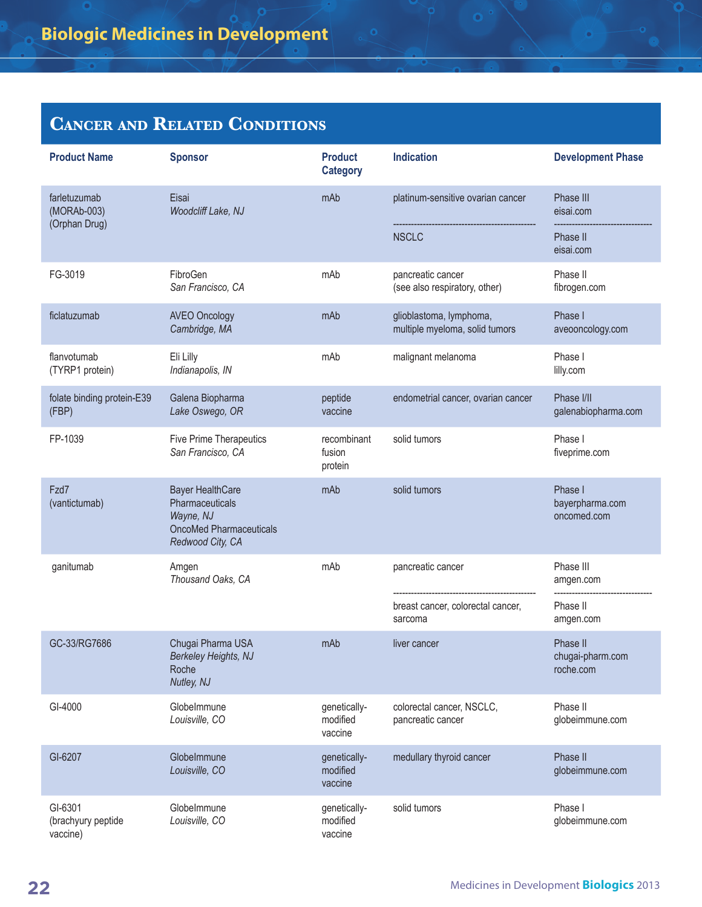## Cancer and Related Conditions

| Product Name | Sponsor | Product Category | Indication | Development Phase |
|---|---|---|---|---|
| farletuzumab (MORAb-003) (Orphan Drug) | Eisai *Woodcliff Lake, NJ* | mAb | platinum-sensitive ovarian cancer | Phase III eisai.com |
| | | | NSCLC | Phase II eisai.com |
| FG-3019 | FibroGen *San Francisco, CA* | mAb | pancreatic cancer (see also respiratory, other) | Phase II fibrogen.com |
| ficlatuzumab | AVEO Oncology *Cambridge, MA* | mAb | glioblastoma, lymphoma, multiple myeloma, solid tumors | Phase I aveooncology.com |
| flanvotumab (TYRP1 protein) | Eli Lilly *Indianapolis, IN* | mAb | malignant melanoma | Phase I lilly.com |
| folate binding protein-E39 (FBP) | Galena Biopharma *Lake Oswego, OR* | peptide vaccine | endometrial cancer, ovarian cancer | Phase I/II galenabiopharma.com |
| FP-1039 | Five Prime Therapeutics *San Francisco, CA* | recombinant fusion protein | solid tumors | Phase I fiveprime.com |
| Fzd7 (vantictumab) | Bayer HealthCare Pharmaceuticals *Wayne, NJ* OncoMed Pharmaceuticals *Redwood City, CA* | mAb | solid tumors | Phase I bayerpharma.com oncomed.com |
| ganitumab | Amgen *Thousand Oaks, CA* | mAb | pancreatic cancer | Phase III amgen.com |
| | | | breast cancer, colorectal cancer, sarcoma | Phase II amgen.com |
| GC-33/RG7686 | Chugai Pharma USA *Berkeley Heights, NJ* Roche *Nutley, NJ* | mAb | liver cancer | Phase II chugai-pharm.com roche.com |
| GI-4000 | GlobeImmune *Louisville, CO* | genetically-modified vaccine | colorectal cancer, NSCLC, pancreatic cancer | Phase II globeimmune.com |
| GI-6207 | GlobeImmune *Louisville, CO* | genetically-modified vaccine | medullary thyroid cancer | Phase II globeimmune.com |
| GI-6301 (brachyury peptide vaccine) | GlobeImmune *Louisville, CO* | genetically-modified vaccine | solid tumors | Phase I globeimmune.com |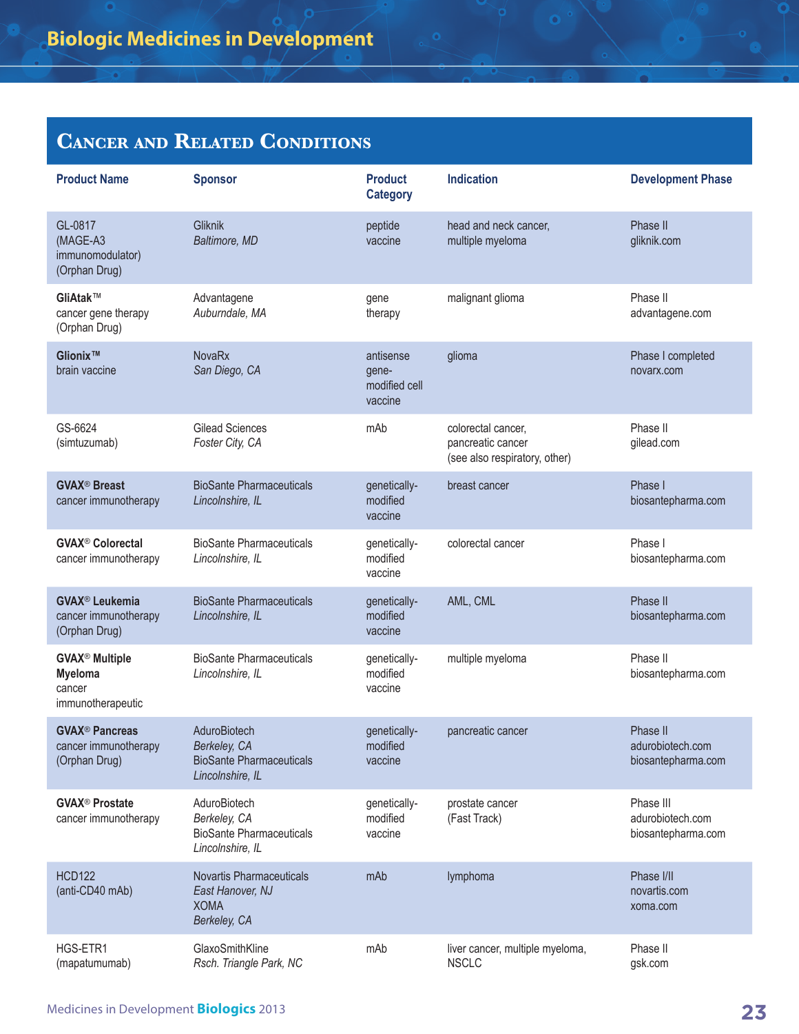## Cancer and Related Conditions

| Product Name | Sponsor | Product Category | Indication | Development Phase |
|---|---|---|---|---|
| GL-0817 (MAGE-A3 immunomodulator) (Orphan Drug) | Gliknik *Baltimore, MD* | peptide vaccine | head and neck cancer, multiple myeloma | Phase II gliknik.com |
| **GliAtak™** cancer gene therapy (Orphan Drug) | Advantagene *Auburndale, MA* | gene therapy | malignant glioma | Phase II advantagene.com |
| **Glionix™** brain vaccine | NovaRx *San Diego, CA* | antisense gene-modified cell vaccine | glioma | Phase I completed novarx.com |
| GS-6624 (simtuzumab) | Gilead Sciences *Foster City, CA* | mAb | colorectal cancer, pancreatic cancer (see also respiratory, other) | Phase II gilead.com |
| **GVAX® Breast** cancer immunotherapy | BioSante Pharmaceuticals *Lincolnshire, IL* | genetically-modified vaccine | breast cancer | Phase I biosantepharma.com |
| **GVAX® Colorectal** cancer immunotherapy | BioSante Pharmaceuticals *Lincolnshire, IL* | genetically-modified vaccine | colorectal cancer | Phase I biosantepharma.com |
| **GVAX® Leukemia** cancer immunotherapy (Orphan Drug) | BioSante Pharmaceuticals *Lincolnshire, IL* | genetically-modified vaccine | AML, CML | Phase II biosantepharma.com |
| **GVAX® Multiple Myeloma** cancer immunotherapeutic | BioSante Pharmaceuticals *Lincolnshire, IL* | genetically-modified vaccine | multiple myeloma | Phase II biosantepharma.com |
| **GVAX® Pancreas** cancer immunotherapy (Orphan Drug) | AduroBiotech *Berkeley, CA* BioSante Pharmaceuticals *Lincolnshire, IL* | genetically-modified vaccine | pancreatic cancer | Phase II adurobiotech.com biosantepharma.com |
| **GVAX® Prostate** cancer immunotherapy | AduroBiotech *Berkeley, CA* BioSante Pharmaceuticals *Lincolnshire, IL* | genetically-modified vaccine | prostate cancer (Fast Track) | Phase III adurobiotech.com biosantepharma.com |
| HCD122 (anti-CD40 mAb) | Novartis Pharmaceuticals *East Hanover, NJ* XOMA *Berkeley, CA* | mAb | lymphoma | Phase I/II novartis.com xoma.com |
| HGS-ETR1 (mapatumumab) | GlaxoSmithKline *Rsch. Triangle Park, NC* | mAb | liver cancer, multiple myeloma, NSCLC | Phase II gsk.com |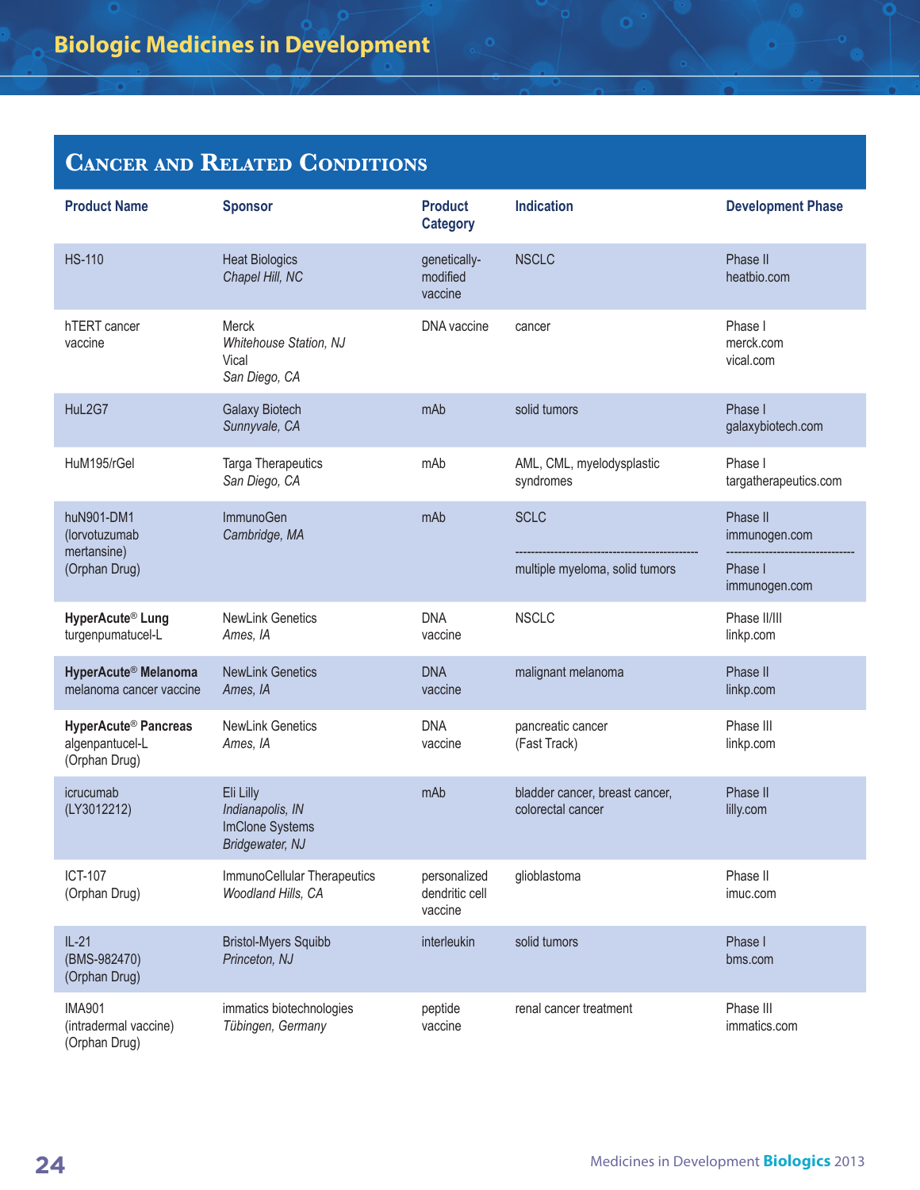## Cancer and Related Conditions

| Product Name | Sponsor | Product Category | Indication | Development Phase |
|---|---|---|---|---|
| HS-110 | Heat Biologics *Chapel Hill, NC* | genetically-modified vaccine | NSCLC | Phase II heatbio.com |
| hTERT cancer vaccine | Merck *Whitehouse Station, NJ* Vical *San Diego, CA* | DNA vaccine | cancer | Phase I merck.com vical.com |
| HuL2G7 | Galaxy Biotech *Sunnyvale, CA* | mAb | solid tumors | Phase I galaxybiotech.com |
| HuM195/rGel | Targa Therapeutics *San Diego, CA* | mAb | AML, CML, myelodysplastic syndromes | Phase I targatherapeutics.com |
| huN901-DM1 (lorvotuzumab mertansine) (Orphan Drug) | ImmunoGen *Cambridge, MA* | mAb | SCLC | Phase II immunogen.com |
| | | | multiple myeloma, solid tumors | Phase I immunogen.com |
| **HyperAcute® Lung** turgenpumatucel-L | NewLink Genetics *Ames, IA* | DNA vaccine | NSCLC | Phase II/III linkp.com |
| **HyperAcute® Melanoma** melanoma cancer vaccine | NewLink Genetics *Ames, IA* | DNA vaccine | malignant melanoma | Phase II linkp.com |
| **HyperAcute® Pancreas** algenpantucel-L (Orphan Drug) | NewLink Genetics *Ames, IA* | DNA vaccine | pancreatic cancer (Fast Track) | Phase III linkp.com |
| icrucumab (LY3012212) | Eli Lilly *Indianapolis, IN* ImClone Systems *Bridgewater, NJ* | mAb | bladder cancer, breast cancer, colorectal cancer | Phase II lilly.com |
| ICT-107 (Orphan Drug) | ImmunoCellular Therapeutics *Woodland Hills, CA* | personalized dendritic cell vaccine | glioblastoma | Phase II imuc.com |
| IL-21 (BMS-982470) (Orphan Drug) | Bristol-Myers Squibb *Princeton, NJ* | interleukin | solid tumors | Phase I bms.com |
| IMA901 (intradermal vaccine) (Orphan Drug) | immatics biotechnologies *Tübingen, Germany* | peptide vaccine | renal cancer treatment | Phase III immatics.com |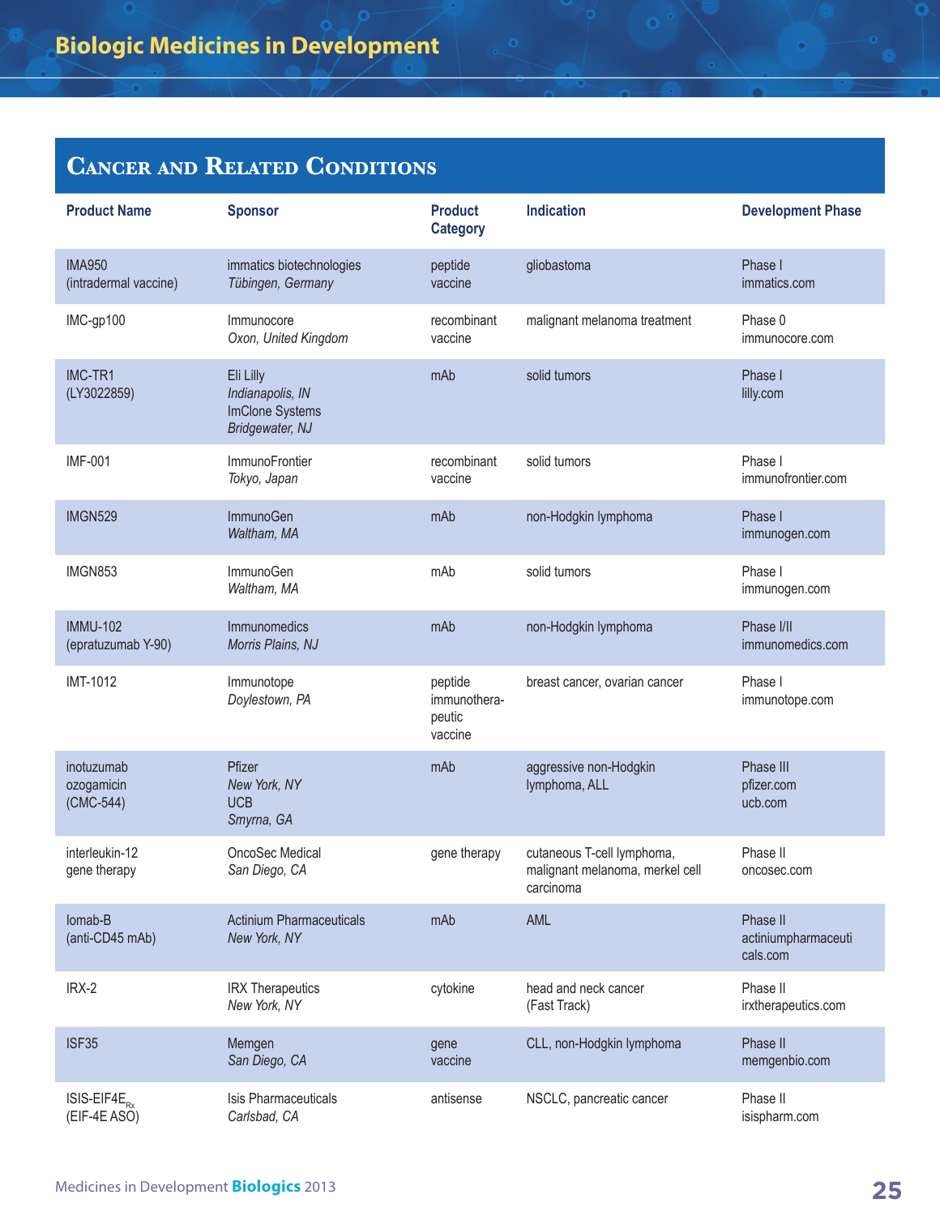## Cancer and Related Conditions

| Product Name | Sponsor | Product Category | Indication | Development Phase |
|---|---|---|---|---|
| IMA950 (intradermal vaccine) | immatics biotechnologies *Tübingen, Germany* | peptide vaccine | glioblastoma | Phase I immatics.com |
| IMC-gp100 | Immunocore *Oxon, United Kingdom* | recombinant vaccine | malignant melanoma treatment | Phase 0 immunocore.com |
| IMC-TR1 (LY3022859) | Eli Lilly *Indianapolis, IN* ImClone Systems *Bridgewater, NJ* | mAb | solid tumors | Phase I lilly.com |
| IMF-001 | ImmunoFrontier *Tokyo, Japan* | recombinant vaccine | solid tumors | Phase I immunofrontier.com |
| IMGN529 | ImmunoGen *Waltham, MA* | mAb | non-Hodgkin lymphoma | Phase I immunogen.com |
| IMGN853 | ImmunoGen *Waltham, MA* | mAb | solid tumors | Phase I immunogen.com |
| IMMU-102 (epratuzumab Y-90) | Immunomedics *Morris Plains, NJ* | mAb | non-Hodgkin lymphoma | Phase I/II immunomedics.com |
| IMT-1012 | Immunotope *Doylestown, PA* | peptide immunotherapeutic vaccine | breast cancer, ovarian cancer | Phase I immunotope.com |
| inotuzumab ozogamicin (CMC-544) | Pfizer *New York, NY* UCB *Smyrna, GA* | mAb | aggressive non-Hodgkin lymphoma, ALL | Phase III pfizer.com ucb.com |
| interleukin-12 gene therapy | OncoSec Medical *San Diego, CA* | gene therapy | cutaneous T-cell lymphoma, malignant melanoma, merkel cell carcinoma | Phase II oncosec.com |
| Iomab-B (anti-CD45 mAb) | Actinium Pharmaceuticals *New York, NY* | mAb | AML | Phase II actiniumpharmaceuticals.com |
| IRX-2 | IRX Therapeutics *New York, NY* | cytokine | head and neck cancer (Fast Track) | Phase II irxtherapeutics.com |
| ISF35 | Memgen *San Diego, CA* | gene vaccine | CLL, non-Hodgkin lymphoma | Phase II memgenbio.com |
| ISIS-EIF4E$_{Rx}$ (EIF-4E ASO) | Isis Pharmaceuticals *Carlsbad, CA* | antisense | NSCLC, pancreatic cancer | Phase II isispharm.com |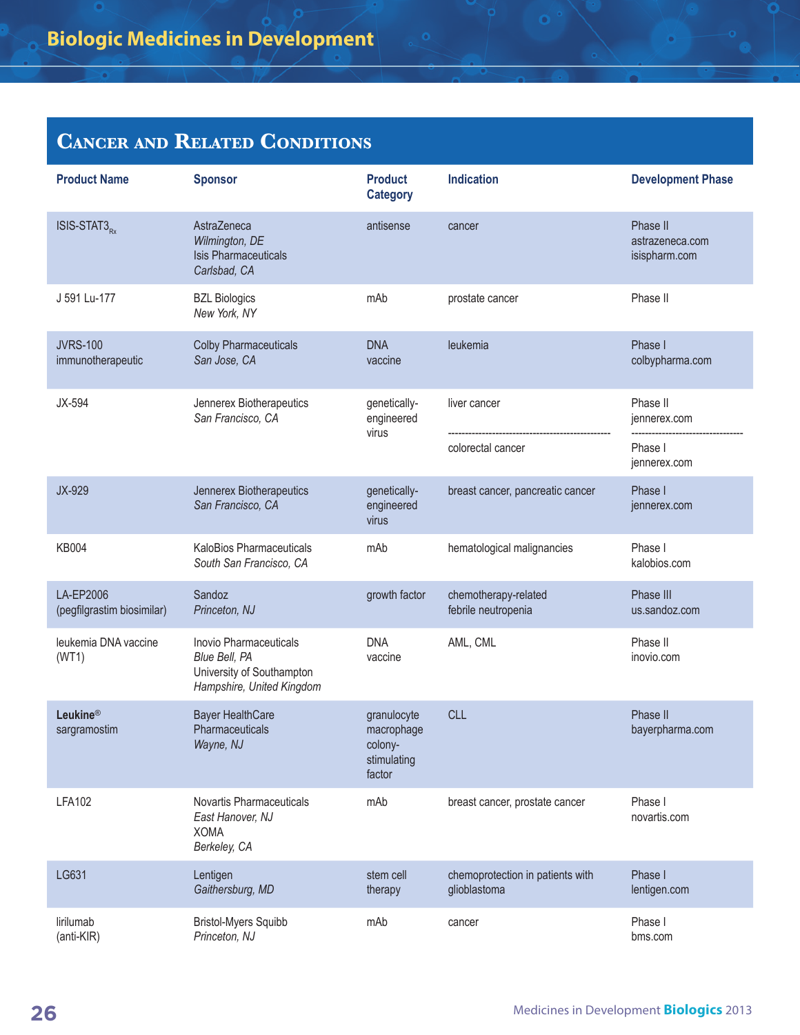## Cancer and Related Conditions

| Product Name | Sponsor | Product Category | Indication | Development Phase |
|---|---|---|---|---|
| ISIS-STAT3$_{Rx}$ | AstraZeneca *Wilmington, DE* Isis Pharmaceuticals *Carlsbad, CA* | antisense | cancer | Phase II astrazeneca.com isispharm.com |
| J 591 Lu-177 | BZL Biologics *New York, NY* | mAb | prostate cancer | Phase II |
| JVRS-100 immunotherapeutic | Colby Pharmaceuticals *San Jose, CA* | DNA vaccine | leukemia | Phase I colbypharma.com |
| JX-594 | Jennerex Biotherapeutics *San Francisco, CA* | genetically-engineered virus | liver cancer | Phase II jennerex.com |
| | | | colorectal cancer | Phase I jennerex.com |
| JX-929 | Jennerex Biotherapeutics *San Francisco, CA* | genetically-engineered virus | breast cancer, pancreatic cancer | Phase I jennerex.com |
| KB004 | KaloBios Pharmaceuticals *South San Francisco, CA* | mAb | hematological malignancies | Phase I kalobios.com |
| LA-EP2006 (pegfilgrastim biosimilar) | Sandoz *Princeton, NJ* | growth factor | chemotherapy-related febrile neutropenia | Phase III us.sandoz.com |
| leukemia DNA vaccine (WT1) | Inovio Pharmaceuticals *Blue Bell, PA* University of Southampton *Hampshire, United Kingdom* | DNA vaccine | AML, CML | Phase II inovio.com |
| **Leukine®** sargramostim | Bayer HealthCare Pharmaceuticals *Wayne, NJ* | granulocyte macrophage colony-stimulating factor | CLL | Phase II bayerpharma.com |
| LFA102 | Novartis Pharmaceuticals *East Hanover, NJ* XOMA *Berkeley, CA* | mAb | breast cancer, prostate cancer | Phase I novartis.com |
| LG631 | Lentigen *Gaithersburg, MD* | stem cell therapy | chemoprotection in patients with glioblastoma | Phase I lentigen.com |
| lirilumab (anti-KIR) | Bristol-Myers Squibb *Princeton, NJ* | mAb | cancer | Phase I bms.com |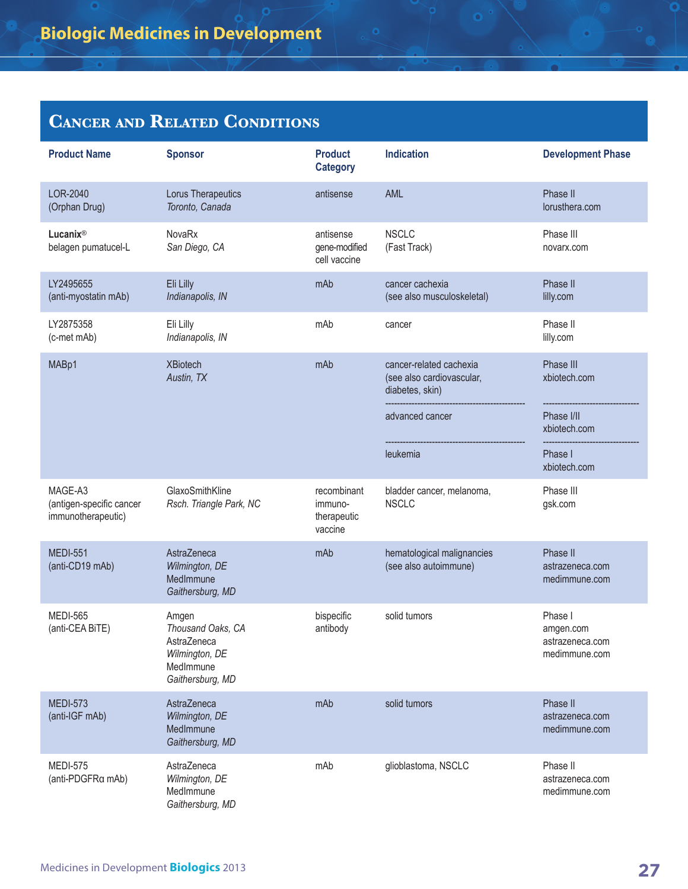## Cancer and Related Conditions

| Product Name | Sponsor | Product Category | Indication | Development Phase |
|---|---|---|---|---|
| LOR-2040 (Orphan Drug) | Lorus Therapeutics *Toronto, Canada* | antisense | AML | Phase II lorusthera.com |
| **Lucanix®** belagen pumatucel-L | NovaRx *San Diego, CA* | antisense gene-modified cell vaccine | NSCLC (Fast Track) | Phase III novarx.com |
| LY2495655 (anti-myostatin mAb) | Eli Lilly *Indianapolis, IN* | mAb | cancer cachexia (see also musculoskeletal) | Phase II lilly.com |
| LY2875358 (c-met mAb) | Eli Lilly *Indianapolis, IN* | mAb | cancer | Phase II lilly.com |
| MABp1 | XBiotech *Austin, TX* | mAb | cancer-related cachexia (see also cardiovascular, diabetes, skin) | Phase III xbiotech.com |
| | | | advanced cancer | Phase I/II xbiotech.com |
| | | | leukemia | Phase I xbiotech.com |
| MAGE-A3 (antigen-specific cancer immunotherapeutic) | GlaxoSmithKline *Rsch. Triangle Park, NC* | recombinant immuno-therapeutic vaccine | bladder cancer, melanoma, NSCLC | Phase III gsk.com |
| MEDI-551 (anti-CD19 mAb) | AstraZeneca *Wilmington, DE* MedImmune *Gaithersburg, MD* | mAb | hematological malignancies (see also autoimmune) | Phase II astrazeneca.com medimmune.com |
| MEDI-565 (anti-CEA BiTE) | Amgen *Thousand Oaks, CA* AstraZeneca *Wilmington, DE* MedImmune *Gaithersburg, MD* | bispecific antibody | solid tumors | Phase I amgen.com astrazeneca.com medimmune.com |
| MEDI-573 (anti-IGF mAb) | AstraZeneca *Wilmington, DE* MedImmune *Gaithersburg, MD* | mAb | solid tumors | Phase II astrazeneca.com medimmune.com |
| MEDI-575 (anti-PDGFRα mAb) | AstraZeneca *Wilmington, DE* MedImmune *Gaithersburg, MD* | mAb | glioblastoma, NSCLC | Phase II astrazeneca.com medimmune.com |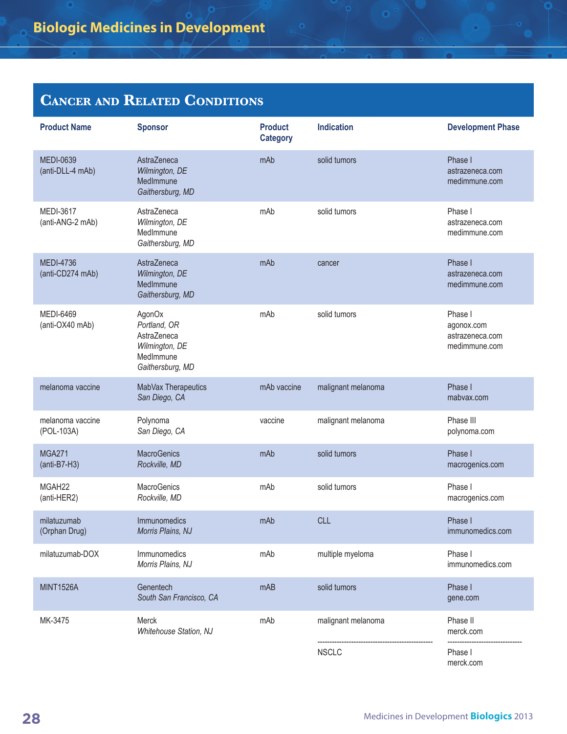# Biologic Medicines in Development

## Cancer and Related Conditions

| Product Name | Sponsor | Product Category | Indication | Development Phase |
|---|---|---|---|---|
| MEDI-0639 (anti-DLL-4 mAb) | AstraZeneca *Wilmington, DE* MedImmune *Gaithersburg, MD* | mAb | solid tumors | Phase I astrazeneca.com medimmune.com |
| MEDI-3617 (anti-ANG-2 mAb) | AstraZeneca *Wilmington, DE* MedImmune *Gaithersburg, MD* | mAb | solid tumors | Phase I astrazeneca.com medimmune.com |
| MEDI-4736 (anti-CD274 mAb) | AstraZeneca *Wilmington, DE* MedImmune *Gaithersburg, MD* | mAb | cancer | Phase I astrazeneca.com medimmune.com |
| MEDI-6469 (anti-OX40 mAb) | AgonOx *Portland, OR* AstraZeneca *Wilmington, DE* MedImmune *Gaithersburg, MD* | mAb | solid tumors | Phase I agonox.com astrazeneca.com medimmune.com |
| melanoma vaccine | MabVax Therapeutics *San Diego, CA* | mAb vaccine | malignant melanoma | Phase I mabvax.com |
| melanoma vaccine (POL-103A) | Polynoma *San Diego, CA* | vaccine | malignant melanoma | Phase III polynoma.com |
| MGA271 (anti-B7-H3) | MacroGenics *Rockville, MD* | mAb | solid tumors | Phase I macrogenics.com |
| MGAH22 (anti-HER2) | MacroGenics *Rockville, MD* | mAb | solid tumors | Phase I macrogenics.com |
| milatuzumab (Orphan Drug) | Immunomedics *Morris Plains, NJ* | mAb | CLL | Phase I immunomedics.com |
| milatuzumab-DOX | Immunomedics *Morris Plains, NJ* | mAb | multiple myeloma | Phase I immunomedics.com |
| MINT1526A | Genentech *South San Francisco, CA* | mAB | solid tumors | Phase I gene.com |
| MK-3475 | Merck *Whitehouse Station, NJ* | mAb | malignant melanoma | Phase II merck.com |
| | | | NSCLC | Phase I merck.com |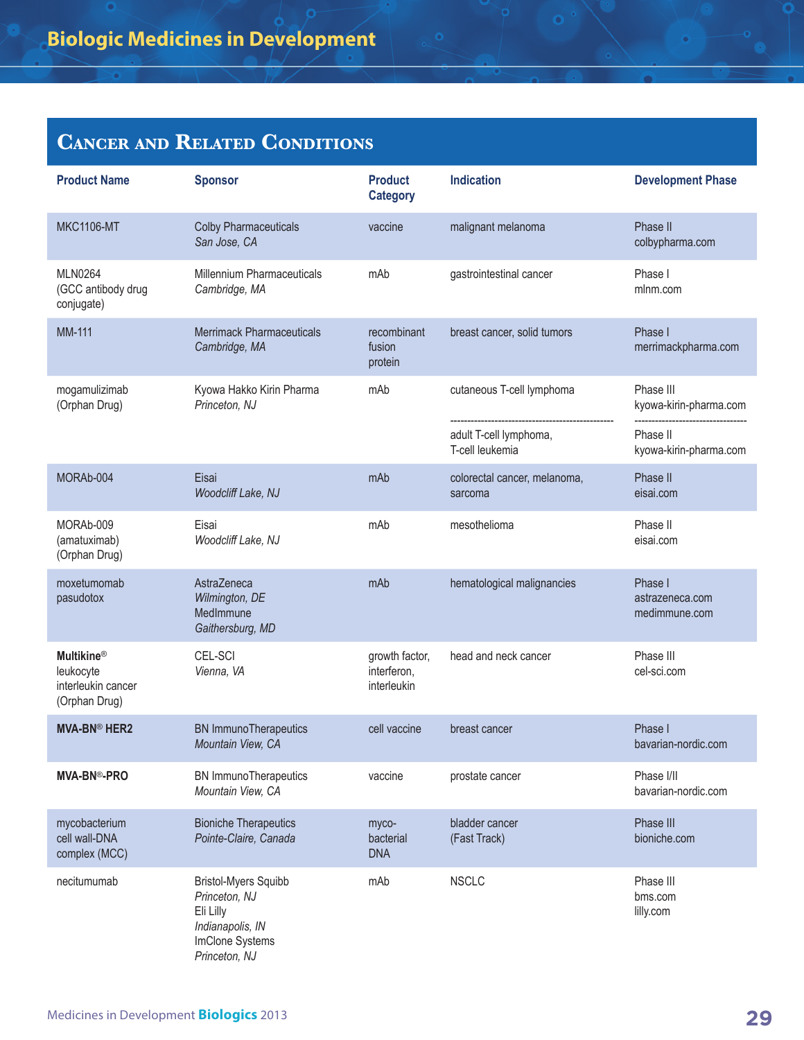# Biologic Medicines in Development

## Cancer and Related Conditions

| Product Name | Sponsor | Product Category | Indication | Development Phase |
|---|---|---|---|---|
| MKC1106-MT | Colby Pharmaceuticals *San Jose, CA* | vaccine | malignant melanoma | Phase II colbypharma.com |
| MLN0264 (GCC antibody drug conjugate) | Millennium Pharmaceuticals *Cambridge, MA* | mAb | gastrointestinal cancer | Phase I mlnm.com |
| MM-111 | Merrimack Pharmaceuticals *Cambridge, MA* | recombinant fusion protein | breast cancer, solid tumors | Phase I merrimackpharma.com |
| mogamulizimab (Orphan Drug) | Kyowa Hakko Kirin Pharma *Princeton, NJ* | mAb | cutaneous T-cell lymphoma | Phase III kyowa-kirin-pharma.com |
| | | | adult T-cell lymphoma, T-cell leukemia | Phase II kyowa-kirin-pharma.com |
| MORAb-004 | Eisai *Woodcliff Lake, NJ* | mAb | colorectal cancer, melanoma, sarcoma | Phase II eisai.com |
| MORAb-009 (amatuximab) (Orphan Drug) | Eisai *Woodcliff Lake, NJ* | mAb | mesothelioma | Phase II eisai.com |
| moxetumomab pasudotox | AstraZeneca *Wilmington, DE* MedImmune *Gaithersburg, MD* | mAb | hematological malignancies | Phase I astrazeneca.com medimmune.com |
| **Multikine®** leukocyte interleukin cancer (Orphan Drug) | CEL-SCI *Vienna, VA* | growth factor, interferon, interleukin | head and neck cancer | Phase III cel-sci.com |
| **MVA-BN® HER2** | BN ImmunoTherapeutics *Mountain View, CA* | cell vaccine | breast cancer | Phase I bavarian-nordic.com |
| **MVA-BN®-PRO** | BN ImmunoTherapeutics *Mountain View, CA* | vaccine | prostate cancer | Phase I/II bavarian-nordic.com |
| mycobacterium cell wall-DNA complex (MCC) | Bioniche Therapeutics *Pointe-Claire, Canada* | myco-bacterial DNA | bladder cancer (Fast Track) | Phase III bioniche.com |
| necitumumab | Bristol-Myers Squibb *Princeton, NJ* Eli Lilly *Indianapolis, IN* ImClone Systems *Princeton, NJ* | mAb | NSCLC | Phase III bms.com lilly.com |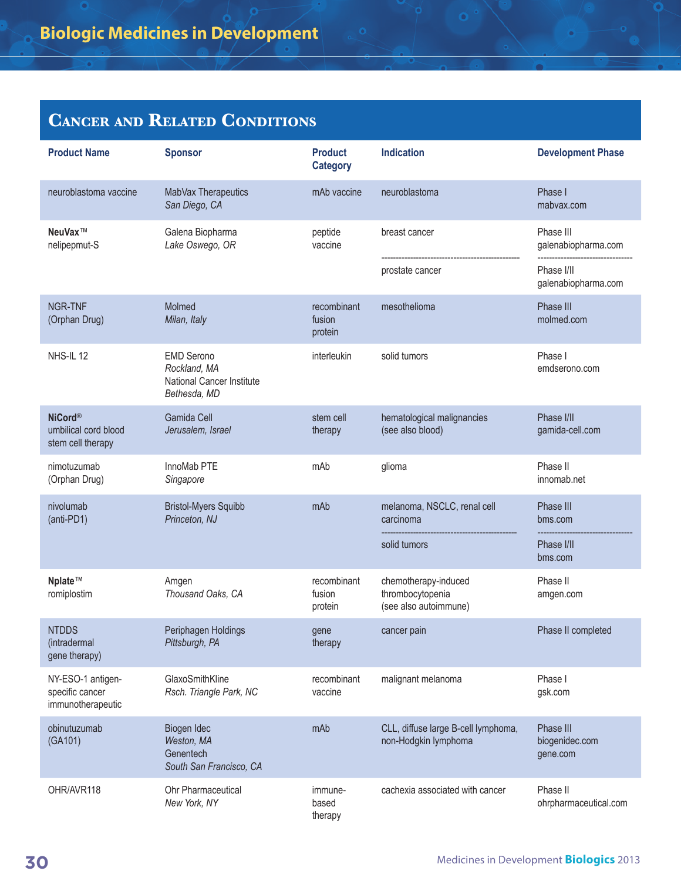## Cancer and Related Conditions

| Product Name | Sponsor | Product Category | Indication | Development Phase |
|---|---|---|---|---|
| neuroblastoma vaccine | MabVax Therapeutics *San Diego, CA* | mAb vaccine | neuroblastoma | Phase I mabvax.com |
| **NeuVax™** nelipepmut-S | Galena Biopharma *Lake Oswego, OR* | peptide vaccine | breast cancer | Phase III galenabiopharma.com |
| | | | prostate cancer | Phase I/II galenabiopharma.com |
| NGR-TNF (Orphan Drug) | Molmed *Milan, Italy* | recombinant fusion protein | mesothelioma | Phase III molmed.com |
| NHS-IL 12 | EMD Serono *Rockland, MA* National Cancer Institute *Bethesda, MD* | interleukin | solid tumors | Phase I emdserono.com |
| **NiCord®** umbilical cord blood stem cell therapy | Gamida Cell *Jerusalem, Israel* | stem cell therapy | hematological malignancies (see also blood) | Phase I/II gamida-cell.com |
| nimotuzumab (Orphan Drug) | InnoMab PTE *Singapore* | mAb | glioma | Phase II innomab.net |
| nivolumab (anti-PD1) | Bristol-Myers Squibb *Princeton, NJ* | mAb | melanoma, NSCLC, renal cell carcinoma | Phase III bms.com |
| | | | solid tumors | Phase I/II bms.com |
| **Nplate™** romiplostim | Amgen *Thousand Oaks, CA* | recombinant fusion protein | chemotherapy-induced thrombocytopenia (see also autoimmune) | Phase II amgen.com |
| NTDDS (intradermal gene therapy) | Periphagen Holdings *Pittsburgh, PA* | gene therapy | cancer pain | Phase II completed |
| NY-ESO-1 antigen-specific cancer immunotherapeutic | GlaxoSmithKline *Rsch. Triangle Park, NC* | recombinant vaccine | malignant melanoma | Phase I gsk.com |
| obinutuzumab (GA101) | Biogen Idec *Weston, MA* Genentech *South San Francisco, CA* | mAb | CLL, diffuse large B-cell lymphoma, non-Hodgkin lymphoma | Phase III biogenidec.com gene.com |
| OHR/AVR118 | Ohr Pharmaceutical *New York, NY* | immune-based therapy | cachexia associated with cancer | Phase II ohrpharmaceutical.com |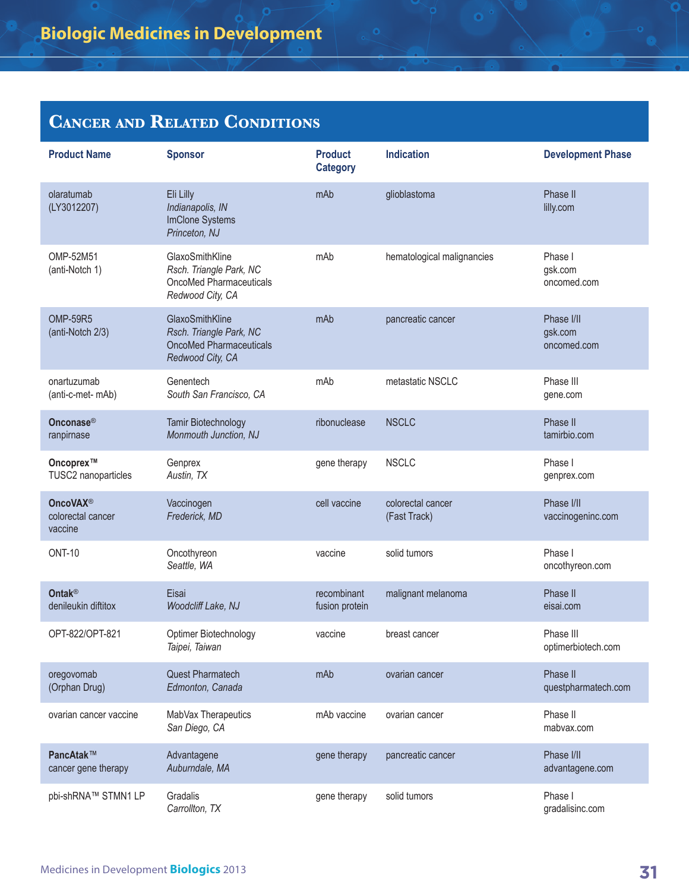## Cancer and Related Conditions

| Product Name | Sponsor | Product Category | Indication | Development Phase |
|---|---|---|---|---|
| olaratumab (LY3012207) | Eli Lilly *Indianapolis, IN* ImClone Systems *Princeton, NJ* | mAb | glioblastoma | Phase II lilly.com |
| OMP-52M51 (anti-Notch 1) | GlaxoSmithKline *Rsch. Triangle Park, NC* OncoMed Pharmaceuticals *Redwood City, CA* | mAb | hematological malignancies | Phase I gsk.com oncomed.com |
| OMP-59R5 (anti-Notch 2/3) | GlaxoSmithKline *Rsch. Triangle Park, NC* OncoMed Pharmaceuticals *Redwood City, CA* | mAb | pancreatic cancer | Phase I/II gsk.com oncomed.com |
| onartuzumab (anti-c-met- mAb) | Genentech *South San Francisco, CA* | mAb | metastatic NSCLC | Phase III gene.com |
| **Onconase®** ranpirnase | Tamir Biotechnology *Monmouth Junction, NJ* | ribonuclease | NSCLC | Phase II tamirbio.com |
| **Oncoprex™** TUSC2 nanoparticles | Genprex *Austin, TX* | gene therapy | NSCLC | Phase I genprex.com |
| **OncoVAX®** colorectal cancer vaccine | Vaccinogen *Frederick, MD* | cell vaccine | colorectal cancer (Fast Track) | Phase I/II vaccinogeninc.com |
| ONT-10 | Oncothyreon *Seattle, WA* | vaccine | solid tumors | Phase I oncothyreon.com |
| **Ontak®** denileukin diftitox | Eisai *Woodcliff Lake, NJ* | recombinant fusion protein | malignant melanoma | Phase II eisai.com |
| OPT-822/OPT-821 | Optimer Biotechnology *Taipei, Taiwan* | vaccine | breast cancer | Phase III optimerbiotech.com |
| oregovomab (Orphan Drug) | Quest Pharmatech *Edmonton, Canada* | mAb | ovarian cancer | Phase II questpharmatech.com |
| ovarian cancer vaccine | MabVax Therapeutics *San Diego, CA* | mAb vaccine | ovarian cancer | Phase II mabvax.com |
| **PancAtak™** cancer gene therapy | Advantagene *Auburndale, MA* | gene therapy | pancreatic cancer | Phase I/II advantagene.com |
| pbi-shRNA™ STMN1 LP | Gradalis *Carrollton, TX* | gene therapy | solid tumors | Phase I gradalisinc.com |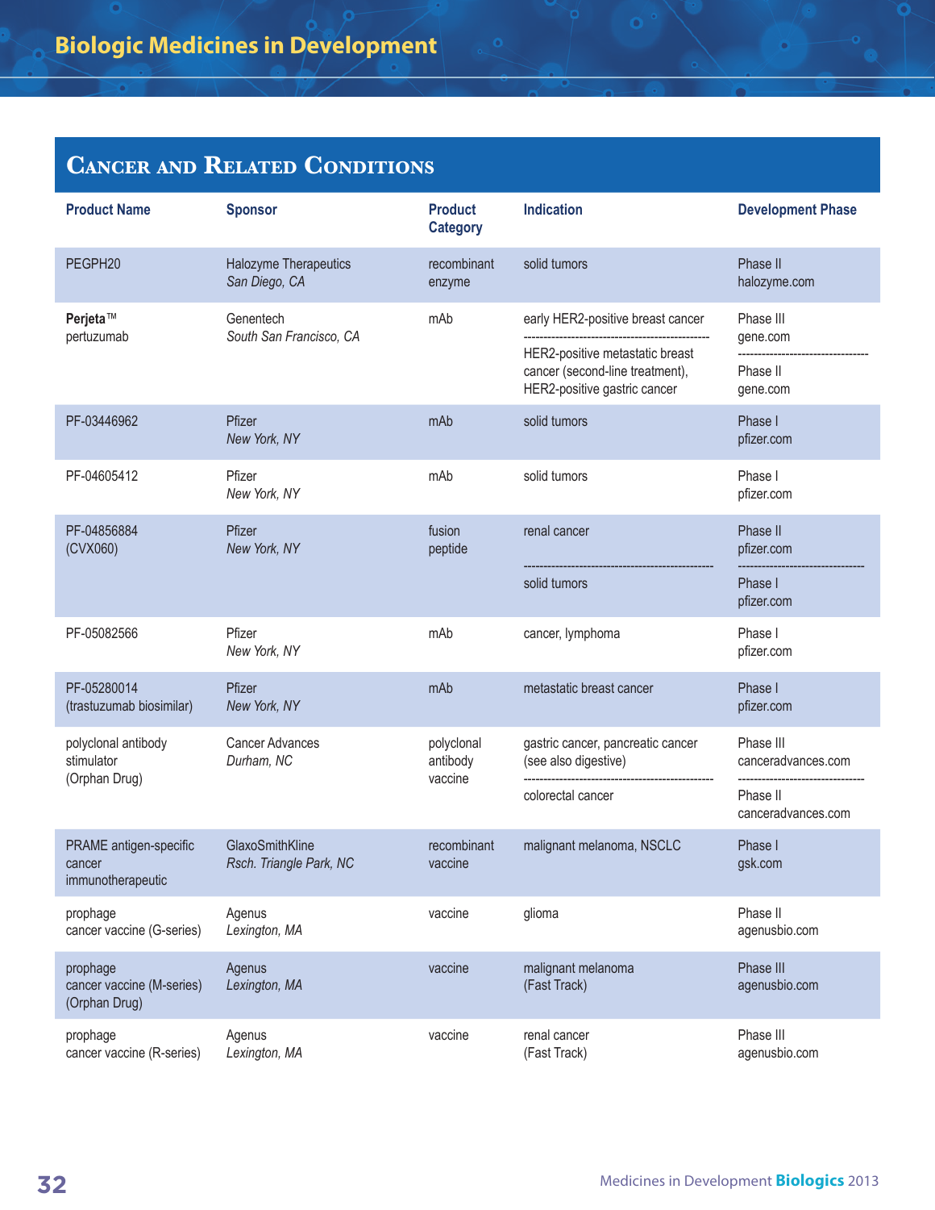## Cancer and Related Conditions

| Product Name | Sponsor | Product Category | Indication | Development Phase |
|---|---|---|---|---|
| PEGPH20 | Halozyme Therapeutics *San Diego, CA* | recombinant enzyme | solid tumors | Phase II halozyme.com |
| **Perjeta™** pertuzumab | Genentech *South San Francisco, CA* | mAb | early HER2-positive breast cancer | Phase III gene.com |
| | | | HER2-positive metastatic breast cancer (second-line treatment), HER2-positive gastric cancer | Phase II gene.com |
| PF-03446962 | Pfizer *New York, NY* | mAb | solid tumors | Phase I pfizer.com |
| PF-04605412 | Pfizer *New York, NY* | mAb | solid tumors | Phase I pfizer.com |
| PF-04856884 (CVX060) | Pfizer *New York, NY* | fusion peptide | renal cancer | Phase II pfizer.com |
| | | | solid tumors | Phase I pfizer.com |
| PF-05082566 | Pfizer *New York, NY* | mAb | cancer, lymphoma | Phase I pfizer.com |
| PF-05280014 (trastuzumab biosimilar) | Pfizer *New York, NY* | mAb | metastatic breast cancer | Phase I pfizer.com |
| polyclonal antibody stimulator (Orphan Drug) | Cancer Advances *Durham, NC* | polyclonal antibody vaccine | gastric cancer, pancreatic cancer (see also digestive) | Phase III canceradvances.com |
| | | | colorectal cancer | Phase II canceradvances.com |
| PRAME antigen-specific cancer immunotherapeutic | GlaxoSmithKline *Rsch. Triangle Park, NC* | recombinant vaccine | malignant melanoma, NSCLC | Phase I gsk.com |
| prophage cancer vaccine (G-series) | Agenus *Lexington, MA* | vaccine | glioma | Phase II agenusbio.com |
| prophage cancer vaccine (M-series) (Orphan Drug) | Agenus *Lexington, MA* | vaccine | malignant melanoma (Fast Track) | Phase III agenusbio.com |
| prophage cancer vaccine (R-series) | Agenus *Lexington, MA* | vaccine | renal cancer (Fast Track) | Phase III agenusbio.com |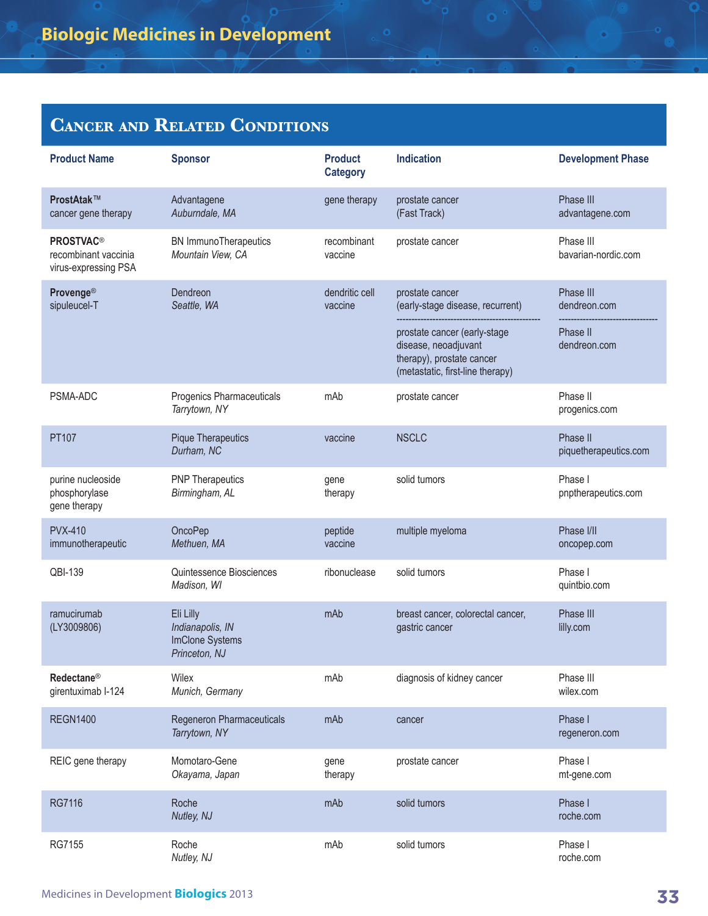## Cancer and Related Conditions

| Product Name | Sponsor | Product Category | Indication | Development Phase |
|---|---|---|---|---|
| **ProstAtak™** cancer gene therapy | Advantagene *Auburndale, MA* | gene therapy | prostate cancer (Fast Track) | Phase III advantagene.com |
| **PROSTVAC®** recombinant vaccinia virus-expressing PSA | BN ImmunoTherapeutics *Mountain View, CA* | recombinant vaccine | prostate cancer | Phase III bavarian-nordic.com |
| **Provenge®** sipuleucel-T | Dendreon *Seattle, WA* | dendritic cell vaccine | prostate cancer (early-stage disease, recurrent) | Phase III dendreon.com |
| | | | prostate cancer (early-stage disease, neoadjuvant therapy), prostate cancer (metastatic, first-line therapy) | Phase II dendreon.com |
| PSMA-ADC | Progenics Pharmaceuticals *Tarrytown, NY* | mAb | prostate cancer | Phase II progenics.com |
| PT107 | Pique Therapeutics *Durham, NC* | vaccine | NSCLC | Phase II piquetherapeutics.com |
| purine nucleoside phosphorylase gene therapy | PNP Therapeutics *Birmingham, AL* | gene therapy | solid tumors | Phase I pnptherapeutics.com |
| PVX-410 immunotherapeutic | OncoPep *Methuen, MA* | peptide vaccine | multiple myeloma | Phase I/II oncopep.com |
| QBI-139 | Quintessence Biosciences *Madison, WI* | ribonuclease | solid tumors | Phase I quintbio.com |
| ramucirumab (LY3009806) | Eli Lilly *Indianapolis, IN* ImClone Systems *Princeton, NJ* | mAb | breast cancer, colorectal cancer, gastric cancer | Phase III lilly.com |
| **Redectane®** girentuximab I-124 | Wilex *Munich, Germany* | mAb | diagnosis of kidney cancer | Phase III wilex.com |
| REGN1400 | Regeneron Pharmaceuticals *Tarrytown, NY* | mAb | cancer | Phase I regeneron.com |
| REIC gene therapy | Momotaro-Gene *Okayama, Japan* | gene therapy | prostate cancer | Phase I mt-gene.com |
| RG7116 | Roche *Nutley, NJ* | mAb | solid tumors | Phase I roche.com |
| RG7155 | Roche *Nutley, NJ* | mAb | solid tumors | Phase I roche.com |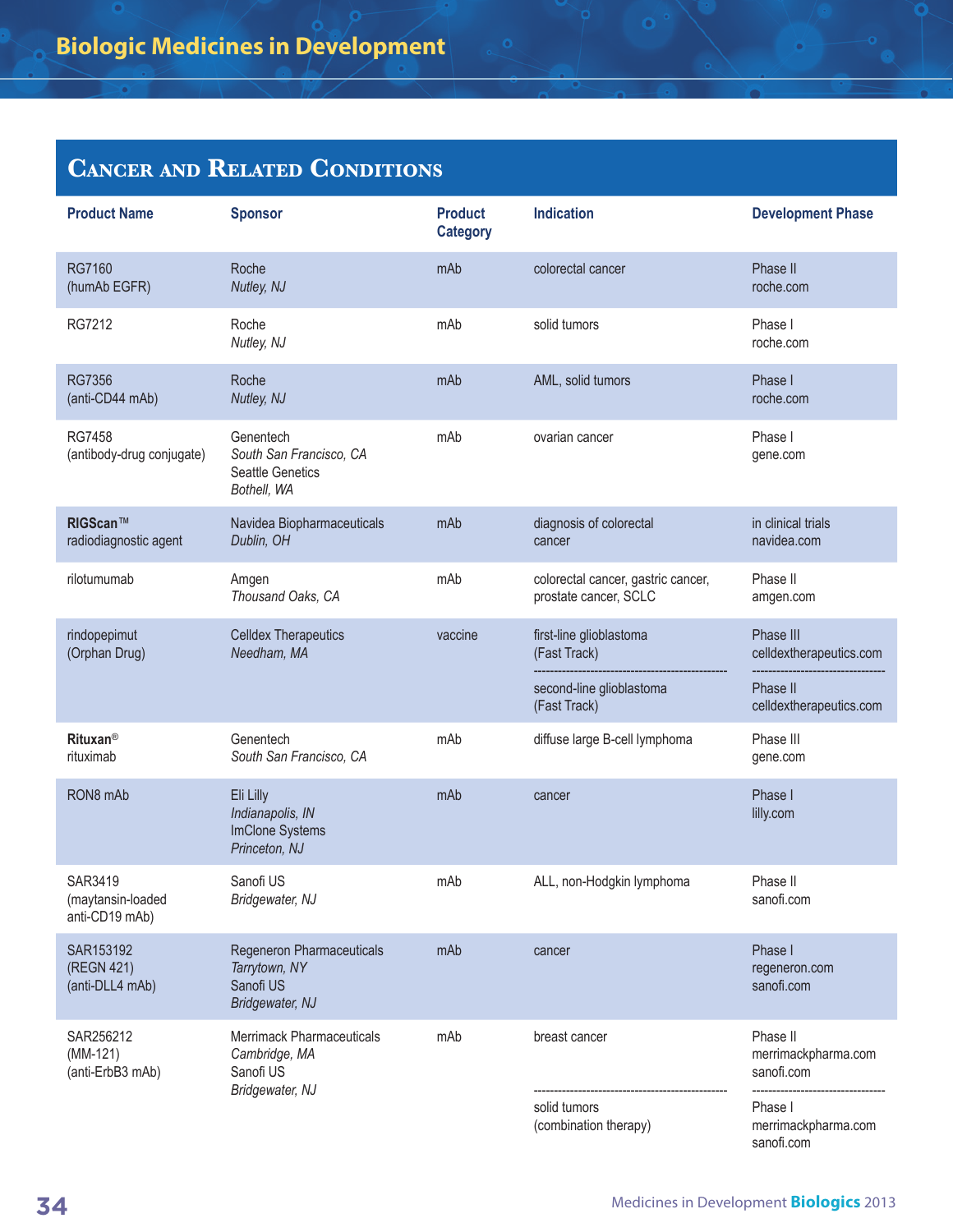## Cancer and Related Conditions

| Product Name | Sponsor | Product Category | Indication | Development Phase |
|---|---|---|---|---|
| RG7160 (humAb EGFR) | Roche *Nutley, NJ* | mAb | colorectal cancer | Phase II roche.com |
| RG7212 | Roche *Nutley, NJ* | mAb | solid tumors | Phase I roche.com |
| RG7356 (anti-CD44 mAb) | Roche *Nutley, NJ* | mAb | AML, solid tumors | Phase I roche.com |
| RG7458 (antibody-drug conjugate) | Genentech *South San Francisco, CA* Seattle Genetics *Bothell, WA* | mAb | ovarian cancer | Phase I gene.com |
| **RIGScan™** radiodiagnostic agent | Navidea Biopharmaceuticals *Dublin, OH* | mAb | diagnosis of colorectal cancer | in clinical trials navidea.com |
| rilotumumab | Amgen *Thousand Oaks, CA* | mAb | colorectal cancer, gastric cancer, prostate cancer, SCLC | Phase II amgen.com |
| rindopepimut (Orphan Drug) | Celldex Therapeutics *Needham, MA* | vaccine | first-line glioblastoma (Fast Track) | Phase III celldextherapeutics.com |
| | | | second-line glioblastoma (Fast Track) | Phase II celldextherapeutics.com |
| **Rituxan®** rituximab | Genentech *South San Francisco, CA* | mAb | diffuse large B-cell lymphoma | Phase III gene.com |
| RON8 mAb | Eli Lilly *Indianapolis, IN* ImClone Systems *Princeton, NJ* | mAb | cancer | Phase I lilly.com |
| SAR3419 (maytansin-loaded anti-CD19 mAb) | Sanofi US *Bridgewater, NJ* | mAb | ALL, non-Hodgkin lymphoma | Phase II sanofi.com |
| SAR153192 (REGN 421) (anti-DLL4 mAb) | Regeneron Pharmaceuticals *Tarrytown, NY* Sanofi US *Bridgewater, NJ* | mAb | cancer | Phase I regeneron.com sanofi.com |
| SAR256212 (MM-121) (anti-ErbB3 mAb) | Merrimack Pharmaceuticals *Cambridge, MA* Sanofi US *Bridgewater, NJ* | mAb | breast cancer | Phase II merrimackpharma.com sanofi.com |
| | | | solid tumors (combination therapy) | Phase I merrimackpharma.com sanofi.com |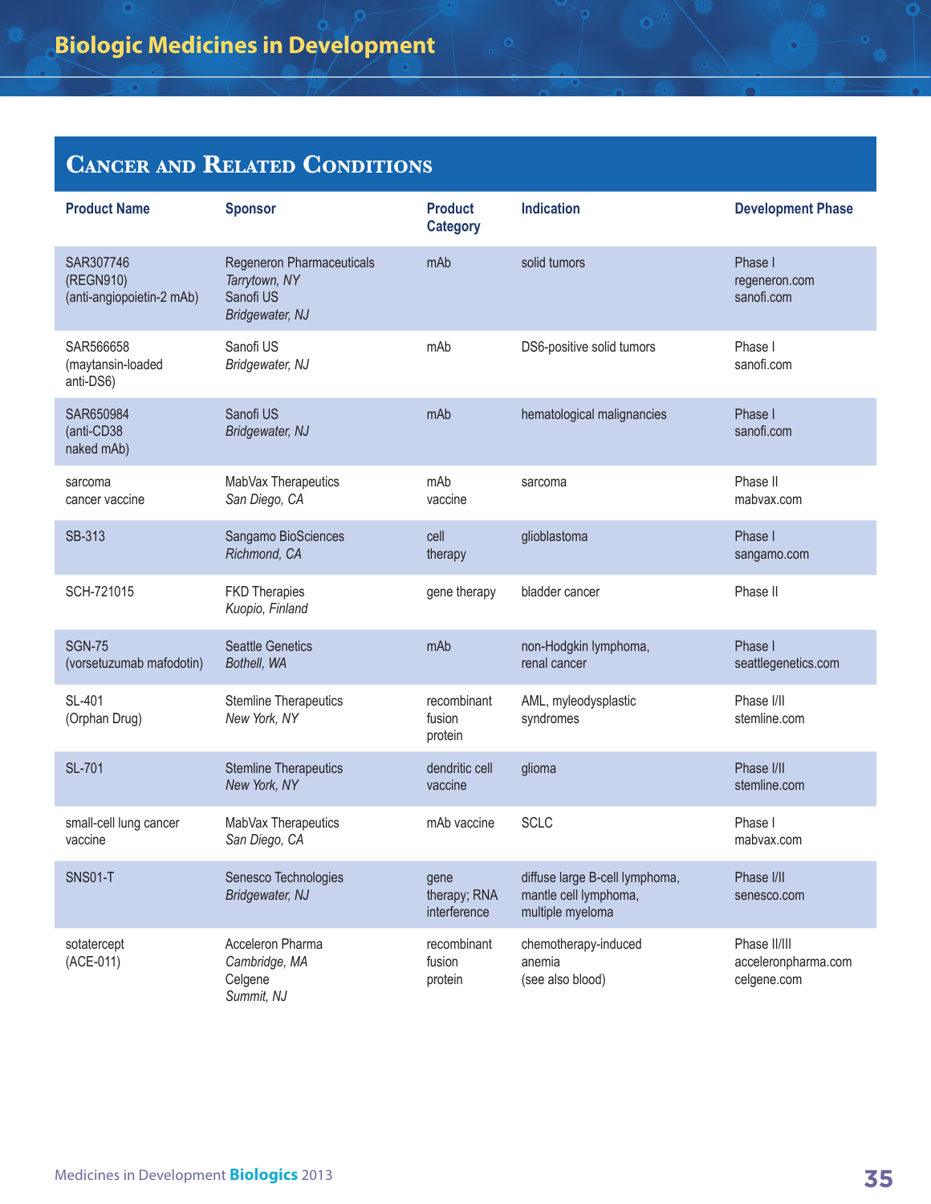# Biologic Medicines in Development

## Cancer and Related Conditions

| Product Name | Sponsor | Product Category | Indication | Development Phase |
|---|---|---|---|---|
| SAR307746 (REGN910) (anti-angiopoietin-2 mAb) | Regeneron Pharmaceuticals *Tarrytown, NY* Sanofi US *Bridgewater, NJ* | mAb | solid tumors | Phase I regeneron.com sanofi.com |
| SAR566658 (maytansin-loaded anti-DS6) | Sanofi US *Bridgewater, NJ* | mAb | DS6-positive solid tumors | Phase I sanofi.com |
| SAR650984 (anti-CD38 naked mAb) | Sanofi US *Bridgewater, NJ* | mAb | hematological malignancies | Phase I sanofi.com |
| sarcoma cancer vaccine | MabVax Therapeutics *San Diego, CA* | mAb vaccine | sarcoma | Phase II mabvax.com |
| SB-313 | Sangamo BioSciences *Richmond, CA* | cell therapy | glioblastoma | Phase I sangamo.com |
| SCH-721015 | FKD Therapies *Kuopio, Finland* | gene therapy | bladder cancer | Phase II |
| SGN-75 (vorsetuzumab mafodotin) | Seattle Genetics *Bothell, WA* | mAb | non-Hodgkin lymphoma, renal cancer | Phase I seattlegenetics.com |
| SL-401 (Orphan Drug) | Stemline Therapeutics *New York, NY* | recombinant fusion protein | AML, myleodysplastic syndromes | Phase I/II stemline.com |
| SL-701 | Stemline Therapeutics *New York, NY* | dendritic cell vaccine | glioma | Phase I/II stemline.com |
| small-cell lung cancer vaccine | MabVax Therapeutics *San Diego, CA* | mAb vaccine | SCLC | Phase I mabvax.com |
| SNS01-T | Senesco Technologies *Bridgewater, NJ* | gene therapy; RNA interference | diffuse large B-cell lymphoma, mantle cell lymphoma, multiple myeloma | Phase I/II senesco.com |
| sotatercept (ACE-011) | Acceleron Pharma *Cambridge, MA* Celgene *Summit, NJ* | recombinant fusion protein | chemotherapy-induced anemia (see also blood) | Phase II/III acceleronpharma.com celgene.com |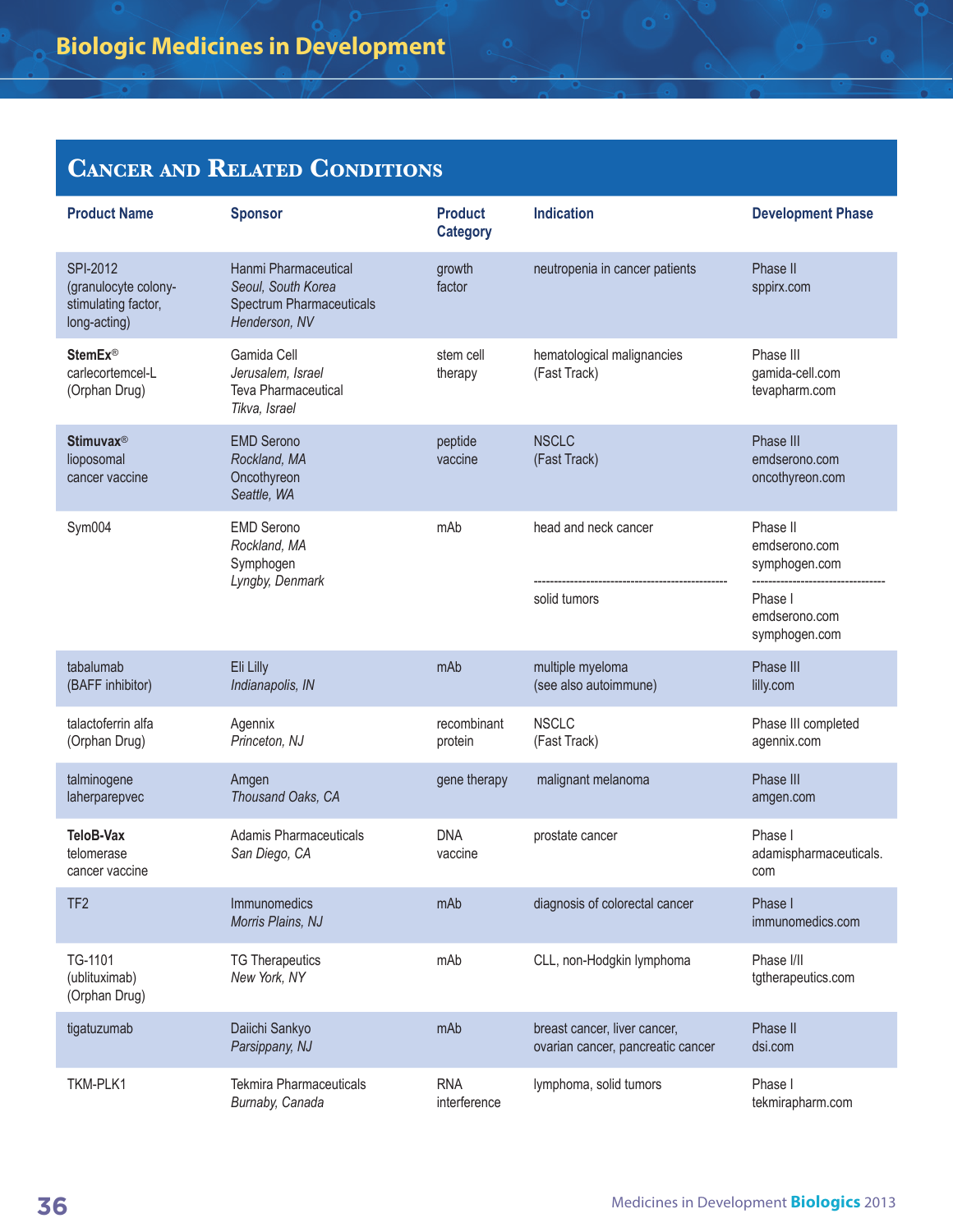## Cancer and Related Conditions

| Product Name | Sponsor | Product Category | Indication | Development Phase |
|---|---|---|---|---|
| SPI-2012 (granulocyte colony-stimulating factor, long-acting) | Hanmi Pharmaceutical *Seoul, South Korea* Spectrum Pharmaceuticals *Henderson, NV* | growth factor | neutropenia in cancer patients | Phase II sppirx.com |
| **StemEx**® carlecortemcel-L (Orphan Drug) | Gamida Cell *Jerusalem, Israel* Teva Pharmaceutical *Tikva, Israel* | stem cell therapy | hematological malignancies (Fast Track) | Phase III gamida-cell.com tevapharm.com |
| **Stimuvax**® liposomal cancer vaccine | EMD Serono *Rockland, MA* Oncothyreon *Seattle, WA* | peptide vaccine | NSCLC (Fast Track) | Phase III emdserono.com oncothyreon.com |
| Sym004 | EMD Serono *Rockland, MA* Symphogen *Lyngby, Denmark* | mAb | head and neck cancer | Phase II emdserono.com symphogen.com |
| | | | solid tumors | Phase I emdserono.com symphogen.com |
| tabalumab (BAFF inhibitor) | Eli Lilly *Indianapolis, IN* | mAb | multiple myeloma (see also autoimmune) | Phase III lilly.com |
| talactoferrin alfa (Orphan Drug) | Agennix *Princeton, NJ* | recombinant protein | NSCLC (Fast Track) | Phase III completed agennix.com |
| talminogene laherparepvec | Amgen *Thousand Oaks, CA* | gene therapy | malignant melanoma | Phase III amgen.com |
| **TeloB-Vax** telomerase cancer vaccine | Adamis Pharmaceuticals *San Diego, CA* | DNA vaccine | prostate cancer | Phase I adamispharmaceuticals.com |
| TF2 | Immunomedics *Morris Plains, NJ* | mAb | diagnosis of colorectal cancer | Phase I immunomedics.com |
| TG-1101 (ublituximab) (Orphan Drug) | TG Therapeutics *New York, NY* | mAb | CLL, non-Hodgkin lymphoma | Phase I/II tgtherapeutics.com |
| tigatuzumab | Daiichi Sankyo *Parsippany, NJ* | mAb | breast cancer, liver cancer, ovarian cancer, pancreatic cancer | Phase II dsi.com |
| TKM-PLK1 | Tekmira Pharmaceuticals *Burnaby, Canada* | RNA interference | lymphoma, solid tumors | Phase I tekmirapharm.com |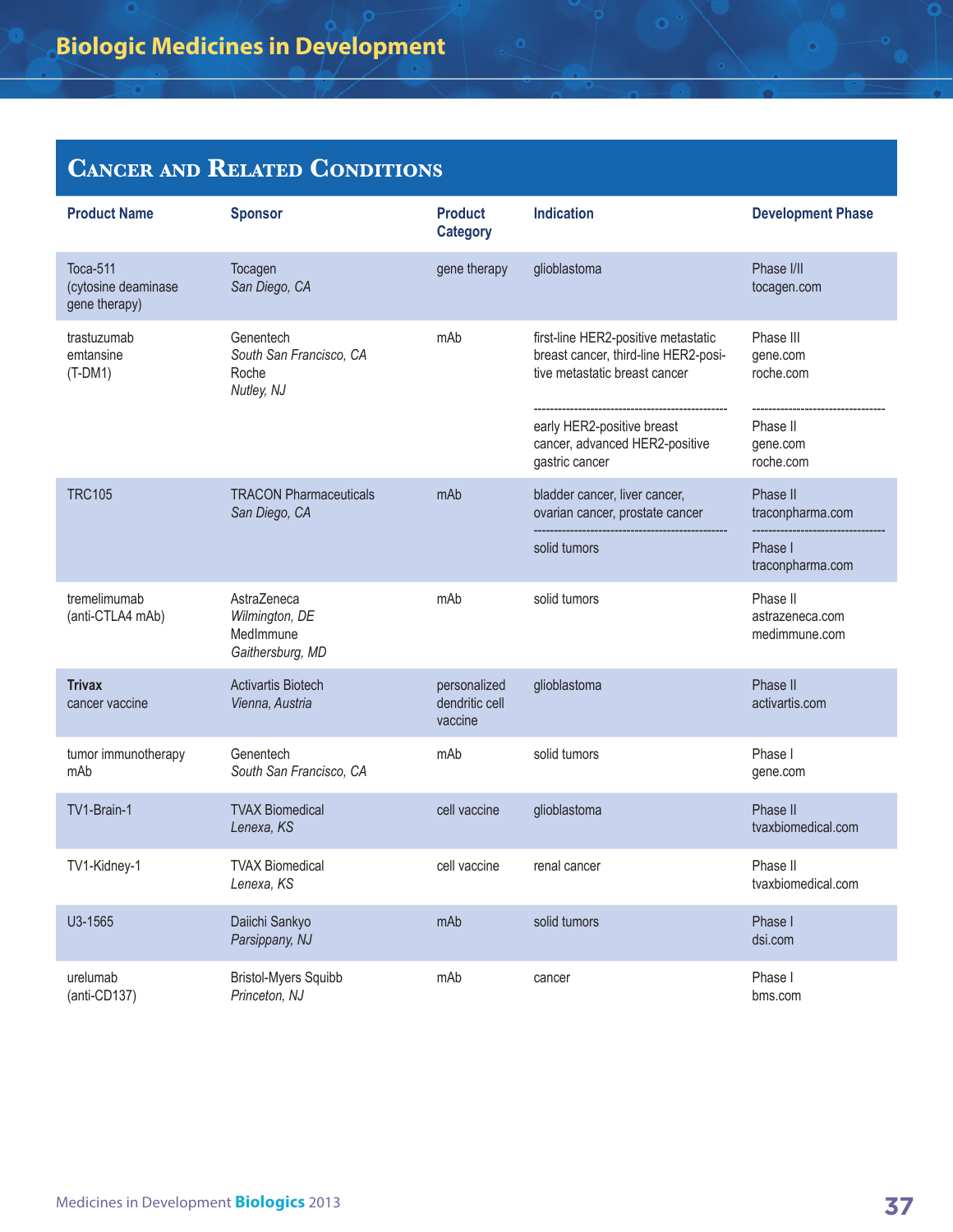## Cancer and Related Conditions

| Product Name | Sponsor | Product Category | Indication | Development Phase |
|---|---|---|---|---|
| Toca-511 (cytosine deaminase gene therapy) | Tocagen *San Diego, CA* | gene therapy | glioblastoma | Phase I/II tocagen.com |
| trastuzumab emtansine (T-DM1) | Genentech *South San Francisco, CA* Roche *Nutley, NJ* | mAb | first-line HER2-positive metastatic breast cancer, third-line HER2-positive metastatic breast cancer | Phase III gene.com roche.com |
| | | | early HER2-positive breast cancer, advanced HER2-positive gastric cancer | Phase II gene.com roche.com |
| TRC105 | TRACON Pharmaceuticals *San Diego, CA* | mAb | bladder cancer, liver cancer, ovarian cancer, prostate cancer | Phase II traconpharma.com |
| | | | solid tumors | Phase I traconpharma.com |
| tremelimumab (anti-CTLA4 mAb) | AstraZeneca *Wilmington, DE* MedImmune *Gaithersburg, MD* | mAb | solid tumors | Phase II astrazeneca.com medimmune.com |
| **Trivax** cancer vaccine | Activartis Biotech *Vienna, Austria* | personalized dendritic cell vaccine | glioblastoma | Phase II activartis.com |
| tumor immunotherapy mAb | Genentech *South San Francisco, CA* | mAb | solid tumors | Phase I gene.com |
| TV1-Brain-1 | TVAX Biomedical *Lenexa, KS* | cell vaccine | glioblastoma | Phase II tvaxbiomedical.com |
| TV1-Kidney-1 | TVAX Biomedical *Lenexa, KS* | cell vaccine | renal cancer | Phase II tvaxbiomedical.com |
| U3-1565 | Daiichi Sankyo *Parsippany, NJ* | mAb | solid tumors | Phase I dsi.com |
| urelumab (anti-CD137) | Bristol-Myers Squibb *Princeton, NJ* | mAb | cancer | Phase I bms.com |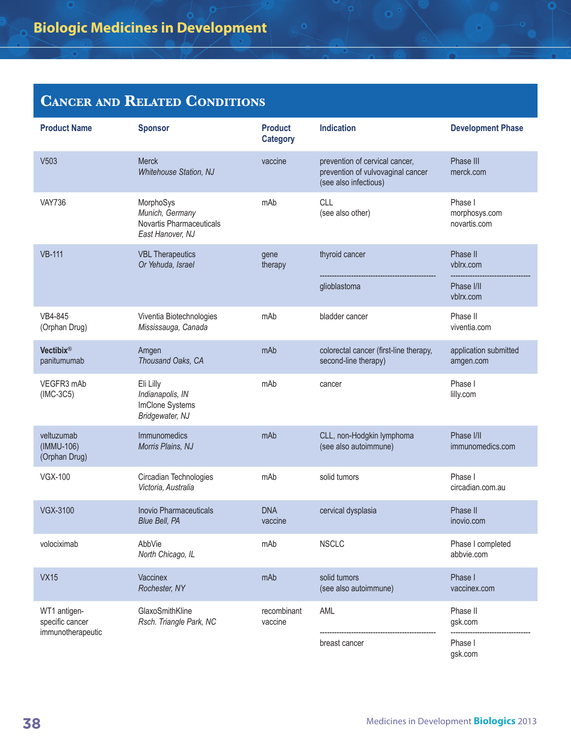## Cancer and Related Conditions

| Product Name | Sponsor | Product Category | Indication | Development Phase |
|---|---|---|---|---|
| V503 | Merck<br>*Whitehouse Station, NJ* | vaccine | prevention of cervical cancer, prevention of vulvovaginal cancer (see also infectious) | Phase III<br>merck.com |
| VAY736 | MorphoSys<br>*Munich, Germany*<br>Novartis Pharmaceuticals<br>*East Hanover, NJ* | mAb | CLL<br>(see also other) | Phase I<br>morphosys.com<br>novartis.com |
| VB-111 | VBL Therapeutics<br>*Or Yehuda, Israel* | gene therapy | thyroid cancer | Phase II<br>vblrx.com |
| | | | glioblastoma | Phase I/II<br>vblrx.com |
| VB4-845<br>(Orphan Drug) | Viventia Biotechnologies<br>*Mississauga, Canada* | mAb | bladder cancer | Phase II<br>viventia.com |
| **Vectibix**®<br>panitumumab | Amgen<br>*Thousand Oaks, CA* | mAb | colorectal cancer (first-line therapy, second-line therapy) | application submitted<br>amgen.com |
| VEGFR3 mAb<br>(IMC-3C5) | Eli Lilly<br>*Indianapolis, IN*<br>ImClone Systems<br>*Bridgewater, NJ* | mAb | cancer | Phase I<br>lilly.com |
| veltuzumab<br>(IMMU-106)<br>(Orphan Drug) | Immunomedics<br>*Morris Plains, NJ* | mAb | CLL, non-Hodgkin lymphoma<br>(see also autoimmune) | Phase I/II<br>immunomedics.com |
| VGX-100 | Circadian Technologies<br>*Victoria, Australia* | mAb | solid tumors | Phase I<br>circadian.com.au |
| VGX-3100 | Inovio Pharmaceuticals<br>*Blue Bell, PA* | DNA vaccine | cervical dysplasia | Phase II<br>inovio.com |
| volociximab | AbbVie<br>*North Chicago, IL* | mAb | NSCLC | Phase I completed<br>abbvie.com |
| VX15 | Vaccinex<br>*Rochester, NY* | mAb | solid tumors<br>(see also autoimmune) | Phase I<br>vaccinex.com |
| WT1 antigen-specific cancer immunotherapeutic | GlaxoSmithKline<br>*Rsch. Triangle Park, NC* | recombinant vaccine | AML | Phase II<br>gsk.com |
| | | | breast cancer | Phase I<br>gsk.com |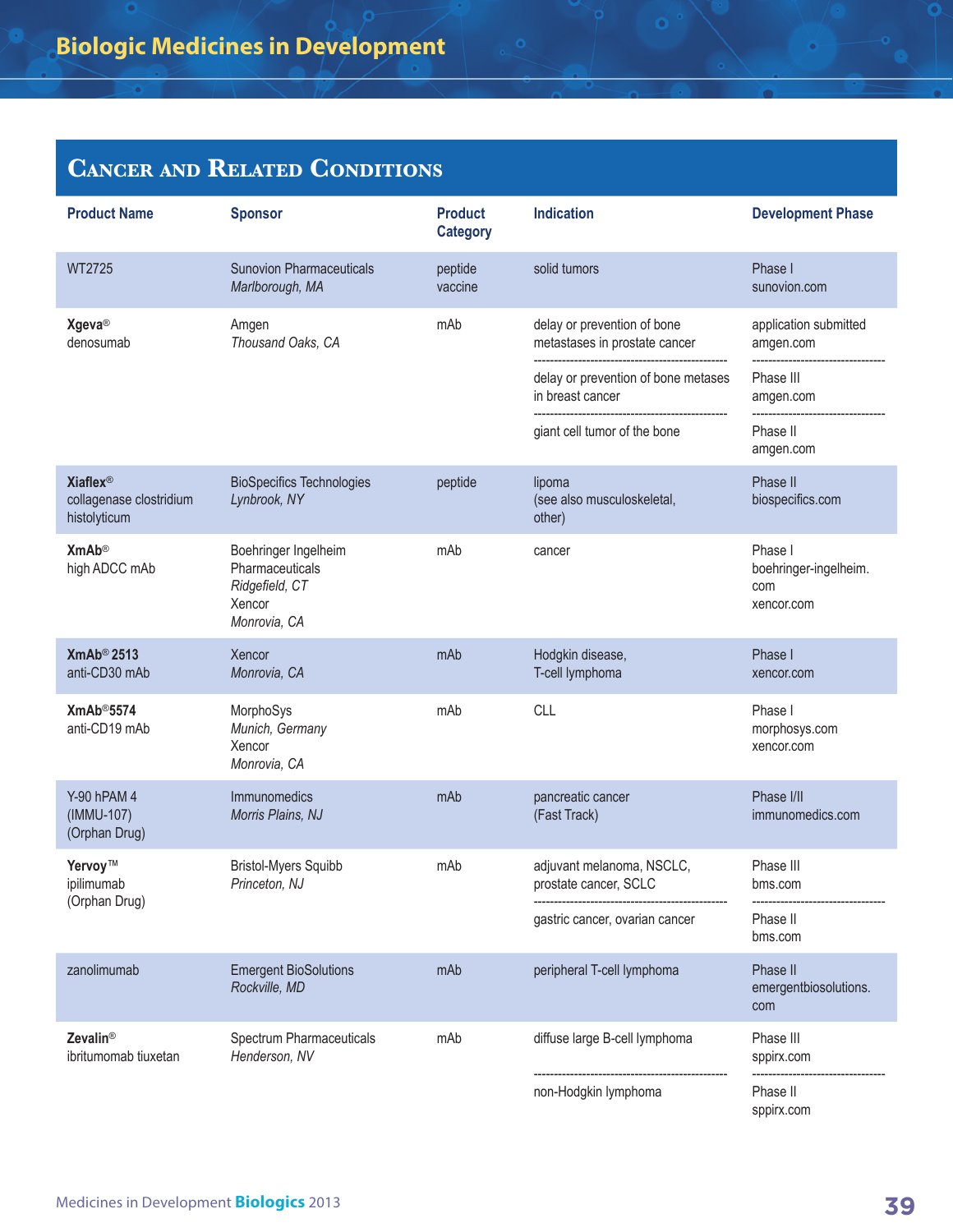# Biologic Medicines in Development

## Cancer and Related Conditions

| Product Name | Sponsor | Product Category | Indication | Development Phase |
|---|---|---|---|---|
| WT2725 | Sunovion Pharmaceuticals *Marlborough, MA* | peptide vaccine | solid tumors | Phase I sunovion.com |
| **Xgeva®** denosumab | Amgen *Thousand Oaks, CA* | mAb | delay or prevention of bone metastases in prostate cancer | application submitted amgen.com |
| | | | delay or prevention of bone metases in breast cancer | Phase III amgen.com |
| | | | giant cell tumor of the bone | Phase II amgen.com |
| **Xiaflex®** collagenase clostridium histolyticum | BioSpecifics Technologies *Lynbrook, NY* | peptide | lipoma (see also musculoskeletal, other) | Phase II biospecifics.com |
| **XmAb®** high ADCC mAb | Boehringer Ingelheim Pharmaceuticals *Ridgefield, CT* Xencor *Monrovia, CA* | mAb | cancer | Phase I boehringer-ingelheim.com xencor.com |
| **XmAb® 2513** anti-CD30 mAb | Xencor *Monrovia, CA* | mAb | Hodgkin disease, T-cell lymphoma | Phase I xencor.com |
| **XmAb®5574** anti-CD19 mAb | MorphoSys *Munich, Germany* Xencor *Monrovia, CA* | mAb | CLL | Phase I morphosys.com xencor.com |
| Y-90 hPAM 4 (IMMU-107) (Orphan Drug) | Immunomedics *Morris Plains, NJ* | mAb | pancreatic cancer (Fast Track) | Phase I/II immunomedics.com |
| **Yervoy™** ipilimumab (Orphan Drug) | Bristol-Myers Squibb *Princeton, NJ* | mAb | adjuvant melanoma, NSCLC, prostate cancer, SCLC | Phase III bms.com |
| | | | gastric cancer, ovarian cancer | Phase II bms.com |
| zanolimumab | Emergent BioSolutions *Rockville, MD* | mAb | peripheral T-cell lymphoma | Phase II emergentbiosolutions.com |
| **Zevalin®** ibritumomab tiuxetan | Spectrum Pharmaceuticals *Henderson, NV* | mAb | diffuse large B-cell lymphoma | Phase III sppirx.com |
| | | | non-Hodgkin lymphoma | Phase II sppirx.com |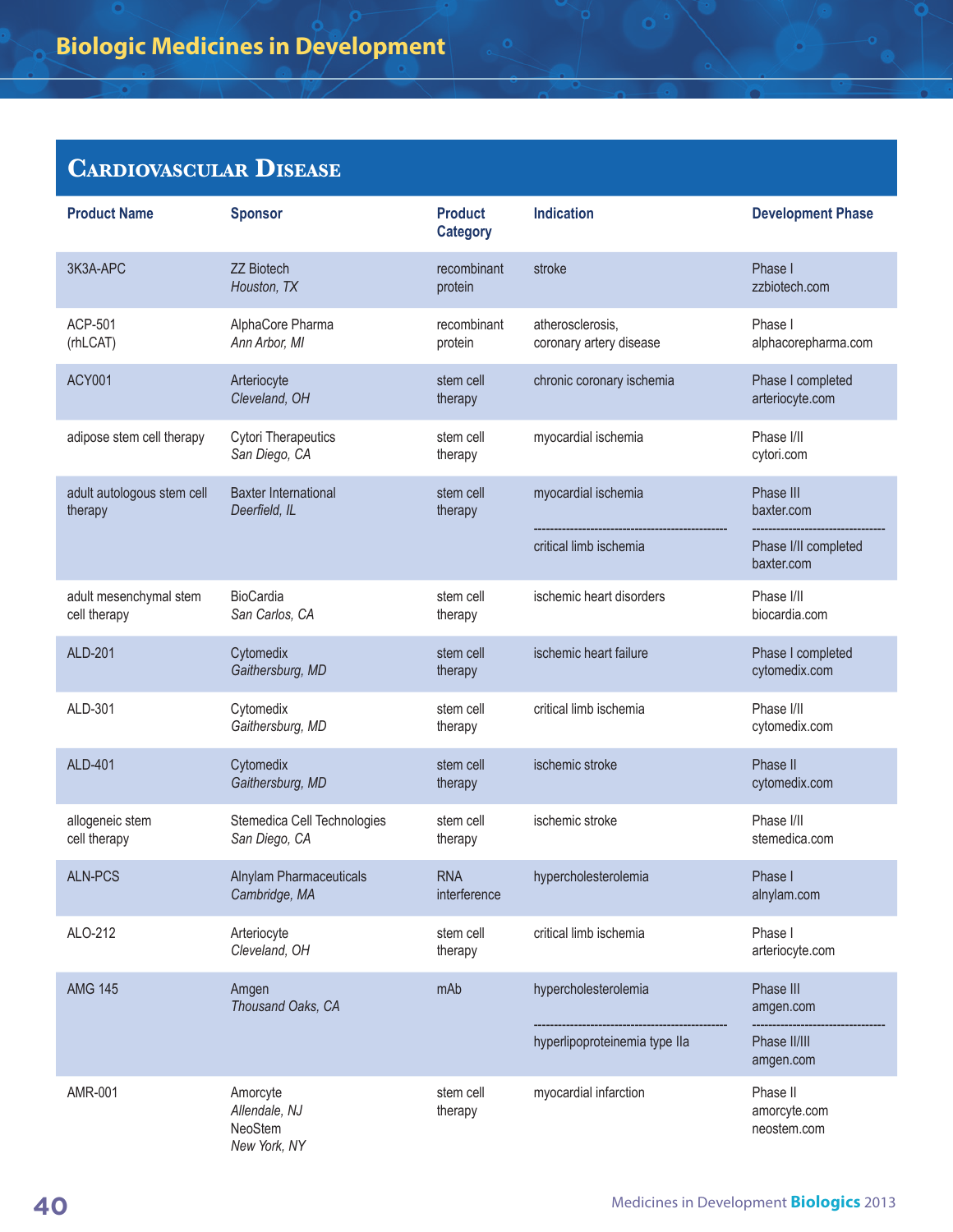# Biologic Medicines in Development

## Cardiovascular Disease

| Product Name | Sponsor | Product Category | Indication | Development Phase |
|---|---|---|---|---|
| 3K3A-APC | ZZ Biotech *Houston, TX* | recombinant protein | stroke | Phase I zzbiotech.com |
| ACP-501 (rhLCAT) | AlphaCore Pharma *Ann Arbor, MI* | recombinant protein | atherosclerosis, coronary artery disease | Phase I alphacorepharma.com |
| ACY001 | Arteriocyte *Cleveland, OH* | stem cell therapy | chronic coronary ischemia | Phase I completed arteriocyte.com |
| adipose stem cell therapy | Cytori Therapeutics *San Diego, CA* | stem cell therapy | myocardial ischemia | Phase I/II cytori.com |
| adult autologous stem cell therapy | Baxter International *Deerfield, IL* | stem cell therapy | myocardial ischemia | Phase III baxter.com |
| | | | critical limb ischemia | Phase I/II completed baxter.com |
| adult mesenchymal stem cell therapy | BioCardia *San Carlos, CA* | stem cell therapy | ischemic heart disorders | Phase I/II biocardia.com |
| ALD-201 | Cytomedix *Gaithersburg, MD* | stem cell therapy | ischemic heart failure | Phase I completed cytomedix.com |
| ALD-301 | Cytomedix *Gaithersburg, MD* | stem cell therapy | critical limb ischemia | Phase I/II cytomedix.com |
| ALD-401 | Cytomedix *Gaithersburg, MD* | stem cell therapy | ischemic stroke | Phase II cytomedix.com |
| allogeneic stem cell therapy | Stemedica Cell Technologies *San Diego, CA* | stem cell therapy | ischemic stroke | Phase I/II stemedica.com |
| ALN-PCS | Alnylam Pharmaceuticals *Cambridge, MA* | RNA interference | hypercholesterolemia | Phase I alnylam.com |
| ALO-212 | Arteriocyte *Cleveland, OH* | stem cell therapy | critical limb ischemia | Phase I arteriocyte.com |
| AMG 145 | Amgen *Thousand Oaks, CA* | mAb | hypercholesterolemia | Phase III amgen.com |
| | | | hyperlipoproteinemia type IIa | Phase II/III amgen.com |
| AMR-001 | Amorcyte *Allendale, NJ* NeoStem *New York, NY* | stem cell therapy | myocardial infarction | Phase II amorcyte.com neostem.com |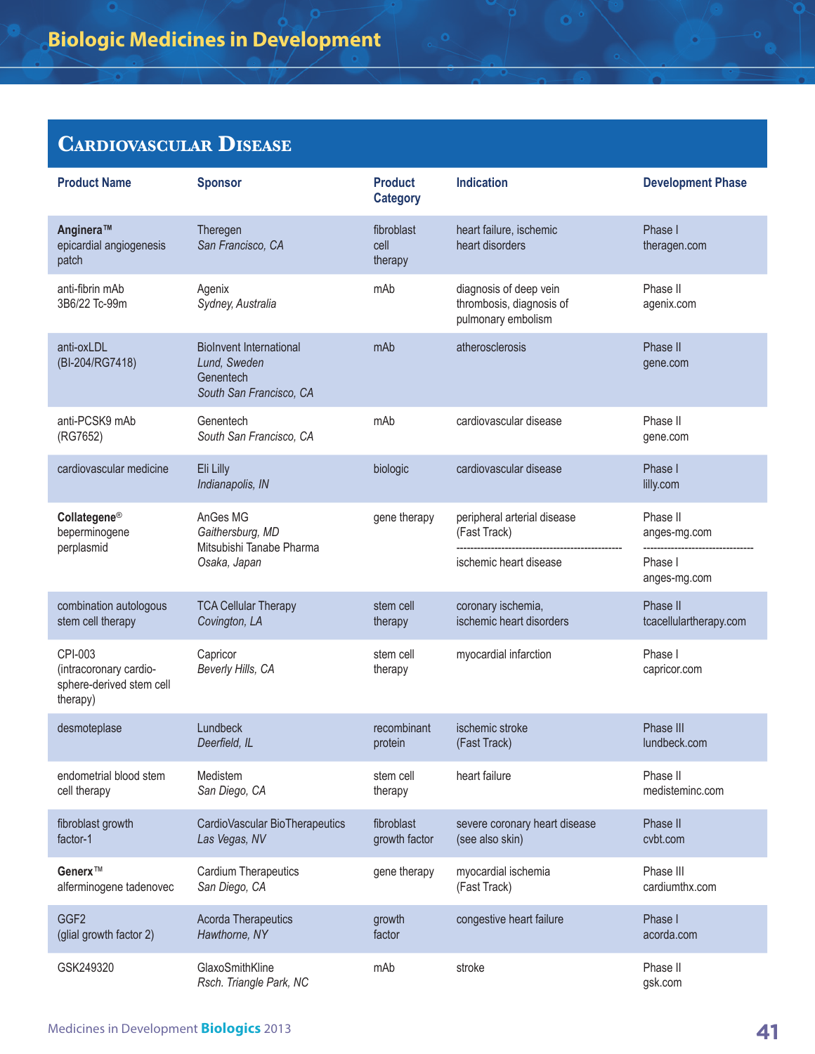# Biologic Medicines in Development

## Cardiovascular Disease

| Product Name | Sponsor | Product Category | Indication | Development Phase |
|---|---|---|---|---|
| **Anginera™** epicardial angiogenesis patch | Theregen *San Francisco, CA* | fibroblast cell therapy | heart failure, ischemic heart disorders | Phase I theragen.com |
| anti-fibrin mAb 3B6/22 Tc-99m | Agenix *Sydney, Australia* | mAb | diagnosis of deep vein thrombosis, diagnosis of pulmonary embolism | Phase II agenix.com |
| anti-oxLDL (BI-204/RG7418) | BioInvent International *Lund, Sweden* Genentech *South San Francisco, CA* | mAb | atherosclerosis | Phase II gene.com |
| anti-PCSK9 mAb (RG7652) | Genentech *South San Francisco, CA* | mAb | cardiovascular disease | Phase II gene.com |
| cardiovascular medicine | Eli Lilly *Indianapolis, IN* | biologic | cardiovascular disease | Phase I lilly.com |
| **Collategene®** beperminogene perplasmid | AnGes MG *Gaithersburg, MD* Mitsubishi Tanabe Pharma *Osaka, Japan* | gene therapy | peripheral arterial disease (Fast Track) | Phase II anges-mg.com |
| | | | ischemic heart disease | Phase I anges-mg.com |
| combination autologous stem cell therapy | TCA Cellular Therapy *Covington, LA* | stem cell therapy | coronary ischemia, ischemic heart disorders | Phase II tcacellulartherapy.com |
| CPI-003 (intracoronary cardio-sphere-derived stem cell therapy) | Capricor *Beverly Hills, CA* | stem cell therapy | myocardial infarction | Phase I capricor.com |
| desmoteplase | Lundbeck *Deerfield, IL* | recombinant protein | ischemic stroke (Fast Track) | Phase III lundbeck.com |
| endometrial blood stem cell therapy | Medistem *San Diego, CA* | stem cell therapy | heart failure | Phase II medisteminc.com |
| fibroblast growth factor-1 | CardioVascular BioTherapeutics *Las Vegas, NV* | fibroblast growth factor | severe coronary heart disease (see also skin) | Phase II cvbt.com |
| **Generx™** alferminogene tadenovec | Cardium Therapeutics *San Diego, CA* | gene therapy | myocardial ischemia (Fast Track) | Phase III cardiumthx.com |
| GGF2 (glial growth factor 2) | Acorda Therapeutics *Hawthorne, NY* | growth factor | congestive heart failure | Phase I acorda.com |
| GSK249320 | GlaxoSmithKline *Rsch. Triangle Park, NC* | mAb | stroke | Phase II gsk.com |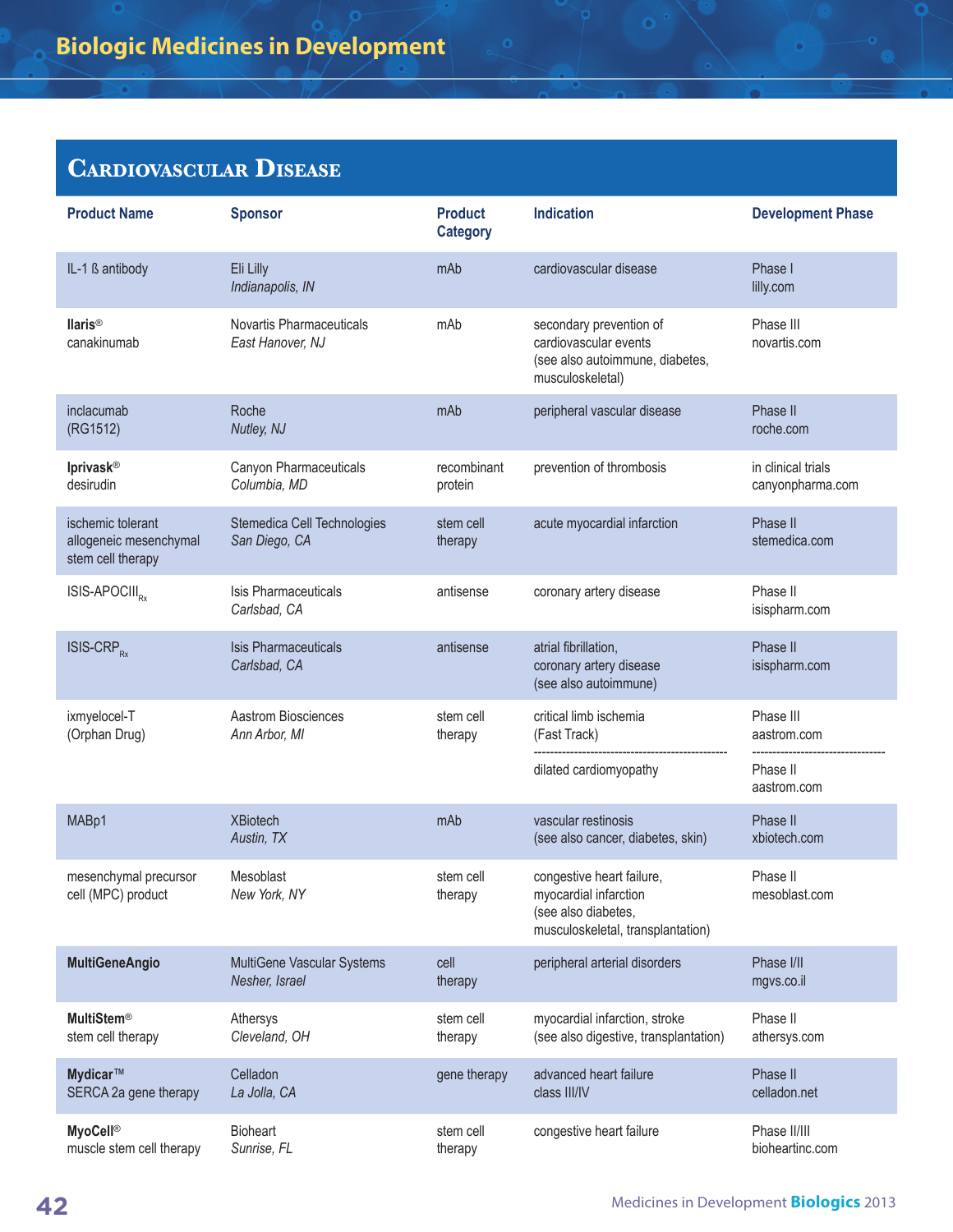## Cardiovascular Disease

| Product Name | Sponsor | Product Category | Indication | Development Phase |
|---|---|---|---|---|
| IL-1 ß antibody | Eli Lilly *Indianapolis, IN* | mAb | cardiovascular disease | Phase I lilly.com |
| **Ilaris®** canakinumab | Novartis Pharmaceuticals *East Hanover, NJ* | mAb | secondary prevention of cardiovascular events (see also autoimmune, diabetes, musculoskeletal) | Phase III novartis.com |
| inclacumab (RG1512) | Roche *Nutley, NJ* | mAb | peripheral vascular disease | Phase II roche.com |
| **Iprivask®** desirudin | Canyon Pharmaceuticals *Columbia, MD* | recombinant protein | prevention of thrombosis | in clinical trials canyonpharma.com |
| ischemic tolerant allogeneic mesenchymal stem cell therapy | Stemedica Cell Technologies *San Diego, CA* | stem cell therapy | acute myocardial infarction | Phase II stemedica.com |
| ISIS-APOCIII$_{Rx}$ | Isis Pharmaceuticals *Carlsbad, CA* | antisense | coronary artery disease | Phase II isispharm.com |
| ISIS-CRP$_{Rx}$ | Isis Pharmaceuticals *Carlsbad, CA* | antisense | atrial fibrillation, coronary artery disease (see also autoimmune) | Phase II isispharm.com |
| ixmyelocel-T (Orphan Drug) | Aastrom Biosciences *Ann Arbor, MI* | stem cell therapy | critical limb ischemia (Fast Track) | Phase III aastrom.com |
| | | | dilated cardiomyopathy | Phase II aastrom.com |
| MABp1 | XBiotech *Austin, TX* | mAb | vascular restinosis (see also cancer, diabetes, skin) | Phase II xbiotech.com |
| mesenchymal precursor cell (MPC) product | Mesoblast *New York, NY* | stem cell therapy | congestive heart failure, myocardial infarction (see also diabetes, musculoskeletal, transplantation) | Phase II mesoblast.com |
| **MultiGeneAngio** | MultiGene Vascular Systems *Nesher, Israel* | cell therapy | peripheral arterial disorders | Phase I/II mgvs.co.il |
| **MultiStem®** stem cell therapy | Athersys *Cleveland, OH* | stem cell therapy | myocardial infarction, stroke (see also digestive, transplantation) | Phase II athersys.com |
| **Mydicar™** SERCA 2a gene therapy | Celladon *La Jolla, CA* | gene therapy | advanced heart failure class III/IV | Phase II celladon.net |
| **MyoCell®** muscle stem cell therapy | Bioheart *Sunrise, FL* | stem cell therapy | congestive heart failure | Phase II/III bioheartinc.com |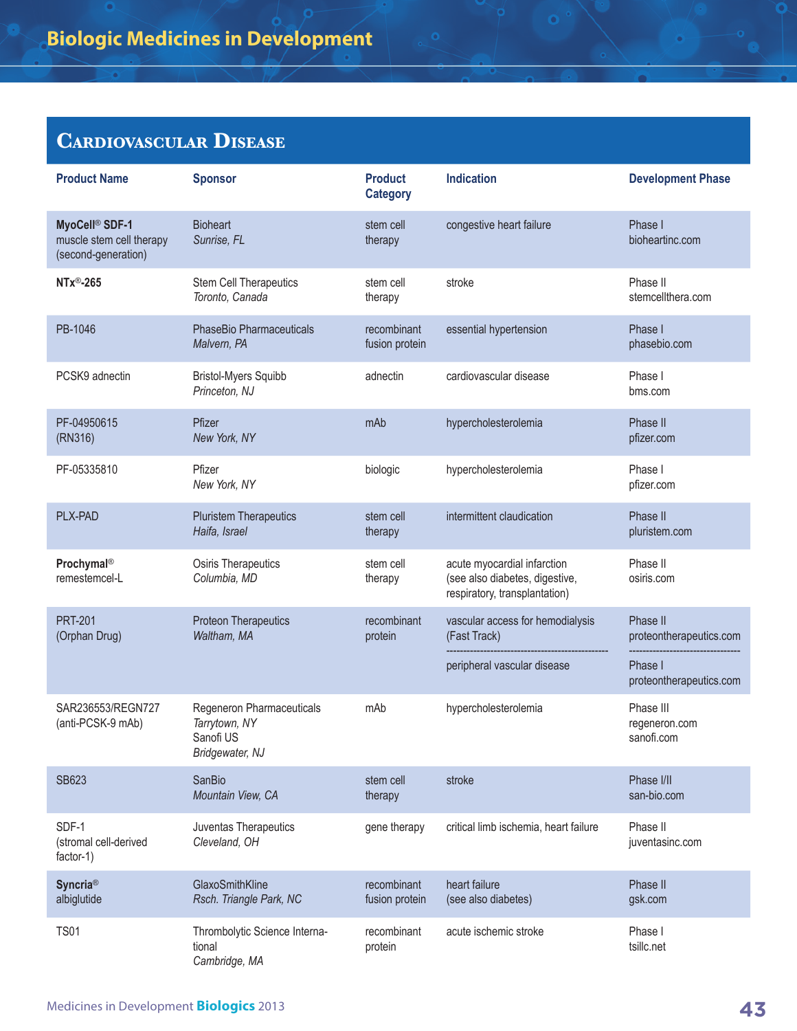## Cardiovascular Disease

| Product Name | Sponsor | Product Category | Indication | Development Phase |
|---|---|---|---|---|
| **MyoCell® SDF-1** muscle stem cell therapy (second-generation) | Bioheart *Sunrise, FL* | stem cell therapy | congestive heart failure | Phase I bioheartinc.com |
| **NTx®-265** | Stem Cell Therapeutics *Toronto, Canada* | stem cell therapy | stroke | Phase II stemcellthera.com |
| PB-1046 | PhaseBio Pharmaceuticals *Malvern, PA* | recombinant fusion protein | essential hypertension | Phase I phasebio.com |
| PCSK9 adnectin | Bristol-Myers Squibb *Princeton, NJ* | adnectin | cardiovascular disease | Phase I bms.com |
| PF-04950615 (RN316) | Pfizer *New York, NY* | mAb | hypercholesterolemia | Phase II pfizer.com |
| PF-05335810 | Pfizer *New York, NY* | biologic | hypercholesterolemia | Phase I pfizer.com |
| PLX-PAD | Pluristem Therapeutics *Haifa, Israel* | stem cell therapy | intermittent claudication | Phase II pluristem.com |
| **Prochymal®** remestemcel-L | Osiris Therapeutics *Columbia, MD* | stem cell therapy | acute myocardial infarction (see also diabetes, digestive, respiratory, transplantation) | Phase II osiris.com |
| PRT-201 (Orphan Drug) | Proteon Therapeutics *Waltham, MA* | recombinant protein | vascular access for hemodialysis (Fast Track) | Phase II proteontherapeutics.com |
| | | | peripheral vascular disease | Phase I proteontherapeutics.com |
| SAR236553/REGN727 (anti-PCSK-9 mAb) | Regeneron Pharmaceuticals *Tarrytown, NY* Sanofi US *Bridgewater, NJ* | mAb | hypercholesterolemia | Phase III regeneron.com sanofi.com |
| SB623 | SanBio *Mountain View, CA* | stem cell therapy | stroke | Phase I/II san-bio.com |
| SDF-1 (stromal cell-derived factor-1) | Juventas Therapeutics *Cleveland, OH* | gene therapy | critical limb ischemia, heart failure | Phase II juventasinc.com |
| **Syncria®** albiglutide | GlaxoSmithKline *Rsch. Triangle Park, NC* | recombinant fusion protein | heart failure (see also diabetes) | Phase II gsk.com |
| TS01 | Thrombolytic Science International *Cambridge, MA* | recombinant protein | acute ischemic stroke | Phase I tsillc.net |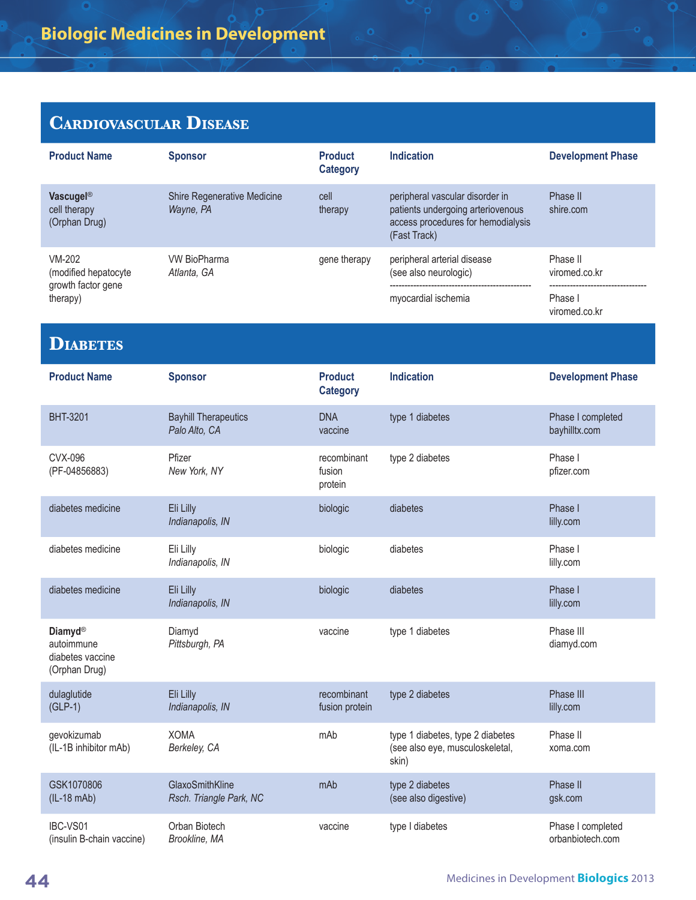# Biologic Medicines in Development

## Cardiovascular Disease

| Product Name | Sponsor | Product Category | Indication | Development Phase |
|---|---|---|---|---|
| **Vascugel®** cell therapy (Orphan Drug) | Shire Regenerative Medicine *Wayne, PA* | cell therapy | peripheral vascular disorder in patients undergoing arteriovenous access procedures for hemodialysis (Fast Track) | Phase II shire.com |
| VM-202 (modified hepatocyte growth factor gene therapy) | VW BioPharma *Atlanta, GA* | gene therapy | peripheral arterial disease (see also neurologic) | Phase II viromed.co.kr |
| | | | myocardial ischemia | Phase I viromed.co.kr |

## Diabetes

| Product Name | Sponsor | Product Category | Indication | Development Phase |
|---|---|---|---|---|
| BHT-3201 | Bayhill Therapeutics *Palo Alto, CA* | DNA vaccine | type 1 diabetes | Phase I completed bayhilltx.com |
| CVX-096 (PF-04856883) | Pfizer *New York, NY* | recombinant fusion protein | type 2 diabetes | Phase I pfizer.com |
| diabetes medicine | Eli Lilly *Indianapolis, IN* | biologic | diabetes | Phase I lilly.com |
| diabetes medicine | Eli Lilly *Indianapolis, IN* | biologic | diabetes | Phase I lilly.com |
| diabetes medicine | Eli Lilly *Indianapolis, IN* | biologic | diabetes | Phase I lilly.com |
| **Diamyd®** autoimmune diabetes vaccine (Orphan Drug) | Diamyd *Pittsburgh, PA* | vaccine | type 1 diabetes | Phase III diamyd.com |
| dulaglutide (GLP-1) | Eli Lilly *Indianapolis, IN* | recombinant fusion protein | type 2 diabetes | Phase III lilly.com |
| gevokizumab (IL-1B inhibitor mAb) | XOMA *Berkeley, CA* | mAb | type 1 diabetes, type 2 diabetes (see also eye, musculoskeletal, skin) | Phase II xoma.com |
| GSK1070806 (IL-18 mAb) | GlaxoSmithKline *Rsch. Triangle Park, NC* | mAb | type 2 diabetes (see also digestive) | Phase II gsk.com |
| IBC-VS01 (insulin B-chain vaccine) | Orban Biotech *Brookline, MA* | vaccine | type I diabetes | Phase I completed orbanbiotech.com |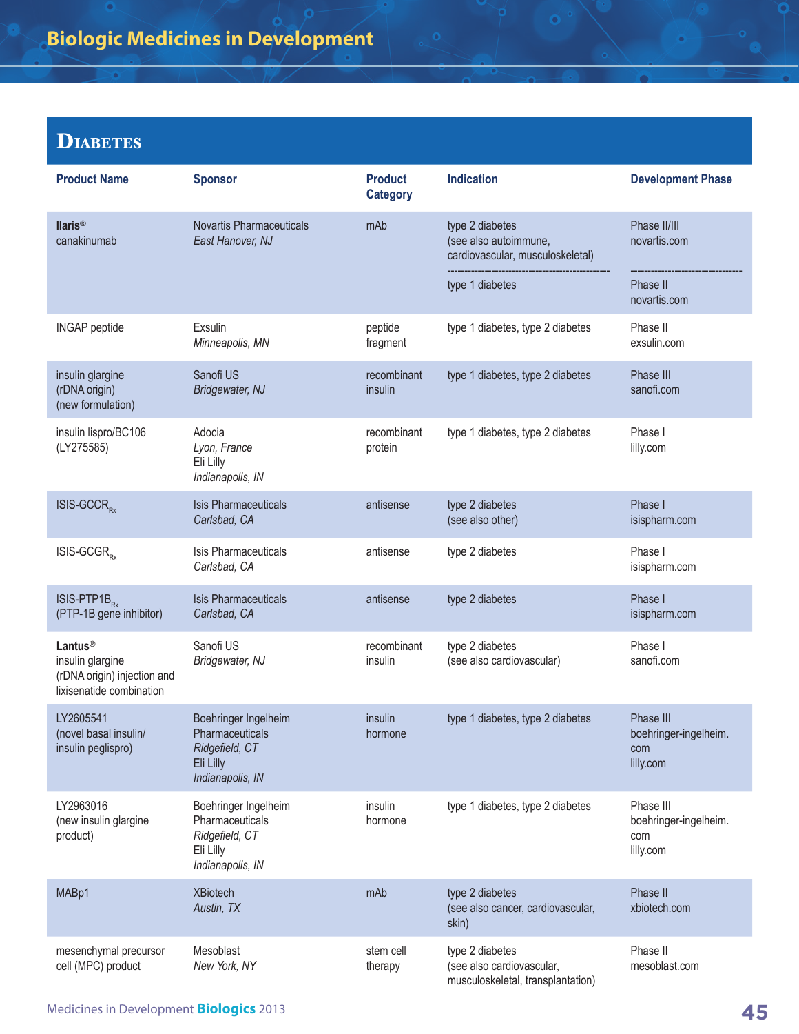# Biologic Medicines in Development

## Diabetes

| Product Name | Sponsor | Product Category | Indication | Development Phase |
|---|---|---|---|---|
| **Ilaris®** canakinumab | Novartis Pharmaceuticals *East Hanover, NJ* | mAb | type 2 diabetes (see also autoimmune, cardiovascular, musculoskeletal) | Phase II/III novartis.com |
| | | | type 1 diabetes | Phase II novartis.com |
| INGAP peptide | Exsulin *Minneapolis, MN* | peptide fragment | type 1 diabetes, type 2 diabetes | Phase II exsulin.com |
| insulin glargine (rDNA origin) (new formulation) | Sanofi US *Bridgewater, NJ* | recombinant insulin | type 1 diabetes, type 2 diabetes | Phase III sanofi.com |
| insulin lispro/BC106 (LY275585) | Adocia *Lyon, France* Eli Lilly *Indianapolis, IN* | recombinant protein | type 1 diabetes, type 2 diabetes | Phase I lilly.com |
| ISIS-GCCR$_{Rx}$ | Isis Pharmaceuticals *Carlsbad, CA* | antisense | type 2 diabetes (see also other) | Phase I isispharm.com |
| ISIS-GCGR$_{Rx}$ | Isis Pharmaceuticals *Carlsbad, CA* | antisense | type 2 diabetes | Phase I isispharm.com |
| ISIS-PTP1B$_{Rx}$ (PTP-1B gene inhibitor) | Isis Pharmaceuticals *Carlsbad, CA* | antisense | type 2 diabetes | Phase I isispharm.com |
| **Lantus®** insulin glargine (rDNA origin) injection and lixisenatide combination | Sanofi US *Bridgewater, NJ* | recombinant insulin | type 2 diabetes (see also cardiovascular) | Phase I sanofi.com |
| LY2605541 (novel basal insulin/ insulin peglispro) | Boehringer Ingelheim Pharmaceuticals *Ridgefield, CT* Eli Lilly *Indianapolis, IN* | insulin hormone | type 1 diabetes, type 2 diabetes | Phase III boehringer-ingelheim.com lilly.com |
| LY2963016 (new insulin glargine product) | Boehringer Ingelheim Pharmaceuticals *Ridgefield, CT* Eli Lilly *Indianapolis, IN* | insulin hormone | type 1 diabetes, type 2 diabetes | Phase III boehringer-ingelheim.com lilly.com |
| MABp1 | XBiotech *Austin, TX* | mAb | type 2 diabetes (see also cancer, cardiovascular, skin) | Phase II xbiotech.com |
| mesenchymal precursor cell (MPC) product | Mesoblast *New York, NY* | stem cell therapy | type 2 diabetes (see also cardiovascular, musculoskeletal, transplantation) | Phase II mesoblast.com |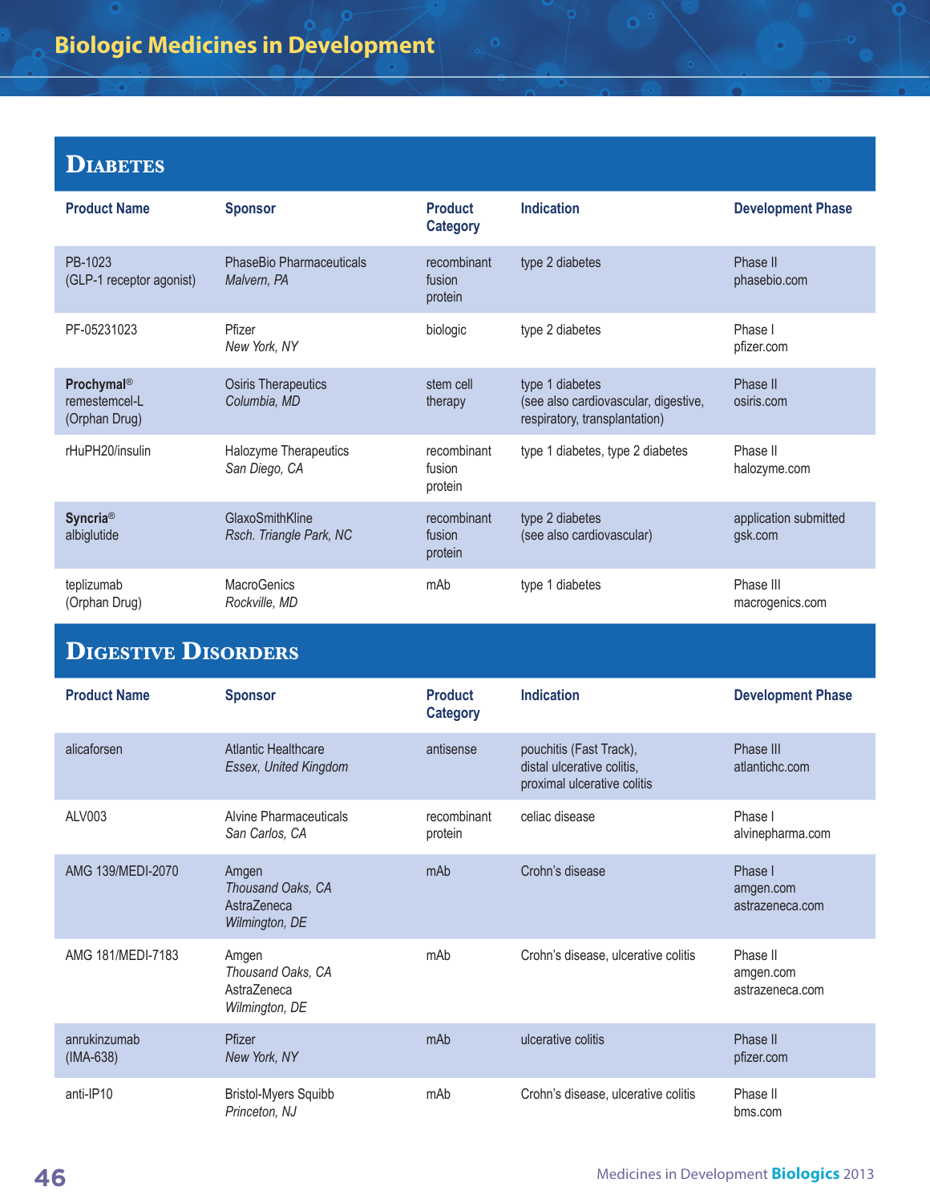## Biologic Medicines in Development

## Diabetes

| Product Name | Sponsor | Product Category | Indication | Development Phase |
|---|---|---|---|---|
| PB-1023 (GLP-1 receptor agonist) | PhaseBio Pharmaceuticals *Malvern, PA* | recombinant fusion protein | type 2 diabetes | Phase II phasebio.com |
| PF-05231023 | Pfizer *New York, NY* | biologic | type 2 diabetes | Phase I pfizer.com |
| **Prochymal®** remestemcel-L (Orphan Drug) | Osiris Therapeutics *Columbia, MD* | stem cell therapy | type 1 diabetes (see also cardiovascular, digestive, respiratory, transplantation) | Phase II osiris.com |
| rHuPH20/insulin | Halozyme Therapeutics *San Diego, CA* | recombinant fusion protein | type 1 diabetes, type 2 diabetes | Phase II halozyme.com |
| **Syncria®** albiglutide | GlaxoSmithKline *Rsch. Triangle Park, NC* | recombinant fusion protein | type 2 diabetes (see also cardiovascular) | application submitted gsk.com |
| teplizumab (Orphan Drug) | MacroGenics *Rockville, MD* | mAb | type 1 diabetes | Phase III macrogenics.com |

## Digestive Disorders

| Product Name | Sponsor | Product Category | Indication | Development Phase |
|---|---|---|---|---|
| alicaforsen | Atlantic Healthcare *Essex, United Kingdom* | antisense | pouchitis (Fast Track), distal ulcerative colitis, proximal ulcerative colitis | Phase III atlantichc.com |
| ALV003 | Alvine Pharmaceuticals *San Carlos, CA* | recombinant protein | celiac disease | Phase I alvinepharma.com |
| AMG 139/MEDI-2070 | Amgen *Thousand Oaks, CA* AstraZeneca *Wilmington, DE* | mAb | Crohn's disease | Phase I amgen.com astrazeneca.com |
| AMG 181/MEDI-7183 | Amgen *Thousand Oaks, CA* AstraZeneca *Wilmington, DE* | mAb | Crohn's disease, ulcerative colitis | Phase II amgen.com astrazeneca.com |
| anrukinzumab (IMA-638) | Pfizer *New York, NY* | mAb | ulcerative colitis | Phase II pfizer.com |
| anti-IP10 | Bristol-Myers Squibb *Princeton, NJ* | mAb | Crohn's disease, ulcerative colitis | Phase II bms.com |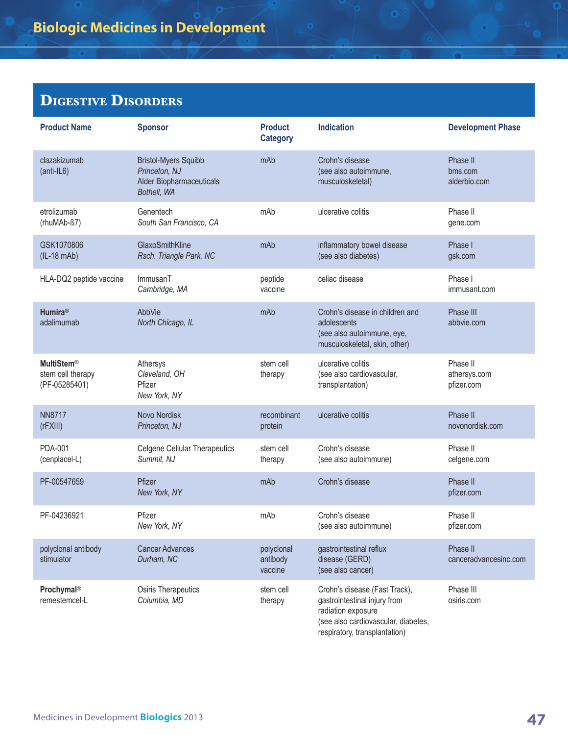# Biologic Medicines in Development

## Digestive Disorders

| Product Name | Sponsor | Product Category | Indication | Development Phase |
|---|---|---|---|---|
| clazakizumab (anti-IL6) | Bristol-Myers Squibb *Princeton, NJ* Alder Biopharmaceuticals *Bothell, WA* | mAb | Crohn's disease (see also autoimmune, musculoskeletal) | Phase II bms.com alderbio.com |
| etrolizumab (rhuMAb-ß7) | Genentech *South San Francisco, CA* | mAb | ulcerative colitis | Phase II gene.com |
| GSK1070806 (IL-18 mAb) | GlaxoSmithKline *Rsch. Triangle Park, NC* | mAb | inflammatory bowel disease (see also diabetes) | Phase I gsk.com |
| HLA-DQ2 peptide vaccine | ImmusanT *Cambridge, MA* | peptide vaccine | celiac disease | Phase I immusant.com |
| **Humira®** adalimumab | AbbVie *North Chicago, IL* | mAb | Crohn's disease in children and adolescents (see also autoimmune, eye, musculoskeletal, skin, other) | Phase III abbvie.com |
| **MultiStem®** stem cell therapy (PF-05285401) | Athersys *Cleveland, OH* Pfizer *New York, NY* | stem cell therapy | ulcerative colitis (see also cardiovascular, transplantation) | Phase II athersys.com pfizer.com |
| NN8717 (rFXIII) | Novo Nordisk *Princeton, NJ* | recombinant protein | ulcerative colitis | Phase II novonordisk.com |
| PDA-001 (cenplacel-L) | Celgene Cellular Therapeutics *Summit, NJ* | stem cell therapy | Crohn's disease (see also autoimmune) | Phase II celgene.com |
| PF-00547659 | Pfizer *New York, NY* | mAb | Crohn's disease | Phase II pfizer.com |
| PF-04236921 | Pfizer *New York, NY* | mAb | Crohn's disease (see also autoimmune) | Phase II pfizer.com |
| polyclonal antibody stimulator | Cancer Advances *Durham, NC* | polyclonal antibody vaccine | gastrointestinal reflux disease (GERD) (see also cancer) | Phase II canceradvancesinc.com |
| **Prochymal®** remestemcel-L | Osiris Therapeutics *Columbia, MD* | stem cell therapy | Crohn's disease (Fast Track), gastrointestinal injury from radiation exposure (see also cardiovascular, diabetes, respiratory, transplantation) | Phase III osiris.com |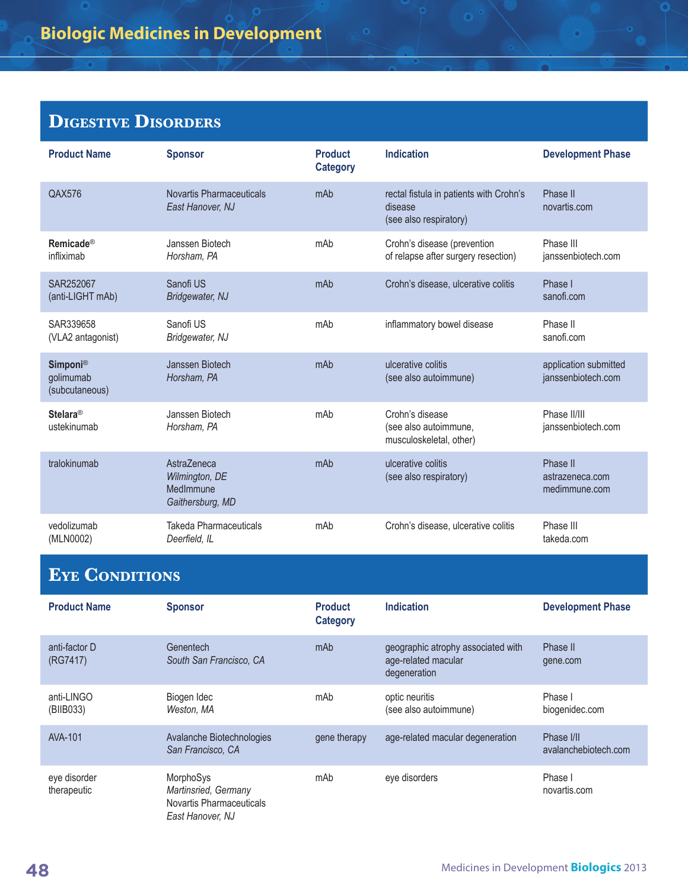## Digestive Disorders

| Product Name | Sponsor | Product Category | Indication | Development Phase |
|---|---|---|---|---|
| QAX576 | Novartis Pharmaceuticals *East Hanover, NJ* | mAb | rectal fistula in patients with Crohn's disease (see also respiratory) | Phase II novartis.com |
| **Remicade®** infliximab | Janssen Biotech *Horsham, PA* | mAb | Crohn's disease (prevention of relapse after surgery resection) | Phase III janssenbiotech.com |
| SAR252067 (anti-LIGHT mAb) | Sanofi US *Bridgewater, NJ* | mAb | Crohn's disease, ulcerative colitis | Phase I sanofi.com |
| SAR339658 (VLA2 antagonist) | Sanofi US *Bridgewater, NJ* | mAb | inflammatory bowel disease | Phase II sanofi.com |
| **Simponi®** golimumab (subcutaneous) | Janssen Biotech *Horsham, PA* | mAb | ulcerative colitis (see also autoimmune) | application submitted janssenbiotech.com |
| **Stelara®** ustekinumab | Janssen Biotech *Horsham, PA* | mAb | Crohn's disease (see also autoimmune, musculoskeletal, other) | Phase II/III janssenbiotech.com |
| tralokinumab | AstraZeneca *Wilmington, DE* MedImmune *Gaithersburg, MD* | mAb | ulcerative colitis (see also respiratory) | Phase II astrazeneca.com medimmune.com |
| vedolizumab (MLN0002) | Takeda Pharmaceuticals *Deerfield, IL* | mAb | Crohn's disease, ulcerative colitis | Phase III takeda.com |

## Eye Conditions

| Product Name | Sponsor | Product Category | Indication | Development Phase |
|---|---|---|---|---|
| anti-factor D (RG7417) | Genentech *South San Francisco, CA* | mAb | geographic atrophy associated with age-related macular degeneration | Phase II gene.com |
| anti-LINGO (BIIB033) | Biogen Idec *Weston, MA* | mAb | optic neuritis (see also autoimmune) | Phase I biogenidec.com |
| AVA-101 | Avalanche Biotechnologies *San Francisco, CA* | gene therapy | age-related macular degeneration | Phase I/II avalanchebiotech.com |
| eye disorder therapeutic | MorphoSys *Martinsried, Germany* Novartis Pharmaceuticals *East Hanover, NJ* | mAb | eye disorders | Phase I novartis.com |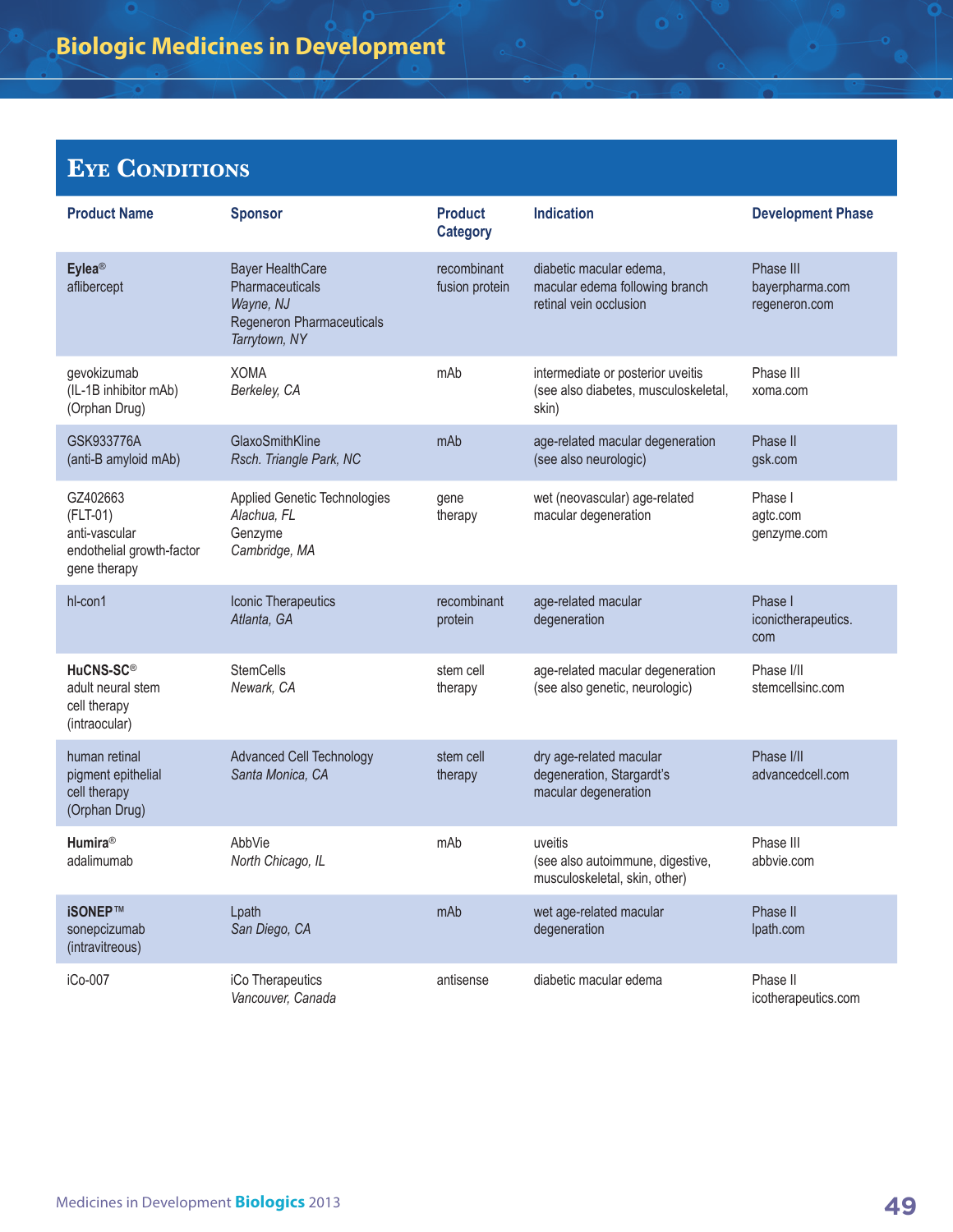# Eye Conditions

| Product Name | Sponsor | Product Category | Indication | Development Phase |
|---|---|---|---|---|
| **Eylea®** aflibercept | Bayer HealthCare Pharmaceuticals *Wayne, NJ* Regeneron Pharmaceuticals *Tarrytown, NY* | recombinant fusion protein | diabetic macular edema, macular edema following branch retinal vein occlusion | Phase III bayerpharma.com regeneron.com |
| gevokizumab (IL-1B inhibitor mAb) (Orphan Drug) | XOMA *Berkeley, CA* | mAb | intermediate or posterior uveitis (see also diabetes, musculoskeletal, skin) | Phase III xoma.com |
| GSK933776A (anti-B amyloid mAb) | GlaxoSmithKline *Rsch. Triangle Park, NC* | mAb | age-related macular degeneration (see also neurologic) | Phase II gsk.com |
| GZ402663 (FLT-01) anti-vascular endothelial growth-factor gene therapy | Applied Genetic Technologies *Alachua, FL* Genzyme *Cambridge, MA* | gene therapy | wet (neovascular) age-related macular degeneration | Phase I agtc.com genzyme.com |
| hI-con1 | Iconic Therapeutics *Atlanta, GA* | recombinant protein | age-related macular degeneration | Phase I iconictherapeutics.com |
| **HuCNS-SC®** adult neural stem cell therapy (intraocular) | StemCells *Newark, CA* | stem cell therapy | age-related macular degeneration (see also genetic, neurologic) | Phase I/II stemcellsinc.com |
| human retinal pigment epithelial cell therapy (Orphan Drug) | Advanced Cell Technology *Santa Monica, CA* | stem cell therapy | dry age-related macular degeneration, Stargardt's macular degeneration | Phase I/II advancedcell.com |
| **Humira®** adalimumab | AbbVie *North Chicago, IL* | mAb | uveitis (see also autoimmune, digestive, musculoskeletal, skin, other) | Phase III abbvie.com |
| **iSONEP™** sonepcizumab (intravitreous) | Lpath *San Diego, CA* | mAb | wet age-related macular degeneration | Phase II lpath.com |
| iCo-007 | iCo Therapeutics *Vancouver, Canada* | antisense | diabetic macular edema | Phase II icotherapeutics.com |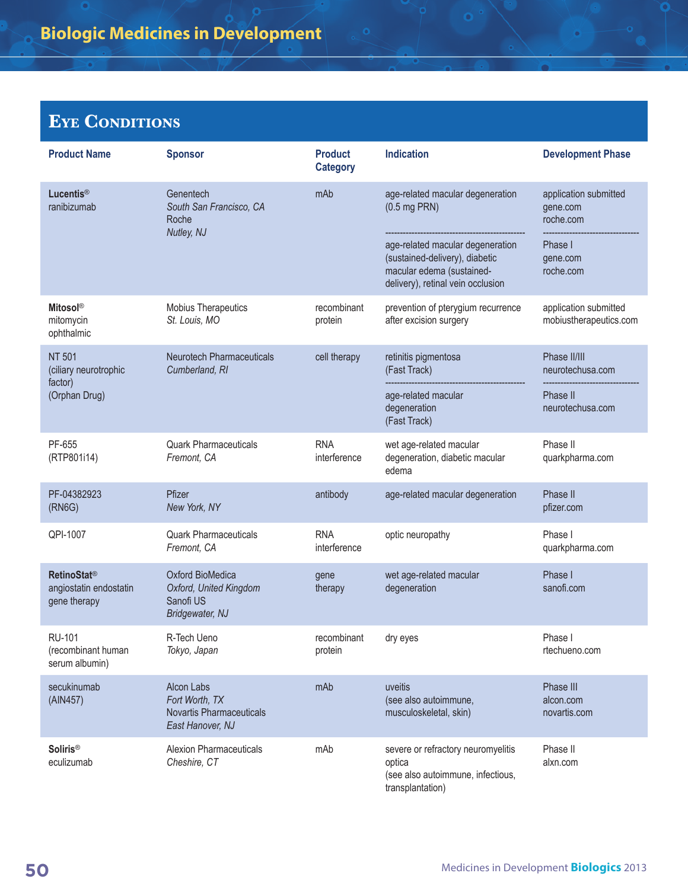# Biologic Medicines in Development

## Eye Conditions

| Product Name | Sponsor | Product Category | Indication | Development Phase |
|---|---|---|---|---|
| **Lucentis®** ranibizumab | Genentech *South San Francisco, CA* Roche *Nutley, NJ* | mAb | age-related macular degeneration (0.5 mg PRN) | application submitted gene.com roche.com |
| | | | age-related macular degeneration (sustained-delivery), diabetic macular edema (sustained-delivery), retinal vein occlusion | Phase I gene.com roche.com |
| **Mitosol®** mitomycin ophthalmic | Mobius Therapeutics *St. Louis, MO* | recombinant protein | prevention of pterygium recurrence after excision surgery | application submitted mobiustherapeutics.com |
| NT 501 (ciliary neurotrophic factor) (Orphan Drug) | Neurotech Pharmaceuticals *Cumberland, RI* | cell therapy | retinitis pigmentosa (Fast Track) | Phase II/III neurotechusa.com |
| | | | age-related macular degeneration (Fast Track) | Phase II neurotechusa.com |
| PF-655 (RTP801i14) | Quark Pharmaceuticals *Fremont, CA* | RNA interference | wet age-related macular degeneration, diabetic macular edema | Phase II quarkpharma.com |
| PF-04382923 (RN6G) | Pfizer *New York, NY* | antibody | age-related macular degeneration | Phase II pfizer.com |
| QPI-1007 | Quark Pharmaceuticals *Fremont, CA* | RNA interference | optic neuropathy | Phase I quarkpharma.com |
| **RetinoStat®** angiostatin endostatin gene therapy | Oxford BioMedica *Oxford, United Kingdom* Sanofi US *Bridgewater, NJ* | gene therapy | wet age-related macular degeneration | Phase I sanofi.com |
| RU-101 (recombinant human serum albumin) | R-Tech Ueno *Tokyo, Japan* | recombinant protein | dry eyes | Phase I rtechueno.com |
| secukinumab (AIN457) | Alcon Labs *Fort Worth, TX* Novartis Pharmaceuticals *East Hanover, NJ* | mAb | uveitis (see also autoimmune, musculoskeletal, skin) | Phase III alcon.com novartis.com |
| **Soliris®** eculizumab | Alexion Pharmaceuticals *Cheshire, CT* | mAb | severe or refractory neuromyelitis optica (see also autoimmune, infectious, transplantation) | Phase II alxn.com |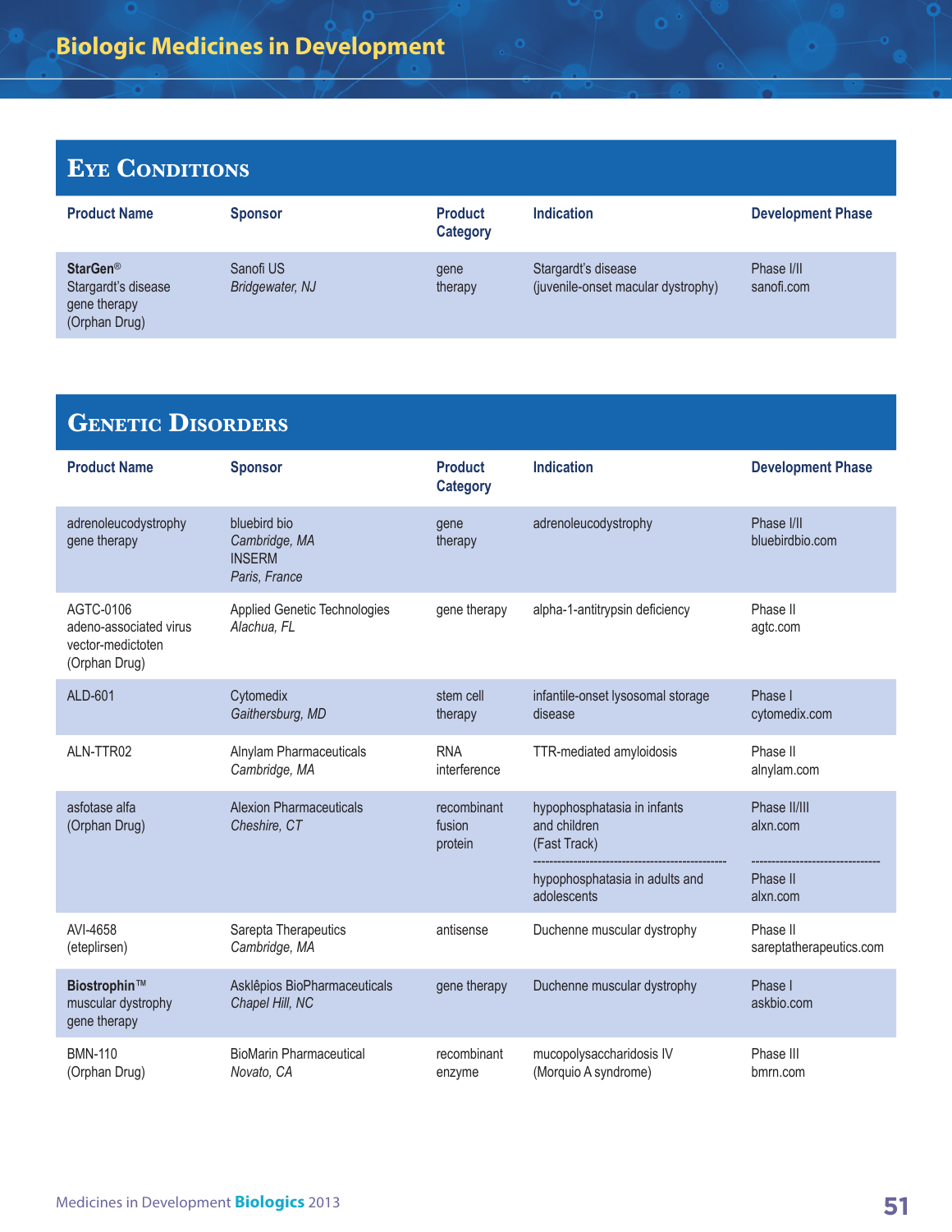## Eye Conditions

| Product Name | Sponsor | Product Category | Indication | Development Phase |
|---|---|---|---|---|
| **StarGen®** Stargardt's disease gene therapy (Orphan Drug) | Sanofi US *Bridgewater, NJ* | gene therapy | Stargardt's disease (juvenile-onset macular dystrophy) | Phase I/II sanofi.com |

## Genetic Disorders

| Product Name | Sponsor | Product Category | Indication | Development Phase |
|---|---|---|---|---|
| adrenoleucodystrophy gene therapy | bluebird bio *Cambridge, MA* INSERM *Paris, France* | gene therapy | adrenoleucodystrophy | Phase I/II bluebirdbio.com |
| AGTC-0106 adeno-associated virus vector-medictoten (Orphan Drug) | Applied Genetic Technologies *Alachua, FL* | gene therapy | alpha-1-antitrypsin deficiency | Phase II agtc.com |
| ALD-601 | Cytomedix *Gaithersburg, MD* | stem cell therapy | infantile-onset lysosomal storage disease | Phase I cytomedix.com |
| ALN-TTR02 | Alnylam Pharmaceuticals *Cambridge, MA* | RNA interference | TTR-mediated amyloidosis | Phase II alnylam.com |
| asfotase alfa (Orphan Drug) | Alexion Pharmaceuticals *Cheshire, CT* | recombinant fusion protein | hypophosphatasia in infants and children (Fast Track) | Phase II/III alxn.com |
| | | | hypophosphatasia in adults and adolescents | Phase II alxn.com |
| AVI-4658 (eteplirsen) | Sarepta Therapeutics *Cambridge, MA* | antisense | Duchenne muscular dystrophy | Phase II sareptatherapeutics.com |
| **Biostrophin™** muscular dystrophy gene therapy | Asklêpios BioPharmaceuticals *Chapel Hill, NC* | gene therapy | Duchenne muscular dystrophy | Phase I askbio.com |
| BMN-110 (Orphan Drug) | BioMarin Pharmaceutical *Novato, CA* | recombinant enzyme | mucopolysaccharidosis IV (Morquio A syndrome) | Phase III bmrn.com |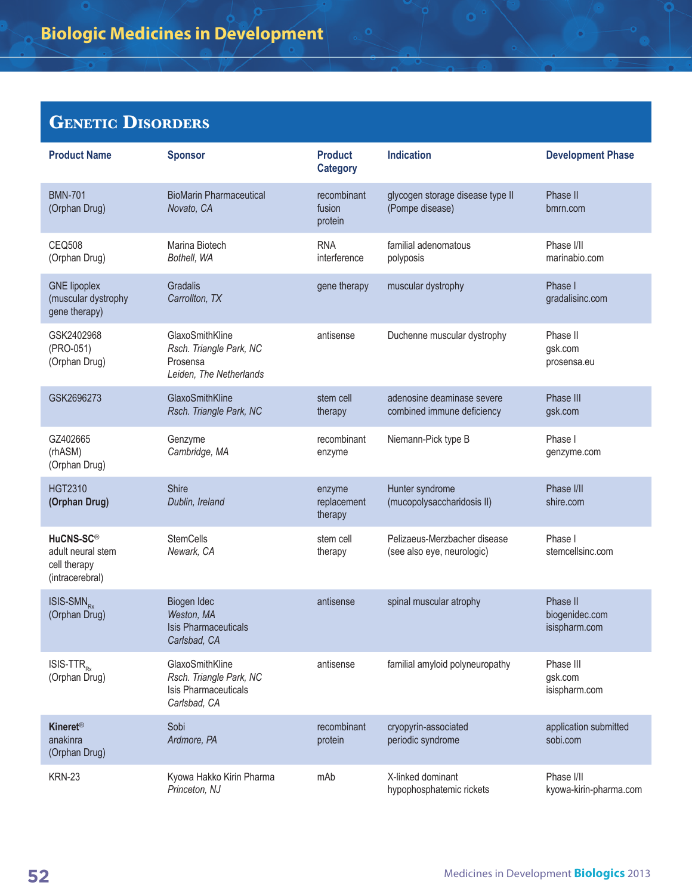# Biologic Medicines in Development

## Genetic Disorders

| Product Name | Sponsor | Product Category | Indication | Development Phase |
|---|---|---|---|---|
| BMN-701 (Orphan Drug) | BioMarin Pharmaceutical *Novato, CA* | recombinant fusion protein | glycogen storage disease type II (Pompe disease) | Phase II bmrn.com |
| CEQ508 (Orphan Drug) | Marina Biotech *Bothell, WA* | RNA interference | familial adenomatous polyposis | Phase I/II marinabio.com |
| GNE lipoplex (muscular dystrophy gene therapy) | Gradalis *Carrollton, TX* | gene therapy | muscular dystrophy | Phase I gradalisinc.com |
| GSK2402968 (PRO-051) (Orphan Drug) | GlaxoSmithKline *Rsch. Triangle Park, NC* Prosensa *Leiden, The Netherlands* | antisense | Duchenne muscular dystrophy | Phase II gsk.com prosensa.eu |
| GSK2696273 | GlaxoSmithKline *Rsch. Triangle Park, NC* | stem cell therapy | adenosine deaminase severe combined immune deficiency | Phase III gsk.com |
| GZ402665 (rhASM) (Orphan Drug) | Genzyme *Cambridge, MA* | recombinant enzyme | Niemann-Pick type B | Phase I genzyme.com |
| HGT2310 **(Orphan Drug)** | Shire *Dublin, Ireland* | enzyme replacement therapy | Hunter syndrome (mucopolysaccharidosis II) | Phase I/II shire.com |
| **HuCNS-SC®** adult neural stem cell therapy (intracerebral) | StemCells *Newark, CA* | stem cell therapy | Pelizaeus-Merzbacher disease (see also eye, neurologic) | Phase I stemcellsinc.com |
| ISIS-SMN$_{Rx}$ (Orphan Drug) | Biogen Idec *Weston, MA* Isis Pharmaceuticals *Carlsbad, CA* | antisense | spinal muscular atrophy | Phase II biogenidec.com isispharm.com |
| ISIS-TTR$_{Rx}$ (Orphan Drug) | GlaxoSmithKline *Rsch. Triangle Park, NC* Isis Pharmaceuticals *Carlsbad, CA* | antisense | familial amyloid polyneuropathy | Phase III gsk.com isispharm.com |
| **Kineret®** anakinra (Orphan Drug) | Sobi *Ardmore, PA* | recombinant protein | cryopyrin-associated periodic syndrome | application submitted sobi.com |
| KRN-23 | Kyowa Hakko Kirin Pharma *Princeton, NJ* | mAb | X-linked dominant hypophosphatemic rickets | Phase I/II kyowa-kirin-pharma.com |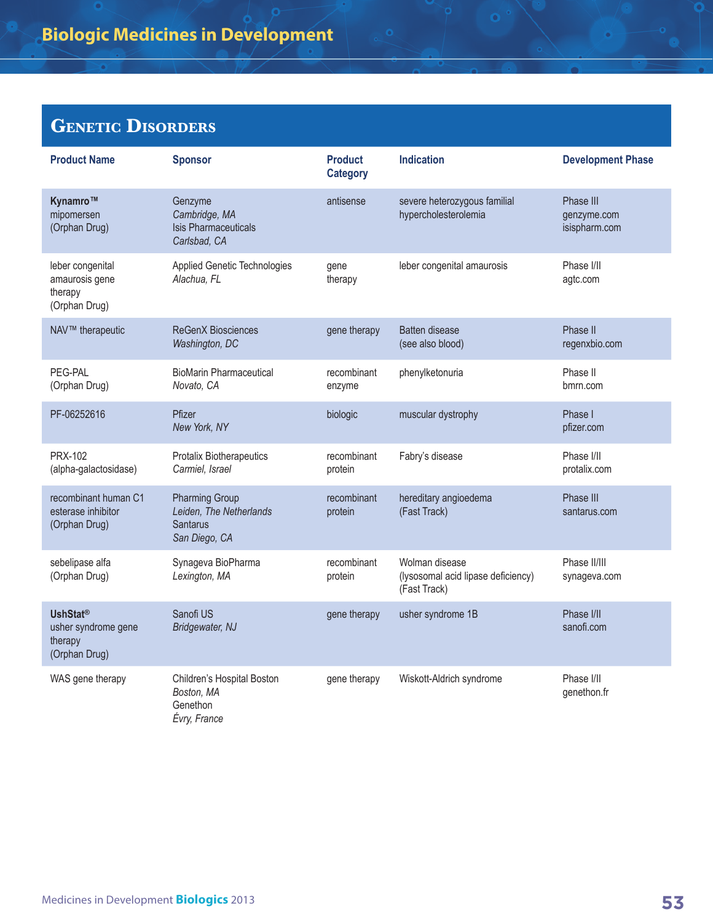## Genetic Disorders

| Product Name | Sponsor | Product Category | Indication | Development Phase |
|---|---|---|---|---|
| **Kynamro™** mipomersen (Orphan Drug) | Genzyme *Cambridge, MA* Isis Pharmaceuticals *Carlsbad, CA* | antisense | severe heterozygous familial hypercholesterolemia | Phase III genzyme.com isispharm.com |
| leber congenital amaurosis gene therapy (Orphan Drug) | Applied Genetic Technologies *Alachua, FL* | gene therapy | leber congenital amaurosis | Phase I/II agtc.com |
| NAV™ therapeutic | ReGenX Biosciences *Washington, DC* | gene therapy | Batten disease (see also blood) | Phase II regenxbio.com |
| PEG-PAL (Orphan Drug) | BioMarin Pharmaceutical *Novato, CA* | recombinant enzyme | phenylketonuria | Phase II bmrn.com |
| PF-06252616 | Pfizer *New York, NY* | biologic | muscular dystrophy | Phase I pfizer.com |
| PRX-102 (alpha-galactosidase) | Protalix Biotherapeutics *Carmiel, Israel* | recombinant protein | Fabry's disease | Phase I/II protalix.com |
| recombinant human C1 esterase inhibitor (Orphan Drug) | Pharming Group *Leiden, The Netherlands* Santarus *San Diego, CA* | recombinant protein | hereditary angioedema (Fast Track) | Phase III santarus.com |
| sebelipase alfa (Orphan Drug) | Synageva BioPharma *Lexington, MA* | recombinant protein | Wolman disease (lysosomal acid lipase deficiency) (Fast Track) | Phase II/III synageva.com |
| **UshStat®** usher syndrome gene therapy (Orphan Drug) | Sanofi US *Bridgewater, NJ* | gene therapy | usher syndrome 1B | Phase I/II sanofi.com |
| WAS gene therapy | Children's Hospital Boston *Boston, MA* Genethon *Évry, France* | gene therapy | Wiskott-Aldrich syndrome | Phase I/II genethon.fr |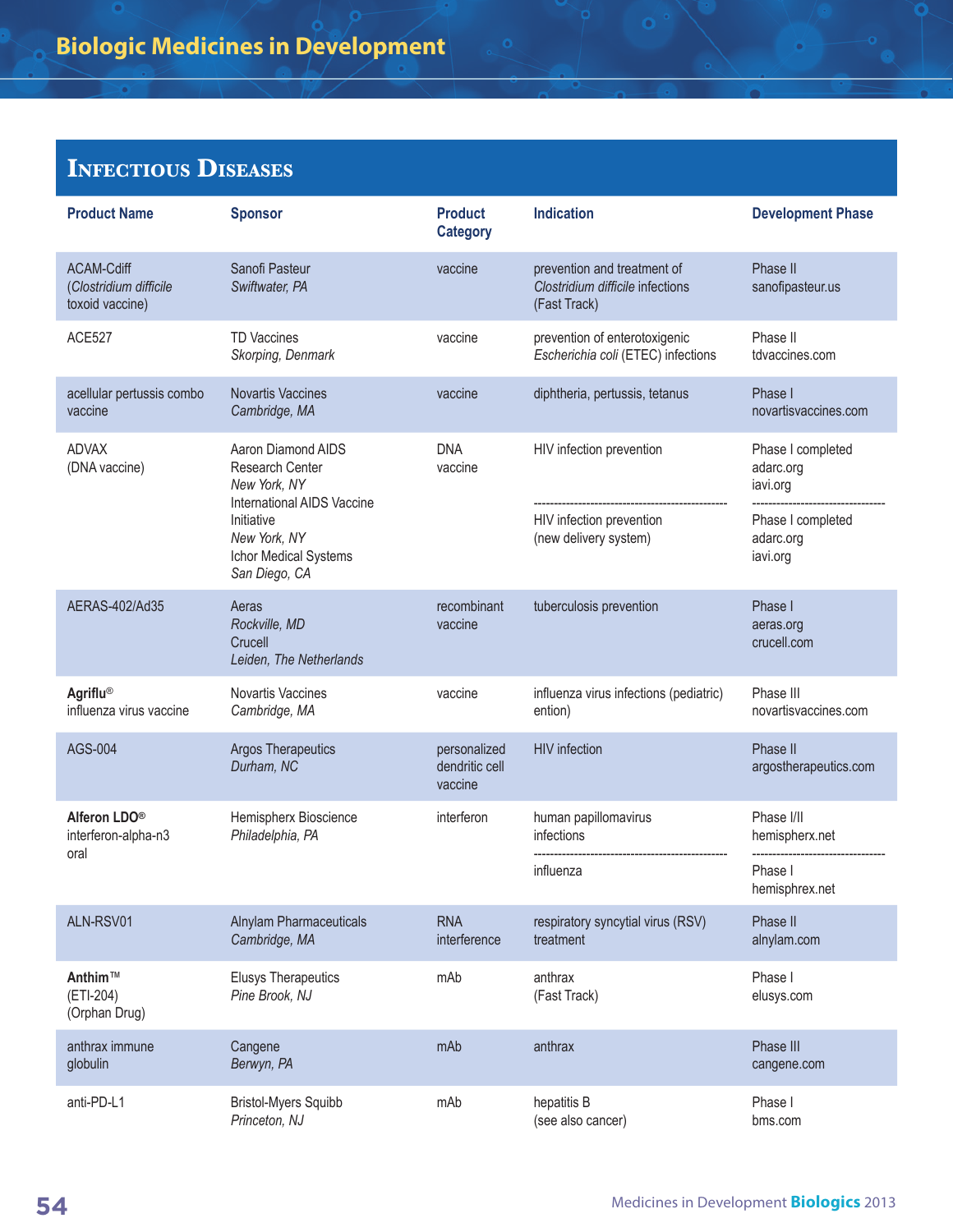# Biologic Medicines in Development

## Infectious Diseases

| Product Name | Sponsor | Product Category | Indication | Development Phase |
|---|---|---|---|---|
| ACAM-Cdiff (*Clostridium difficile* toxoid vaccine) | Sanofi Pasteur *Swiftwater, PA* | vaccine | prevention and treatment of *Clostridium difficile* infections (Fast Track) | Phase II sanofipasteur.us |
| ACE527 | TD Vaccines *Skorping, Denmark* | vaccine | prevention of enterotoxigenic *Escherichia coli* (ETEC) infections | Phase II tdvaccines.com |
| acellular pertussis combo vaccine | Novartis Vaccines *Cambridge, MA* | vaccine | diphtheria, pertussis, tetanus | Phase I novartisvaccines.com |
| ADVAX (DNA vaccine) | Aaron Diamond AIDS Research Center *New York, NY* International AIDS Vaccine Initiative *New York, NY* Ichor Medical Systems *San Diego, CA* | DNA vaccine | HIV infection prevention | Phase I completed adarc.org iavi.org |
| | | | HIV infection prevention (new delivery system) | Phase I completed adarc.org iavi.org |
| AERAS-402/Ad35 | Aeras *Rockville, MD* Crucell *Leiden, The Netherlands* | recombinant vaccine | tuberculosis prevention | Phase I aeras.org crucell.com |
| **Agriflu®** influenza virus vaccine | Novartis Vaccines *Cambridge, MA* | vaccine | influenza virus infections (pediatric) ention) | Phase III novartisvaccines.com |
| AGS-004 | Argos Therapeutics *Durham, NC* | personalized dendritic cell vaccine | HIV infection | Phase II argostherapeutics.com |
| **Alferon LDO®** interferon-alpha-n3 oral | Hemispherx Bioscience *Philadelphia, PA* | interferon | human papillomavirus infections | Phase I/II hemispherx.net |
| | | | influenza | Phase I hemisphrex.net |
| ALN-RSV01 | Alnylam Pharmaceuticals *Cambridge, MA* | RNA interference | respiratory syncytial virus (RSV) treatment | Phase II alnylam.com |
| **Anthim™** (ETI-204) (Orphan Drug) | Elusys Therapeutics *Pine Brook, NJ* | mAb | anthrax (Fast Track) | Phase I elusys.com |
| anthrax immune globulin | Cangene *Berwyn, PA* | mAb | anthrax | Phase III cangene.com |
| anti-PD-L1 | Bristol-Myers Squibb *Princeton, NJ* | mAb | hepatitis B (see also cancer) | Phase I bms.com |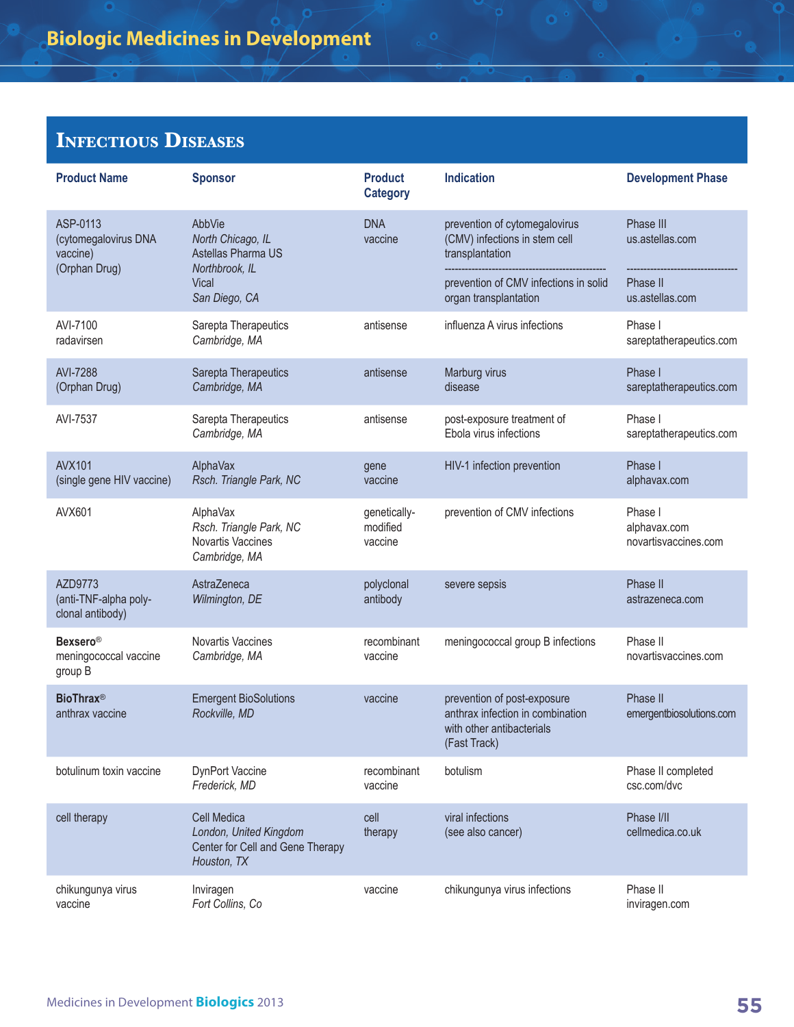## Infectious Diseases

| Product Name | Sponsor | Product Category | Indication | Development Phase |
|---|---|---|---|---|
| ASP-0113 (cytomegalovirus DNA vaccine) (Orphan Drug) | AbbVie *North Chicago, IL* Astellas Pharma US *Northbrook, IL* Vical *San Diego, CA* | DNA vaccine | prevention of cytomegalovirus (CMV) infections in stem cell transplantation | Phase III us.astellas.com |
| | | | prevention of CMV infections in solid organ transplantation | Phase II us.astellas.com |
| AVI-7100 radavirsen | Sarepta Therapeutics *Cambridge, MA* | antisense | influenza A virus infections | Phase I sareptatherapeutics.com |
| AVI-7288 (Orphan Drug) | Sarepta Therapeutics *Cambridge, MA* | antisense | Marburg virus disease | Phase I sareptatherapeutics.com |
| AVI-7537 | Sarepta Therapeutics *Cambridge, MA* | antisense | post-exposure treatment of Ebola virus infections | Phase I sareptatherapeutics.com |
| AVX101 (single gene HIV vaccine) | AlphaVax *Rsch. Triangle Park, NC* | gene vaccine | HIV-1 infection prevention | Phase I alphavax.com |
| AVX601 | AlphaVax *Rsch. Triangle Park, NC* Novartis Vaccines *Cambridge, MA* | genetically-modified vaccine | prevention of CMV infections | Phase I alphavax.com novartisvaccines.com |
| AZD9773 (anti-TNF-alpha poly-clonal antibody) | AstraZeneca *Wilmington, DE* | polyclonal antibody | severe sepsis | Phase II astrazeneca.com |
| **Bexsero**® meningococcal vaccine group B | Novartis Vaccines *Cambridge, MA* | recombinant vaccine | meningococcal group B infections | Phase II novartisvaccines.com |
| **BioThrax**® anthrax vaccine | Emergent BioSolutions *Rockville, MD* | vaccine | prevention of post-exposure anthrax infection in combination with other antibacterials (Fast Track) | Phase II emergentbiosolutions.com |
| botulinum toxin vaccine | DynPort Vaccine *Frederick, MD* | recombinant vaccine | botulism | Phase II completed csc.com/dvc |
| cell therapy | Cell Medica *London, United Kingdom* Center for Cell and Gene Therapy *Houston, TX* | cell therapy | viral infections (see also cancer) | Phase I/II cellmedica.co.uk |
| chikungunya virus vaccine | Inviragen *Fort Collins, Co* | vaccine | chikungunya virus infections | Phase II inviragen.com |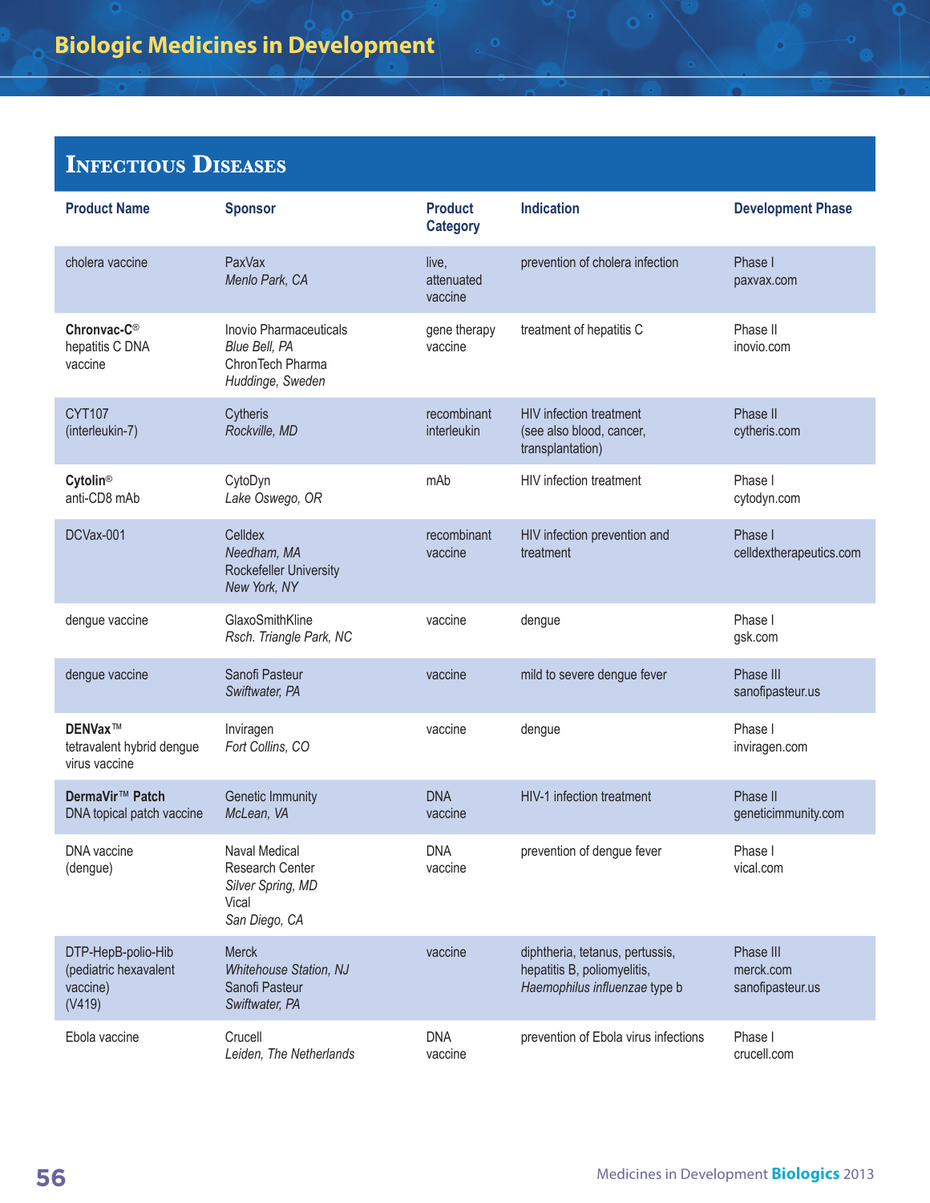## Infectious Diseases

| Product Name | Sponsor | Product Category | Indication | Development Phase |
|---|---|---|---|---|
| cholera vaccine | PaxVax *Menlo Park, CA* | live, attenuated vaccine | prevention of cholera infection | Phase I paxvax.com |
| **Chronvac-C**® hepatitis C DNA vaccine | Inovio Pharmaceuticals *Blue Bell, PA* ChronTech Pharma *Huddinge, Sweden* | gene therapy vaccine | treatment of hepatitis C | Phase II inovio.com |
| CYT107 (interleukin-7) | Cytheris *Rockville, MD* | recombinant interleukin | HIV infection treatment (see also blood, cancer, transplantation) | Phase II cytheris.com |
| **Cytolin**® anti-CD8 mAb | CytoDyn *Lake Oswego, OR* | mAb | HIV infection treatment | Phase I cytodyn.com |
| DCVax-001 | Celldex *Needham, MA* Rockefeller University *New York, NY* | recombinant vaccine | HIV infection prevention and treatment | Phase I celldextherapeutics.com |
| dengue vaccine | GlaxoSmithKline *Rsch. Triangle Park, NC* | vaccine | dengue | Phase I gsk.com |
| dengue vaccine | Sanofi Pasteur *Swiftwater, PA* | vaccine | mild to severe dengue fever | Phase III sanofipasteur.us |
| **DENVax**™ tetravalent hybrid dengue virus vaccine | Inviragen *Fort Collins, CO* | vaccine | dengue | Phase I inviragen.com |
| **DermaVir**™ **Patch** DNA topical patch vaccine | Genetic Immunity *McLean, VA* | DNA vaccine | HIV-1 infection treatment | Phase II geneticimmunity.com |
| DNA vaccine (dengue) | Naval Medical Research Center *Silver Spring, MD* Vical *San Diego, CA* | DNA vaccine | prevention of dengue fever | Phase I vical.com |
| DTP-HepB-polio-Hib (pediatric hexavalent vaccine) (V419) | Merck *Whitehouse Station, NJ* Sanofi Pasteur *Swiftwater, PA* | vaccine | diphtheria, tetanus, pertussis, hepatitis B, poliomyelitis, *Haemophilus influenzae* type b | Phase III merck.com sanofipasteur.us |
| Ebola vaccine | Crucell *Leiden, The Netherlands* | DNA vaccine | prevention of Ebola virus infections | Phase I crucell.com |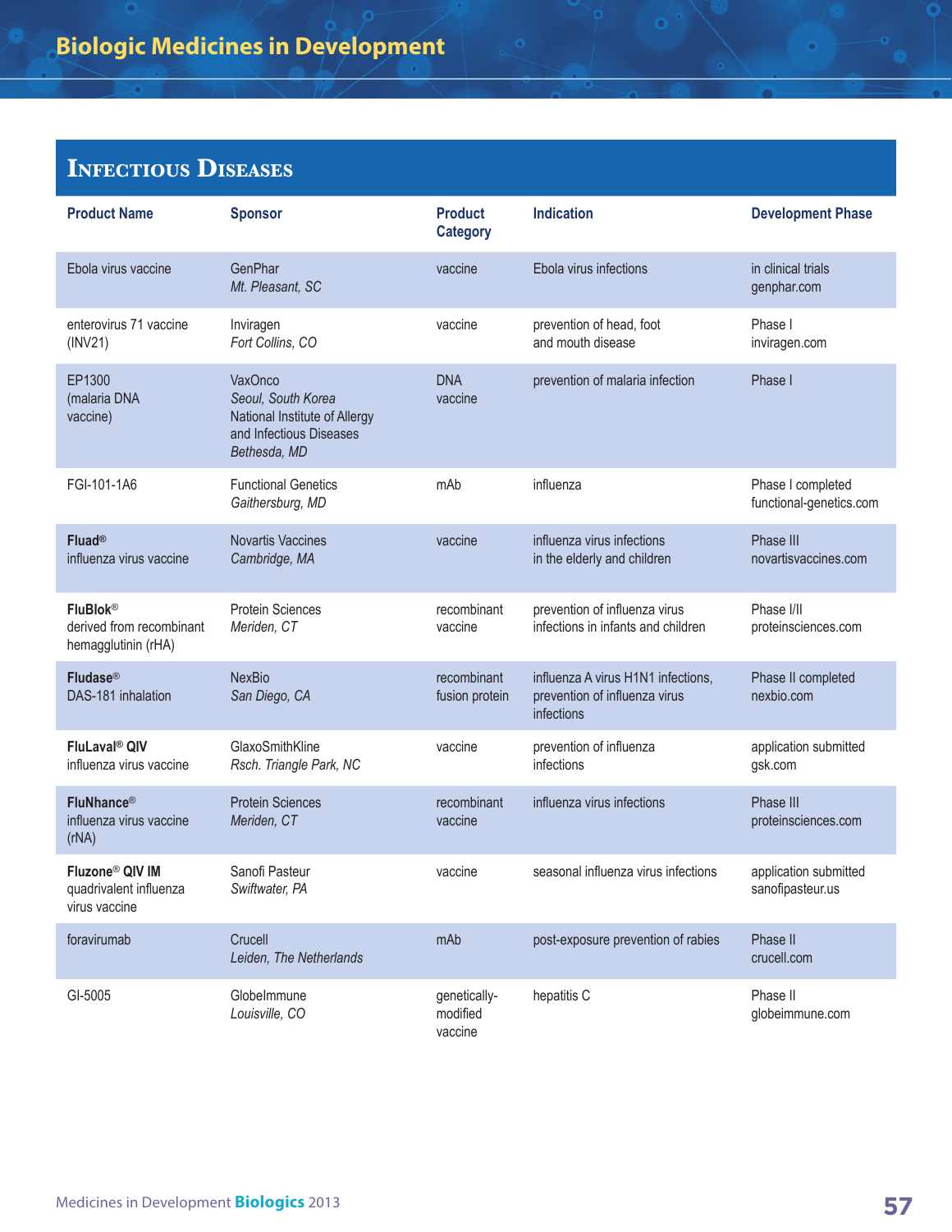# Biologic Medicines in Development

## Infectious Diseases

| Product Name | Sponsor | Product Category | Indication | Development Phase |
|---|---|---|---|---|
| Ebola virus vaccine | GenPhar *Mt. Pleasant, SC* | vaccine | Ebola virus infections | in clinical trials genphar.com |
| enterovirus 71 vaccine (INV21) | Inviragen *Fort Collins, CO* | vaccine | prevention of head, foot and mouth disease | Phase I inviragen.com |
| EP1300 (malaria DNA vaccine) | VaxOnco *Seoul, South Korea* National Institute of Allergy and Infectious Diseases *Bethesda, MD* | DNA vaccine | prevention of malaria infection | Phase I |
| FGI-101-1A6 | Functional Genetics *Gaithersburg, MD* | mAb | influenza | Phase I completed functional-genetics.com |
| **Fluad®** influenza virus vaccine | Novartis Vaccines *Cambridge, MA* | vaccine | influenza virus infections in the elderly and children | Phase III novartisvaccines.com |
| **FluBlok®** derived from recombinant hemagglutinin (rHA) | Protein Sciences *Meriden, CT* | recombinant vaccine | prevention of influenza virus infections in infants and children | Phase I/II proteinsciences.com |
| **Fludase®** DAS-181 inhalation | NexBio *San Diego, CA* | recombinant fusion protein | influenza A virus H1N1 infections, prevention of influenza virus infections | Phase II completed nexbio.com |
| **FluLaval® QIV** influenza virus vaccine | GlaxoSmithKline *Rsch. Triangle Park, NC* | vaccine | prevention of influenza infections | application submitted gsk.com |
| **FluNhance®** influenza virus vaccine (rNA) | Protein Sciences *Meriden, CT* | recombinant vaccine | influenza virus infections | Phase III proteinsciences.com |
| **Fluzone® QIV IM** quadrivalent influenza virus vaccine | Sanofi Pasteur *Swiftwater, PA* | vaccine | seasonal influenza virus infections | application submitted sanofipasteur.us |
| foravirumab | Crucell *Leiden, The Netherlands* | mAb | post-exposure prevention of rabies | Phase II crucell.com |
| GI-5005 | GlobeImmune *Louisville, CO* | genetically-modified vaccine | hepatitis C | Phase II globeimmune.com |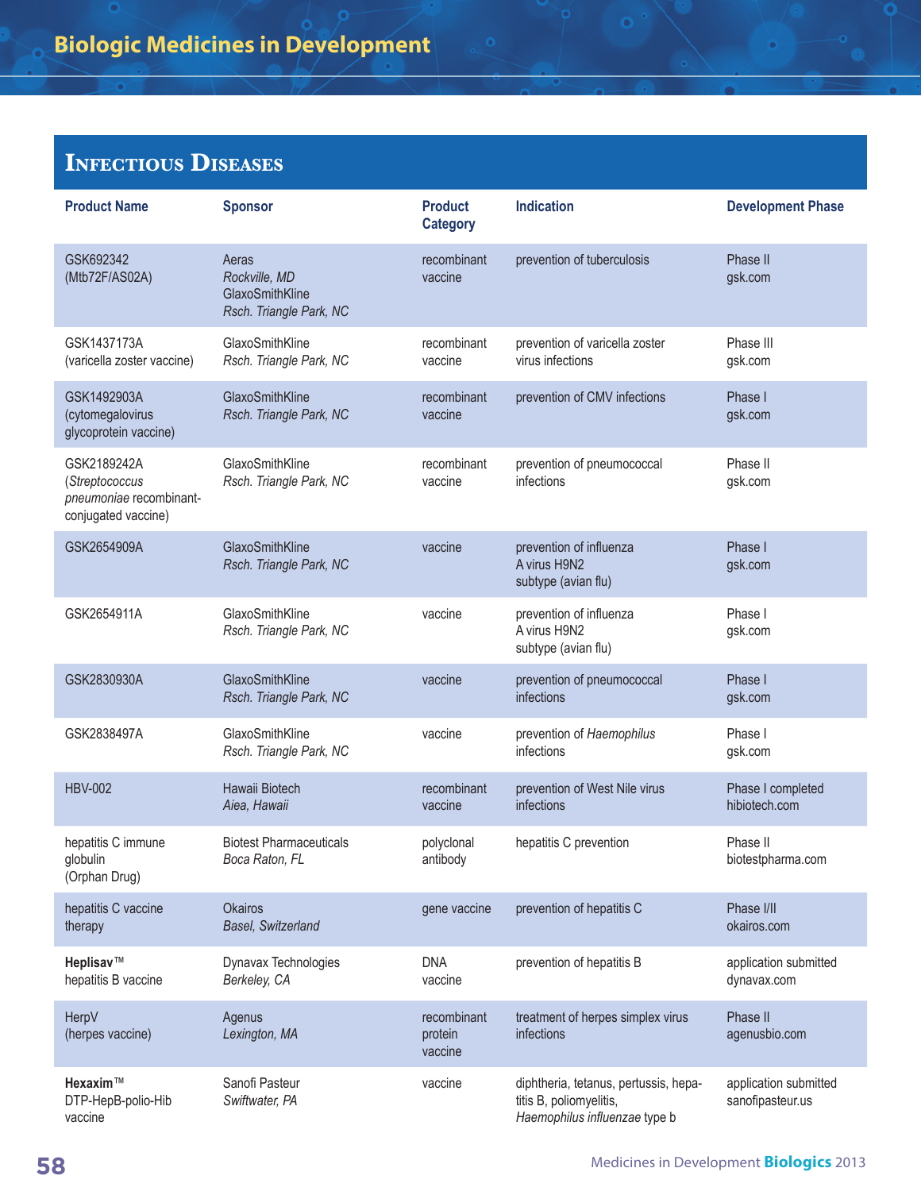# Biologic Medicines in Development

## Infectious Diseases

| Product Name | Sponsor | Product Category | Indication | Development Phase |
|---|---|---|---|---|
| GSK692342 (Mtb72F/AS02A) | Aeras *Rockville, MD* GlaxoSmithKline *Rsch. Triangle Park, NC* | recombinant vaccine | prevention of tuberculosis | Phase II gsk.com |
| GSK1437173A (varicella zoster vaccine) | GlaxoSmithKline *Rsch. Triangle Park, NC* | recombinant vaccine | prevention of varicella zoster virus infections | Phase III gsk.com |
| GSK1492903A (cytomegalovirus glycoprotein vaccine) | GlaxoSmithKline *Rsch. Triangle Park, NC* | recombinant vaccine | prevention of CMV infections | Phase I gsk.com |
| GSK2189242A (*Streptococcus pneumoniae* recombinant-conjugated vaccine) | GlaxoSmithKline *Rsch. Triangle Park, NC* | recombinant vaccine | prevention of pneumococcal infections | Phase II gsk.com |
| GSK2654909A | GlaxoSmithKline *Rsch. Triangle Park, NC* | vaccine | prevention of influenza A virus H9N2 subtype (avian flu) | Phase I gsk.com |
| GSK2654911A | GlaxoSmithKline *Rsch. Triangle Park, NC* | vaccine | prevention of influenza A virus H9N2 subtype (avian flu) | Phase I gsk.com |
| GSK2830930A | GlaxoSmithKline *Rsch. Triangle Park, NC* | vaccine | prevention of pneumococcal infections | Phase I gsk.com |
| GSK2838497A | GlaxoSmithKline *Rsch. Triangle Park, NC* | vaccine | prevention of *Haemophilus* infections | Phase I gsk.com |
| HBV-002 | Hawaii Biotech *Aiea, Hawaii* | recombinant vaccine | prevention of West Nile virus infections | Phase I completed hibiotech.com |
| hepatitis C immune globulin (Orphan Drug) | Biotest Pharmaceuticals *Boca Raton, FL* | polyclonal antibody | hepatitis C prevention | Phase II biotestpharma.com |
| hepatitis C vaccine therapy | Okairos *Basel, Switzerland* | gene vaccine | prevention of hepatitis C | Phase I/II okairos.com |
| **Heplisav**™ hepatitis B vaccine | Dynavax Technologies *Berkeley, CA* | DNA vaccine | prevention of hepatitis B | application submitted dynavax.com |
| HerpV (herpes vaccine) | Agenus *Lexington, MA* | recombinant protein vaccine | treatment of herpes simplex virus infections | Phase II agenusbio.com |
| **Hexaxim**™ DTP-HepB-polio-Hib vaccine | Sanofi Pasteur *Swiftwater, PA* | vaccine | diphtheria, tetanus, pertussis, hepatitis B, poliomyelitis, *Haemophilus influenzae* type b | application submitted sanofipasteur.us |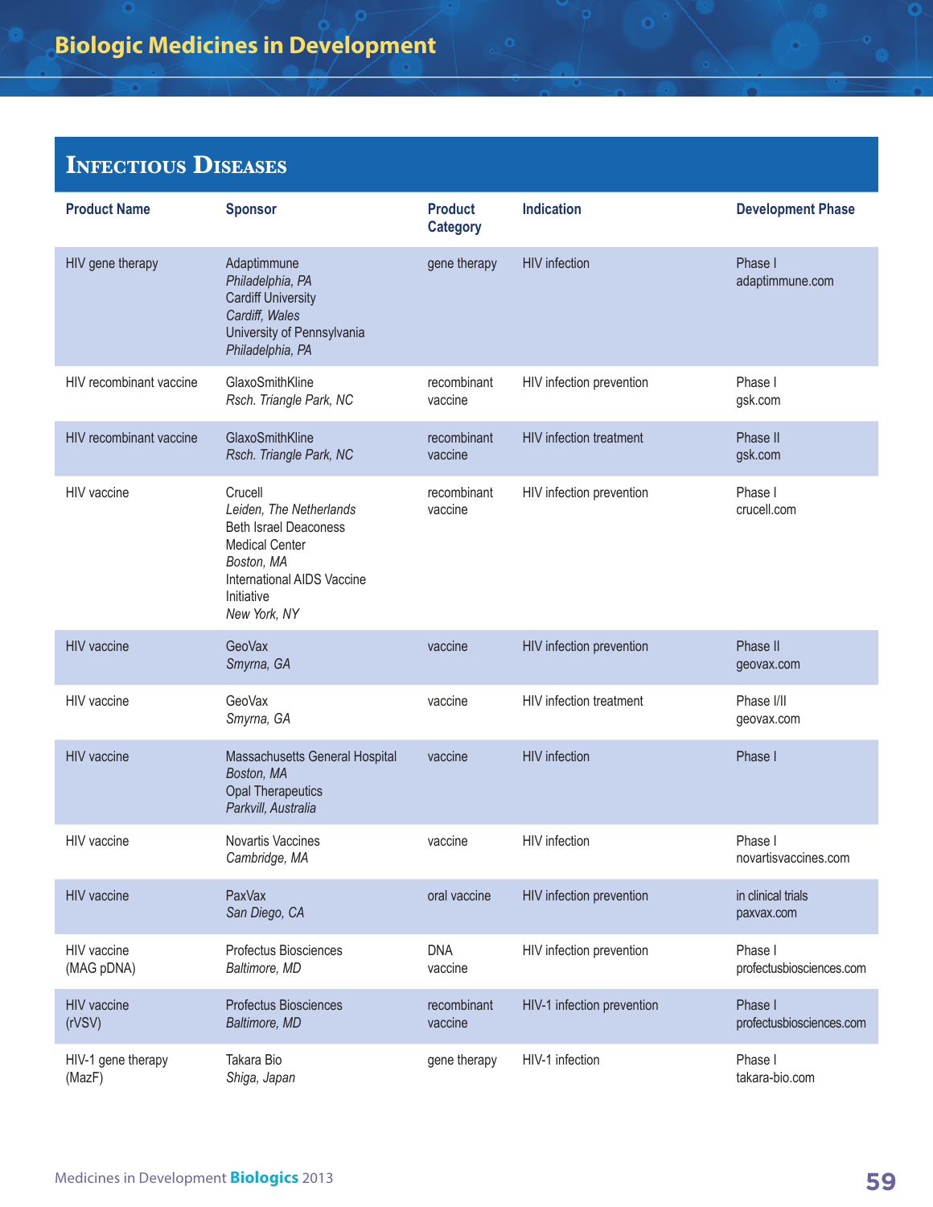## Infectious Diseases

| Product Name | Sponsor | Product Category | Indication | Development Phase |
|---|---|---|---|---|
| HIV gene therapy | Adaptimmune *Philadelphia, PA* Cardiff University *Cardiff, Wales* University of Pennsylvania *Philadelphia, PA* | gene therapy | HIV infection | Phase I adaptimmune.com |
| HIV recombinant vaccine | GlaxoSmithKline *Rsch. Triangle Park, NC* | recombinant vaccine | HIV infection prevention | Phase I gsk.com |
| HIV recombinant vaccine | GlaxoSmithKline *Rsch. Triangle Park, NC* | recombinant vaccine | HIV infection treatment | Phase II gsk.com |
| HIV vaccine | Crucell *Leiden, The Netherlands* Beth Israel Deaconess Medical Center *Boston, MA* International AIDS Vaccine Initiative *New York, NY* | recombinant vaccine | HIV infection prevention | Phase I crucell.com |
| HIV vaccine | GeoVax *Smyrna, GA* | vaccine | HIV infection prevention | Phase II geovax.com |
| HIV vaccine | GeoVax *Smyrna, GA* | vaccine | HIV infection treatment | Phase I/II geovax.com |
| HIV vaccine | Massachusetts General Hospital *Boston, MA* Opal Therapeutics *Parkvill, Australia* | vaccine | HIV infection | Phase I |
| HIV vaccine | Novartis Vaccines *Cambridge, MA* | vaccine | HIV infection | Phase I novartisvaccines.com |
| HIV vaccine | PaxVax *San Diego, CA* | oral vaccine | HIV infection prevention | in clinical trials paxvax.com |
| HIV vaccine (MAG pDNA) | Profectus Biosciences *Baltimore, MD* | DNA vaccine | HIV infection prevention | Phase I profectusbiosciences.com |
| HIV vaccine (rVSV) | Profectus Biosciences *Baltimore, MD* | recombinant vaccine | HIV-1 infection prevention | Phase I profectusbiosciences.com |
| HIV-1 gene therapy (MazF) | Takara Bio *Shiga, Japan* | gene therapy | HIV-1 infection | Phase I takara-bio.com |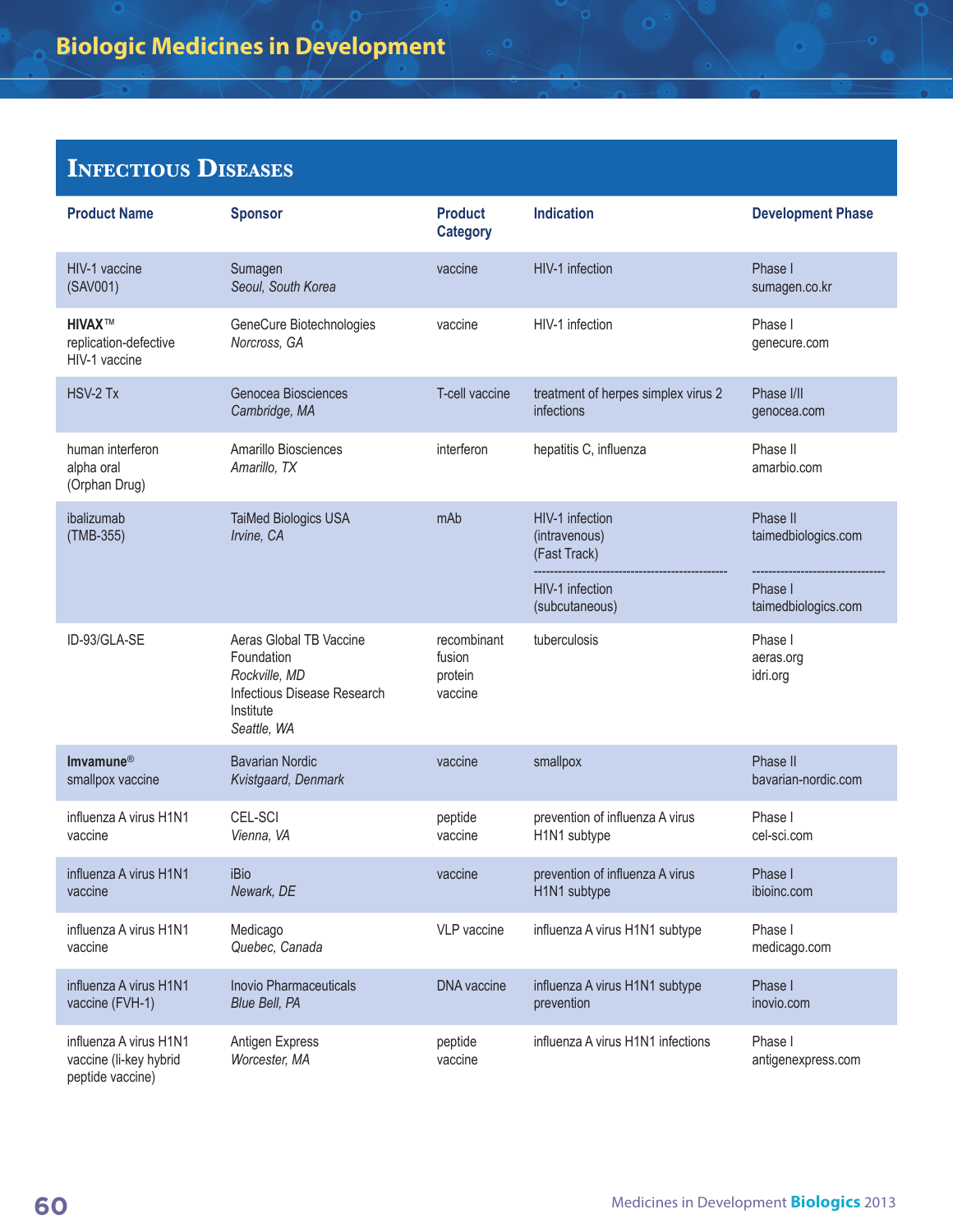## Infectious Diseases

| Product Name | Sponsor | Product Category | Indication | Development Phase |
|---|---|---|---|---|
| HIV-1 vaccine (SAV001) | Sumagen *Seoul, South Korea* | vaccine | HIV-1 infection | Phase I sumagen.co.kr |
| **HIVAX**™ replication-defective HIV-1 vaccine | GeneCure Biotechnologies *Norcross, GA* | vaccine | HIV-1 infection | Phase I genecure.com |
| HSV-2 Tx | Genocea Biosciences *Cambridge, MA* | T-cell vaccine | treatment of herpes simplex virus 2 infections | Phase I/II genocea.com |
| human interferon alpha oral (Orphan Drug) | Amarillo Biosciences *Amarillo, TX* | interferon | hepatitis C, influenza | Phase II amarbio.com |
| ibalizumab (TMB-355) | TaiMed Biologics USA *Irvine, CA* | mAb | HIV-1 infection (intravenous) (Fast Track) | Phase II taimedbiologics.com |
| | | | HIV-1 infection (subcutaneous) | Phase I taimedbiologics.com |
| ID-93/GLA-SE | Aeras Global TB Vaccine Foundation *Rockville, MD* Infectious Disease Research Institute *Seattle, WA* | recombinant fusion protein vaccine | tuberculosis | Phase I aeras.org idri.org |
| **Imvamune**® smallpox vaccine | Bavarian Nordic *Kvistgaard, Denmark* | vaccine | smallpox | Phase II bavarian-nordic.com |
| influenza A virus H1N1 vaccine | CEL-SCI *Vienna, VA* | peptide vaccine | prevention of influenza A virus H1N1 subtype | Phase I cel-sci.com |
| influenza A virus H1N1 vaccine | iBio *Newark, DE* | vaccine | prevention of influenza A virus H1N1 subtype | Phase I ibioinc.com |
| influenza A virus H1N1 vaccine | Medicago *Quebec, Canada* | VLP vaccine | influenza A virus H1N1 subtype | Phase I medicago.com |
| influenza A virus H1N1 vaccine (FVH-1) | Inovio Pharmaceuticals *Blue Bell, PA* | DNA vaccine | influenza A virus H1N1 subtype prevention | Phase I inovio.com |
| influenza A virus H1N1 vaccine (Ii-key hybrid peptide vaccine) | Antigen Express *Worcester, MA* | peptide vaccine | influenza A virus H1N1 infections | Phase I antigenexpress.com |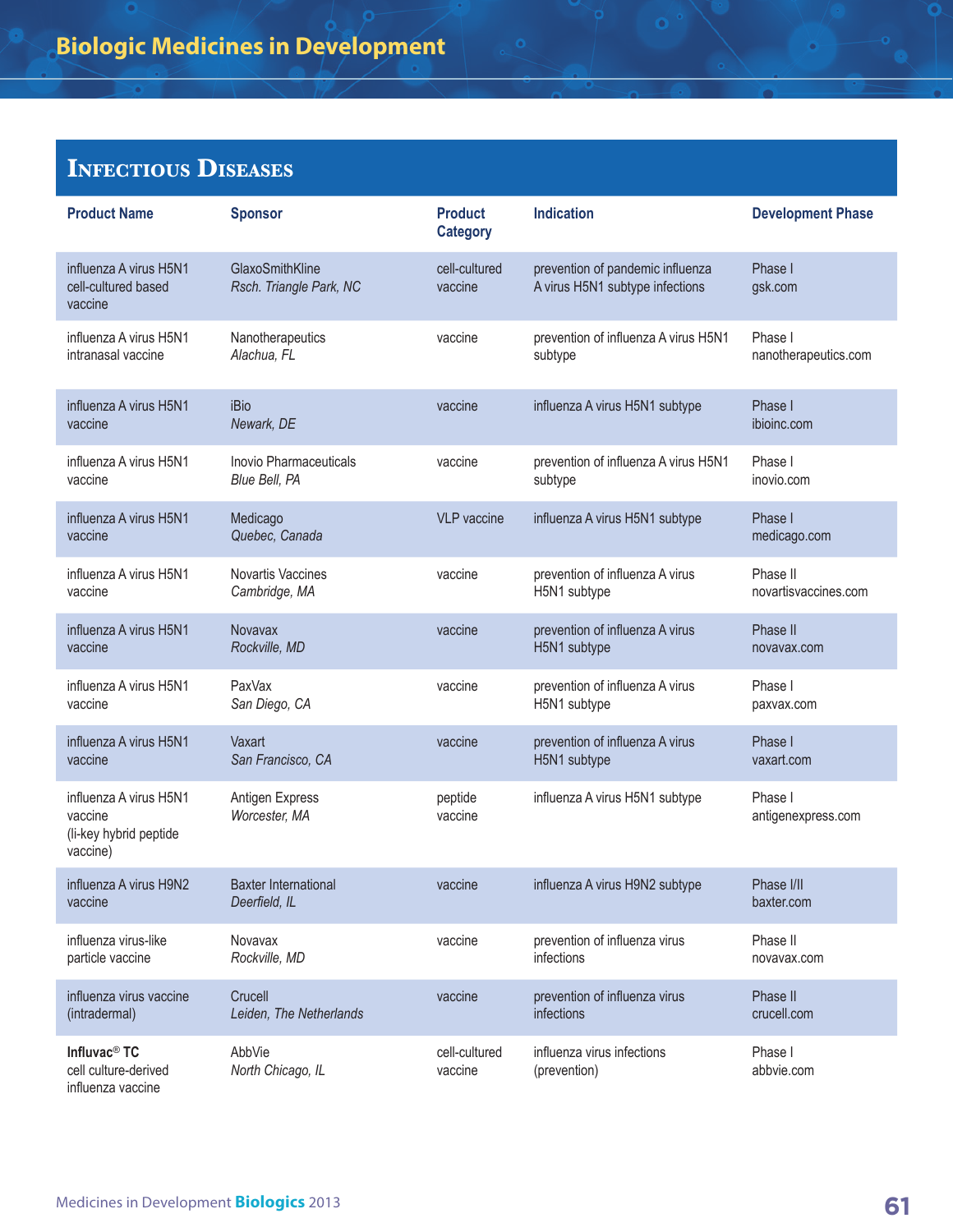## Infectious Diseases

| Product Name | Sponsor | Product Category | Indication | Development Phase |
|---|---|---|---|---|
| influenza A virus H5N1 cell-cultured based vaccine | GlaxoSmithKline *Rsch. Triangle Park, NC* | cell-cultured vaccine | prevention of pandemic influenza A virus H5N1 subtype infections | Phase I gsk.com |
| influenza A virus H5N1 intranasal vaccine | Nanotherapeutics *Alachua, FL* | vaccine | prevention of influenza A virus H5N1 subtype | Phase I nanotherapeutics.com |
| influenza A virus H5N1 vaccine | iBio *Newark, DE* | vaccine | influenza A virus H5N1 subtype | Phase I ibioinc.com |
| influenza A virus H5N1 vaccine | Inovio Pharmaceuticals *Blue Bell, PA* | vaccine | prevention of influenza A virus H5N1 subtype | Phase I inovio.com |
| influenza A virus H5N1 vaccine | Medicago *Quebec, Canada* | VLP vaccine | influenza A virus H5N1 subtype | Phase I medicago.com |
| influenza A virus H5N1 vaccine | Novartis Vaccines *Cambridge, MA* | vaccine | prevention of influenza A virus H5N1 subtype | Phase II novartisvaccines.com |
| influenza A virus H5N1 vaccine | Novavax *Rockville, MD* | vaccine | prevention of influenza A virus H5N1 subtype | Phase II novavax.com |
| influenza A virus H5N1 vaccine | PaxVax *San Diego, CA* | vaccine | prevention of influenza A virus H5N1 subtype | Phase I paxvax.com |
| influenza A virus H5N1 vaccine | Vaxart *San Francisco, CA* | vaccine | prevention of influenza A virus H5N1 subtype | Phase I vaxart.com |
| influenza A virus H5N1 vaccine (li-key hybrid peptide vaccine) | Antigen Express *Worcester, MA* | peptide vaccine | influenza A virus H5N1 subtype | Phase I antigenexpress.com |
| influenza A virus H9N2 vaccine | Baxter International *Deerfield, IL* | vaccine | influenza A virus H9N2 subtype | Phase I/II baxter.com |
| influenza virus-like particle vaccine | Novavax *Rockville, MD* | vaccine | prevention of influenza virus infections | Phase II novavax.com |
| influenza virus vaccine (intradermal) | Crucell *Leiden, The Netherlands* | vaccine | prevention of influenza virus infections | Phase II crucell.com |
| **Influvac® TC** cell culture-derived influenza vaccine | AbbVie *North Chicago, IL* | cell-cultured vaccine | influenza virus infections (prevention) | Phase I abbvie.com |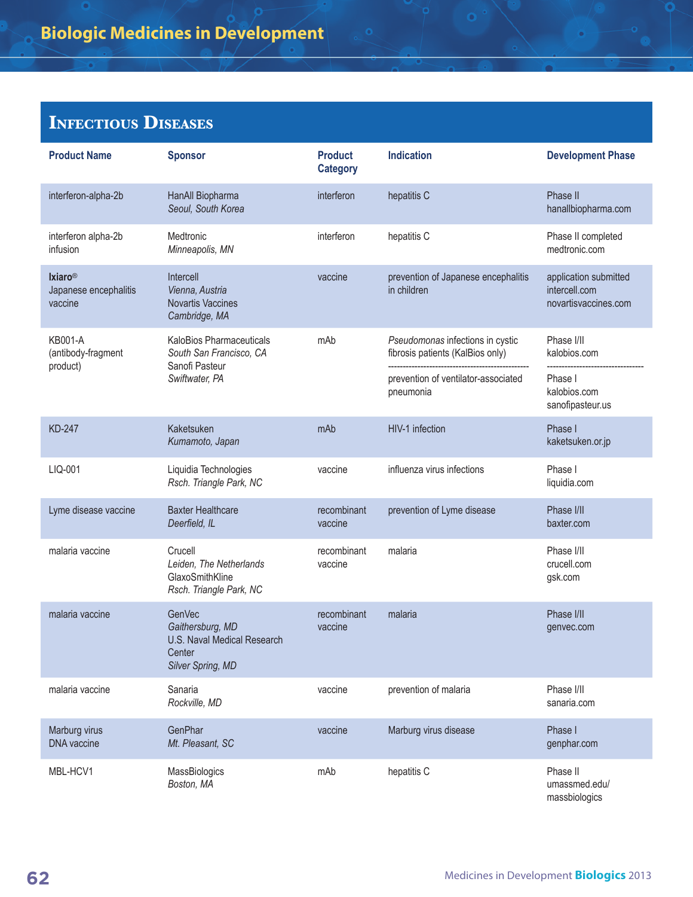## Infectious Diseases

| Product Name | Sponsor | Product Category | Indication | Development Phase |
|---|---|---|---|---|
| interferon-alpha-2b | HanAll Biopharma *Seoul, South Korea* | interferon | hepatitis C | Phase II hanallbiopharma.com |
| interferon alpha-2b infusion | Medtronic *Minneapolis, MN* | interferon | hepatitis C | Phase II completed medtronic.com |
| **Ixiaro®** Japanese encephalitis vaccine | Intercell *Vienna, Austria* Novartis Vaccines *Cambridge, MA* | vaccine | prevention of Japanese encephalitis in children | application submitted intercell.com novartisvaccines.com |
| KB001-A (antibody-fragment product) | KaloBios Pharmaceuticals *South San Francisco, CA* Sanofi Pasteur *Swiftwater, PA* | mAb | *Pseudomonas* infections in cystic fibrosis patients (KalBios only) | Phase I/II kalobios.com |
| | | | prevention of ventilator-associated pneumonia | Phase I kalobios.com sanofipasteur.us |
| KD-247 | Kaketsuken *Kumamoto, Japan* | mAb | HIV-1 infection | Phase I kaketsuken.or.jp |
| LIQ-001 | Liquidia Technologies *Rsch. Triangle Park, NC* | vaccine | influenza virus infections | Phase I liquidia.com |
| Lyme disease vaccine | Baxter Healthcare *Deerfield, IL* | recombinant vaccine | prevention of Lyme disease | Phase I/II baxter.com |
| malaria vaccine | Crucell *Leiden, The Netherlands* GlaxoSmithKline *Rsch. Triangle Park, NC* | recombinant vaccine | malaria | Phase I/II crucell.com gsk.com |
| malaria vaccine | GenVec *Gaithersburg, MD* U.S. Naval Medical Research Center *Silver Spring, MD* | recombinant vaccine | malaria | Phase I/II genvec.com |
| malaria vaccine | Sanaria *Rockville, MD* | vaccine | prevention of malaria | Phase I/II sanaria.com |
| Marburg virus DNA vaccine | GenPhar *Mt. Pleasant, SC* | vaccine | Marburg virus disease | Phase I genphar.com |
| MBL-HCV1 | MassBiologics *Boston, MA* | mAb | hepatitis C | Phase II umassmed.edu/massbiologics |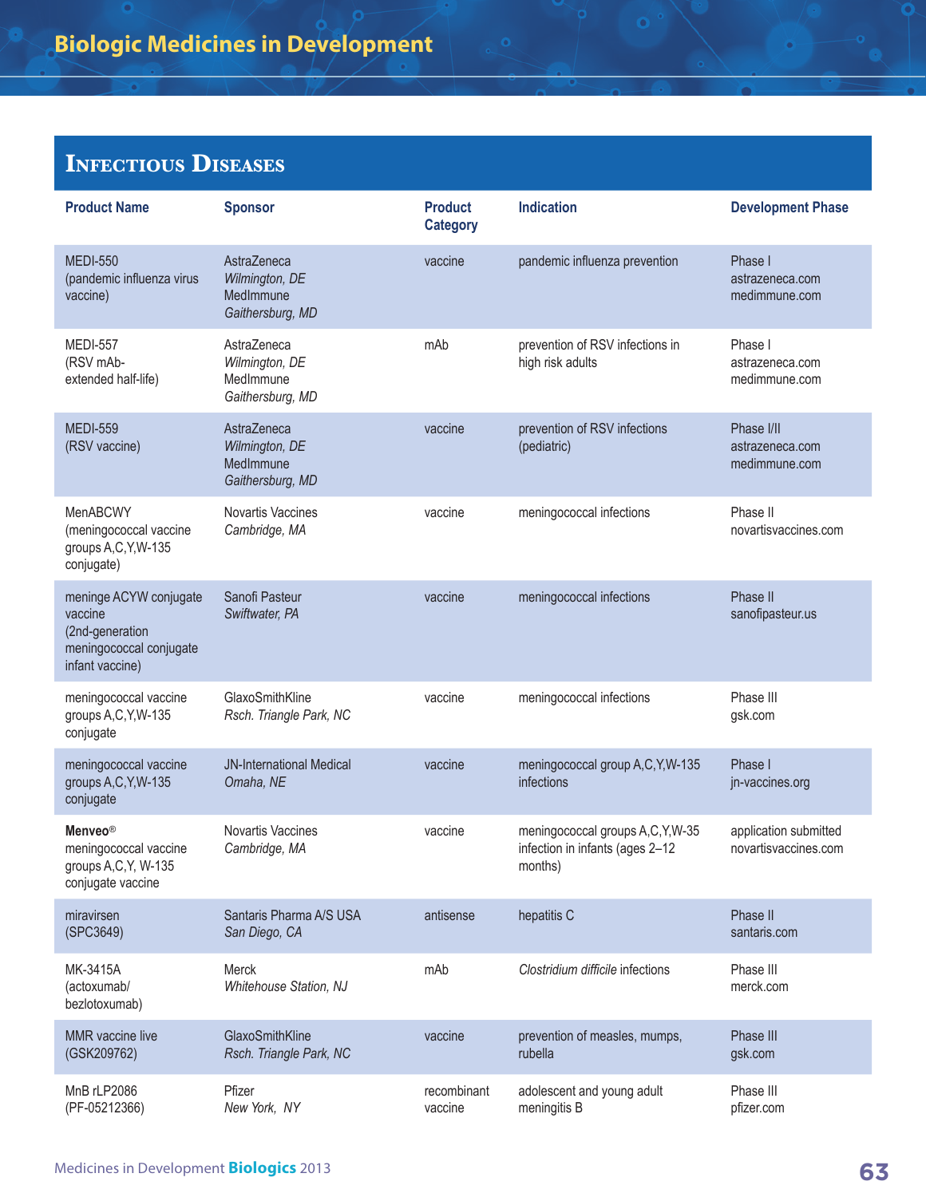## Infectious Diseases

| Product Name | Sponsor | Product Category | Indication | Development Phase |
|---|---|---|---|---|
| MEDI-550 (pandemic influenza virus vaccine) | AstraZeneca *Wilmington, DE* MedImmune *Gaithersburg, MD* | vaccine | pandemic influenza prevention | Phase I astrazeneca.com medimmune.com |
| MEDI-557 (RSV mAb-extended half-life) | AstraZeneca *Wilmington, DE* MedImmune *Gaithersburg, MD* | mAb | prevention of RSV infections in high risk adults | Phase I astrazeneca.com medimmune.com |
| MEDI-559 (RSV vaccine) | AstraZeneca *Wilmington, DE* MedImmune *Gaithersburg, MD* | vaccine | prevention of RSV infections (pediatric) | Phase I/II astrazeneca.com medimmune.com |
| MenABCWY (meningococcal vaccine groups A,C,Y,W-135 conjugate) | Novartis Vaccines *Cambridge, MA* | vaccine | meningococcal infections | Phase II novartisvaccines.com |
| meninge ACYW conjugate vaccine (2nd-generation meningococcal conjugate infant vaccine) | Sanofi Pasteur *Swiftwater, PA* | vaccine | meningococcal infections | Phase II sanofipasteur.us |
| meningococcal vaccine groups A,C,Y,W-135 conjugate | GlaxoSmithKline *Rsch. Triangle Park, NC* | vaccine | meningococcal infections | Phase III gsk.com |
| meningococcal vaccine groups A,C,Y,W-135 conjugate | JN-International Medical *Omaha, NE* | vaccine | meningococcal group A,C,Y,W-135 infections | Phase I jn-vaccines.org |
| **Menveo®** meningococcal vaccine groups A,C,Y, W-135 conjugate vaccine | Novartis Vaccines *Cambridge, MA* | vaccine | meningococcal groups A,C,Y,W-35 infection in infants (ages 2–12 months) | application submitted novartisvaccines.com |
| miravirsen (SPC3649) | Santaris Pharma A/S USA *San Diego, CA* | antisense | hepatitis C | Phase II santaris.com |
| MK-3415A (actoxumab/ bezlotoxumab) | Merck *Whitehouse Station, NJ* | mAb | *Clostridium difficile* infections | Phase III merck.com |
| MMR vaccine live (GSK209762) | GlaxoSmithKline *Rsch. Triangle Park, NC* | vaccine | prevention of measles, mumps, rubella | Phase III gsk.com |
| MnB rLP2086 (PF-05212366) | Pfizer *New York, NY* | recombinant vaccine | adolescent and young adult meningitis B | Phase III pfizer.com |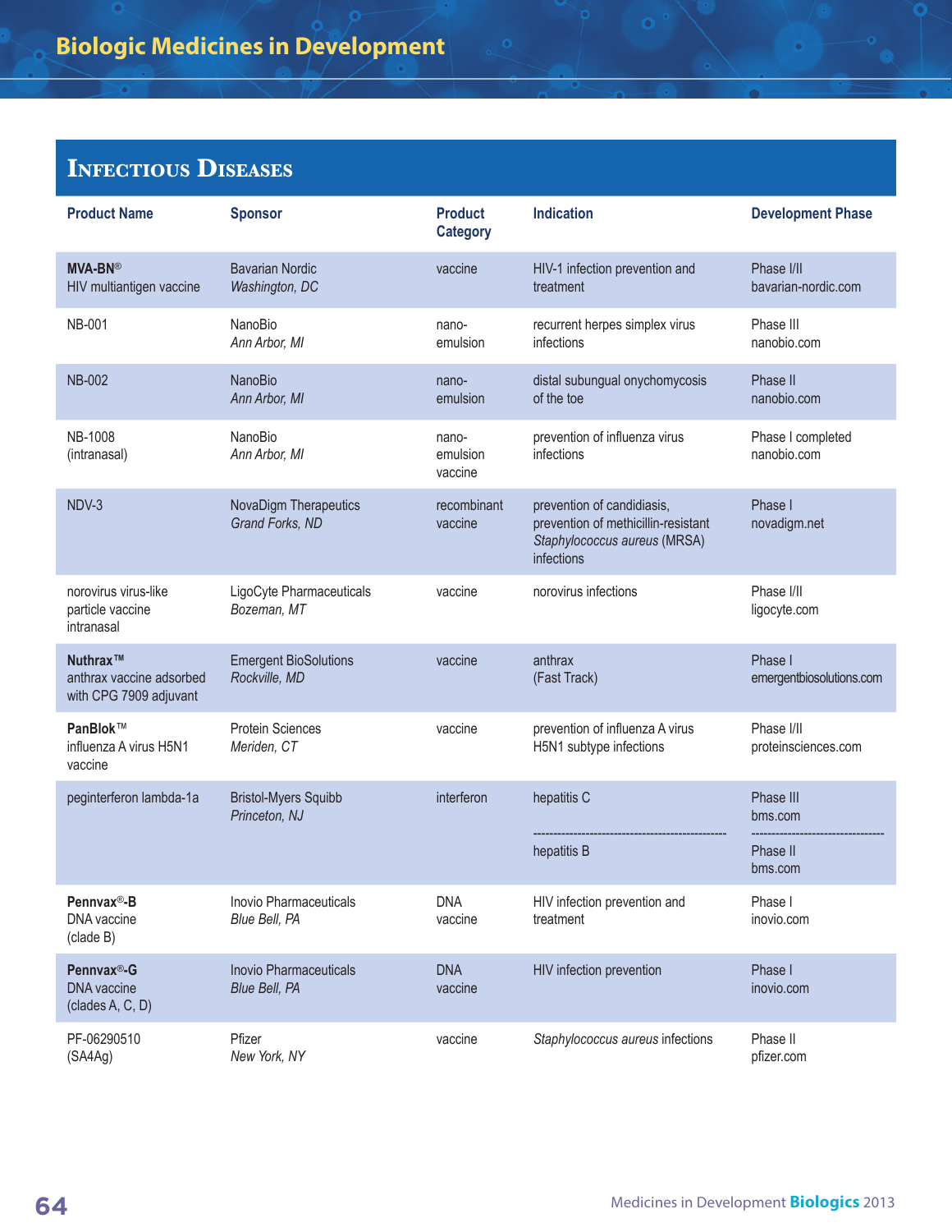## Infectious Diseases

| Product Name | Sponsor | Product Category | Indication | Development Phase |
|---|---|---|---|---|
| **MVA-BN®** HIV multiantigen vaccine | Bavarian Nordic *Washington, DC* | vaccine | HIV-1 infection prevention and treatment | Phase I/II bavarian-nordic.com |
| NB-001 | NanoBio *Ann Arbor, MI* | nano-emulsion | recurrent herpes simplex virus infections | Phase III nanobio.com |
| NB-002 | NanoBio *Ann Arbor, MI* | nano-emulsion | distal subungual onychomycosis of the toe | Phase II nanobio.com |
| NB-1008 (intranasal) | NanoBio *Ann Arbor, MI* | nano-emulsion vaccine | prevention of influenza virus infections | Phase I completed nanobio.com |
| NDV-3 | NovaDigm Therapeutics *Grand Forks, ND* | recombinant vaccine | prevention of candidiasis, prevention of methicillin-resistant *Staphylococcus aureus* (MRSA) infections | Phase I novadigm.net |
| norovirus virus-like particle vaccine intranasal | LigoCyte Pharmaceuticals *Bozeman, MT* | vaccine | norovirus infections | Phase I/II ligocyte.com |
| **Nuthrax™** anthrax vaccine adsorbed with CPG 7909 adjuvant | Emergent BioSolutions *Rockville, MD* | vaccine | anthrax (Fast Track) | Phase I emergentbiosolutions.com |
| **PanBlok™** influenza A virus H5N1 vaccine | Protein Sciences *Meriden, CT* | vaccine | prevention of influenza A virus H5N1 subtype infections | Phase I/II proteinsciences.com |
| peginterferon lambda-1a | Bristol-Myers Squibb *Princeton, NJ* | interferon | hepatitis C | Phase III bms.com |
| | | | hepatitis B | Phase II bms.com |
| **Pennvax®-B** DNA vaccine (clade B) | Inovio Pharmaceuticals *Blue Bell, PA* | DNA vaccine | HIV infection prevention and treatment | Phase I inovio.com |
| **Pennvax®-G** DNA vaccine (clades A, C, D) | Inovio Pharmaceuticals *Blue Bell, PA* | DNA vaccine | HIV infection prevention | Phase I inovio.com |
| PF-06290510 (SA4Ag) | Pfizer *New York, NY* | vaccine | *Staphylococcus aureus* infections | Phase II pfizer.com |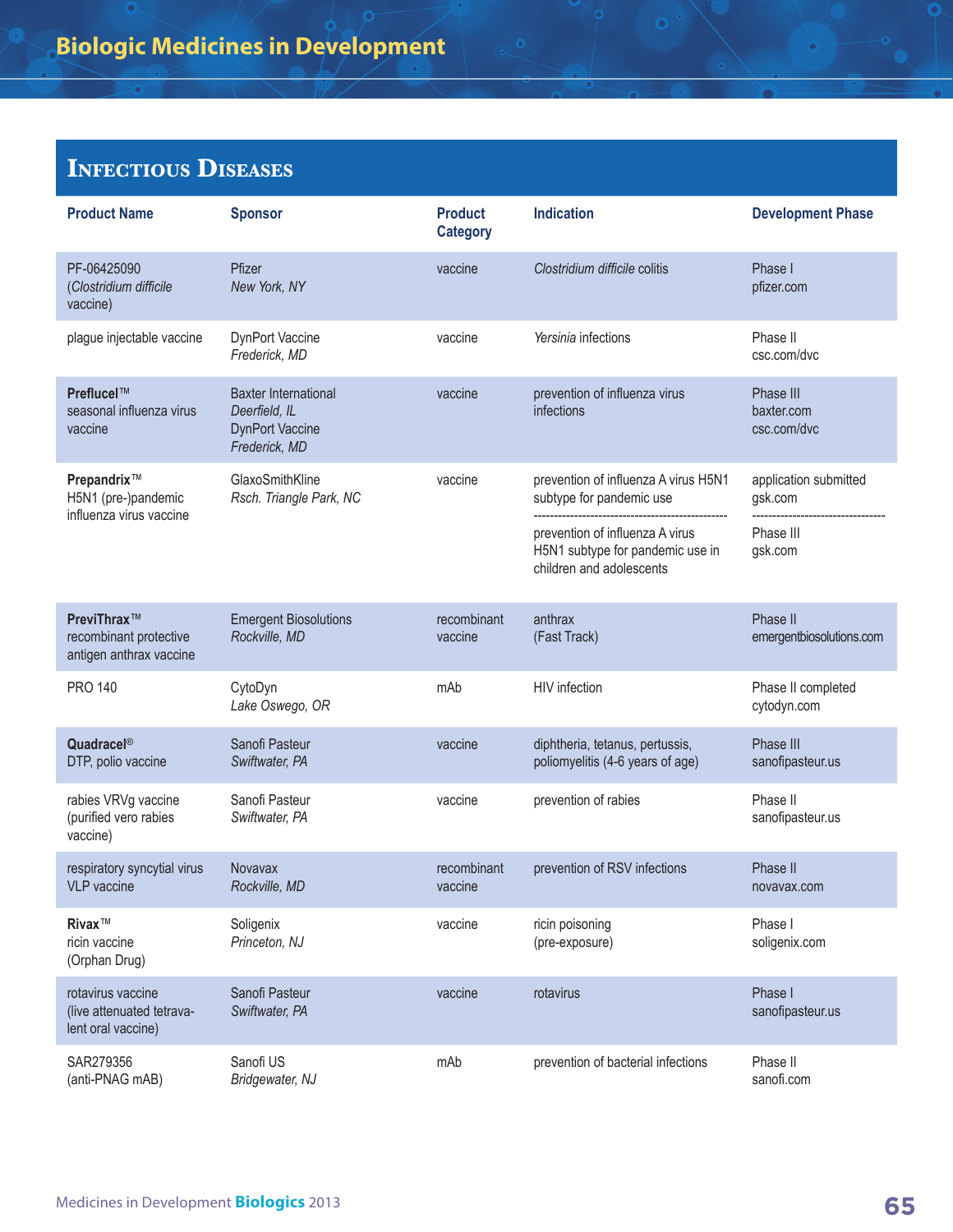## Infectious Diseases

| Product Name | Sponsor | Product Category | Indication | Development Phase |
|---|---|---|---|---|
| PF-06425090 (*Clostridium difficile* vaccine) | Pfizer *New York, NY* | vaccine | *Clostridium difficile* colitis | Phase I pfizer.com |
| plague injectable vaccine | DynPort Vaccine *Frederick, MD* | vaccine | *Yersinia* infections | Phase II csc.com/dvc |
| **Preflucel™** seasonal influenza virus vaccine | Baxter International *Deerfield, IL* DynPort Vaccine *Frederick, MD* | vaccine | prevention of influenza virus infections | Phase III baxter.com csc.com/dvc |
| **Prepandrix™** H5N1 (pre-)pandemic influenza virus vaccine | GlaxoSmithKline *Rsch. Triangle Park, NC* | vaccine | prevention of influenza A virus H5N1 subtype for pandemic use | application submitted gsk.com |
| | | | prevention of influenza A virus H5N1 subtype for pandemic use in children and adolescents | Phase III gsk.com |
| **PreviThrax™** recombinant protective antigen anthrax vaccine | Emergent Biosolutions *Rockville, MD* | recombinant vaccine | anthrax (Fast Track) | Phase II emergentbiosolutions.com |
| PRO 140 | CytoDyn *Lake Oswego, OR* | mAb | HIV infection | Phase II completed cytodyn.com |
| **Quadracel®** DTP, polio vaccine | Sanofi Pasteur *Swiftwater, PA* | vaccine | diphtheria, tetanus, pertussis, poliomyelitis (4-6 years of age) | Phase III sanofipasteur.us |
| rabies VRVg vaccine (purified vero rabies vaccine) | Sanofi Pasteur *Swiftwater, PA* | vaccine | prevention of rabies | Phase II sanofipasteur.us |
| respiratory syncytial virus VLP vaccine | Novavax *Rockville, MD* | recombinant vaccine | prevention of RSV infections | Phase II novavax.com |
| **Rivax™** ricin vaccine (Orphan Drug) | Soligenix *Princeton, NJ* | vaccine | ricin poisoning (pre-exposure) | Phase I soligenix.com |
| rotavirus vaccine (live attenuated tetravalent oral vaccine) | Sanofi Pasteur *Swiftwater, PA* | vaccine | rotavirus | Phase I sanofipasteur.us |
| SAR279356 (anti-PNAG mAB) | Sanofi US *Bridgewater, NJ* | mAb | prevention of bacterial infections | Phase II sanofi.com |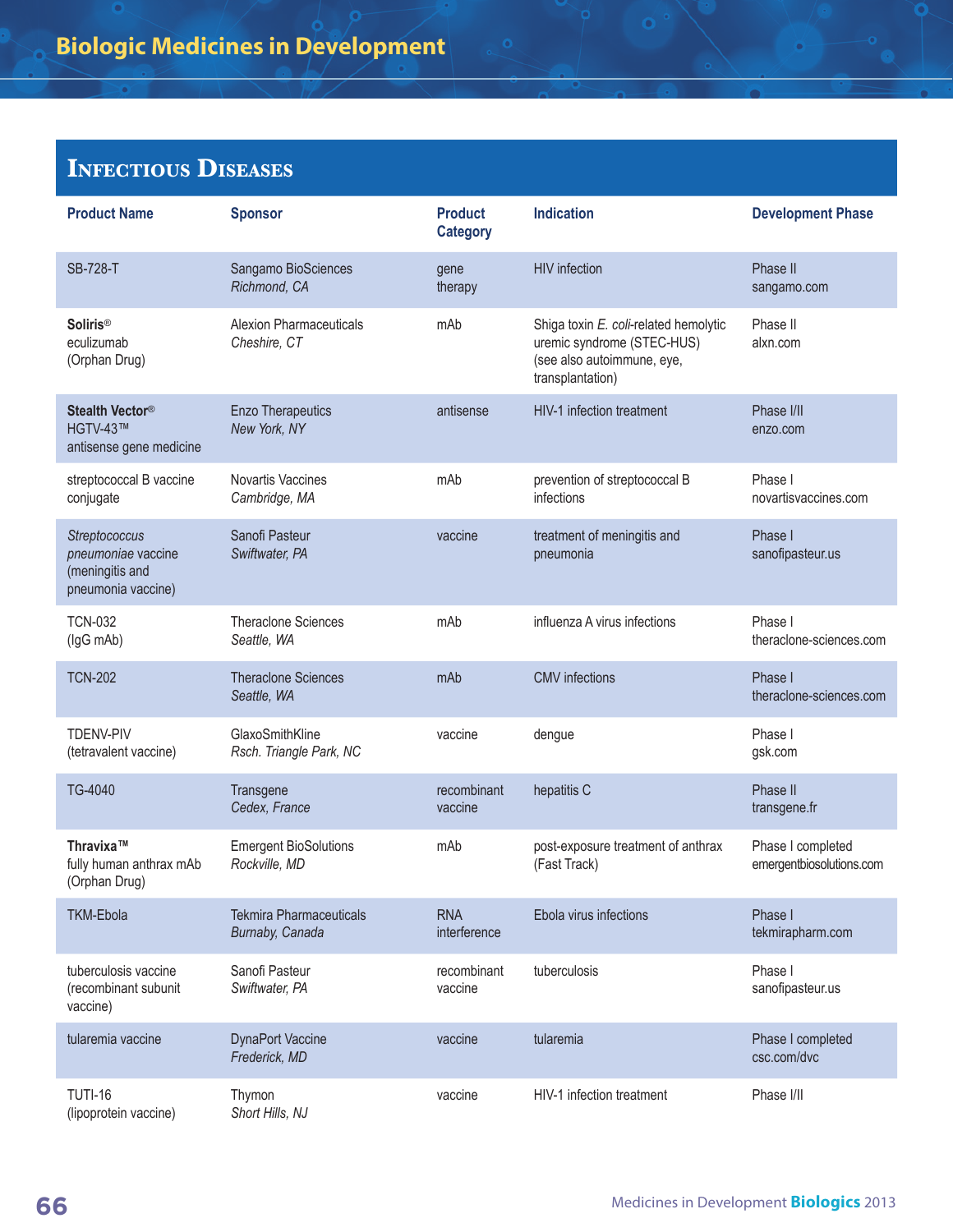## Infectious Diseases

| Product Name | Sponsor | Product Category | Indication | Development Phase |
|---|---|---|---|---|
| SB-728-T | Sangamo BioSciences *Richmond, CA* | gene therapy | HIV infection | Phase II sangamo.com |
| **Soliris®** eculizumab (Orphan Drug) | Alexion Pharmaceuticals *Cheshire, CT* | mAb | Shiga toxin *E. coli*-related hemolytic uremic syndrome (STEC-HUS) (see also autoimmune, eye, transplantation) | Phase II alxn.com |
| **Stealth Vector®** HGTV-43™ antisense gene medicine | Enzo Therapeutics *New York, NY* | antisense | HIV-1 infection treatment | Phase I/II enzo.com |
| streptococcal B vaccine conjugate | Novartis Vaccines *Cambridge, MA* | mAb | prevention of streptococcal B infections | Phase I novartisvaccines.com |
| *Streptococcus pneumoniae* vaccine (meningitis and pneumonia vaccine) | Sanofi Pasteur *Swiftwater, PA* | vaccine | treatment of meningitis and pneumonia | Phase I sanofipasteur.us |
| TCN-032 (IgG mAb) | Theraclone Sciences *Seattle, WA* | mAb | influenza A virus infections | Phase I theraclone-sciences.com |
| TCN-202 | Theraclone Sciences *Seattle, WA* | mAb | CMV infections | Phase I theraclone-sciences.com |
| TDENV-PIV (tetravalent vaccine) | GlaxoSmithKline *Rsch. Triangle Park, NC* | vaccine | dengue | Phase I gsk.com |
| TG-4040 | Transgene *Cedex, France* | recombinant vaccine | hepatitis C | Phase II transgene.fr |
| **Thravixa™** fully human anthrax mAb (Orphan Drug) | Emergent BioSolutions *Rockville, MD* | mAb | post-exposure treatment of anthrax (Fast Track) | Phase I completed emergentbiosolutions.com |
| TKM-Ebola | Tekmira Pharmaceuticals *Burnaby, Canada* | RNA interference | Ebola virus infections | Phase I tekmirapharm.com |
| tuberculosis vaccine (recombinant subunit vaccine) | Sanofi Pasteur *Swiftwater, PA* | recombinant vaccine | tuberculosis | Phase I sanofipasteur.us |
| tularemia vaccine | DynaPort Vaccine *Frederick, MD* | vaccine | tularemia | Phase I completed csc.com/dvc |
| TUTI-16 (lipoprotein vaccine) | Thymon *Short Hills, NJ* | vaccine | HIV-1 infection treatment | Phase I/II |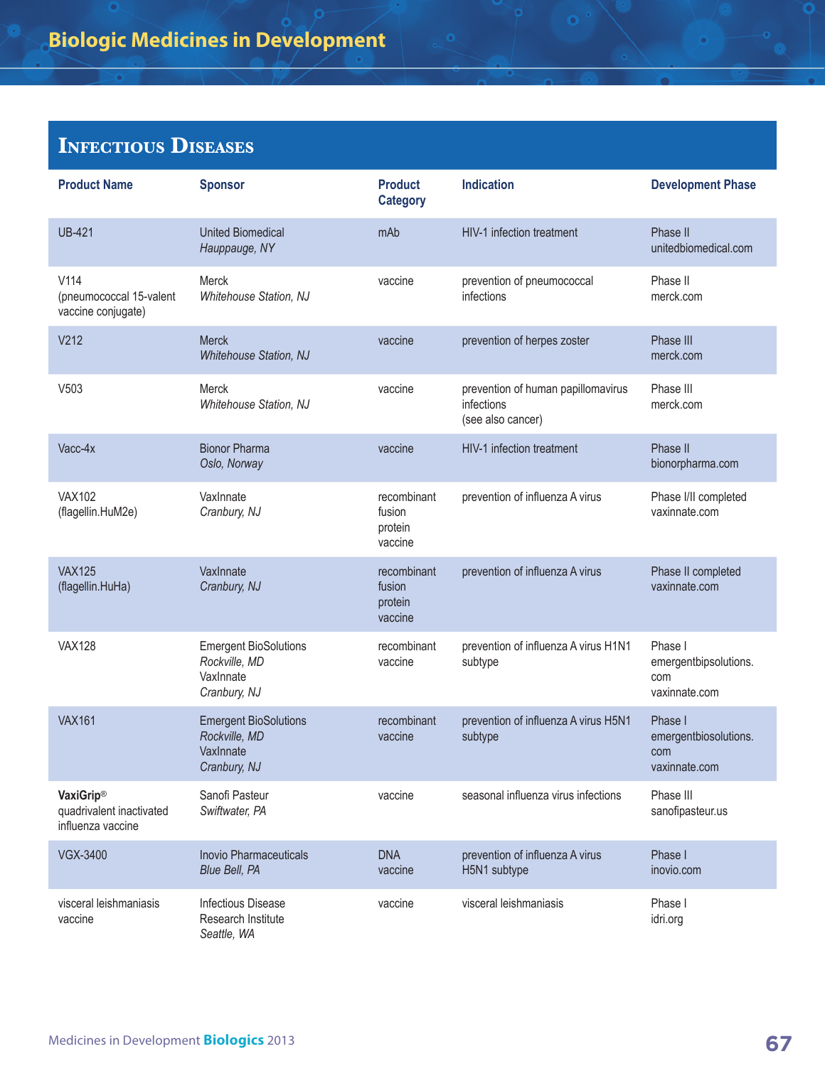## Infectious Diseases

| Product Name | Sponsor | Product Category | Indication | Development Phase |
|---|---|---|---|---|
| UB-421 | United Biomedical *Hauppauge, NY* | mAb | HIV-1 infection treatment | Phase II unitedbiomedical.com |
| V114 (pneumococcal 15-valent vaccine conjugate) | Merck *Whitehouse Station, NJ* | vaccine | prevention of pneumococcal infections | Phase II merck.com |
| V212 | Merck *Whitehouse Station, NJ* | vaccine | prevention of herpes zoster | Phase III merck.com |
| V503 | Merck *Whitehouse Station, NJ* | vaccine | prevention of human papillomavirus infections (see also cancer) | Phase III merck.com |
| Vacc-4x | Bionor Pharma *Oslo, Norway* | vaccine | HIV-1 infection treatment | Phase II bionorpharma.com |
| VAX102 (flagellin.HuM2e) | VaxInnate *Cranbury, NJ* | recombinant fusion protein vaccine | prevention of influenza A virus | Phase I/II completed vaxinnate.com |
| VAX125 (flagellin.HuHa) | VaxInnate *Cranbury, NJ* | recombinant fusion protein vaccine | prevention of influenza A virus | Phase II completed vaxinnate.com |
| VAX128 | Emergent BioSolutions *Rockville, MD* VaxInnate *Cranbury, NJ* | recombinant vaccine | prevention of influenza A virus H1N1 subtype | Phase I emergentbipsolutions.com vaxinnate.com |
| VAX161 | Emergent BioSolutions *Rockville, MD* VaxInnate *Cranbury, NJ* | recombinant vaccine | prevention of influenza A virus H5N1 subtype | Phase I emergentbiosolutions.com vaxinnate.com |
| **VaxiGrip®** quadrivalent inactivated influenza vaccine | Sanofi Pasteur *Swiftwater, PA* | vaccine | seasonal influenza virus infections | Phase III sanofipasteur.us |
| VGX-3400 | Inovio Pharmaceuticals *Blue Bell, PA* | DNA vaccine | prevention of influenza A virus H5N1 subtype | Phase I inovio.com |
| visceral leishmaniasis vaccine | Infectious Disease Research Institute *Seattle, WA* | vaccine | visceral leishmaniasis | Phase I idri.org |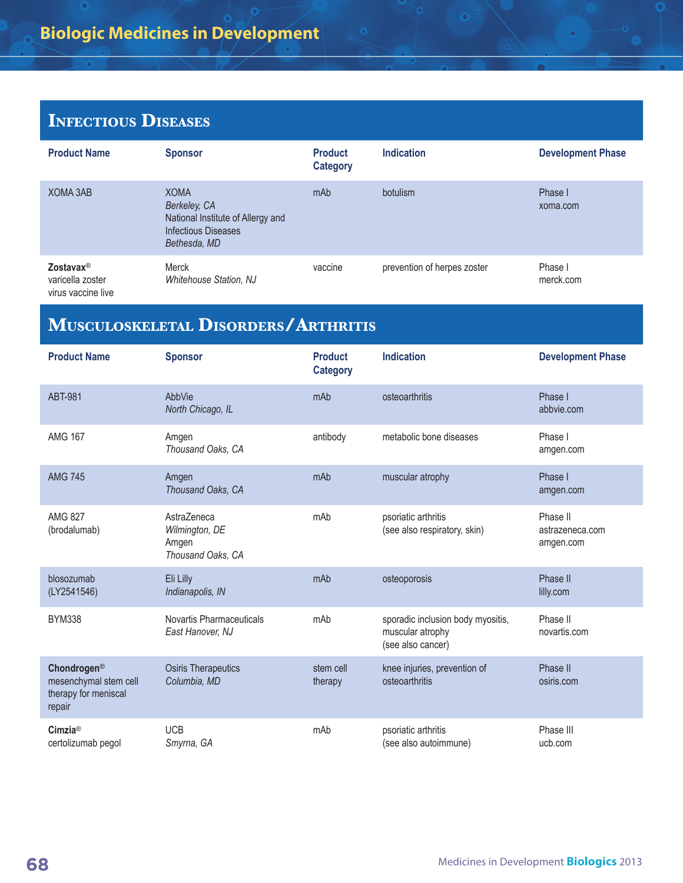## Infectious Diseases

| Product Name | Sponsor | Product Category | Indication | Development Phase |
|---|---|---|---|---|
| XOMA 3AB | XOMA *Berkeley, CA* National Institute of Allergy and Infectious Diseases *Bethesda, MD* | mAb | botulism | Phase I xoma.com |
| **Zostavax®** varicella zoster virus vaccine live | Merck *Whitehouse Station, NJ* | vaccine | prevention of herpes zoster | Phase I merck.com |

## Musculoskeletal Disorders/Arthritis

| Product Name | Sponsor | Product Category | Indication | Development Phase |
|---|---|---|---|---|
| ABT-981 | AbbVie *North Chicago, IL* | mAb | osteoarthritis | Phase I abbvie.com |
| AMG 167 | Amgen *Thousand Oaks, CA* | antibody | metabolic bone diseases | Phase I amgen.com |
| AMG 745 | Amgen *Thousand Oaks, CA* | mAb | muscular atrophy | Phase I amgen.com |
| AMG 827 (brodalumab) | AstraZeneca *Wilmington, DE* Amgen *Thousand Oaks, CA* | mAb | psoriatic arthritis (see also respiratory, skin) | Phase II astrazeneca.com amgen.com |
| blosozumab (LY2541546) | Eli Lilly *Indianapolis, IN* | mAb | osteoporosis | Phase II lilly.com |
| BYM338 | Novartis Pharmaceuticals *East Hanover, NJ* | mAb | sporadic inclusion body myositis, muscular atrophy (see also cancer) | Phase II novartis.com |
| **Chondrogen®** mesenchymal stem cell therapy for meniscal repair | Osiris Therapeutics *Columbia, MD* | stem cell therapy | knee injuries, prevention of osteoarthritis | Phase II osiris.com |
| **Cimzia®** certolizumab pegol | UCB *Smyrna, GA* | mAb | psoriatic arthritis (see also autoimmune) | Phase III ucb.com |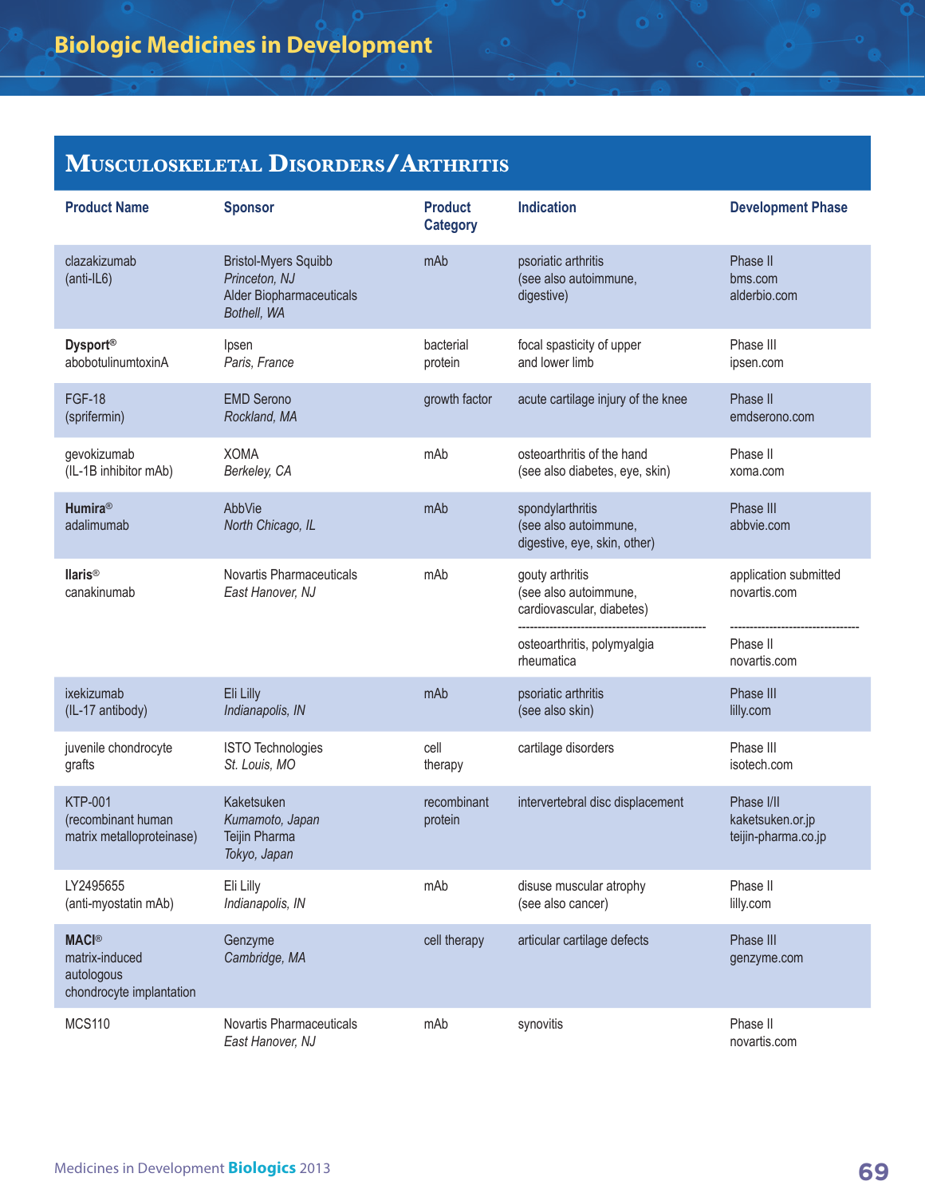## Musculoskeletal Disorders/Arthritis

| Product Name | Sponsor | Product Category | Indication | Development Phase |
|---|---|---|---|---|
| clazakizumab (anti-IL6) | Bristol-Myers Squibb *Princeton, NJ* Alder Biopharmaceuticals *Bothell, WA* | mAb | psoriatic arthritis (see also autoimmune, digestive) | Phase II bms.com alderbio.com |
| **Dysport®** abobotulinumtoxinA | Ipsen *Paris, France* | bacterial protein | focal spasticity of upper and lower limb | Phase III ipsen.com |
| FGF-18 (sprifermin) | EMD Serono *Rockland, MA* | growth factor | acute cartilage injury of the knee | Phase II emdserono.com |
| gevokizumab (IL-1B inhibitor mAb) | XOMA *Berkeley, CA* | mAb | osteoarthritis of the hand (see also diabetes, eye, skin) | Phase II xoma.com |
| **Humira®** adalimumab | AbbVie *North Chicago, IL* | mAb | spondylarthritis (see also autoimmune, digestive, eye, skin, other) | Phase III abbvie.com |
| **Ilaris®** canakinumab | Novartis Pharmaceuticals *East Hanover, NJ* | mAb | gouty arthritis (see also autoimmune, cardiovascular, diabetes) | application submitted novartis.com |
| | | | osteoarthritis, polymyalgia rheumatica | Phase II novartis.com |
| ixekizumab (IL-17 antibody) | Eli Lilly *Indianapolis, IN* | mAb | psoriatic arthritis (see also skin) | Phase III lilly.com |
| juvenile chondrocyte grafts | ISTO Technologies *St. Louis, MO* | cell therapy | cartilage disorders | Phase III isotech.com |
| KTP-001 (recombinant human matrix metalloproteinase) | Kaketsuken *Kumamoto, Japan* Teijin Pharma *Tokyo, Japan* | recombinant protein | intervertebral disc displacement | Phase I/II kaketsuken.or.jp teijin-pharma.co.jp |
| LY2495655 (anti-myostatin mAb) | Eli Lilly *Indianapolis, IN* | mAb | disuse muscular atrophy (see also cancer) | Phase II lilly.com |
| **MACI®** matrix-induced autologous chondrocyte implantation | Genzyme *Cambridge, MA* | cell therapy | articular cartilage defects | Phase III genzyme.com |
| MCS110 | Novartis Pharmaceuticals *East Hanover, NJ* | mAb | synovitis | Phase II novartis.com |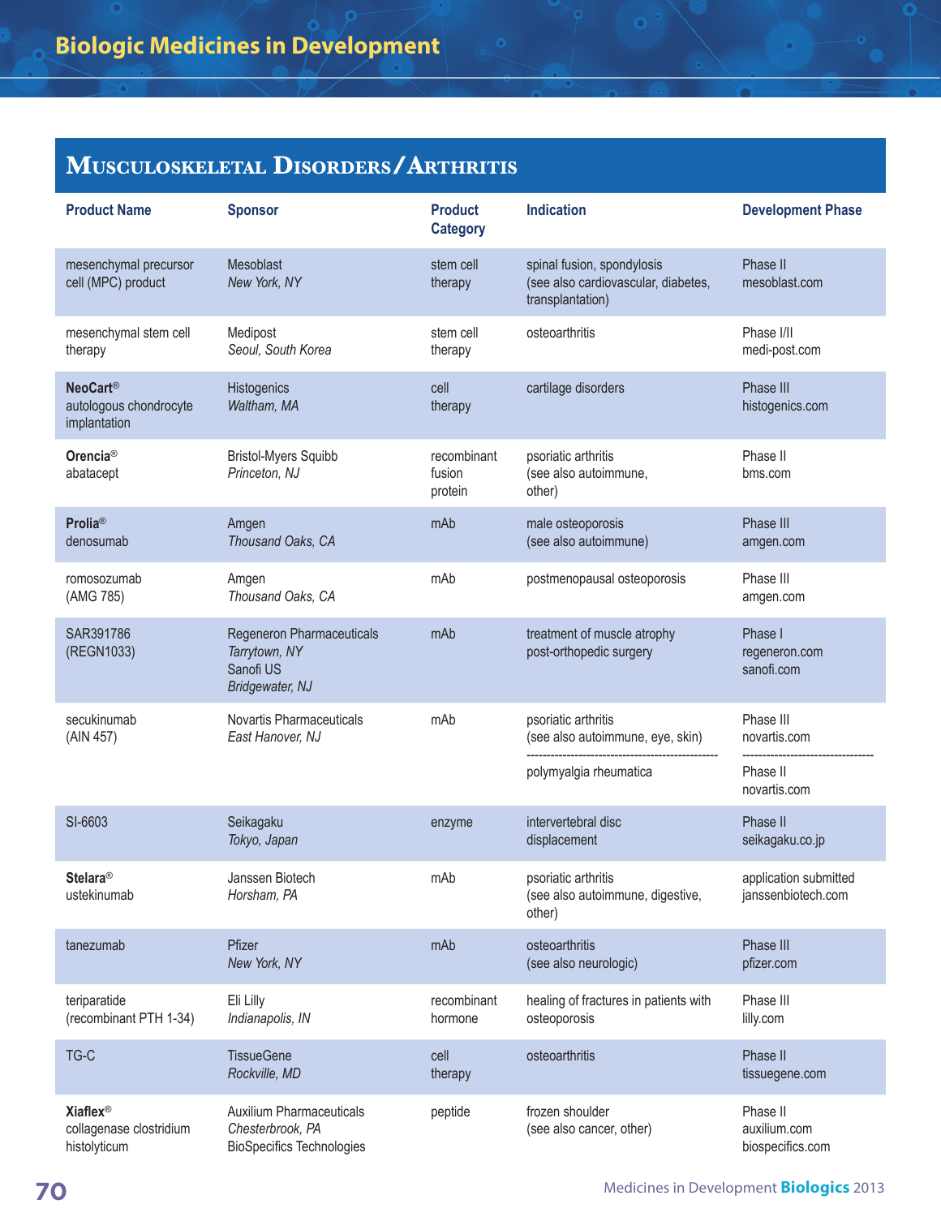## Musculoskeletal Disorders/Arthritis

| Product Name | Sponsor | Product Category | Indication | Development Phase |
|---|---|---|---|---|
| mesenchymal precursor cell (MPC) product | Mesoblast *New York, NY* | stem cell therapy | spinal fusion, spondylosis (see also cardiovascular, diabetes, transplantation) | Phase II mesoblast.com |
| mesenchymal stem cell therapy | Medipost *Seoul, South Korea* | stem cell therapy | osteoarthritis | Phase I/II medi-post.com |
| **NeoCart®** autologous chondrocyte implantation | Histogenics *Waltham, MA* | cell therapy | cartilage disorders | Phase III histogenics.com |
| **Orencia®** abatacept | Bristol-Myers Squibb *Princeton, NJ* | recombinant fusion protein | psoriatic arthritis (see also autoimmune, other) | Phase II bms.com |
| **Prolia®** denosumab | Amgen *Thousand Oaks, CA* | mAb | male osteoporosis (see also autoimmune) | Phase III amgen.com |
| romosozumab (AMG 785) | Amgen *Thousand Oaks, CA* | mAb | postmenopausal osteoporosis | Phase III amgen.com |
| SAR391786 (REGN1033) | Regeneron Pharmaceuticals *Tarrytown, NY* Sanofi US *Bridgewater, NJ* | mAb | treatment of muscle atrophy post-orthopedic surgery | Phase I regeneron.com sanofi.com |
| secukinumab (AIN 457) | Novartis Pharmaceuticals *East Hanover, NJ* | mAb | psoriatic arthritis (see also autoimmune, eye, skin) | Phase III novartis.com |
| | | | polymyalgia rheumatica | Phase II novartis.com |
| SI-6603 | Seikagaku *Tokyo, Japan* | enzyme | intervertebral disc displacement | Phase II seikagaku.co.jp |
| **Stelara®** ustekinumab | Janssen Biotech *Horsham, PA* | mAb | psoriatic arthritis (see also autoimmune, digestive, other) | application submitted janssenbiotech.com |
| tanezumab | Pfizer *New York, NY* | mAb | osteoarthritis (see also neurologic) | Phase III pfizer.com |
| teriparatide (recombinant PTH 1-34) | Eli Lilly *Indianapolis, IN* | recombinant hormone | healing of fractures in patients with osteoporosis | Phase III lilly.com |
| TG-C | TissueGene *Rockville, MD* | cell therapy | osteoarthritis | Phase II tissuegene.com |
| **Xiaflex®** collagenase clostridium histolyticum | Auxilium Pharmaceuticals *Chesterbrook, PA* BioSpecifics Technologies | peptide | frozen shoulder (see also cancer, other) | Phase II auxilium.com biospecifics.com |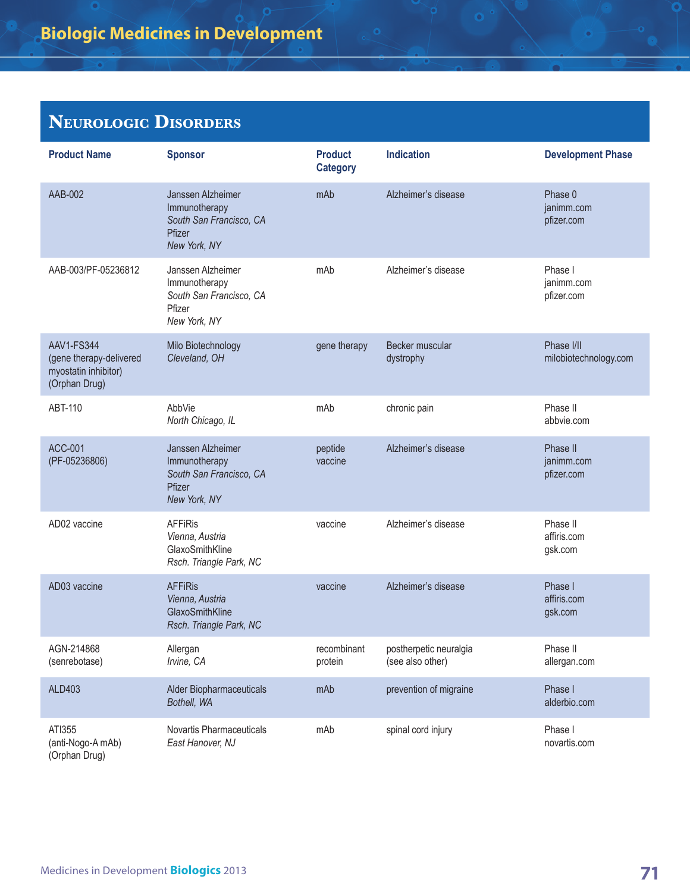## Neurologic Disorders

| Product Name | Sponsor | Product Category | Indication | Development Phase |
|---|---|---|---|---|
| AAB-002 | Janssen Alzheimer Immunotherapy *South San Francisco, CA* Pfizer *New York, NY* | mAb | Alzheimer's disease | Phase 0 janimm.com pfizer.com |
| AAB-003/PF-05236812 | Janssen Alzheimer Immunotherapy *South San Francisco, CA* Pfizer *New York, NY* | mAb | Alzheimer's disease | Phase I janimm.com pfizer.com |
| AAV1-FS344 (gene therapy-delivered myostatin inhibitor) (Orphan Drug) | Milo Biotechnology *Cleveland, OH* | gene therapy | Becker muscular dystrophy | Phase I/II milobiotechnology.com |
| ABT-110 | AbbVie *North Chicago, IL* | mAb | chronic pain | Phase II abbvie.com |
| ACC-001 (PF-05236806) | Janssen Alzheimer Immunotherapy *South San Francisco, CA* Pfizer *New York, NY* | peptide vaccine | Alzheimer's disease | Phase II janimm.com pfizer.com |
| AD02 vaccine | AFFiRis *Vienna, Austria* GlaxoSmithKline *Rsch. Triangle Park, NC* | vaccine | Alzheimer's disease | Phase II affiris.com gsk.com |
| AD03 vaccine | AFFiRis *Vienna, Austria* GlaxoSmithKline *Rsch. Triangle Park, NC* | vaccine | Alzheimer's disease | Phase I affiris.com gsk.com |
| AGN-214868 (senrebotase) | Allergan *Irvine, CA* | recombinant protein | postherpetic neuralgia (see also other) | Phase II allergan.com |
| ALD403 | Alder Biopharmaceuticals *Bothell, WA* | mAb | prevention of migraine | Phase I alderbio.com |
| ATI355 (anti-Nogo-A mAb) (Orphan Drug) | Novartis Pharmaceuticals *East Hanover, NJ* | mAb | spinal cord injury | Phase I novartis.com |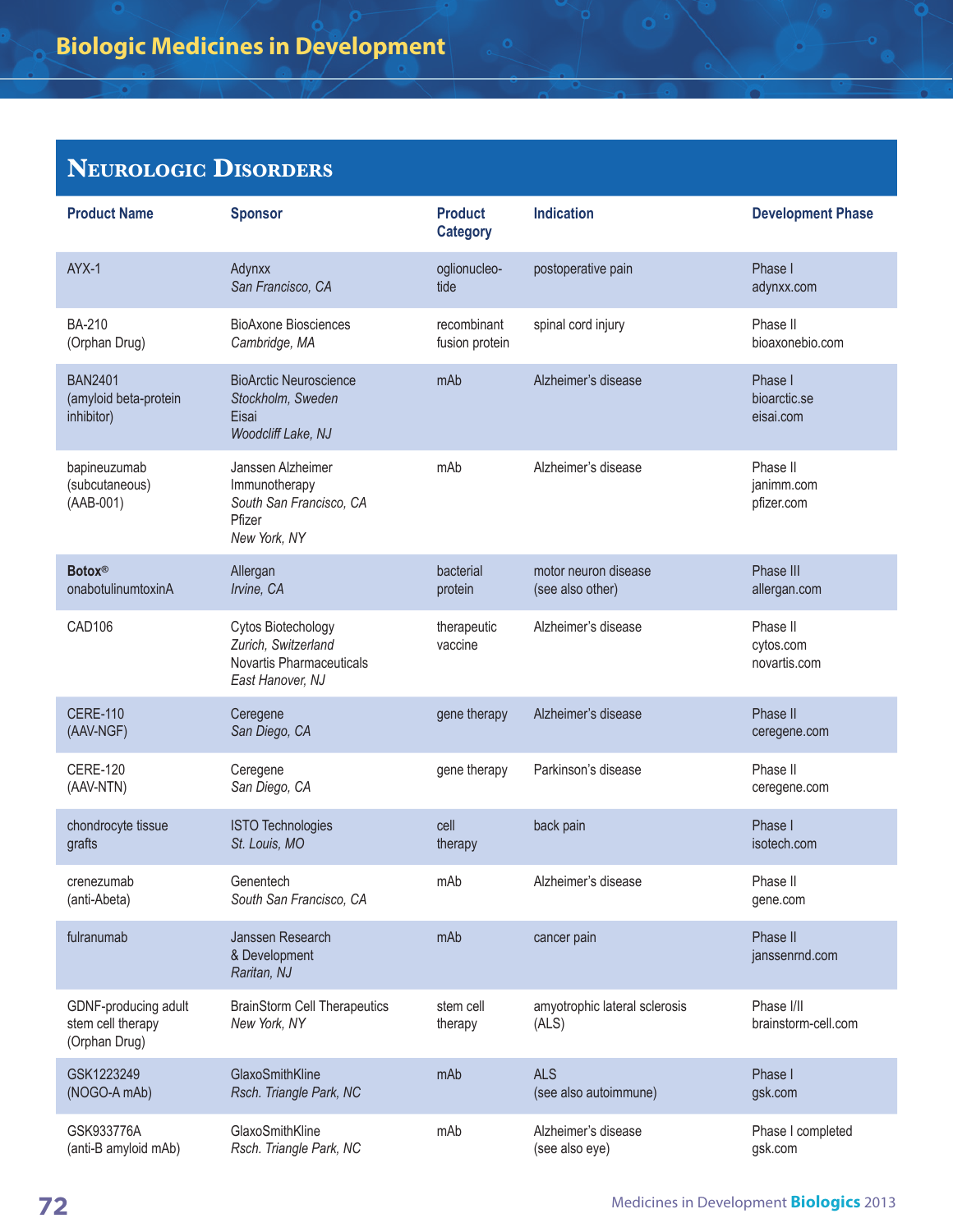## Neurologic Disorders

| Product Name | Sponsor | Product Category | Indication | Development Phase |
|---|---|---|---|---|
| AYX-1 | Adynxx *San Francisco, CA* | oglionucleo-tide | postoperative pain | Phase I adynxx.com |
| BA-210 (Orphan Drug) | BioAxone Biosciences *Cambridge, MA* | recombinant fusion protein | spinal cord injury | Phase II bioaxonebio.com |
| BAN2401 (amyloid beta-protein inhibitor) | BioArctic Neuroscience *Stockholm, Sweden* Eisai *Woodcliff Lake, NJ* | mAb | Alzheimer's disease | Phase I bioarctic.se eisai.com |
| bapineuzumab (subcutaneous) (AAB-001) | Janssen Alzheimer Immunotherapy *South San Francisco, CA* Pfizer *New York, NY* | mAb | Alzheimer's disease | Phase II janimm.com pfizer.com |
| **Botox®** onabotulinumtoxinA | Allergan *Irvine, CA* | bacterial protein | motor neuron disease (see also other) | Phase III allergan.com |
| CAD106 | Cytos Biotechology *Zurich, Switzerland* Novartis Pharmaceuticals *East Hanover, NJ* | therapeutic vaccine | Alzheimer's disease | Phase II cytos.com novartis.com |
| CERE-110 (AAV-NGF) | Ceregene *San Diego, CA* | gene therapy | Alzheimer's disease | Phase II ceregene.com |
| CERE-120 (AAV-NTN) | Ceregene *San Diego, CA* | gene therapy | Parkinson's disease | Phase II ceregene.com |
| chondrocyte tissue grafts | ISTO Technologies *St. Louis, MO* | cell therapy | back pain | Phase I isotech.com |
| crenezumab (anti-Abeta) | Genentech *South San Francisco, CA* | mAb | Alzheimer's disease | Phase II gene.com |
| fulranumab | Janssen Research & Development *Raritan, NJ* | mAb | cancer pain | Phase II janssenrnd.com |
| GDNF-producing adult stem cell therapy (Orphan Drug) | BrainStorm Cell Therapeutics *New York, NY* | stem cell therapy | amyotrophic lateral sclerosis (ALS) | Phase I/II brainstorm-cell.com |
| GSK1223249 (NOGO-A mAb) | GlaxoSmithKline *Rsch. Triangle Park, NC* | mAb | ALS (see also autoimmune) | Phase I gsk.com |
| GSK933776A (anti-B amyloid mAb) | GlaxoSmithKline *Rsch. Triangle Park, NC* | mAb | Alzheimer's disease (see also eye) | Phase I completed gsk.com |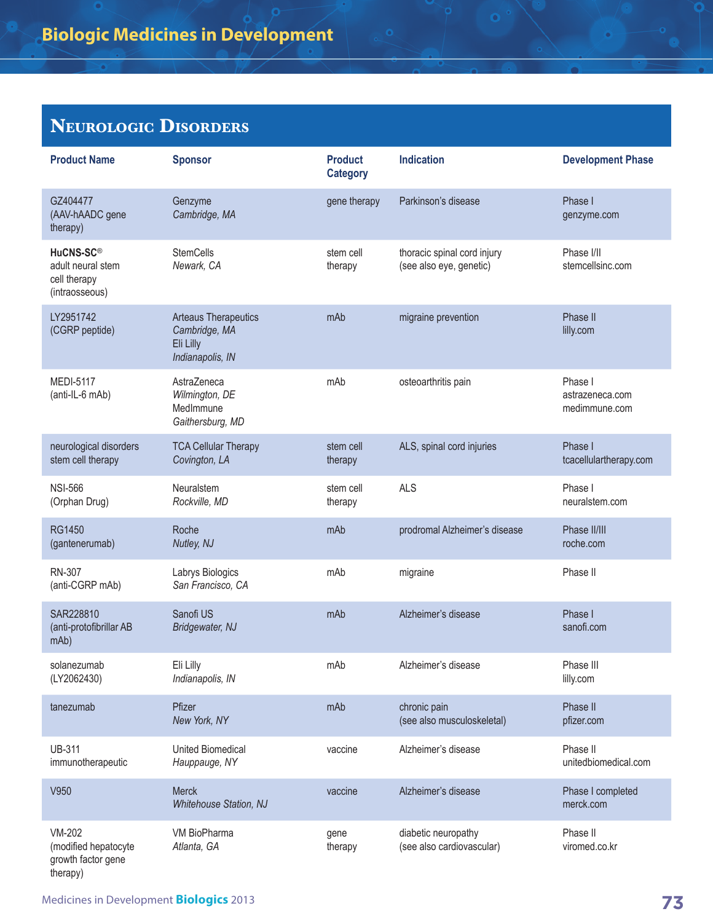## Neurologic Disorders

| Product Name | Sponsor | Product Category | Indication | Development Phase |
|---|---|---|---|---|
| GZ404477 (AAV-hAADC gene therapy) | Genzyme *Cambridge, MA* | gene therapy | Parkinson's disease | Phase I genzyme.com |
| **HuCNS-SC®** adult neural stem cell therapy (intraosseous) | StemCells *Newark, CA* | stem cell therapy | thoracic spinal cord injury (see also eye, genetic) | Phase I/II stemcellsinc.com |
| LY2951742 (CGRP peptide) | Arteaus Therapeutics *Cambridge, MA* Eli Lilly *Indianapolis, IN* | mAb | migraine prevention | Phase II lilly.com |
| MEDI-5117 (anti-IL-6 mAb) | AstraZeneca *Wilmington, DE* MedImmune *Gaithersburg, MD* | mAb | osteoarthritis pain | Phase I astrazeneca.com medimmune.com |
| neurological disorders stem cell therapy | TCA Cellular Therapy *Covington, LA* | stem cell therapy | ALS, spinal cord injuries | Phase I tcacellulartherapy.com |
| NSI-566 (Orphan Drug) | Neuralstem *Rockville, MD* | stem cell therapy | ALS | Phase I neuralstem.com |
| RG1450 (gantenerumab) | Roche *Nutley, NJ* | mAb | prodromal Alzheimer's disease | Phase II/III roche.com |
| RN-307 (anti-CGRP mAb) | Labrys Biologics *San Francisco, CA* | mAb | migraine | Phase II |
| SAR228810 (anti-protofibrillar AB mAb) | Sanofi US *Bridgewater, NJ* | mAb | Alzheimer's disease | Phase I sanofi.com |
| solanezumab (LY2062430) | Eli Lilly *Indianapolis, IN* | mAb | Alzheimer's disease | Phase III lilly.com |
| tanezumab | Pfizer *New York, NY* | mAb | chronic pain (see also musculoskeletal) | Phase II pfizer.com |
| UB-311 immunotherapeutic | United Biomedical *Hauppauge, NY* | vaccine | Alzheimer's disease | Phase II unitedbiomedical.com |
| V950 | Merck *Whitehouse Station, NJ* | vaccine | Alzheimer's disease | Phase I completed merck.com |
| VM-202 (modified hepatocyte growth factor gene therapy) | VM BioPharma *Atlanta, GA* | gene therapy | diabetic neuropathy (see also cardiovascular) | Phase II viromed.co.kr |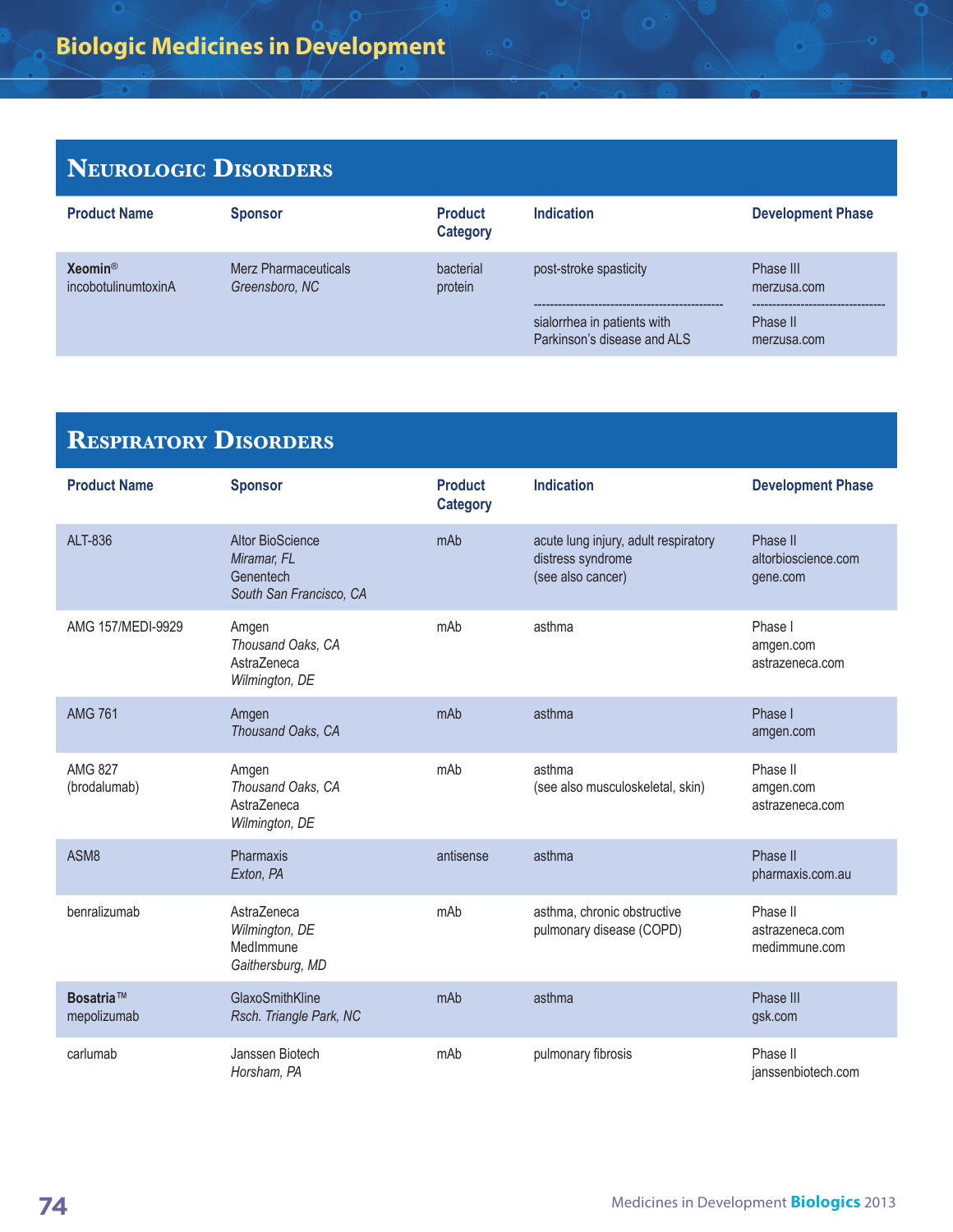# Biologic Medicines in Development

## Neurologic Disorders

| Product Name | Sponsor | Product Category | Indication | Development Phase |
|---|---|---|---|---|
| **Xeomin®** incobotulinumtoxinA | Merz Pharmaceuticals *Greensboro, NC* | bacterial protein | post-stroke spasticity | Phase III merzusa.com |
| | | | sialorrhea in patients with Parkinson's disease and ALS | Phase II merzusa.com |

## Respiratory Disorders

| Product Name | Sponsor | Product Category | Indication | Development Phase |
|---|---|---|---|---|
| ALT-836 | Altor BioScience *Miramar, FL* Genentech *South San Francisco, CA* | mAb | acute lung injury, adult respiratory distress syndrome (see also cancer) | Phase II altorbioscience.com gene.com |
| AMG 157/MEDI-9929 | Amgen *Thousand Oaks, CA* AstraZeneca *Wilmington, DE* | mAb | asthma | Phase I amgen.com astrazeneca.com |
| AMG 761 | Amgen *Thousand Oaks, CA* | mAb | asthma | Phase I amgen.com |
| AMG 827 (brodalumab) | Amgen *Thousand Oaks, CA* AstraZeneca *Wilmington, DE* | mAb | asthma (see also musculoskeletal, skin) | Phase II amgen.com astrazeneca.com |
| ASM8 | Pharmaxis *Exton, PA* | antisense | asthma | Phase II pharmaxis.com.au |
| benralizumab | AstraZeneca *Wilmington, DE* MedImmune *Gaithersburg, MD* | mAb | asthma, chronic obstructive pulmonary disease (COPD) | Phase II astrazeneca.com medimmune.com |
| **Bosatria™** mepolizumab | GlaxoSmithKline *Rsch. Triangle Park, NC* | mAb | asthma | Phase III gsk.com |
| carlumab | Janssen Biotech *Horsham, PA* | mAb | pulmonary fibrosis | Phase II janssenbiotech.com |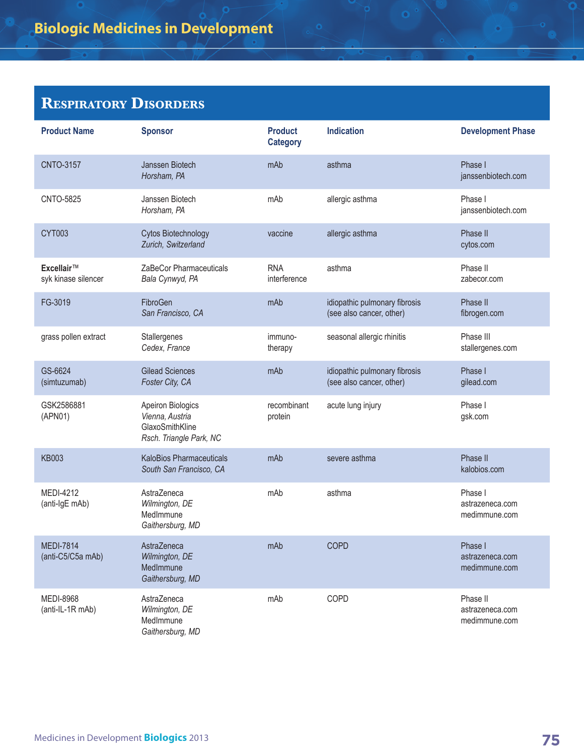## Respiratory Disorders

| Product Name | Sponsor | Product Category | Indication | Development Phase |
|---|---|---|---|---|
| CNTO-3157 | Janssen Biotech<br>*Horsham, PA* | mAb | asthma | Phase I<br>janssenbiotech.com |
| CNTO-5825 | Janssen Biotech<br>*Horsham, PA* | mAb | allergic asthma | Phase I<br>janssenbiotech.com |
| CYT003 | Cytos Biotechnology<br>*Zurich, Switzerland* | vaccine | allergic asthma | Phase II<br>cytos.com |
| **Excellair™**<br>syk kinase silencer | ZaBeCor Pharmaceuticals<br>*Bala Cynwyd, PA* | RNA interference | asthma | Phase II<br>zabecor.com |
| FG-3019 | FibroGen<br>*San Francisco, CA* | mAb | idiopathic pulmonary fibrosis<br>(see also cancer, other) | Phase II<br>fibrogen.com |
| grass pollen extract | Stallergenes<br>*Cedex, France* | immuno-therapy | seasonal allergic rhinitis | Phase III<br>stallergenes.com |
| GS-6624<br>(simtuzumab) | Gilead Sciences<br>*Foster City, CA* | mAb | idiopathic pulmonary fibrosis<br>(see also cancer, other) | Phase I<br>gilead.com |
| GSK2586881<br>(APN01) | Apeiron Biologics<br>*Vienna, Austria*<br>GlaxoSmithKline<br>*Rsch. Triangle Park, NC* | recombinant protein | acute lung injury | Phase I<br>gsk.com |
| KB003 | KaloBios Pharmaceuticals<br>*South San Francisco, CA* | mAb | severe asthma | Phase II<br>kalobios.com |
| MEDI-4212<br>(anti-IgE mAb) | AstraZeneca<br>*Wilmington, DE*<br>MedImmune<br>*Gaithersburg, MD* | mAb | asthma | Phase I<br>astrazeneca.com<br>medimmune.com |
| MEDI-7814<br>(anti-C5/C5a mAb) | AstraZeneca<br>*Wilmington, DE*<br>MedImmune<br>*Gaithersburg, MD* | mAb | COPD | Phase I<br>astrazeneca.com<br>medimmune.com |
| MEDI-8968<br>(anti-IL-1R mAb) | AstraZeneca<br>*Wilmington, DE*<br>MedImmune<br>*Gaithersburg, MD* | mAb | COPD | Phase II<br>astrazeneca.com<br>medimmune.com |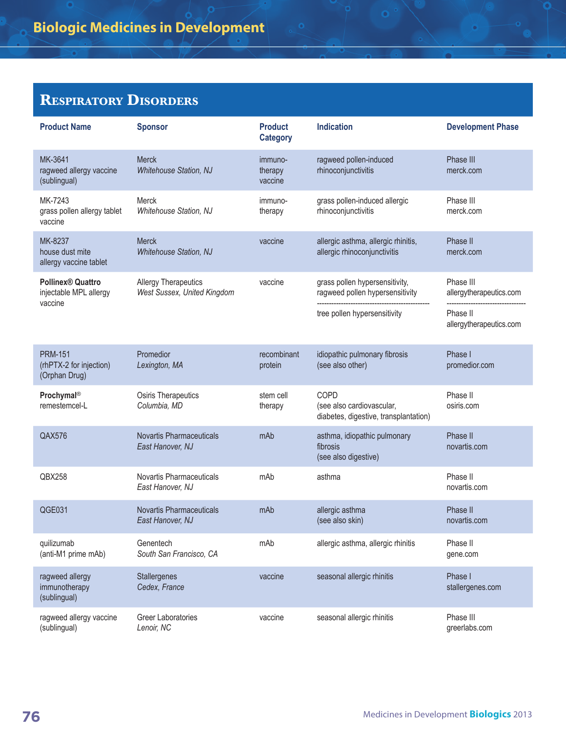## Respiratory Disorders

| Product Name | Sponsor | Product Category | Indication | Development Phase |
|---|---|---|---|---|
| MK-3641 ragweed allergy vaccine (sublingual) | Merck *Whitehouse Station, NJ* | immuno-therapy vaccine | ragweed pollen-induced rhinoconjunctivitis | Phase III merck.com |
| MK-7243 grass pollen allergy tablet vaccine | Merck *Whitehouse Station, NJ* | immuno-therapy | grass pollen-induced allergic rhinoconjunctivitis | Phase III merck.com |
| MK-8237 house dust mite allergy vaccine tablet | Merck *Whitehouse Station, NJ* | vaccine | allergic asthma, allergic rhinitis, allergic rhinoconjunctivitis | Phase II merck.com |
| **Pollinex® Quattro** injectable MPL allergy vaccine | Allergy Therapeutics *West Sussex, United Kingdom* | vaccine | grass pollen hypersensitivity, ragweed pollen hypersensitivity | Phase III allergytherapeutics.com |
| | | | tree pollen hypersensitivity | Phase II allergytherapeutics.com |
| PRM-151 (rhPTX-2 for injection) (Orphan Drug) | Promedior *Lexington, MA* | recombinant protein | idiopathic pulmonary fibrosis (see also other) | Phase I promedior.com |
| **Prochymal®** remestemcel-L | Osiris Therapeutics *Columbia, MD* | stem cell therapy | COPD (see also cardiovascular, diabetes, digestive, transplantation) | Phase II osiris.com |
| QAX576 | Novartis Pharmaceuticals *East Hanover, NJ* | mAb | asthma, idiopathic pulmonary fibrosis (see also digestive) | Phase II novartis.com |
| QBX258 | Novartis Pharmaceuticals *East Hanover, NJ* | mAb | asthma | Phase II novartis.com |
| QGE031 | Novartis Pharmaceuticals *East Hanover, NJ* | mAb | allergic asthma (see also skin) | Phase II novartis.com |
| quilizumab (anti-M1 prime mAb) | Genentech *South San Francisco, CA* | mAb | allergic asthma, allergic rhinitis | Phase II gene.com |
| ragweed allergy immunotherapy (sublingual) | Stallergenes *Cedex, France* | vaccine | seasonal allergic rhinitis | Phase I stallergenes.com |
| ragweed allergy vaccine (sublingual) | Greer Laboratories *Lenoir, NC* | vaccine | seasonal allergic rhinitis | Phase III greerlabs.com |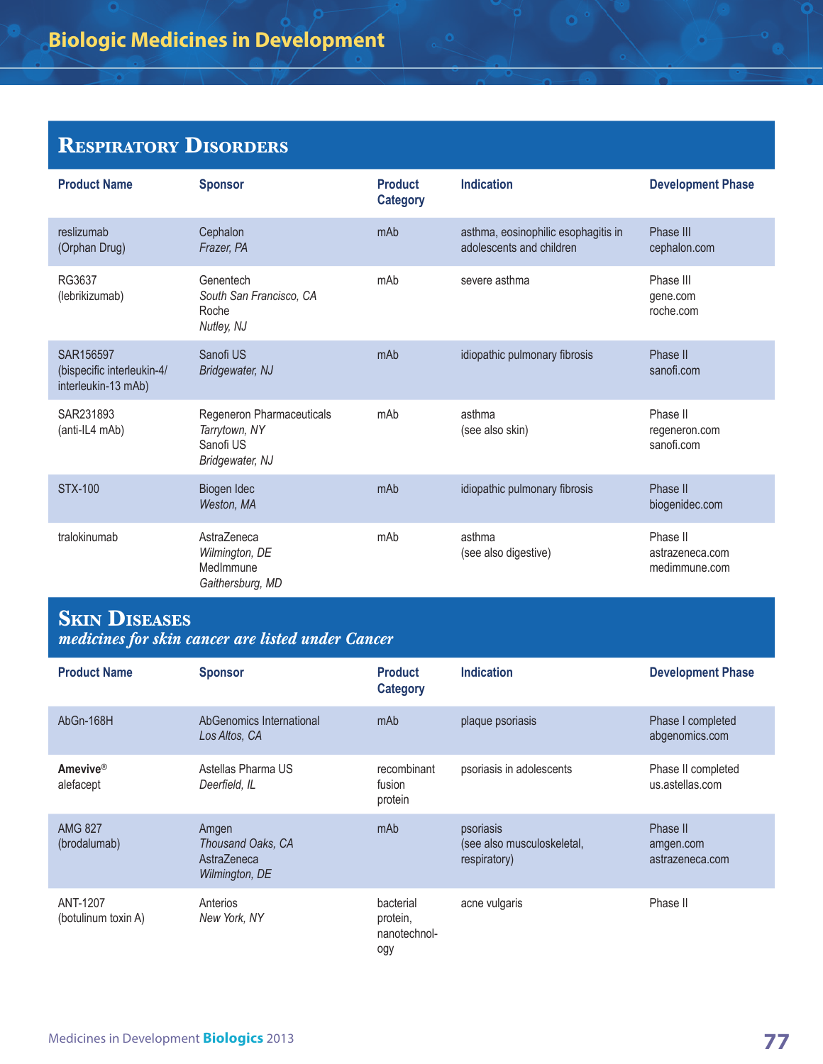## Respiratory Disorders

| Product Name | Sponsor | Product Category | Indication | Development Phase |
|---|---|---|---|---|
| reslizumab (Orphan Drug) | Cephalon *Frazer, PA* | mAb | asthma, eosinophilic esophagitis in adolescents and children | Phase III cephalon.com |
| RG3637 (lebrikizumab) | Genentech *South San Francisco, CA* Roche *Nutley, NJ* | mAb | severe asthma | Phase III gene.com roche.com |
| SAR156597 (bispecific interleukin-4/ interleukin-13 mAb) | Sanofi US *Bridgewater, NJ* | mAb | idiopathic pulmonary fibrosis | Phase II sanofi.com |
| SAR231893 (anti-IL4 mAb) | Regeneron Pharmaceuticals *Tarrytown, NY* Sanofi US *Bridgewater, NJ* | mAb | asthma (see also skin) | Phase II regeneron.com sanofi.com |
| STX-100 | Biogen Idec *Weston, MA* | mAb | idiopathic pulmonary fibrosis | Phase II biogenidec.com |
| tralokinumab | AstraZeneca *Wilmington, DE* MedImmune *Gaithersburg, MD* | mAb | asthma (see also digestive) | Phase II astrazeneca.com medimmune.com |

## Skin Diseases

*medicines for skin cancer are listed under Cancer*

| Product Name | Sponsor | Product Category | Indication | Development Phase |
|---|---|---|---|---|
| AbGn-168H | AbGenomics International *Los Altos, CA* | mAb | plaque psoriasis | Phase I completed abgenomics.com |
| **Amevive®** alefacept | Astellas Pharma US *Deerfield, IL* | recombinant fusion protein | psoriasis in adolescents | Phase II completed us.astellas.com |
| AMG 827 (brodalumab) | Amgen *Thousand Oaks, CA* AstraZeneca *Wilmington, DE* | mAb | psoriasis (see also musculoskeletal, respiratory) | Phase II amgen.com astrazeneca.com |
| ANT-1207 (botulinum toxin A) | Anterios *New York, NY* | bacterial protein, nanotechnology | acne vulgaris | Phase II |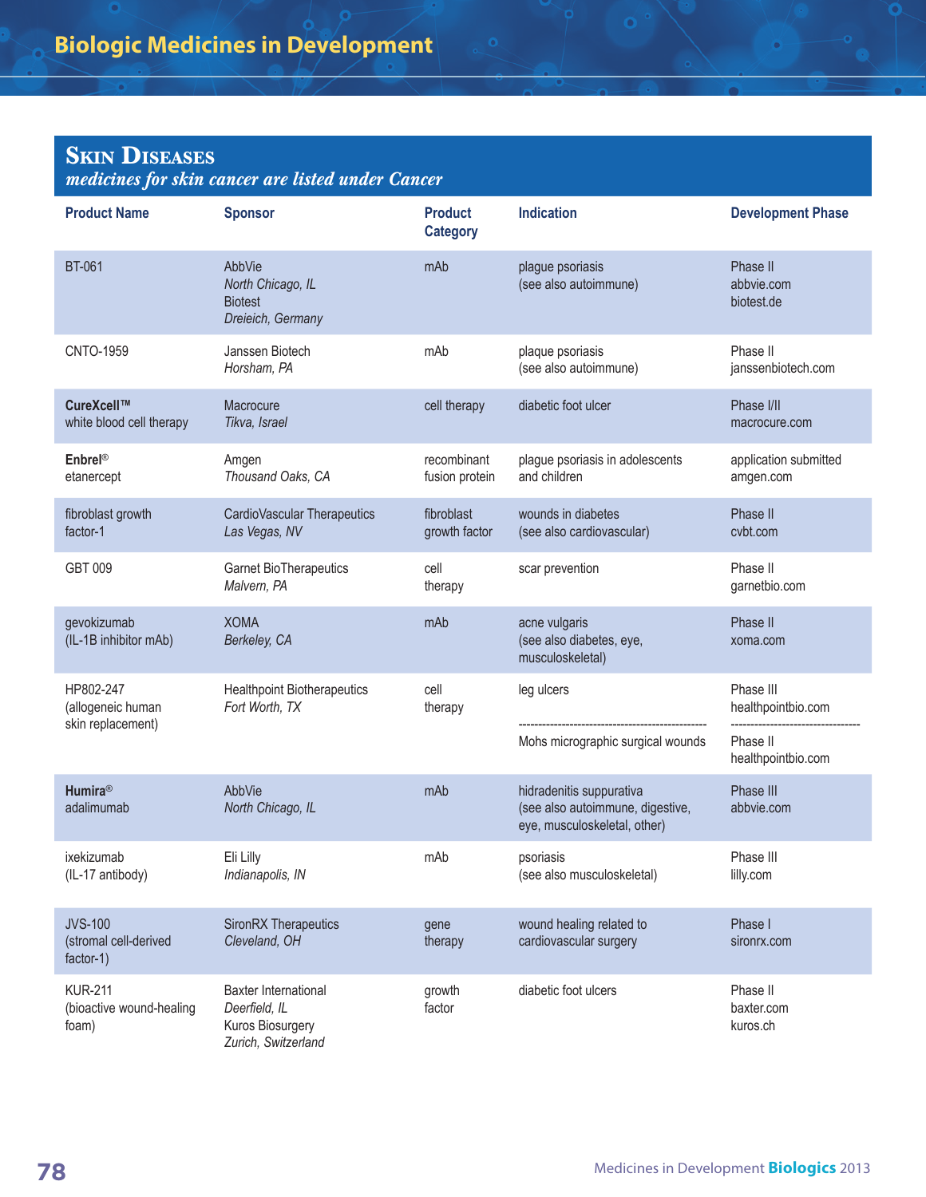# Biologic Medicines in Development

## Skin Diseases

*medicines for skin cancer are listed under Cancer*

| Product Name | Sponsor | Product Category | Indication | Development Phase |
|---|---|---|---|---|
| BT-061 | AbbVie *North Chicago, IL* Biotest *Dreieich, Germany* | mAb | plague psoriasis (see also autoimmune) | Phase II abbvie.com biotest.de |
| CNTO-1959 | Janssen Biotech *Horsham, PA* | mAb | plaque psoriasis (see also autoimmune) | Phase II janssenbiotech.com |
| **CureXcell™** white blood cell therapy | Macrocure *Tikva, Israel* | cell therapy | diabetic foot ulcer | Phase I/II macrocure.com |
| **Enbrel®** etanercept | Amgen *Thousand Oaks, CA* | recombinant fusion protein | plague psoriasis in adolescents and children | application submitted amgen.com |
| fibroblast growth factor-1 | CardioVascular Therapeutics *Las Vegas, NV* | fibroblast growth factor | wounds in diabetes (see also cardiovascular) | Phase II cvbt.com |
| GBT 009 | Garnet BioTherapeutics *Malvern, PA* | cell therapy | scar prevention | Phase II garnetbio.com |
| gevokizumab (IL-1B inhibitor mAb) | XOMA *Berkeley, CA* | mAb | acne vulgaris (see also diabetes, eye, musculoskeletal) | Phase II xoma.com |
| HP802-247 (allogeneic human skin replacement) | Healthpoint Biotherapeutics *Fort Worth, TX* | cell therapy | leg ulcers | Phase III healthpointbio.com |
| | | | Mohs micrographic surgical wounds | Phase II healthpointbio.com |
| **Humira®** adalimumab | AbbVie *North Chicago, IL* | mAb | hidradenitis suppurativa (see also autoimmune, digestive, eye, musculoskeletal, other) | Phase III abbvie.com |
| ixekizumab (IL-17 antibody) | Eli Lilly *Indianapolis, IN* | mAb | psoriasis (see also musculoskeletal) | Phase III lilly.com |
| JVS-100 (stromal cell-derived factor-1) | SironRX Therapeutics *Cleveland, OH* | gene therapy | wound healing related to cardiovascular surgery | Phase I sironrx.com |
| KUR-211 (bioactive wound-healing foam) | Baxter International *Deerfield, IL* Kuros Biosurgery *Zurich, Switzerland* | growth factor | diabetic foot ulcers | Phase II baxter.com kuros.ch |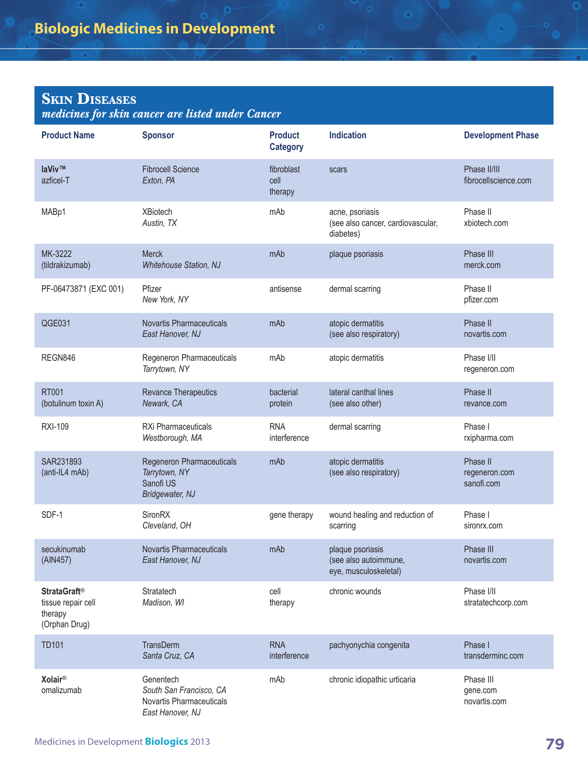## Skin Diseases

*medicines for skin cancer are listed under Cancer*

| Product Name | Sponsor | Product Category | Indication | Development Phase |
|---|---|---|---|---|
| **laViv™** azficel-T | Fibrocell Science *Exton, PA* | fibroblast cell therapy | scars | Phase II/III fibrocellscience.com |
| MABp1 | XBiotech *Austin, TX* | mAb | acne, psoriasis (see also cancer, cardiovascular, diabetes) | Phase II xbiotech.com |
| MK-3222 (tildrakizumab) | Merck *Whitehouse Station, NJ* | mAb | plaque psoriasis | Phase III merck.com |
| PF-06473871 (EXC 001) | Pfizer *New York, NY* | antisense | dermal scarring | Phase II pfizer.com |
| QGE031 | Novartis Pharmaceuticals *East Hanover, NJ* | mAb | atopic dermatitis (see also respiratory) | Phase II novartis.com |
| REGN846 | Regeneron Pharmaceuticals *Tarrytown, NY* | mAb | atopic dermatitis | Phase I/II regeneron.com |
| RT001 (botulinum toxin A) | Revance Therapeutics *Newark, CA* | bacterial protein | lateral canthal lines (see also other) | Phase II revance.com |
| RXI-109 | RXi Pharmaceuticals *Westborough, MA* | RNA interference | dermal scarring | Phase I rxipharma.com |
| SAR231893 (anti-IL4 mAb) | Regeneron Pharmaceuticals *Tarrytown, NY* Sanofi US *Bridgewater, NJ* | mAb | atopic dermatitis (see also respiratory) | Phase II regeneron.com sanofi.com |
| SDF-1 | SironRX *Cleveland, OH* | gene therapy | wound healing and reduction of scarring | Phase I sironrx.com |
| secukinumab (AIN457) | Novartis Pharmaceuticals *East Hanover, NJ* | mAb | plaque psoriasis (see also autoimmune, eye, musculoskeletal) | Phase III novartis.com |
| **StrataGraft®** tissue repair cell therapy (Orphan Drug) | Stratatech *Madison, WI* | cell therapy | chronic wounds | Phase I/II stratatechcorp.com |
| TD101 | TransDerm *Santa Cruz, CA* | RNA interference | pachyonychia congenita | Phase I transderminc.com |
| **Xolair®** omalizumab | Genentech *South San Francisco, CA* Novartis Pharmaceuticals *East Hanover, NJ* | mAb | chronic idiopathic urticaria | Phase III gene.com novartis.com |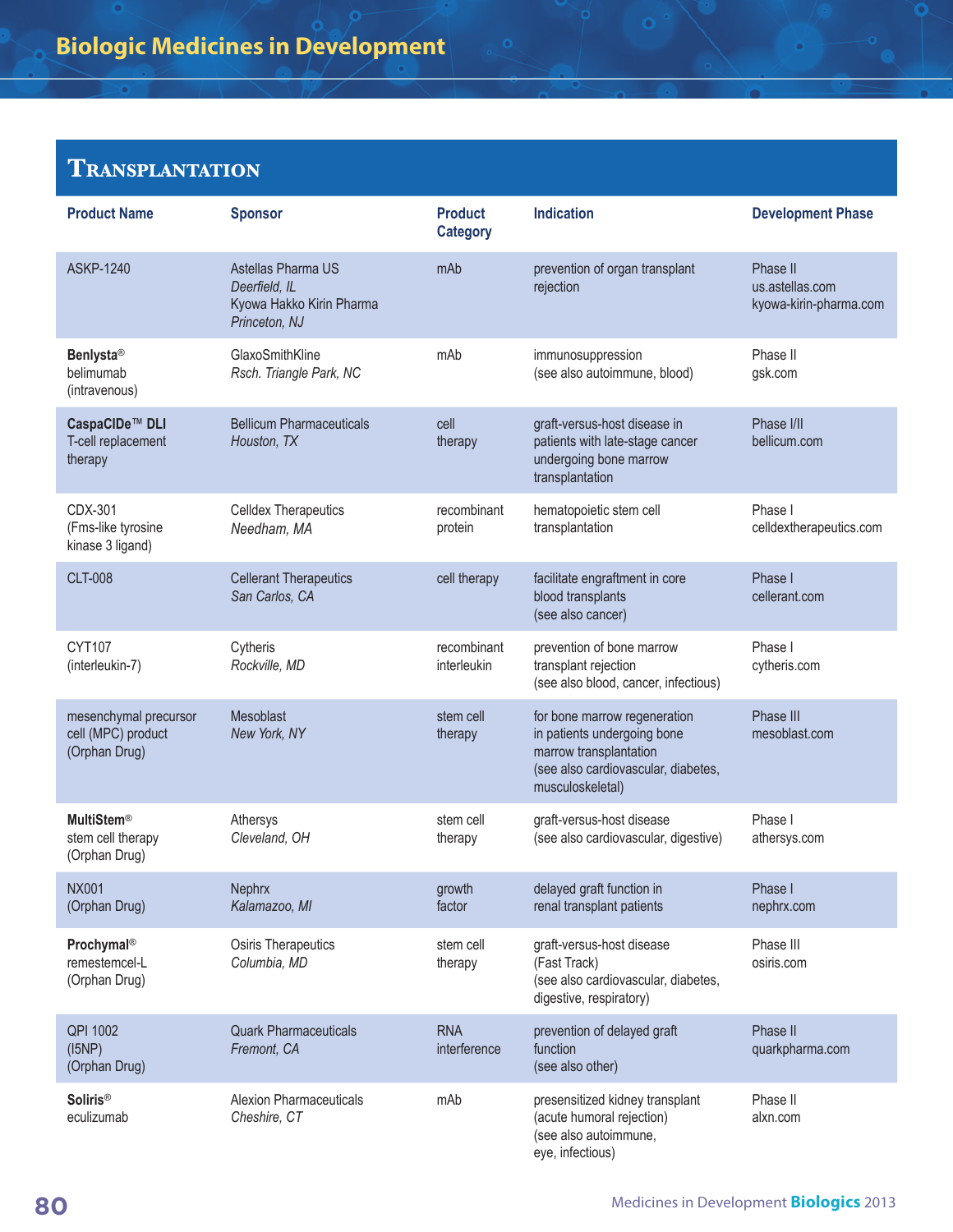# Biologic Medicines in Development

## Transplantation

| Product Name | Sponsor | Product Category | Indication | Development Phase |
|---|---|---|---|---|
| ASKP-1240 | Astellas Pharma US *Deerfield, IL* Kyowa Hakko Kirin Pharma *Princeton, NJ* | mAb | prevention of organ transplant rejection | Phase II us.astellas.com kyowa-kirin-pharma.com |
| **Benlysta®** belimumab (intravenous) | GlaxoSmithKline *Rsch. Triangle Park, NC* | mAb | immunosuppression (see also autoimmune, blood) | Phase II gsk.com |
| **CaspaCIDe™ DLI** T-cell replacement therapy | Bellicum Pharmaceuticals *Houston, TX* | cell therapy | graft-versus-host disease in patients with late-stage cancer undergoing bone marrow transplantation | Phase I/II bellicum.com |
| CDX-301 (Fms-like tyrosine kinase 3 ligand) | Celldex Therapeutics *Needham, MA* | recombinant protein | hematopoietic stem cell transplantation | Phase I celldextherapeutics.com |
| CLT-008 | Cellerant Therapeutics *San Carlos, CA* | cell therapy | facilitate engraftment in core blood transplants (see also cancer) | Phase I cellerant.com |
| CYT107 (interleukin-7) | Cytheris *Rockville, MD* | recombinant interleukin | prevention of bone marrow transplant rejection (see also blood, cancer, infectious) | Phase I cytheris.com |
| mesenchymal precursor cell (MPC) product (Orphan Drug) | Mesoblast *New York, NY* | stem cell therapy | for bone marrow regeneration in patients undergoing bone marrow transplantation (see also cardiovascular, diabetes, musculoskeletal) | Phase III mesoblast.com |
| **MultiStem®** stem cell therapy (Orphan Drug) | Athersys *Cleveland, OH* | stem cell therapy | graft-versus-host disease (see also cardiovascular, digestive) | Phase I athersys.com |
| NX001 (Orphan Drug) | Nephrx *Kalamazoo, MI* | growth factor | delayed graft function in renal transplant patients | Phase I nephrx.com |
| **Prochymal®** remestemcel-L (Orphan Drug) | Osiris Therapeutics *Columbia, MD* | stem cell therapy | graft-versus-host disease (Fast Track) (see also cardiovascular, diabetes, digestive, respiratory) | Phase III osiris.com |
| QPI 1002 (I5NP) (Orphan Drug) | Quark Pharmaceuticals *Fremont, CA* | RNA interference | prevention of delayed graft function (see also other) | Phase II quarkpharma.com |
| **Soliris®** eculizumab | Alexion Pharmaceuticals *Cheshire, CT* | mAb | presensitized kidney transplant (acute humoral rejection) (see also autoimmune, eye, infectious) | Phase II alxn.com |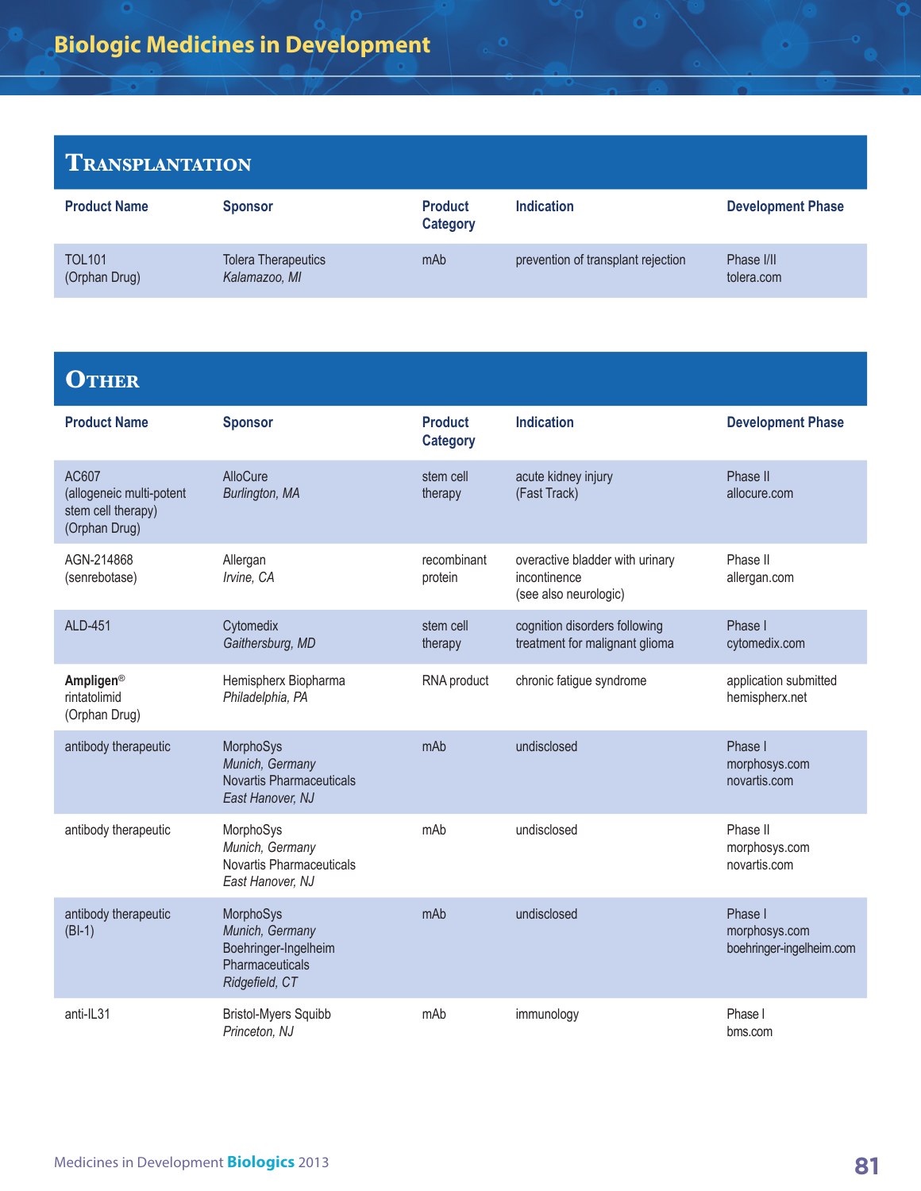## Transplantation

| Product Name | Sponsor | Product Category | Indication | Development Phase |
|---|---|---|---|---|
| TOL101 (Orphan Drug) | Tolera Therapeutics *Kalamazoo, MI* | mAb | prevention of transplant rejection | Phase I/II tolera.com |

## Other

| Product Name | Sponsor | Product Category | Indication | Development Phase |
|---|---|---|---|---|
| AC607 (allogeneic multi-potent stem cell therapy) (Orphan Drug) | AlloCure *Burlington, MA* | stem cell therapy | acute kidney injury (Fast Track) | Phase II allocure.com |
| AGN-214868 (senrebotase) | Allergan *Irvine, CA* | recombinant protein | overactive bladder with urinary incontinence (see also neurologic) | Phase II allergan.com |
| ALD-451 | Cytomedix *Gaithersburg, MD* | stem cell therapy | cognition disorders following treatment for malignant glioma | Phase I cytomedix.com |
| **Ampligen®** rintatolimid (Orphan Drug) | Hemispherx Biopharma *Philadelphia, PA* | RNA product | chronic fatigue syndrome | application submitted hemispherx.net |
| antibody therapeutic | MorphoSys *Munich, Germany* Novartis Pharmaceuticals *East Hanover, NJ* | mAb | undisclosed | Phase I morphosys.com novartis.com |
| antibody therapeutic | MorphoSys *Munich, Germany* Novartis Pharmaceuticals *East Hanover, NJ* | mAb | undisclosed | Phase II morphosys.com novartis.com |
| antibody therapeutic (BI-1) | MorphoSys *Munich, Germany* Boehringer-Ingelheim Pharmaceuticals *Ridgefield, CT* | mAb | undisclosed | Phase I morphosys.com boehringer-ingelheim.com |
| anti-IL31 | Bristol-Myers Squibb *Princeton, NJ* | mAb | immunology | Phase I bms.com |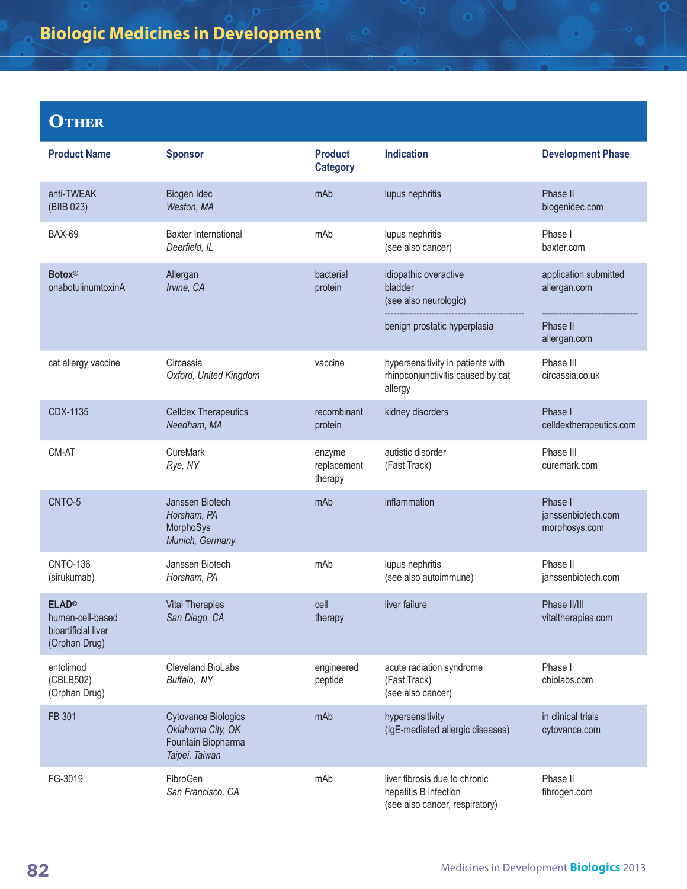# Biologic Medicines in Development

## Other

| Product Name | Sponsor | Product Category | Indication | Development Phase |
|---|---|---|---|---|
| anti-TWEAK (BIIB 023) | Biogen Idec *Weston, MA* | mAb | lupus nephritis | Phase II biogenidec.com |
| BAX-69 | Baxter International *Deerfield, IL* | mAb | lupus nephritis (see also cancer) | Phase I baxter.com |
| **Botox®** onabotulinumtoxinA | Allergan *Irvine, CA* | bacterial protein | idiopathic overactive bladder (see also neurologic) | application submitted allergan.com |
| | | | benign prostatic hyperplasia | Phase II allergan.com |
| cat allergy vaccine | Circassia *Oxford, United Kingdom* | vaccine | hypersensitivity in patients with rhinoconjunctivitis caused by cat allergy | Phase III circassia.co.uk |
| CDX-1135 | Celldex Therapeutics *Needham, MA* | recombinant protein | kidney disorders | Phase I celldextherapeutics.com |
| CM-AT | CureMark *Rye, NY* | enzyme replacement therapy | autistic disorder (Fast Track) | Phase III curemark.com |
| CNTO-5 | Janssen Biotech *Horsham, PA* MorphoSys *Munich, Germany* | mAb | inflammation | Phase I janssenbiotech.com morphosys.com |
| CNTO-136 (sirukumab) | Janssen Biotech *Horsham, PA* | mAb | lupus nephritis (see also autoimmune) | Phase II janssenbiotech.com |
| **ELAD®** human-cell-based bioartificial liver (Orphan Drug) | Vital Therapies *San Diego, CA* | cell therapy | liver failure | Phase II/III vitaltherapies.com |
| entolimod (CBLB502) (Orphan Drug) | Cleveland BioLabs *Buffalo, NY* | engineered peptide | acute radiation syndrome (Fast Track) (see also cancer) | Phase I cbiolabs.com |
| FB 301 | Cytovance Biologics *Oklahoma City, OK* Fountain Biopharma *Taipei, Taiwan* | mAb | hypersensitivity (IgE-mediated allergic diseases) | in clinical trials cytovance.com |
| FG-3019 | FibroGen *San Francisco, CA* | mAb | liver fibrosis due to chronic hepatitis B infection (see also cancer, respiratory) | Phase II fibrogen.com |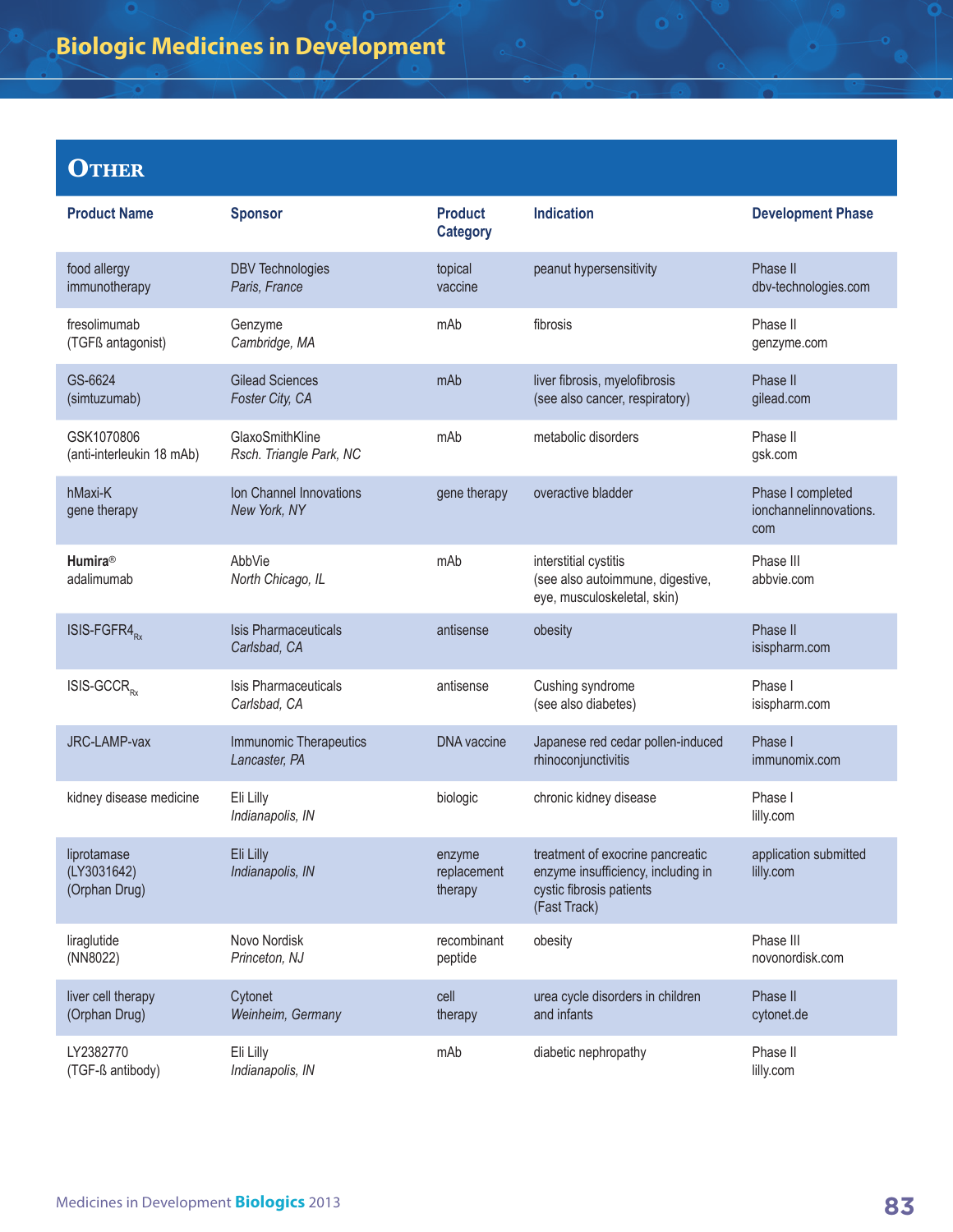## Other

| Product Name | Sponsor | Product Category | Indication | Development Phase |
|---|---|---|---|---|
| food allergy immunotherapy | DBV Technologies *Paris, France* | topical vaccine | peanut hypersensitivity | Phase II dbv-technologies.com |
| fresolimumab (TGFß antagonist) | Genzyme *Cambridge, MA* | mAb | fibrosis | Phase II genzyme.com |
| GS-6624 (simtuzumab) | Gilead Sciences *Foster City, CA* | mAb | liver fibrosis, myelofibrosis (see also cancer, respiratory) | Phase II gilead.com |
| GSK1070806 (anti-interleukin 18 mAb) | GlaxoSmithKline *Rsch. Triangle Park, NC* | mAb | metabolic disorders | Phase II gsk.com |
| hMaxi-K gene therapy | Ion Channel Innovations *New York, NY* | gene therapy | overactive bladder | Phase I completed ionchannelinnovations.com |
| **Humira**® adalimumab | AbbVie *North Chicago, IL* | mAb | interstitial cystitis (see also autoimmune, digestive, eye, musculoskeletal, skin) | Phase III abbvie.com |
| ISIS-FGFR4$_{Rx}$ | Isis Pharmaceuticals *Carlsbad, CA* | antisense | obesity | Phase II isispharm.com |
| ISIS-GCCR$_{Rx}$ | Isis Pharmaceuticals *Carlsbad, CA* | antisense | Cushing syndrome (see also diabetes) | Phase I isispharm.com |
| JRC-LAMP-vax | Immunomic Therapeutics *Lancaster, PA* | DNA vaccine | Japanese red cedar pollen-induced rhinoconjunctivitis | Phase I immunomix.com |
| kidney disease medicine | Eli Lilly *Indianapolis, IN* | biologic | chronic kidney disease | Phase I lilly.com |
| liprotamase (LY3031642) (Orphan Drug) | Eli Lilly *Indianapolis, IN* | enzyme replacement therapy | treatment of exocrine pancreatic enzyme insufficiency, including in cystic fibrosis patients (Fast Track) | application submitted lilly.com |
| liraglutide (NN8022) | Novo Nordisk *Princeton, NJ* | recombinant peptide | obesity | Phase III novonordisk.com |
| liver cell therapy (Orphan Drug) | Cytonet *Weinheim, Germany* | cell therapy | urea cycle disorders in children and infants | Phase II cytonet.de |
| LY2382770 (TGF-ß antibody) | Eli Lilly *Indianapolis, IN* | mAb | diabetic nephropathy | Phase II lilly.com |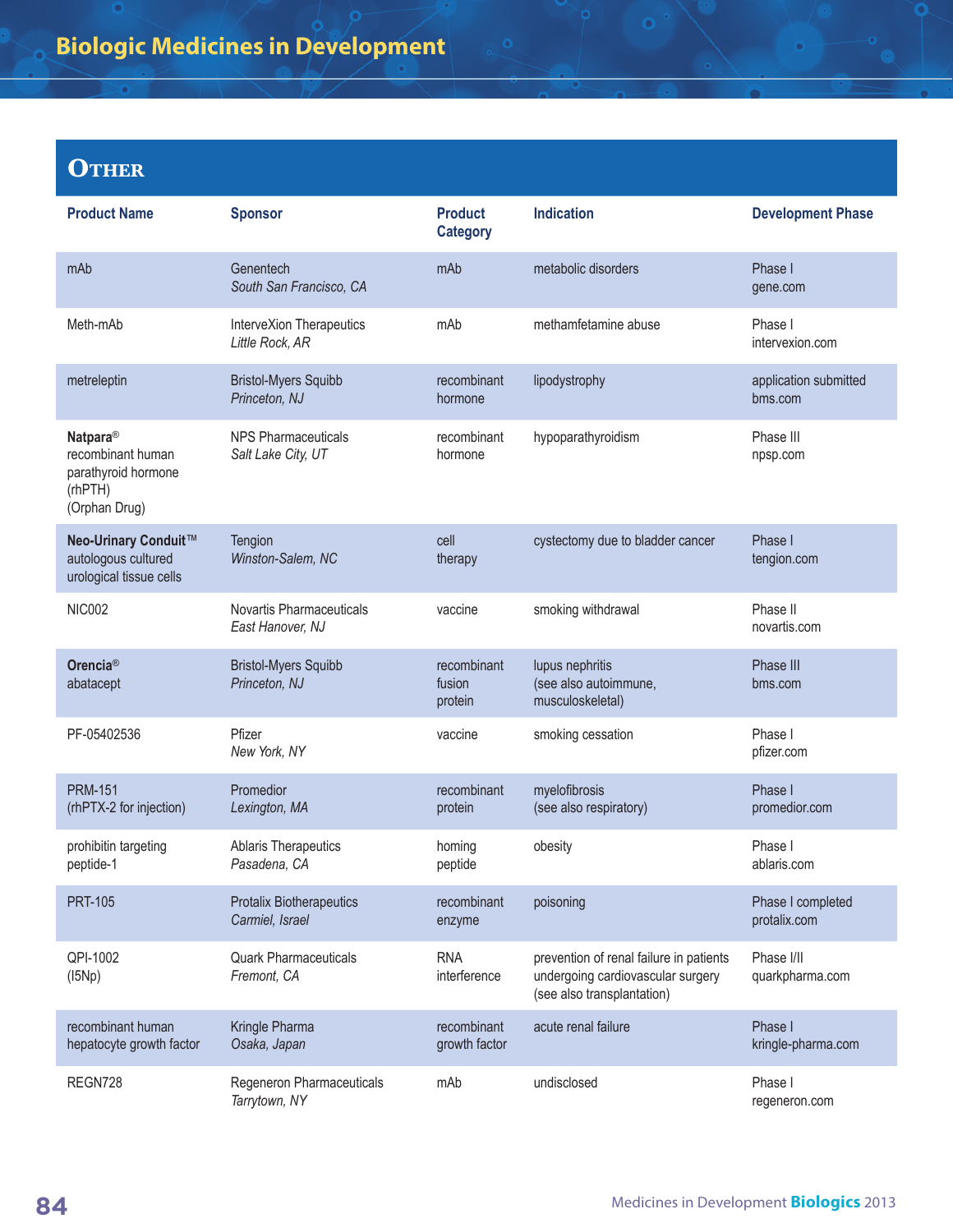# Biologic Medicines in Development

## Other

| Product Name | Sponsor | Product Category | Indication | Development Phase |
|---|---|---|---|---|
| mAb | Genentech<br>*South San Francisco, CA* | mAb | metabolic disorders | Phase I<br>gene.com |
| Meth-mAb | IntereXion Therapeutics<br>*Little Rock, AR* | mAb | methamfetamine abuse | Phase I<br>intervexion.com |
| metreleptin | Bristol-Myers Squibb<br>*Princeton, NJ* | recombinant hormone | lipodystrophy | application submitted<br>bms.com |
| **Natpara®**<br>recombinant human parathyroid hormone (rhPTH)<br>(Orphan Drug) | NPS Pharmaceuticals<br>*Salt Lake City, UT* | recombinant hormone | hypoparathyroidism | Phase III<br>npsp.com |
| **Neo-Urinary Conduit™**<br>autologous cultured urological tissue cells | Tengion<br>*Winston-Salem, NC* | cell therapy | cystectomy due to bladder cancer | Phase I<br>tengion.com |
| NIC002 | Novartis Pharmaceuticals<br>*East Hanover, NJ* | vaccine | smoking withdrawal | Phase II<br>novartis.com |
| **Orencia®**<br>abatacept | Bristol-Myers Squibb<br>*Princeton, NJ* | recombinant fusion protein | lupus nephritis<br>(see also autoimmune, musculoskeletal) | Phase III<br>bms.com |
| PF-05402536 | Pfizer<br>*New York, NY* | vaccine | smoking cessation | Phase I<br>pfizer.com |
| PRM-151<br>(rhPTX-2 for injection) | Promedior<br>*Lexington, MA* | recombinant protein | myelofibrosis<br>(see also respiratory) | Phase I<br>promedior.com |
| prohibitin targeting peptide-1 | Ablaris Therapeutics<br>*Pasadena, CA* | homing peptide | obesity | Phase I<br>ablaris.com |
| PRT-105 | Protalix Biotherapeutics<br>*Carmiel, Israel* | recombinant enzyme | poisoning | Phase I completed<br>protalix.com |
| QPI-1002<br>(I5Np) | Quark Pharmaceuticals<br>*Fremont, CA* | RNA interference | prevention of renal failure in patients undergoing cardiovascular surgery<br>(see also transplantation) | Phase I/II<br>quarkpharma.com |
| recombinant human hepatocyte growth factor | Kringle Pharma<br>*Osaka, Japan* | recombinant growth factor | acute renal failure | Phase I<br>kringle-pharma.com |
| REGN728 | Regeneron Pharmaceuticals<br>*Tarrytown, NY* | mAb | undisclosed | Phase I<br>regeneron.com |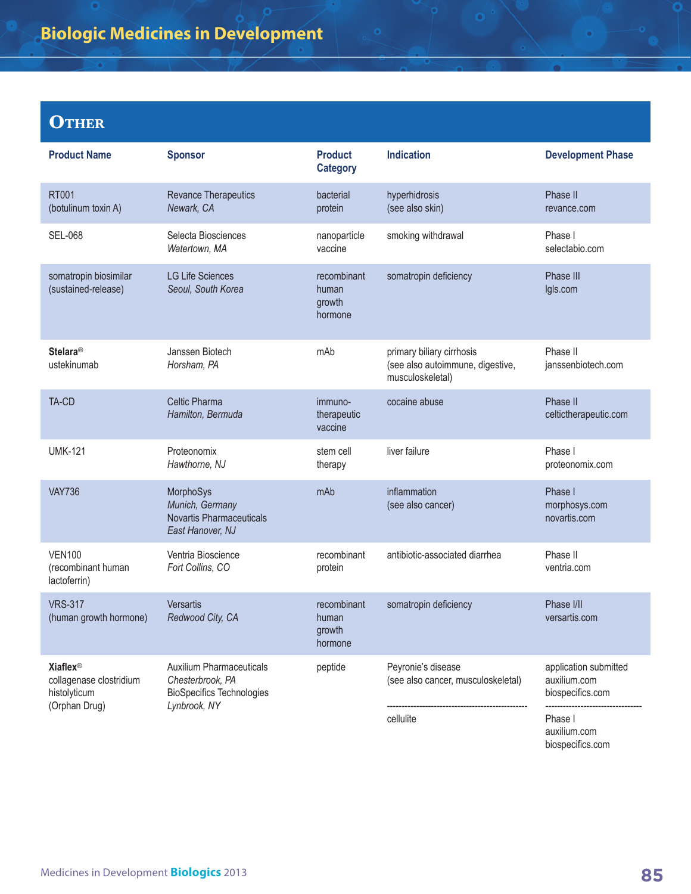# Biologic Medicines in Development

## Other

| Product Name | Sponsor | Product Category | Indication | Development Phase |
|---|---|---|---|---|
| RT001 (botulinum toxin A) | Revance Therapeutics *Newark, CA* | bacterial protein | hyperhidrosis (see also skin) | Phase II revance.com |
| SEL-068 | Selecta Biosciences *Watertown, MA* | nanoparticle vaccine | smoking withdrawal | Phase I selectabio.com |
| somatropin biosimilar (sustained-release) | LG Life Sciences *Seoul, South Korea* | recombinant human growth hormone | somatropin deficiency | Phase III lgls.com |
| **Stelara®** ustekinumab | Janssen Biotech *Horsham, PA* | mAb | primary biliary cirrhosis (see also autoimmune, digestive, musculoskeletal) | Phase II janssenbiotech.com |
| TA-CD | Celtic Pharma *Hamilton, Bermuda* | immuno-therapeutic vaccine | cocaine abuse | Phase II celtictherapeutic.com |
| UMK-121 | Proteonomix *Hawthorne, NJ* | stem cell therapy | liver failure | Phase I proteonomix.com |
| VAY736 | MorphoSys *Munich, Germany* Novartis Pharmaceuticals *East Hanover, NJ* | mAb | inflammation (see also cancer) | Phase I morphosys.com novartis.com |
| VEN100 (recombinant human lactoferrin) | Ventria Bioscience *Fort Collins, CO* | recombinant protein | antibiotic-associated diarrhea | Phase II ventria.com |
| VRS-317 (human growth hormone) | Versartis *Redwood City, CA* | recombinant human growth hormone | somatropin deficiency | Phase I/II versartis.com |
| **Xiaflex®** collagenase clostridium histolyticum (Orphan Drug) | Auxilium Pharmaceuticals *Chesterbrook, PA* BioSpecifics Technologies *Lynbrook, NY* | peptide | Peyronie's disease (see also cancer, musculoskeletal) | application submitted auxilium.com biospecifics.com |
| | | | cellulite | Phase I auxilium.com biospecifics.com |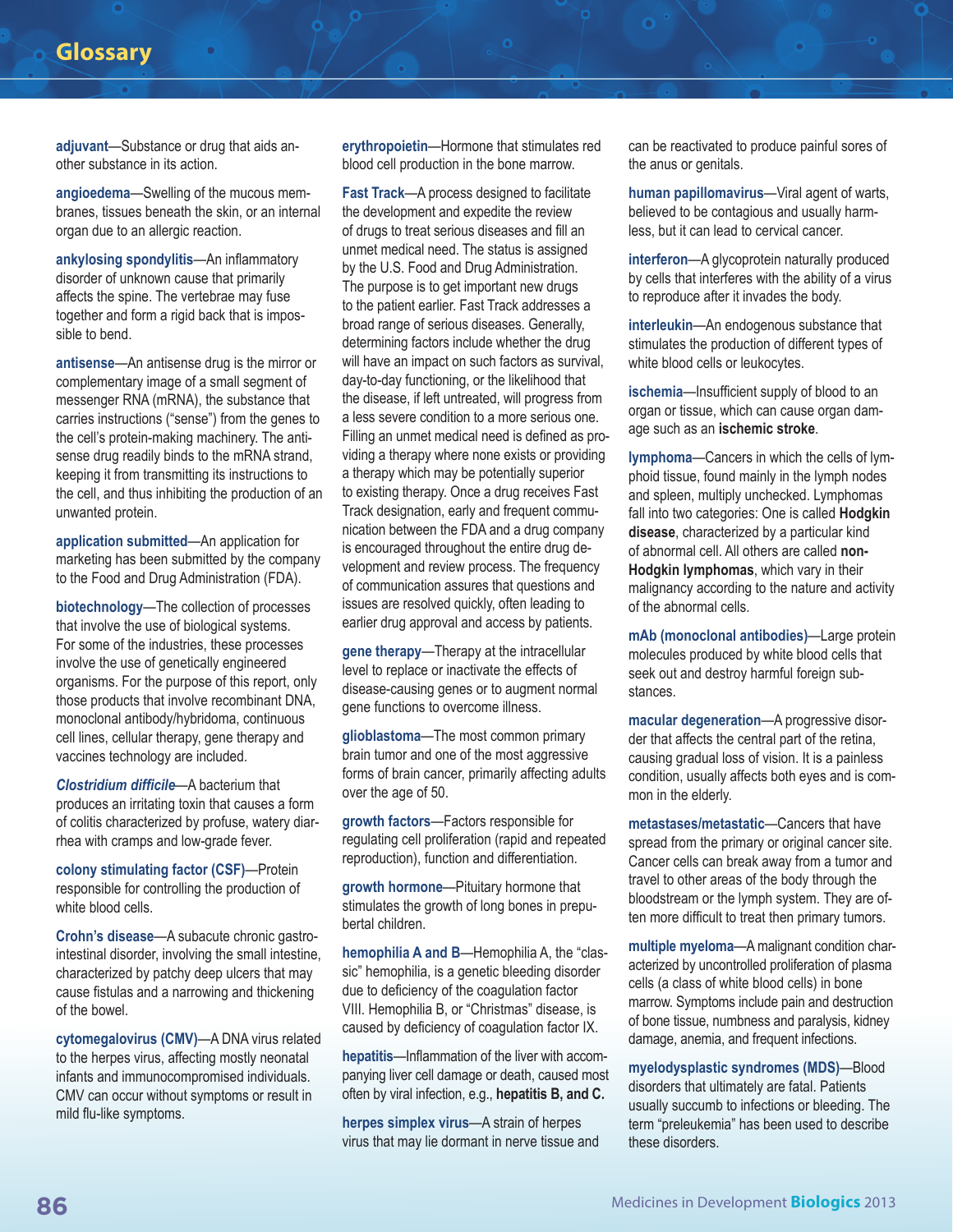# Glossary

**adjuvant**—Substance or drug that aids another substance in its action.

**angioedema**—Swelling of the mucous membranes, tissues beneath the skin, or an internal organ due to an allergic reaction.

**ankylosing spondylitis**—An inflammatory disorder of unknown cause that primarily affects the spine. The vertebrae may fuse together and form a rigid back that is impossible to bend.

**antisense**—An antisense drug is the mirror or complementary image of a small segment of messenger RNA (mRNA), the substance that carries instructions ("sense") from the genes to the cell's protein-making machinery. The antisense drug readily binds to the mRNA strand, keeping it from transmitting its instructions to the cell, and thus inhibiting the production of an unwanted protein.

**application submitted**—An application for marketing has been submitted by the company to the Food and Drug Administration (FDA).

**biotechnology**—The collection of processes that involve the use of biological systems. For some of the industries, these processes involve the use of genetically engineered organisms. For the purpose of this report, only those products that involve recombinant DNA, monoclonal antibody/hybridoma, continuous cell lines, cellular therapy, gene therapy and vaccines technology are included.

***Clostridium difficile***—A bacterium that produces an irritating toxin that causes a form of colitis characterized by profuse, watery diarrhea with cramps and low-grade fever.

**colony stimulating factor (CSF)**—Protein responsible for controlling the production of white blood cells.

**Crohn's disease**—A subacute chronic gastrointestinal disorder, involving the small intestine, characterized by patchy deep ulcers that may cause fistulas and a narrowing and thickening of the bowel.

**cytomegalovirus (CMV)**—A DNA virus related to the herpes virus, affecting mostly neonatal infants and immunocompromised individuals. CMV can occur without symptoms or result in mild flu-like symptoms.

**erythropoietin**—Hormone that stimulates red blood cell production in the bone marrow.

**Fast Track**—A process designed to facilitate the development and expedite the review of drugs to treat serious diseases and fill an unmet medical need. The status is assigned by the U.S. Food and Drug Administration. The purpose is to get important new drugs to the patient earlier. Fast Track addresses a broad range of serious diseases. Generally, determining factors include whether the drug will have an impact on such factors as survival, day-to-day functioning, or the likelihood that the disease, if left untreated, will progress from a less severe condition to a more serious one. Filling an unmet medical need is defined as providing a therapy where none exists or providing a therapy which may be potentially superior to existing therapy. Once a drug receives Fast Track designation, early and frequent communication between the FDA and a drug company is encouraged throughout the entire drug development and review process. The frequency of communication assures that questions and issues are resolved quickly, often leading to earlier drug approval and access by patients.

**gene therapy**—Therapy at the intracellular level to replace or inactivate the effects of disease-causing genes or to augment normal gene functions to overcome illness.

**glioblastoma**—The most common primary brain tumor and one of the most aggressive forms of brain cancer, primarily affecting adults over the age of 50.

**growth factors**—Factors responsible for regulating cell proliferation (rapid and repeated reproduction), function and differentiation.

**growth hormone**—Pituitary hormone that stimulates the growth of long bones in prepubertal children.

**hemophilia A and B**—Hemophilia A, the "classic" hemophilia, is a genetic bleeding disorder due to deficiency of the coagulation factor VIII. Hemophilia B, or "Christmas" disease, is caused by deficiency of coagulation factor IX.

**hepatitis**—Inflammation of the liver with accompanying liver cell damage or death, caused most often by viral infection, e.g., **hepatitis B, and C.**

**herpes simplex virus**—A strain of herpes virus that may lie dormant in nerve tissue and can be reactivated to produce painful sores of the anus or genitals.

**human papillomavirus**—Viral agent of warts, believed to be contagious and usually harmless, but it can lead to cervical cancer.

**interferon**—A glycoprotein naturally produced by cells that interferes with the ability of a virus to reproduce after it invades the body.

**interleukin**—An endogenous substance that stimulates the production of different types of white blood cells or leukocytes.

**ischemia**—Insufficient supply of blood to an organ or tissue, which can cause organ damage such as an **ischemic stroke**.

**lymphoma**—Cancers in which the cells of lymphoid tissue, found mainly in the lymph nodes and spleen, multiply unchecked. Lymphomas fall into two categories: One is called **Hodgkin disease**, characterized by a particular kind of abnormal cell. All others are called **non-Hodgkin lymphomas**, which vary in their malignancy according to the nature and activity of the abnormal cells.

**mAb (monoclonal antibodies)**—Large protein molecules produced by white blood cells that seek out and destroy harmful foreign substances.

**macular degeneration**—A progressive disorder that affects the central part of the retina, causing gradual loss of vision. It is a painless condition, usually affects both eyes and is common in the elderly.

**metastases/metastatic**—Cancers that have spread from the primary or original cancer site. Cancer cells can break away from a tumor and travel to other areas of the body through the bloodstream or the lymph system. They are often more difficult to treat then primary tumors.

**multiple myeloma**—A malignant condition characterized by uncontrolled proliferation of plasma cells (a class of white blood cells) in bone marrow. Symptoms include pain and destruction of bone tissue, numbness and paralysis, kidney damage, anemia, and frequent infections.

**myelodysplastic syndromes (MDS)**—Blood disorders that ultimately are fatal. Patients usually succumb to infections or bleeding. The term "preleukemia" has been used to describe these disorders.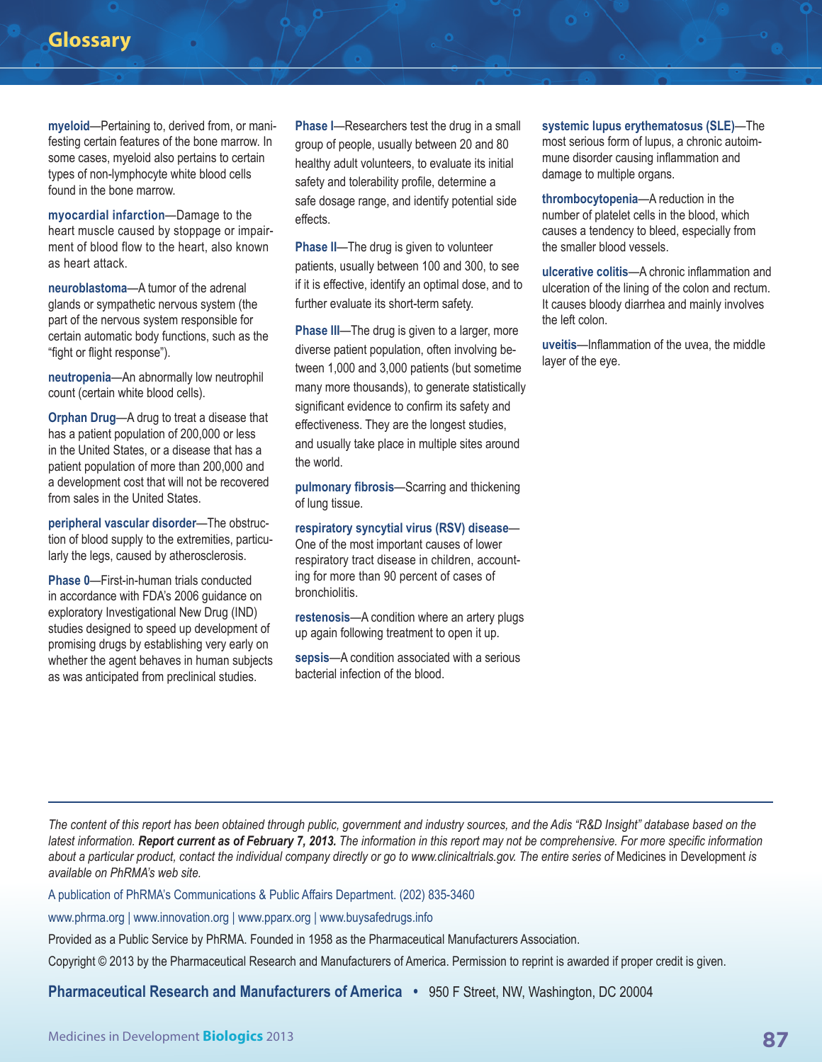# Glossary

**myeloid**—Pertaining to, derived from, or manifesting certain features of the bone marrow. In some cases, myeloid also pertains to certain types of non-lymphocyte white blood cells found in the bone marrow.

**myocardial infarction**—Damage to the heart muscle caused by stoppage or impairment of blood flow to the heart, also known as heart attack.

**neuroblastoma**—A tumor of the adrenal glands or sympathetic nervous system (the part of the nervous system responsible for certain automatic body functions, such as the "fight or flight response").

**neutropenia**—An abnormally low neutrophil count (certain white blood cells).

**Orphan Drug**—A drug to treat a disease that has a patient population of 200,000 or less in the United States, or a disease that has a patient population of more than 200,000 and a development cost that will not be recovered from sales in the United States.

**peripheral vascular disorder**—The obstruction of blood supply to the extremities, particularly the legs, caused by atherosclerosis.

**Phase 0**—First-in-human trials conducted in accordance with FDA's 2006 guidance on exploratory Investigational New Drug (IND) studies designed to speed up development of promising drugs by establishing very early on whether the agent behaves in human subjects as was anticipated from preclinical studies.

**Phase I**—Researchers test the drug in a small group of people, usually between 20 and 80 healthy adult volunteers, to evaluate its initial safety and tolerability profile, determine a safe dosage range, and identify potential side effects.

**Phase II**—The drug is given to volunteer patients, usually between 100 and 300, to see if it is effective, identify an optimal dose, and to further evaluate its short-term safety.

**Phase III**—The drug is given to a larger, more diverse patient population, often involving between 1,000 and 3,000 patients (but sometime many more thousands), to generate statistically significant evidence to confirm its safety and effectiveness. They are the longest studies, and usually take place in multiple sites around the world.

**pulmonary fibrosis**—Scarring and thickening of lung tissue.

**respiratory syncytial virus (RSV) disease**—One of the most important causes of lower respiratory tract disease in children, accounting for more than 90 percent of cases of bronchiolitis.

**restenosis**—A condition where an artery plugs up again following treatment to open it up.

**sepsis**—A condition associated with a serious bacterial infection of the blood.

**systemic lupus erythematosus (SLE)**—The most serious form of lupus, a chronic autoimmune disorder causing inflammation and damage to multiple organs.

**thrombocytopenia**—A reduction in the number of platelet cells in the blood, which causes a tendency to bleed, especially from the smaller blood vessels.

**ulcerative colitis**—A chronic inflammation and ulceration of the lining of the colon and rectum. It causes bloody diarrhea and mainly involves the left colon.

**uveitis**—Inflammation of the uvea, the middle layer of the eye.

---

*The content of this report has been obtained through public, government and industry sources, and the Adis "R&D Insight" database based on the latest information.* ***Report current as of February 7, 2013.*** *The information in this report may not be comprehensive. For more specific information about a particular product, contact the individual company directly or go to www.clinicaltrials.gov. The entire series of* Medicines in Development *is available on PhRMA's web site.*

A publication of PhRMA's Communications & Public Affairs Department. (202) 835-3460

www.phrma.org | www.innovation.org | www.pparx.org | www.buysafedrugs.info

Provided as a Public Service by PhRMA. Founded in 1958 as the Pharmaceutical Manufacturers Association.

Copyright © 2013 by the Pharmaceutical Research and Manufacturers of America. Permission to reprint is awarded if proper credit is given.

**Pharmaceutical Research and Manufacturers of America** • 950 F Street, NW, Washington, DC 20004